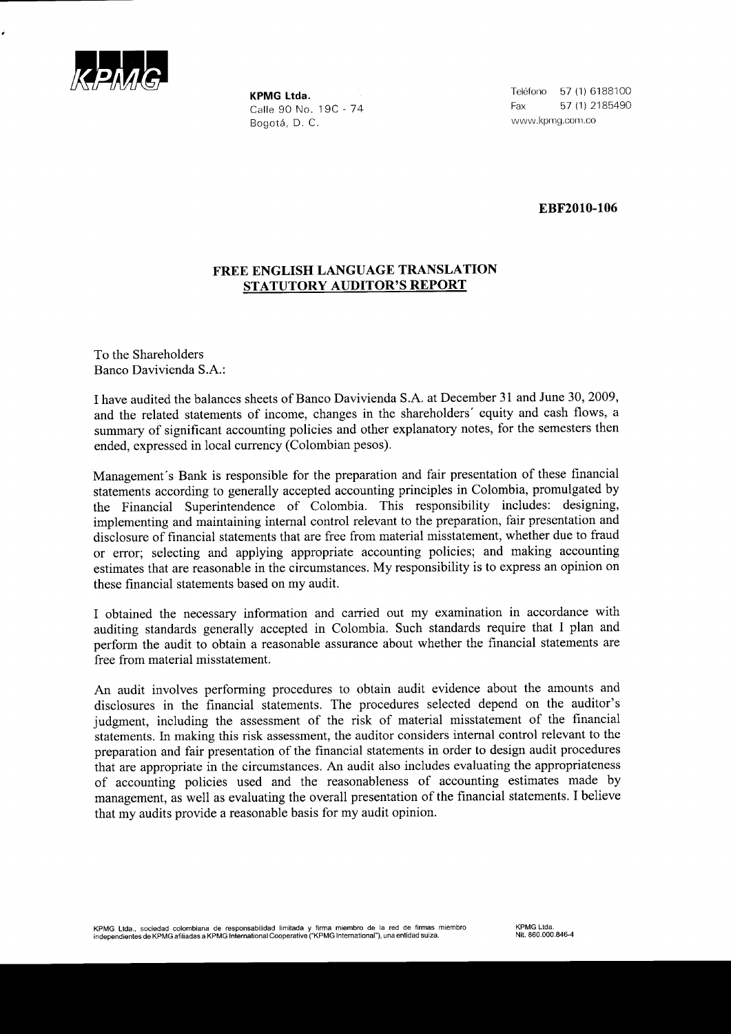**KPMG Ltda.**
Calle 90 No. 19C - 74
Bogotá, D. C.

Teléfono 57 (1) 6188100
Fax 57 (1) 2185490
www.kpmg.com.co

**EBF2010-106**

## FREE ENGLISH LANGUAGE TRANSLATION
## STATUTORY AUDITOR'S REPORT

To the Shareholders
Banco Davivienda S.A.:

I have audited the balances sheets of Banco Davivienda S.A. at December 31 and June 30, 2009, and the related statements of income, changes in the shareholders' equity and cash flows, a summary of significant accounting policies and other explanatory notes, for the semesters then ended, expressed in local currency (Colombian pesos).

Management's Bank is responsible for the preparation and fair presentation of these financial statements according to generally accepted accounting principles in Colombia, promulgated by the Financial Superintendence of Colombia. This responsibility includes: designing, implementing and maintaining internal control relevant to the preparation, fair presentation and disclosure of financial statements that are free from material misstatement, whether due to fraud or error; selecting and applying appropriate accounting policies; and making accounting estimates that are reasonable in the circumstances. My responsibility is to express an opinion on these financial statements based on my audit.

I obtained the necessary information and carried out my examination in accordance with auditing standards generally accepted in Colombia. Such standards require that I plan and perform the audit to obtain a reasonable assurance about whether the financial statements are free from material misstatement.

An audit involves performing procedures to obtain audit evidence about the amounts and disclosures in the financial statements. The procedures selected depend on the auditor's judgment, including the assessment of the risk of material misstatement of the financial statements. In making this risk assessment, the auditor considers internal control relevant to the preparation and fair presentation of the financial statements in order to design audit procedures that are appropriate in the circumstances. An audit also includes evaluating the appropriateness of accounting policies used and the reasonableness of accounting estimates made by management, as well as evaluating the overall presentation of the financial statements. I believe that my audits provide a reasonable basis for my audit opinion.

KPMG Ltda., sociedad colombiana de responsabilidad limitada y firma miembro de la red de firmas miembro independientes de KPMG afiliadas a KPMG International Cooperative ("KPMG International"), una entidad suiza.

KPMG Ltda.
Nit. 860.000.846-4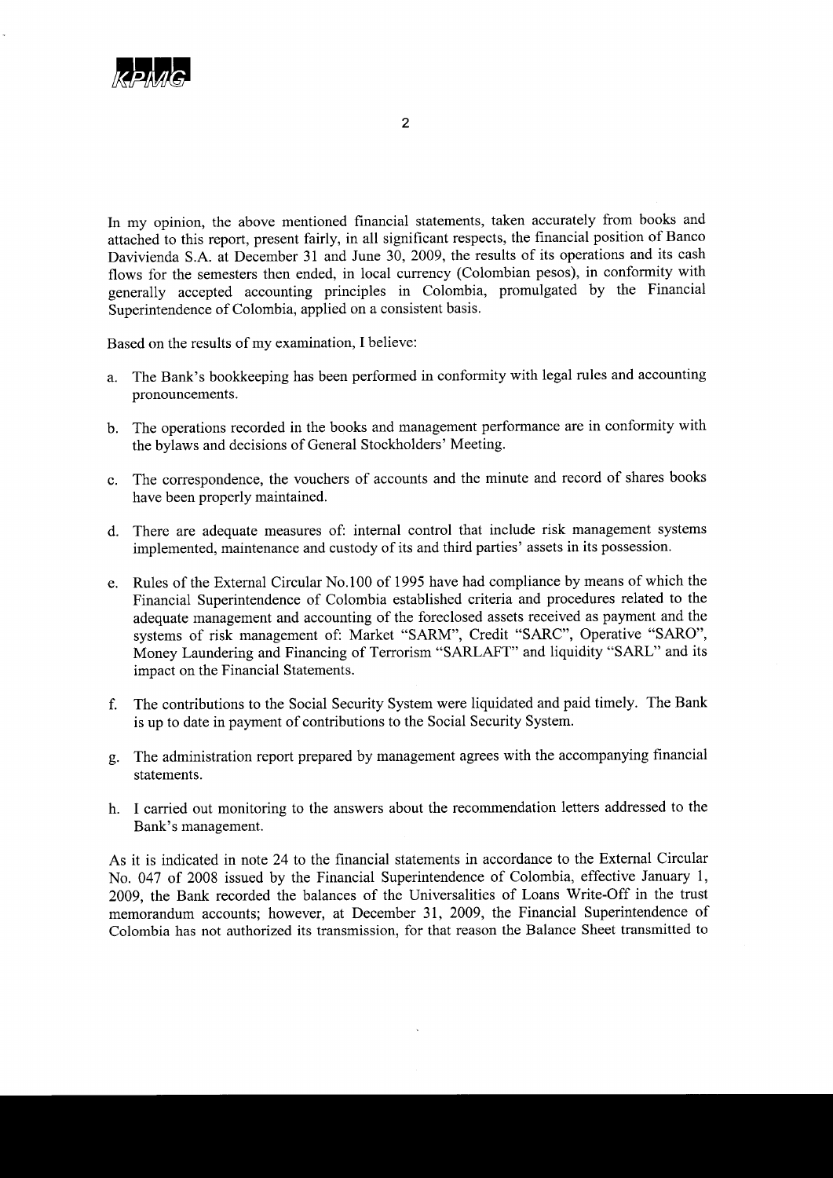In my opinion, the above mentioned financial statements, taken accurately from books and attached to this report, present fairly, in all significant respects, the financial position of Banco Davivienda S.A. at December 31 and June 30, 2009, the results of its operations and its cash flows for the semesters then ended, in local currency (Colombian pesos), in conformity with generally accepted accounting principles in Colombia, promulgated by the Financial Superintendence of Colombia, applied on a consistent basis.

Based on the results of my examination, I believe:

a. The Bank's bookkeeping has been performed in conformity with legal rules and accounting pronouncements.

b. The operations recorded in the books and management performance are in conformity with the bylaws and decisions of General Stockholders' Meeting.

c. The correspondence, the vouchers of accounts and the minute and record of shares books have been properly maintained.

d. There are adequate measures of: internal control that include risk management systems implemented, maintenance and custody of its and third parties' assets in its possession.

e. Rules of the External Circular No.100 of 1995 have had compliance by means of which the Financial Superintendence of Colombia established criteria and procedures related to the adequate management and accounting of the foreclosed assets received as payment and the systems of risk management of: Market "SARM", Credit "SARC", Operative "SARO", Money Laundering and Financing of Terrorism "SARLAFT" and liquidity "SARL" and its impact on the Financial Statements.

f. The contributions to the Social Security System were liquidated and paid timely. The Bank is up to date in payment of contributions to the Social Security System.

g. The administration report prepared by management agrees with the accompanying financial statements.

h. I carried out monitoring to the answers about the recommendation letters addressed to the Bank's management.

As it is indicated in note 24 to the financial statements in accordance to the External Circular No. 047 of 2008 issued by the Financial Superintendence of Colombia, effective January 1, 2009, the Bank recorded the balances of the Universalities of Loans Write-Off in the trust memorandum accounts; however, at December 31, 2009, the Financial Superintendence of Colombia has not authorized its transmission, for that reason the Balance Sheet transmitted to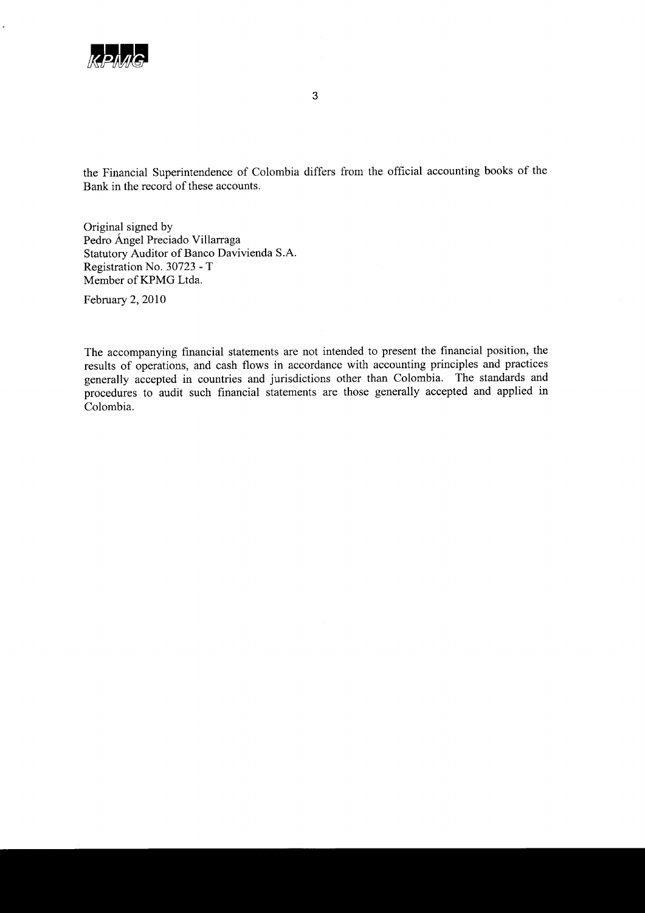the Financial Superintendence of Colombia differs from the official accounting books of the Bank in the record of these accounts.

Original signed by
Pedro Ángel Preciado Villarraga
Statutory Auditor of Banco Davivienda S.A.
Registration No. 30723 - T
Member of KPMG Ltda.

February 2, 2010

The accompanying financial statements are not intended to present the financial position, the results of operations, and cash flows in accordance with accounting principles and practices generally accepted in countries and jurisdictions other than Colombia. The standards and procedures to audit such financial statements are those generally accepted and applied in Colombia.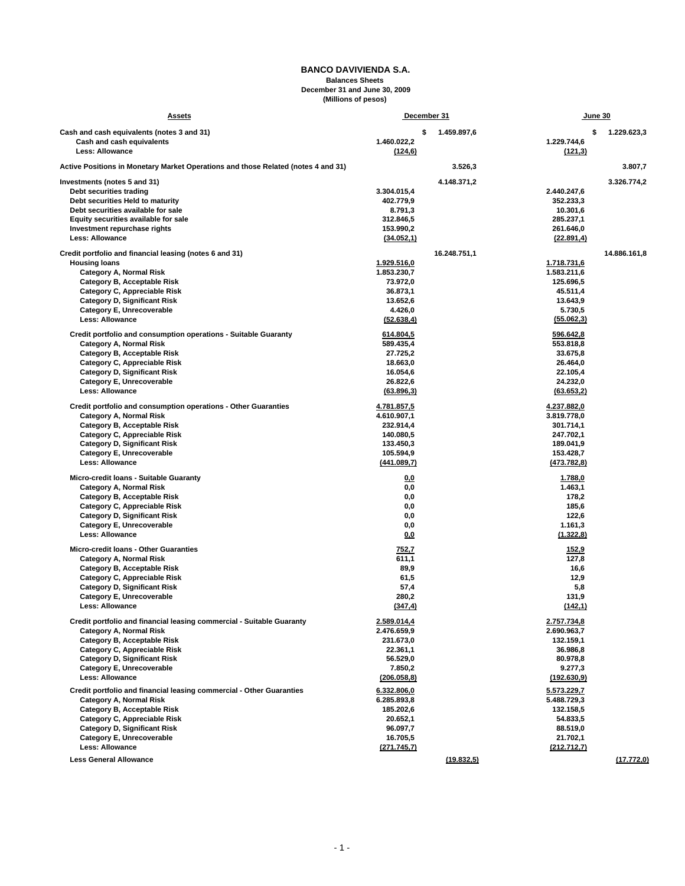# BANCO DAVIVIENDA S.A.

**Balances Sheets**
**December 31 and June 30, 2009**
**(Millions of pesos)**

| Assets | December 31 | | June 30 | |
|---|---|---|---|---|
| **Cash and cash equivalents (notes 3 and 31)** | | $ 1.459.897,6 | | $ 1.229.623,3 |
| Cash and cash equivalents | 1.460.022,2 | | 1.229.744,6 | |
| Less: Allowance | (124,6) | | (121,3) | |
| **Active Positions in Monetary Market Operations and those Related (notes 4 and 31)** | | 3.526,3 | | 3.807,7 |
| **Investments (notes 5 and 31)** | | 4.148.371,2 | | 3.326.774,2 |
| Debt securities trading | 3.304.015,4 | | 2.440.247,6 | |
| Debt securities Held to maturity | 402.779,9 | | 352.233,3 | |
| Debt securities available for sale | 8.791,3 | | 10.301,6 | |
| Equity securities available for sale | 312.846,5 | | 285.237,1 | |
| Investment repurchase rights | 153.990,2 | | 261.646,0 | |
| Less: Allowance | (34.052,1) | | (22.891,4) | |
| **Credit portfolio and financial leasing (notes 6 and 31)** | | 16.248.751,1 | | 14.886.161,8 |
| Housing loans | 1.929.516,0 | | 1.718.731,6 | |
| Category A, Normal Risk | 1.853.230,7 | | 1.583.211,6 | |
| Category B, Acceptable Risk | 73.972,0 | | 125.696,5 | |
| Category C, Appreciable Risk | 36.873,1 | | 45.511,4 | |
| Category D, Significant Risk | 13.652,6 | | 13.643,9 | |
| Category E, Unrecoverable | 4.426,0 | | 5.730,5 | |
| Less: Allowance | (52.638,4) | | (55.062,3) | |
| Credit portfolio and consumption operations - Suitable Guaranty | 614.804,5 | | 596.642,8 | |
| Category A, Normal Risk | 589.435,4 | | 553.818,8 | |
| Category B, Acceptable Risk | 27.725,2 | | 33.675,8 | |
| Category C, Appreciable Risk | 18.663,0 | | 26.464,0 | |
| Category D, Significant Risk | 16.054,6 | | 22.105,4 | |
| Category E, Unrecoverable | 26.822,6 | | 24.232,0 | |
| Less: Allowance | (63.896,3) | | (63.653,2) | |
| Credit portfolio and consumption operations - Other Guaranties | 4.781.857,5 | | 4.237.882,0 | |
| Category A, Normal Risk | 4.610.907,1 | | 3.819.778,0 | |
| Category B, Acceptable Risk | 232.914,4 | | 301.714,1 | |
| Category C, Appreciable Risk | 140.080,5 | | 247.702,1 | |
| Category D, Significant Risk | 133.450,3 | | 189.041,9 | |
| Category E, Unrecoverable | 105.594,9 | | 153.428,7 | |
| Less: Allowance | (441.089,7) | | (473.782,8) | |
| Micro-credit loans - Suitable Guaranty | 0,0 | | 1.788,0 | |
| Category A, Normal Risk | 0,0 | | 1.463,1 | |
| Category B, Acceptable Risk | 0,0 | | 178,2 | |
| Category C, Appreciable Risk | 0,0 | | 185,6 | |
| Category D, Significant Risk | 0,0 | | 122,6 | |
| Category E, Unrecoverable | 0,0 | | 1.161,3 | |
| Less: Allowance | 0,0 | | (1.322,8) | |
| Micro-credit loans - Other Guaranties | 752,7 | | 152,9 | |
| Category A, Normal Risk | 611,1 | | 127,8 | |
| Category B, Acceptable Risk | 89,9 | | 16,6 | |
| Category C, Appreciable Risk | 61,5 | | 12,9 | |
| Category D, Significant Risk | 57,4 | | 5,8 | |
| Category E, Unrecoverable | 280,2 | | 131,9 | |
| Less: Allowance | (347,4) | | (142,1) | |
| Credit portfolio and financial leasing commercial - Suitable Guaranty | 2.589.014,4 | | 2.757.734,8 | |
| Category A, Normal Risk | 2.476.659,9 | | 2.690.963,7 | |
| Category B, Acceptable Risk | 231.673,0 | | 132.159,1 | |
| Category C, Appreciable Risk | 22.361,1 | | 36.986,8 | |
| Category D, Significant Risk | 56.529,0 | | 80.978,8 | |
| Category E, Unrecoverable | 7.850,2 | | 9.277,3 | |
| Less: Allowance | (206.058,8) | | (192.630,9) | |
| Credit portfolio and financial leasing commercial - Other Guaranties | 6.332.806,0 | | 5.573.229,7 | |
| Category A, Normal Risk | 6.285.893,8 | | 5.488.729,3 | |
| Category B, Acceptable Risk | 185.202,6 | | 132.158,5 | |
| Category C, Appreciable Risk | 20.652,1 | | 54.833,5 | |
| Category D, Significant Risk | 96.097,7 | | 88.519,0 | |
| Category E, Unrecoverable | 16.705,5 | | 21.702,1 | |
| Less: Allowance | (271.745,7) | | (212.712,7) | |
| Less General Allowance | | (19.832,5) | | (17.772,0) |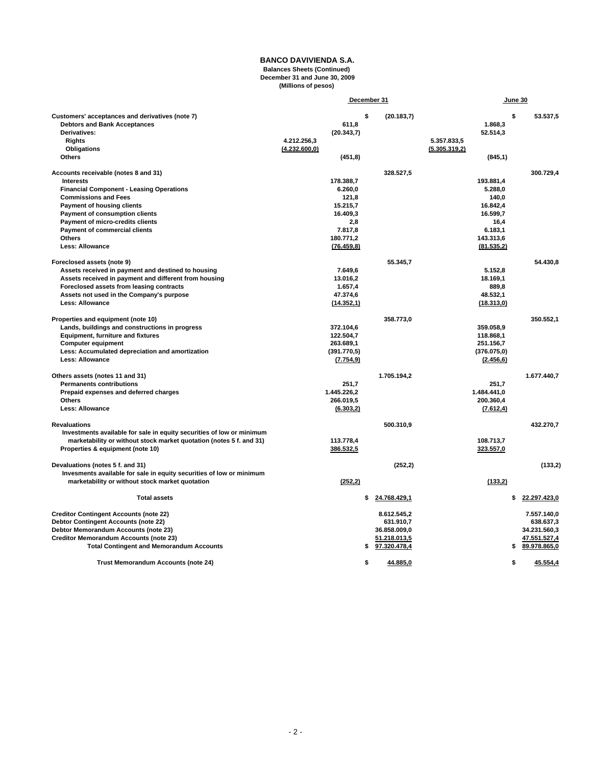**BANCO DAVIVIENDA S.A.**
**Balances Sheets (Continued)**
**December 31 and June 30, 2009**
**(Millions of pesos)**

| | December 31 | | | June 30 | | |
|---|---|---|---|---|---|---|
| **Customers' acceptances and derivatives (note 7)** | | | $ (20.183,7) | | | $ 53.537,5 |
| Debtors and Bank Acceptances | | 611,8 | | | 1.868,3 | |
| Derivatives: | | (20.343,7) | | | 52.514,3 | |
| Rights | 4.212.256,3 | | | 5.357.833,5 | | |
| Obligations | (4.232.600,0) | | | (5.305.319,2) | | |
| Others | | (451,8) | | | (845,1) | |
| **Accounts receivable (notes 8 and 31)** | | | 328.527,5 | | | 300.729,4 |
| Interests | | 178.388,7 | | | 193.881,4 | |
| Financial Component - Leasing Operations | | 6.260,0 | | | 5.288,0 | |
| Commissions and Fees | | 121,8 | | | 140,0 | |
| Payment of housing clients | | 15.215,7 | | | 16.842,4 | |
| Payment of consumption clients | | 16.409,3 | | | 16.599,7 | |
| Payment of micro-credits clients | | 2,8 | | | 16,4 | |
| Payment of commercial clients | | 7.817,8 | | | 6.183,1 | |
| Others | | 180.771,2 | | | 143.313,6 | |
| Less: Allowance | | (76.459,8) | | | (81.535,2) | |
| **Foreclosed assets (note 9)** | | | 55.345,7 | | | 54.430,8 |
| Assets received in payment and destined to housing | | 7.649,6 | | | 5.152,8 | |
| Assets received in payment and different from housing | | 13.016,2 | | | 18.169,1 | |
| Foreclosed assets from leasing contracts | | 1.657,4 | | | 889,8 | |
| Assets not used in the Company's purpose | | 47.374,6 | | | 48.532,1 | |
| Less: Allowance | | (14.352,1) | | | (18.313,0) | |
| **Properties and equipment (note 10)** | | | 358.773,0 | | | 350.552,1 |
| Lands, buildings and constructions in progress | | 372.104,6 | | | 359.058,9 | |
| Equipment, furniture and fixtures | | 122.504,7 | | | 118.868,1 | |
| Computer equipment | | 263.689,1 | | | 251.156,7 | |
| Less: Accumulated depreciation and amortization | | (391.770,5) | | | (376.075,0) | |
| Less: Allowance | | (7.754,9) | | | (2.456,6) | |
| **Others assets (notes 11 and 31)** | | | 1.705.194,2 | | | 1.677.440,7 |
| Permanents contributions | | 251,7 | | | 251,7 | |
| Prepaid expenses and deferred charges | | 1.445.226,2 | | | 1.484.441,0 | |
| Others | | 266.019,5 | | | 200.360,4 | |
| Less: Allowance | | (6.303,2) | | | (7.612,4) | |
| **Revaluations** | | | 500.310,9 | | | 432.270,7 |
| Investments available for sale in equity securities of low or minimum marketability or without stock market quotation (notes 5 f. and 31) | | 113.778,4 | | | 108.713,7 | |
| Properties & equipment (note 10) | | 386.532,5 | | | 323.557,0 | |
| **Devaluations (notes 5 f. and 31)** | | | (252,2) | | | (133,2) |
| Invesments available for sale in equity securities of low or minimum marketability or without stock market quotation | | (252,2) | | | (133,2) | |
| **Total assets** | | | $ 24.768.429,1 | | | $ 22.297.423,0 |
| **Creditor Contingent Accounts (note 22)** | | | 8.612.545,2 | | | 7.557.140,0 |
| **Debtor Contingent Accounts (note 22)** | | | 631.910,7 | | | 638.637,3 |
| **Debtor Memorandum Accounts (note 23)** | | | 36.858.009,0 | | | 34.231.560,3 |
| **Creditor Memorandum Accounts (note 23)** | | | 51.218.013,5 | | | 47.551.527,4 |
| **Total Contingent and Memorandum Accounts** | | | $ 97.320.478,4 | | | $ 89.978.865,0 |
| **Trust Memorandum Accounts (note 24)** | | | $ 44.885,0 | | | $ 45.554,4 |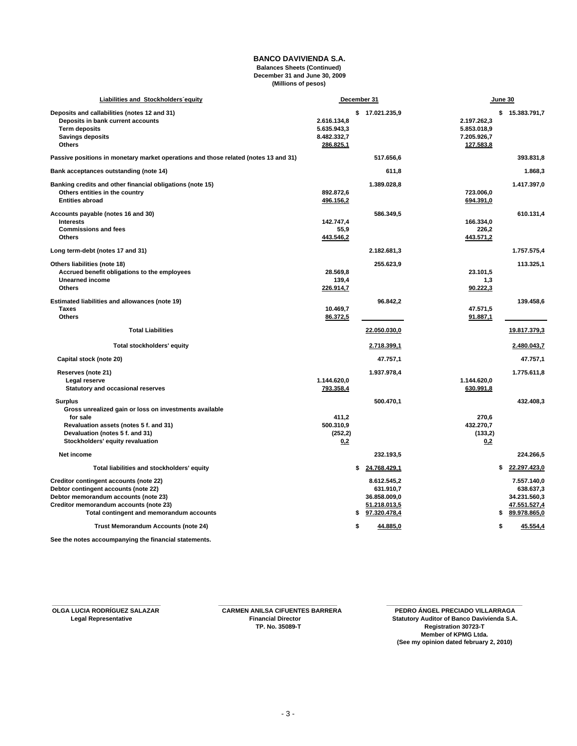**BANCO DAVIVIENDA S.A.**
**Balances Sheets (Continued)**
**December 31 and June 30, 2009**
**(Millions of pesos)**

| Liabilities and Stockholders´equity | December 31 | | June 30 | |
|---|---|---|---|---|
| Deposits and callabilities (notes 12 and 31) | | $ 17.021.235,9 | | $ 15.383.791,7 |
| Deposits in bank current accounts | 2.616.134,8 | | 2.197.262,3 | |
| Term deposits | 5.635.943,3 | | 5.853.018,9 | |
| Savings deposits | 8.482.332,7 | | 7.205.926,7 | |
| Others | 286.825,1 | | 127.583,8 | |
| Passive positions in monetary market operations and those related (notes 13 and 31) | | 517.656,6 | | 393.831,8 |
| Bank acceptances outstanding (note 14) | | 611,8 | | 1.868,3 |
| Banking credits and other financial obligations (note 15) | | 1.389.028,8 | | 1.417.397,0 |
| Others entities in the country | 892.872,6 | | 723.006,0 | |
| Entities abroad | 496.156,2 | | 694.391,0 | |
| Accounts payable (notes 16 and 30) | | 586.349,5 | | 610.131,4 |
| Interests | 142.747,4 | | 166.334,0 | |
| Commissions and fees | 55,9 | | 226,2 | |
| Others | 443.546,2 | | 443.571,2 | |
| Long term-debt (notes 17 and 31) | | 2.182.681,3 | | 1.757.575,4 |
| Others liabilities (note 18) | | 255.623,9 | | 113.325,1 |
| Accrued benefit obligations to the employees | 28.569,8 | | 23.101,5 | |
| Unearned income | 139,4 | | 1,3 | |
| Others | 226.914,7 | | 90.222,3 | |
| Estimated liabilities and allowances (note 19) | | 96.842,2 | | 139.458,6 |
| Taxes | 10.469,7 | | 47.571,5 | |
| Others | 86.372,5 | | 91.887,1 | |
| Total Liabilities | | 22.050.030,0 | | 19.817.379,3 |
| Total stockholders' equity | | 2.718.399,1 | | 2.480.043,7 |
| Capital stock (note 20) | | 47.757,1 | | 47.757,1 |
| Reserves (note 21) | | 1.937.978,4 | | 1.775.611,8 |
| Legal reserve | 1.144.620,0 | | 1.144.620,0 | |
| Statutory and occasional reserves | 793.358,4 | | 630.991,8 | |
| Surplus | | 500.470,1 | | 432.408,3 |
| Gross unrealized gain or loss on investments available for sale | 411,2 | | 270,6 | |
| Revaluation assets (notes 5 f. and 31) | 500.310,9 | | 432.270,7 | |
| Devaluation (notes 5 f. and 31) | (252,2) | | (133,2) | |
| Stockholders' equity revaluation | 0,2 | | 0,2 | |
| Net income | | 232.193,5 | | 224.266,5 |
| Total liabilities and stockholders' equity | | $ 24.768.429,1 | | $ 22.297.423,0 |
| Creditor contingent accounts (note 22) | | 8.612.545,2 | | 7.557.140,0 |
| Debtor contingent accounts (note 22) | | 631.910,7 | | 638.637,3 |
| Debtor memorandum accounts (note 23) | | 36.858.009,0 | | 34.231.560,3 |
| Creditor memorandum accounts (note 23) | | 51.218.013,5 | | 47.551.527,4 |
| Total contingent and memorandum accounts | | $ 97.320.478,4 | | $ 89.978.865,0 |
| Trust Memorandum Accounts (note 24) | | $ 44.885,0 | | $ 45.554,4 |

See the notes accoumpanying the financial statements.

**OLGA LUCIA RODRÍGUEZ SALAZAR**
Legal Representative

**CARMEN ANILSA CIFUENTES BARRERA**
Financial Director
TP. No. 35089-T

**PEDRO ÁNGEL PRECIADO VILLARRAGA**
Statutory Auditor of Banco Davivienda S.A.
Registration 30723-T
Member of KPMG Ltda.
(See my opinion dated february 2, 2010)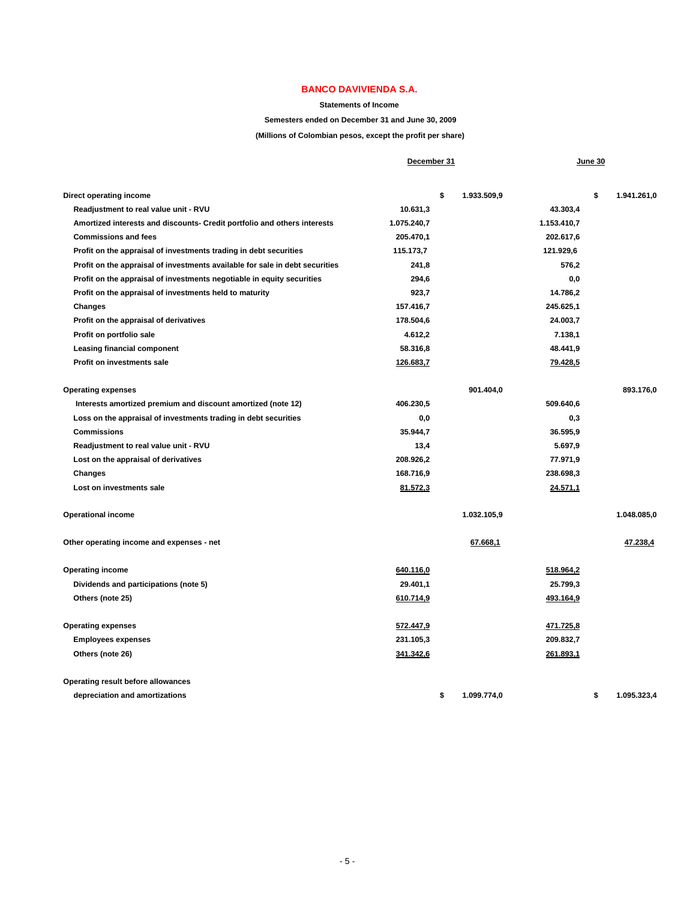# BANCO DAVIVIENDA S.A.

**Statements of Income**

**Semesters ended on December 31 and June 30, 2009**

**(Millions of Colombian pesos, except the profit per share)**

| | December 31 | | June 30 | |
|---|---|---|---|---|
| **Direct operating income** | | $ 1.933.509,9 | | $ 1.941.261,0 |
| Readjustment to real value unit - RVU | 10.631,3 | | 43.303,4 | |
| Amortized interests and discounts- Credit portfolio and others interests | 1.075.240,7 | | 1.153.410,7 | |
| Commissions and fees | 205.470,1 | | 202.617,6 | |
| Profit on the appraisal of investments trading in debt securities | 115.173,7 | | 121.929,6 | |
| Profit on the appraisal of investments available for sale in debt securities | 241,8 | | 576,2 | |
| Profit on the appraisal of investments negotiable in equity securities | 294,6 | | 0,0 | |
| Profit on the appraisal of investments held to maturity | 923,7 | | 14.786,2 | |
| Changes | 157.416,7 | | 245.625,1 | |
| Profit on the appraisal of derivatives | 178.504,6 | | 24.003,7 | |
| Profit on portfolio sale | 4.612,2 | | 7.138,1 | |
| Leasing financial component | 58.316,8 | | 48.441,9 | |
| Profit on investments sale | 126.683,7 | | 79.428,5 | |
| **Operating expenses** | | 901.404,0 | | 893.176,0 |
| Interests amortized premium and discount amortized (note 12) | 406.230,5 | | 509.640,6 | |
| Loss on the appraisal of investments trading in debt securities | 0,0 | | 0,3 | |
| Commissions | 35.944,7 | | 36.595,9 | |
| Readjustment to real value unit - RVU | 13,4 | | 5.697,9 | |
| Lost on the appraisal of derivatives | 208.926,2 | | 77.971,9 | |
| Changes | 168.716,9 | | 238.698,3 | |
| Lost on investments sale | 81.572,3 | | 24.571,1 | |
| **Operational income** | | 1.032.105,9 | | 1.048.085,0 |
| **Other operating income and expenses - net** | | 67.668,1 | | 47.238,4 |
| **Operating income** | 640.116,0 | | 518.964,2 | |
| Dividends and participations (note 5) | 29.401,1 | | 25.799,3 | |
| Others (note 25) | 610.714,9 | | 493.164,9 | |
| **Operating expenses** | 572.447,9 | | 471.725,8 | |
| Employees expenses | 231.105,3 | | 209.832,7 | |
| Others (note 26) | 341.342,6 | | 261.893,1 | |
| **Operating result before allowances depreciation and amortizations** | | $ 1.099.774,0 | | $ 1.095.323,4 |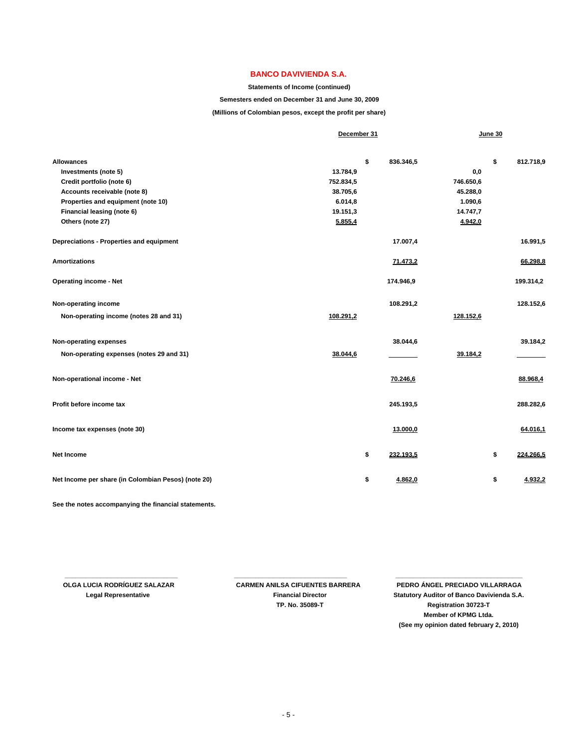# BANCO DAVIVIENDA S.A.

**Statements of Income (continued)**

**Semesters ended on December 31 and June 30, 2009**

**(Millions of Colombian pesos, except the profit per share)**

| | December 31 | | June 30 | |
|---|---|---|---|---|
| **Allowances** | | $ 836.346,5 | | $ 812.718,9 |
| Investments (note 5) | 13.784,9 | | 0,0 | |
| Credit portfolio (note 6) | 752.834,5 | | 746.650,6 | |
| Accounts receivable (note 8) | 38.705,6 | | 45.288,0 | |
| Properties and equipment (note 10) | 6.014,8 | | 1.090,6 | |
| Financial leasing (note 6) | 19.151,3 | | 14.747,7 | |
| Others (note 27) | 5.855,4 | | 4.942,0 | |
| **Depreciations - Properties and equipment** | | 17.007,4 | | 16.991,5 |
| **Amortizations** | | 71.473,2 | | 66.298,8 |
| **Operating income - Net** | | 174.946,9 | | 199.314,2 |
| **Non-operating income** | | 108.291,2 | | 128.152,6 |
| Non-operating income (notes 28 and 31) | 108.291,2 | | 128.152,6 | |
| **Non-operating expenses** | | 38.044,6 | | 39.184,2 |
| Non-operating expenses (notes 29 and 31) | 38.044,6 | | 39.184,2 | |
| **Non-operational income - Net** | | 70.246,6 | | 88.968,4 |
| **Profit before income tax** | | 245.193,5 | | 288.282,6 |
| **Income tax expenses (note 30)** | | 13.000,0 | | 64.016,1 |
| **Net Income** | | $ 232.193,5 | | $ 224.266,5 |
| **Net Income per share (in Colombian Pesos) (note 20)** | | $ 4.862,0 | | $ 4.932,2 |

See the notes accompanying the financial statements.

| | | |
|---|---|---|
| **OLGA LUCIA RODRÍGUEZ SALAZAR** | **CARMEN ANILSA CIFUENTES BARRERA** | **PEDRO ÁNGEL PRECIADO VILLARRAGA** |
| Legal Representative | Financial Director | Statutory Auditor of Banco Davivienda S.A. |
| | TP. No. 35089-T | Registration 30723-T |
| | | Member of KPMG Ltda. |
| | | (See my opinion dated february 2, 2010) |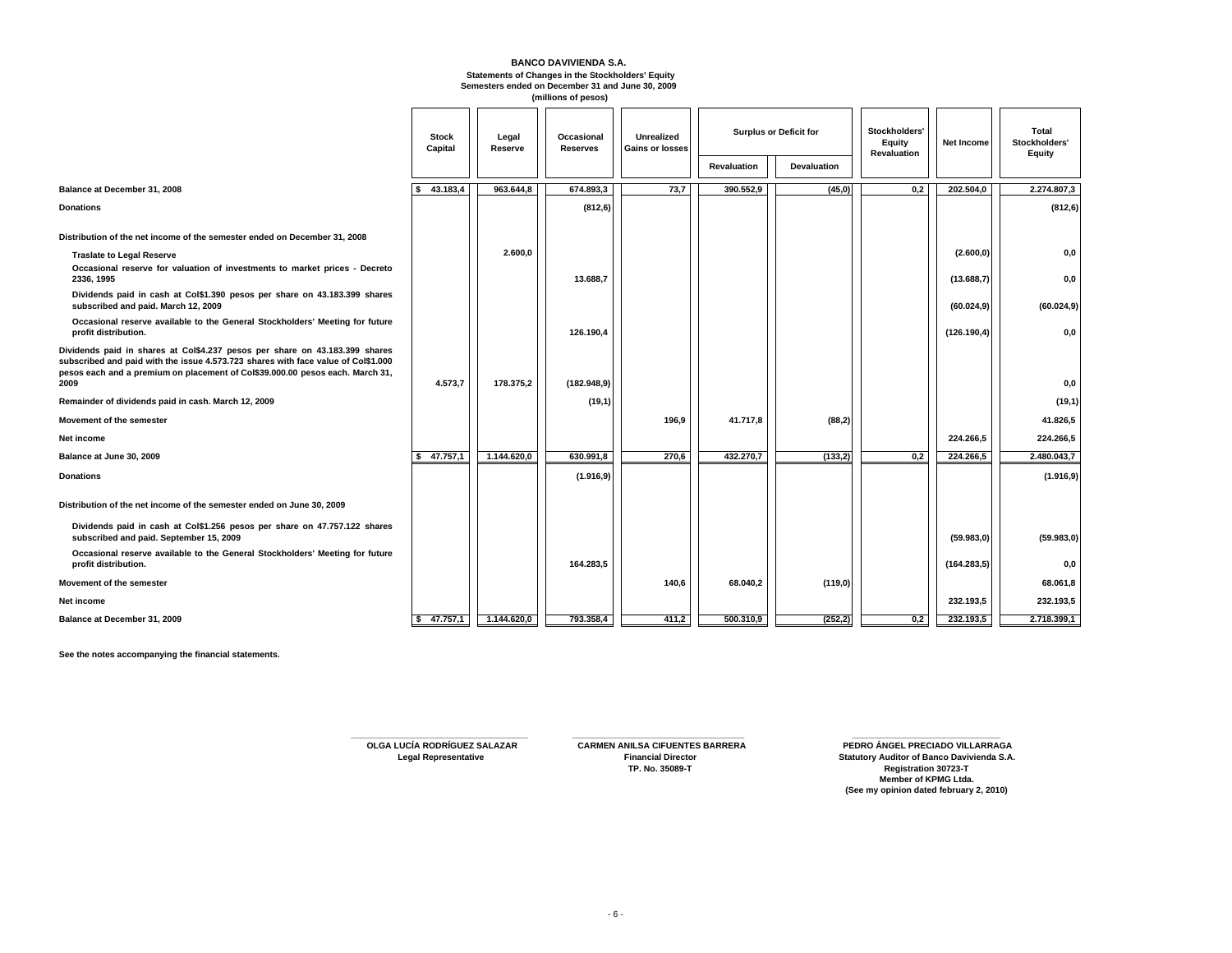**BANCO DAVIVIENDA S.A.**
**Statements of Changes in the Stockholders' Equity**
**Semesters ended on December 31 and June 30, 2009**
**(millions of pesos)**

| | Stock Capital | Legal Reserve | Occasional Reserves | Unrealized Gains or losses | Surplus or Deficit for | | Stockholders' Equity Revaluation | Net Income | Total Stockholders' Equity |
|---|---|---|---|---|---|---|---|---|---|
| | | | | | Revaluation | Devaluation | | | |
| **Balance at December 31, 2008** | $ 43.183,4 | 963.644,8 | 674.893,3 | 73,7 | 390.552,9 | (45,0) | 0,2 | 202.504,0 | 2.274.807,3 |
| **Donations** | | | (812,6) | | | | | | (812,6) |
| **Distribution of the net income of the semester ended on December 31, 2008** | | | | | | | | | |
| Traslate to Legal Reserve | | 2.600,0 | | | | | | (2.600,0) | 0,0 |
| Occasional reserve for valuation of investments to market prices - Decreto 2336, 1995 | | | 13.688,7 | | | | | (13.688,7) | 0,0 |
| Dividends paid in cash at Col$1.390 pesos per share on 43.183.399 shares subscribed and paid. March 12, 2009 | | | | | | | | (60.024,9) | (60.024,9) |
| Occasional reserve available to the General Stockholders' Meeting for future profit distribution. | | | 126.190,4 | | | | | (126.190,4) | 0,0 |
| **Dividends paid in shares at Col$4.237 pesos per share on 43.183.399 shares subscribed and paid with the issue 4.573.723 shares with face value of Col$1.000 pesos each and a premium on placement of Col$39.000.00 pesos each. March 31, 2009** | 4.573,7 | 178.375,2 | (182.948,9) | | | | | | 0,0 |
| **Remainder of dividends paid in cash. March 12, 2009** | | | (19,1) | | | | | | (19,1) |
| **Movement of the semester** | | | | 196,9 | 41.717,8 | (88,2) | | | 41.826,5 |
| **Net income** | | | | | | | | 224.266,5 | 224.266,5 |
| **Balance at June 30, 2009** | $ 47.757,1 | 1.144.620,0 | 630.991,8 | 270,6 | 432.270,7 | (133,2) | 0,2 | 224.266,5 | 2.480.043,7 |
| **Donations** | | | (1.916,9) | | | | | | (1.916,9) |
| **Distribution of the net income of the semester ended on June 30, 2009** | | | | | | | | | |
| Dividends paid in cash at Col$1.256 pesos per share on 47.757.122 shares subscribed and paid. September 15, 2009 | | | | | | | | (59.983,0) | (59.983,0) |
| Occasional reserve available to the General Stockholders' Meeting for future profit distribution. | | | 164.283,5 | | | | | (164.283,5) | 0,0 |
| **Movement of the semester** | | | | 140,6 | 68.040,2 | (119,0) | | | 68.061,8 |
| **Net income** | | | | | | | | 232.193,5 | 232.193,5 |
| **Balance at December 31, 2009** | $ 47.757,1 | 1.144.620,0 | 793.358,4 | 411,2 | 500.310,9 | (252,2) | 0,2 | 232.193,5 | 2.718.399,1 |

**See the notes accompanying the financial statements.**

**OLGA LUCÍA RODRÍGUEZ SALAZAR**
**Legal Representative**

**CARMEN ANILSA CIFUENTES BARRERA**
**Financial Director**
**TP. No. 35089-T**

**PEDRO ÁNGEL PRECIADO VILLARRAGA**
**Statutory Auditor of Banco Davivienda S.A.**
**Registration 30723-T**
**Member of KPMG Ltda.**
**(See my opinion dated february 2, 2010)**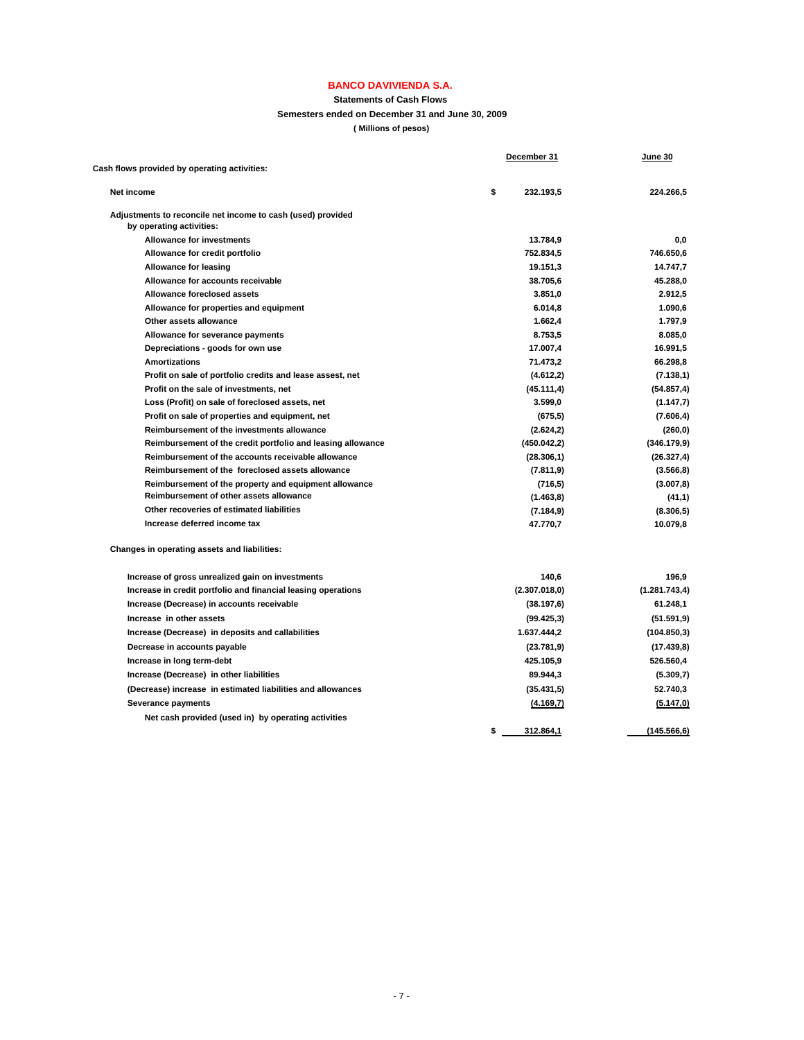# BANCO DAVIVIENDA S.A.

**Statements of Cash Flows**

**Semesters ended on December 31 and June 30, 2009**

**( Millions of pesos)**

| | December 31 | June 30 |
|---|---|---|
| **Cash flows provided by operating activities:** | | |
| Net income | $ 232.193,5 | 224.266,5 |
| Adjustments to reconcile net income to cash (used) provided by operating activities: | | |
| Allowance for investments | 13.784,9 | 0,0 |
| Allowance for credit portfolio | 752.834,5 | 746.650,6 |
| Allowance for leasing | 19.151,3 | 14.747,7 |
| Allowance for accounts receivable | 38.705,6 | 45.288,0 |
| Allowance foreclosed assets | 3.851,0 | 2.912,5 |
| Allowance for properties and equipment | 6.014,8 | 1.090,6 |
| Other assets allowance | 1.662,4 | 1.797,9 |
| Allowance for severance payments | 8.753,5 | 8.085,0 |
| Depreciations - goods for own use | 17.007,4 | 16.991,5 |
| Amortizations | 71.473,2 | 66.298,8 |
| Profit on sale of portfolio credits and lease assest, net | (4.612,2) | (7.138,1) |
| Profit on the sale of investments, net | (45.111,4) | (54.857,4) |
| Loss (Profit) on sale of foreclosed assets, net | 3.599,0 | (1.147,7) |
| Profit on sale of properties and equipment, net | (675,5) | (7.606,4) |
| Reimbursement of the investments allowance | (2.624,2) | (260,0) |
| Reimbursement of the credit portfolio and leasing allowance | (450.042,2) | (346.179,9) |
| Reimbursement of the accounts receivable allowance | (28.306,1) | (26.327,4) |
| Reimbursement of the foreclosed assets allowance | (7.811,9) | (3.566,8) |
| Reimbursement of the property and equipment allowance | (716,5) | (3.007,8) |
| Reimbursement of other assets allowance | (1.463,8) | (41,1) |
| Other recoveries of estimated liabilities | (7.184,9) | (8.306,5) |
| Increase deferred income tax | 47.770,7 | 10.079,8 |
| **Changes in operating assets and liabilities:** | | |
| Increase of gross unrealized gain on investments | 140,6 | 196,9 |
| Increase in credit portfolio and financial leasing operations | (2.307.018,0) | (1.281.743,4) |
| Increase (Decrease) in accounts receivable | (38.197,6) | 61.248,1 |
| Increase in other assets | (99.425,3) | (51.591,9) |
| Increase (Decrease) in deposits and callabilities | 1.637.444,2 | (104.850,3) |
| Decrease in accounts payable | (23.781,9) | (17.439,8) |
| Increase in long term-debt | 425.105,9 | 526.560,4 |
| Increase (Decrease) in other liabilities | 89.944,3 | (5.309,7) |
| (Decrease) increase in estimated liabilities and allowances | (35.431,5) | 52.740,3 |
| Severance payments | (4.169,7) | (5.147,0) |
| Net cash provided (used in) by operating activities | $ 312.864,1 | (145.566,6) |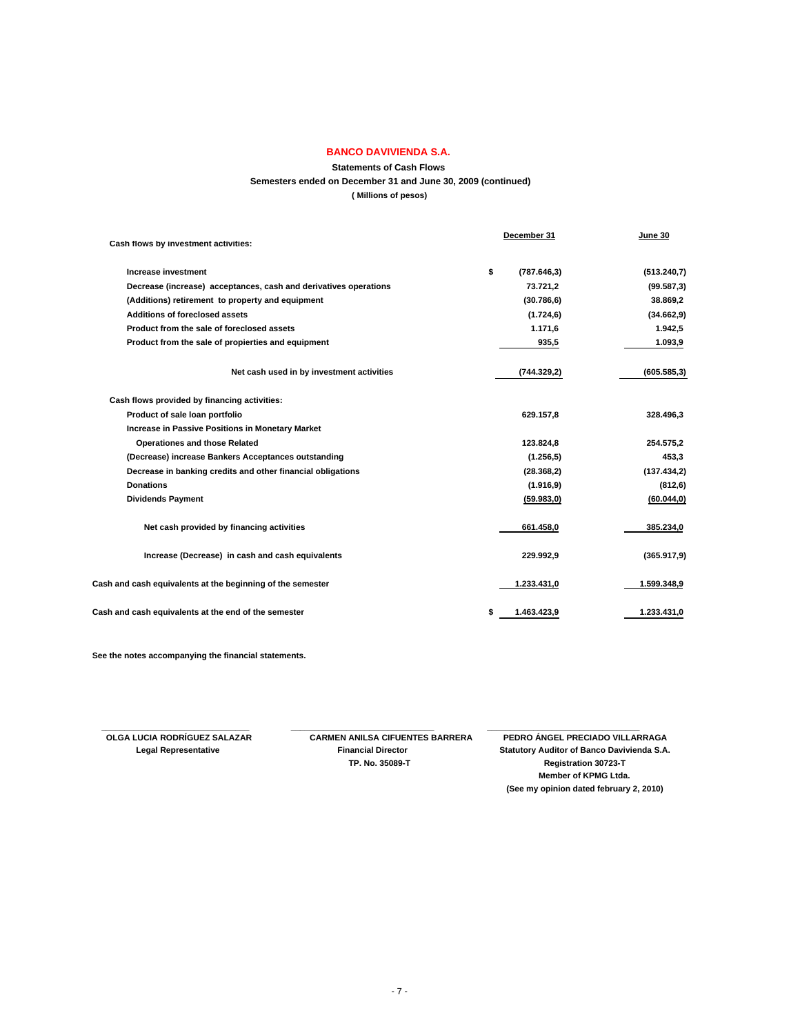# BANCO DAVIVIENDA S.A.

**Statements of Cash Flows**

**Semesters ended on December 31 and June 30, 2009 (continued)**

**( Millions of pesos)**

| | December 31 | June 30 |
|---|---|---|
| **Cash flows by investment activities:** | | |
| Increase investment | $ (787.646,3) | (513.240,7) |
| Decrease (increase) acceptances, cash and derivatives operations | 73.721,2 | (99.587,3) |
| (Additions) retirement to property and equipment | (30.786,6) | 38.869,2 |
| Additions of foreclosed assets | (1.724,6) | (34.662,9) |
| Product from the sale of foreclosed assets | 1.171,6 | 1.942,5 |
| Product from the sale of propierties and equipment | 935,5 | 1.093,9 |
| Net cash used in by investment activities | (744.329,2) | (605.585,3) |
| **Cash flows provided by financing activities:** | | |
| Product of sale loan portfolio | 629.157,8 | 328.496,3 |
| Increase in Passive Positions in Monetary Market Operationes and those Related | 123.824,8 | 254.575,2 |
| (Decrease) increase Bankers Acceptances outstanding | (1.256,5) | 453,3 |
| Decrease in banking credits and other financial obligations | (28.368,2) | (137.434,2) |
| Donations | (1.916,9) | (812,6) |
| Dividends Payment | (59.983,0) | (60.044,0) |
| Net cash provided by financing activities | 661.458,0 | 385.234,0 |
| Increase (Decrease) in cash and cash equivalents | 229.992,9 | (365.917,9) |
| Cash and cash equivalents at the beginning of the semester | 1.233.431,0 | 1.599.348,9 |
| Cash and cash equivalents at the end of the semester | $ 1.463.423,9 | 1.233.431,0 |

See the notes accompanying the financial statements.

**OLGA LUCIA RODRÍGUEZ SALAZAR**
Legal Representative

**CARMEN ANILSA CIFUENTES BARRERA**
Financial Director
TP. No. 35089-T

**PEDRO ÁNGEL PRECIADO VILLARRAGA**
Statutory Auditor of Banco Davivienda S.A.
Registration 30723-T
Member of KPMG Ltda.
(See my opinion dated february 2, 2010)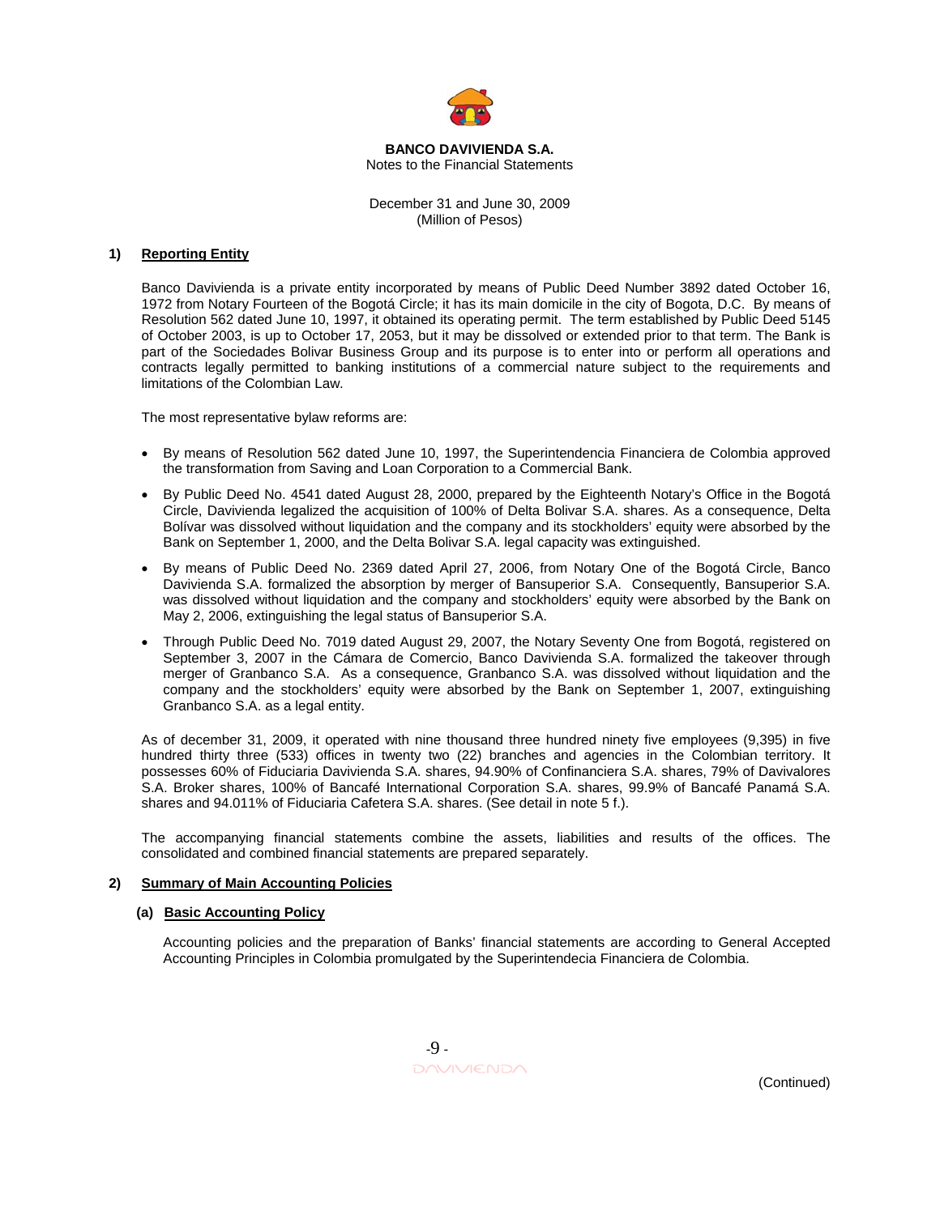**BANCO DAVIVIENDA S.A.**
Notes to the Financial Statements

December 31 and June 30, 2009
(Million of Pesos)

## 1) Reporting Entity

Banco Davivienda is a private entity incorporated by means of Public Deed Number 3892 dated October 16, 1972 from Notary Fourteen of the Bogotá Circle; it has its main domicile in the city of Bogota, D.C. By means of Resolution 562 dated June 10, 1997, it obtained its operating permit. The term established by Public Deed 5145 of October 2003, is up to October 17, 2053, but it may be dissolved or extended prior to that term. The Bank is part of the Sociedades Bolivar Business Group and its purpose is to enter into or perform all operations and contracts legally permitted to banking institutions of a commercial nature subject to the requirements and limitations of the Colombian Law.

The most representative bylaw reforms are:

- By means of Resolution 562 dated June 10, 1997, the Superintendencia Financiera de Colombia approved the transformation from Saving and Loan Corporation to a Commercial Bank.
- By Public Deed No. 4541 dated August 28, 2000, prepared by the Eighteenth Notary's Office in the Bogotá Circle, Davivienda legalized the acquisition of 100% of Delta Bolivar S.A. shares. As a consequence, Delta Bolívar was dissolved without liquidation and the company and its stockholders' equity were absorbed by the Bank on September 1, 2000, and the Delta Bolivar S.A. legal capacity was extinguished.
- By means of Public Deed No. 2369 dated April 27, 2006, from Notary One of the Bogotá Circle, Banco Davivienda S.A. formalized the absorption by merger of Bansuperior S.A. Consequently, Bansuperior S.A. was dissolved without liquidation and the company and stockholders' equity were absorbed by the Bank on May 2, 2006, extinguishing the legal status of Bansuperior S.A.
- Through Public Deed No. 7019 dated August 29, 2007, the Notary Seventy One from Bogotá, registered on September 3, 2007 in the Cámara de Comercio, Banco Davivienda S.A. formalized the takeover through merger of Granbanco S.A. As a consequence, Granbanco S.A. was dissolved without liquidation and the company and the stockholders' equity were absorbed by the Bank on September 1, 2007, extinguishing Granbanco S.A. as a legal entity.

As of december 31, 2009, it operated with nine thousand three hundred ninety five employees (9,395) in five hundred thirty three (533) offices in twenty two (22) branches and agencies in the Colombian territory. It possesses 60% of Fiduciaria Davivienda S.A. shares, 94.90% of Confinanciera S.A. shares, 79% of Davivalores S.A. Broker shares, 100% of Bancafé International Corporation S.A. shares, 99.9% of Bancafé Panamá S.A. shares and 94.011% of Fiduciaria Cafetera S.A. shares. (See detail in note 5 f.).

The accompanying financial statements combine the assets, liabilities and results of the offices. The consolidated and combined financial statements are prepared separately.

## 2) Summary of Main Accounting Policies

### (a) Basic Accounting Policy

Accounting policies and the preparation of Banks' financial statements are according to General Accepted Accounting Principles in Colombia promulgated by the Superintendecia Financiera de Colombia.

(Continued)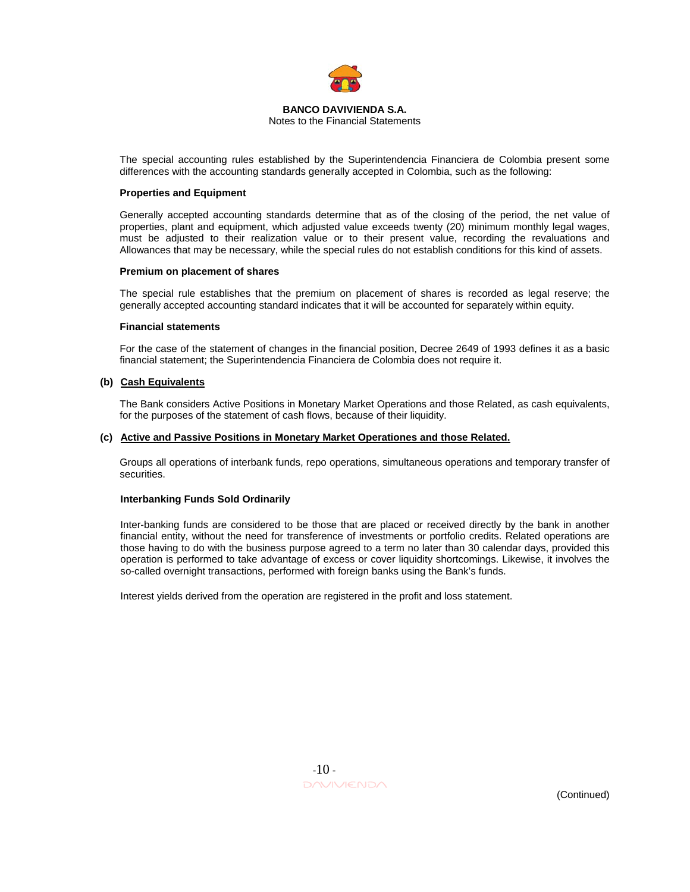The special accounting rules established by the Superintendencia Financiera de Colombia present some differences with the accounting standards generally accepted in Colombia, such as the following:

**Properties and Equipment**

Generally accepted accounting standards determine that as of the closing of the period, the net value of properties, plant and equipment, which adjusted value exceeds twenty (20) minimum monthly legal wages, must be adjusted to their realization value or to their present value, recording the revaluations and Allowances that may be necessary, while the special rules do not establish conditions for this kind of assets.

**Premium on placement of shares**

The special rule establishes that the premium on placement of shares is recorded as legal reserve; the generally accepted accounting standard indicates that it will be accounted for separately within equity.

**Financial statements**

For the case of the statement of changes in the financial position, Decree 2649 of 1993 defines it as a basic financial statement; the Superintendencia Financiera de Colombia does not require it.

**(b) Cash Equivalents**

The Bank considers Active Positions in Monetary Market Operations and those Related, as cash equivalents, for the purposes of the statement of cash flows, because of their liquidity.

**(c) Active and Passive Positions in Monetary Market Operationes and those Related.**

Groups all operations of interbank funds, repo operations, simultaneous operations and temporary transfer of securities.

**Interbanking Funds Sold Ordinarily**

Inter-banking funds are considered to be those that are placed or received directly by the bank in another financial entity, without the need for transference of investments or portfolio credits. Related operations are those having to do with the business purpose agreed to a term no later than 30 calendar days, provided this operation is performed to take advantage of excess or cover liquidity shortcomings. Likewise, it involves the so-called overnight transactions, performed with foreign banks using the Bank's funds.

Interest yields derived from the operation are registered in the profit and loss statement.

(Continued)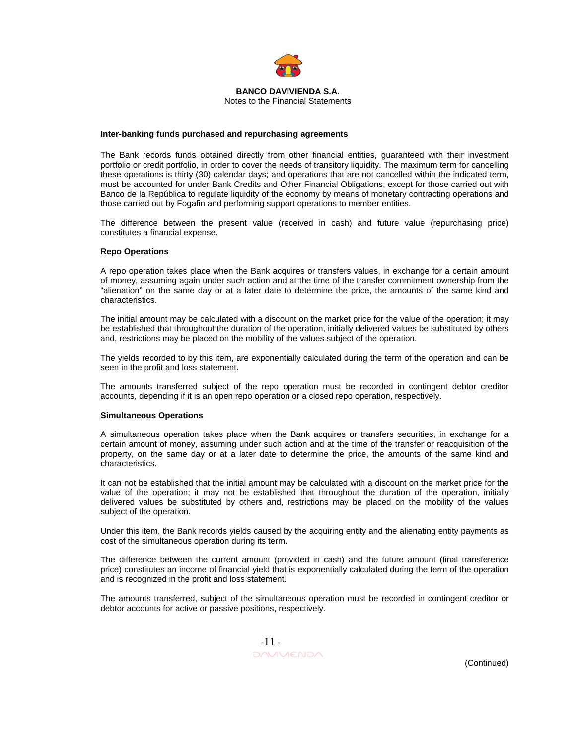#### Inter-banking funds purchased and repurchasing agreements

The Bank records funds obtained directly from other financial entities, guaranteed with their investment portfolio or credit portfolio, in order to cover the needs of transitory liquidity. The maximum term for cancelling these operations is thirty (30) calendar days; and operations that are not cancelled within the indicated term, must be accounted for under Bank Credits and Other Financial Obligations, except for those carried out with Banco de la República to regulate liquidity of the economy by means of monetary contracting operations and those carried out by Fogafin and performing support operations to member entities.

The difference between the present value (received in cash) and future value (repurchasing price) constitutes a financial expense.

#### Repo Operations

A repo operation takes place when the Bank acquires or transfers values, in exchange for a certain amount of money, assuming again under such action and at the time of the transfer commitment ownership from the "alienation" on the same day or at a later date to determine the price, the amounts of the same kind and characteristics.

The initial amount may be calculated with a discount on the market price for the value of the operation; it may be established that throughout the duration of the operation, initially delivered values be substituted by others and, restrictions may be placed on the mobility of the values subject of the operation.

The yields recorded to by this item, are exponentially calculated during the term of the operation and can be seen in the profit and loss statement.

The amounts transferred subject of the repo operation must be recorded in contingent debtor creditor accounts, depending if it is an open repo operation or a closed repo operation, respectively.

#### Simultaneous Operations

A simultaneous operation takes place when the Bank acquires or transfers securities, in exchange for a certain amount of money, assuming under such action and at the time of the transfer or reacquisition of the property, on the same day or at a later date to determine the price, the amounts of the same kind and characteristics.

It can not be established that the initial amount may be calculated with a discount on the market price for the value of the operation; it may not be established that throughout the duration of the operation, initially delivered values be substituted by others and, restrictions may be placed on the mobility of the values subject of the operation.

Under this item, the Bank records yields caused by the acquiring entity and the alienating entity payments as cost of the simultaneous operation during its term.

The difference between the current amount (provided in cash) and the future amount (final transference price) constitutes an income of financial yield that is exponentially calculated during the term of the operation and is recognized in the profit and loss statement.

The amounts transferred, subject of the simultaneous operation must be recorded in contingent creditor or debtor accounts for active or passive positions, respectively.

(Continued)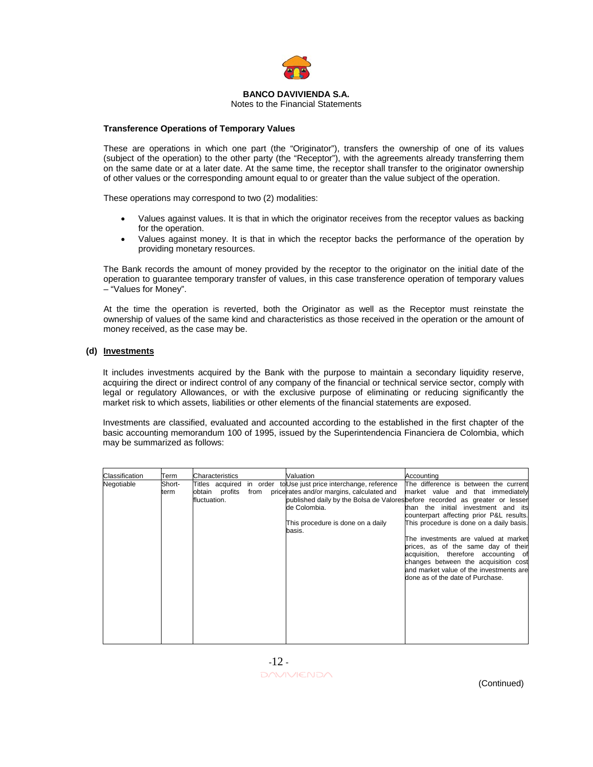**BANCO DAVIVIENDA S.A.**
Notes to the Financial Statements

**Transference Operations of Temporary Values**

These are operations in which one part (the "Originator"), transfers the ownership of one of its values (subject of the operation) to the other party (the "Receptor"), with the agreements already transferring them on the same date or at a later date. At the same time, the receptor shall transfer to the originator ownership of other values or the corresponding amount equal to or greater than the value subject of the operation.

These operations may correspond to two (2) modalities:

- Values against values. It is that in which the originator receives from the receptor values as backing for the operation.
- Values against money. It is that in which the receptor backs the performance of the operation by providing monetary resources.

The Bank records the amount of money provided by the receptor to the originator on the initial date of the operation to guarantee temporary transfer of values, in this case transference operation of temporary values – "Values for Money".

At the time the operation is reverted, both the Originator as well as the Receptor must reinstate the ownership of values of the same kind and characteristics as those received in the operation or the amount of money received, as the case may be.

**(d) Investments**

It includes investments acquired by the Bank with the purpose to maintain a secondary liquidity reserve, acquiring the direct or indirect control of any company of the financial or technical service sector, comply with legal or regulatory Allowances, or with the exclusive purpose of eliminating or reducing significantly the market risk to which assets, liabilities or other elements of the financial statements are exposed.

Investments are classified, evaluated and accounted according to the established in the first chapter of the basic accounting memorandum 100 of 1995, issued by the Superintendencia Financiera de Colombia, which may be summarized as follows:

| Classification | Term | Characteristics | Valuation | Accounting |
|---|---|---|---|---|
| Negotiable | Short-term | Titles acquired in order to obtain profits from price fluctuation. | Use just price interchange, reference rates and/or margins, calculated and published daily by the Bolsa de Valores de Colombia.<br><br>This procedure is done on a daily basis. | The difference is between the current market value and that immediately before recorded as greater or lesser than the initial investment and its counterpart affecting prior P&L results. This procedure is done on a daily basis.<br><br>The investments are valued at market prices, as of the same day of their acquisition, therefore accounting of changes between the acquisition cost and market value of the investments are done as of the date of Purchase. |

(Continued)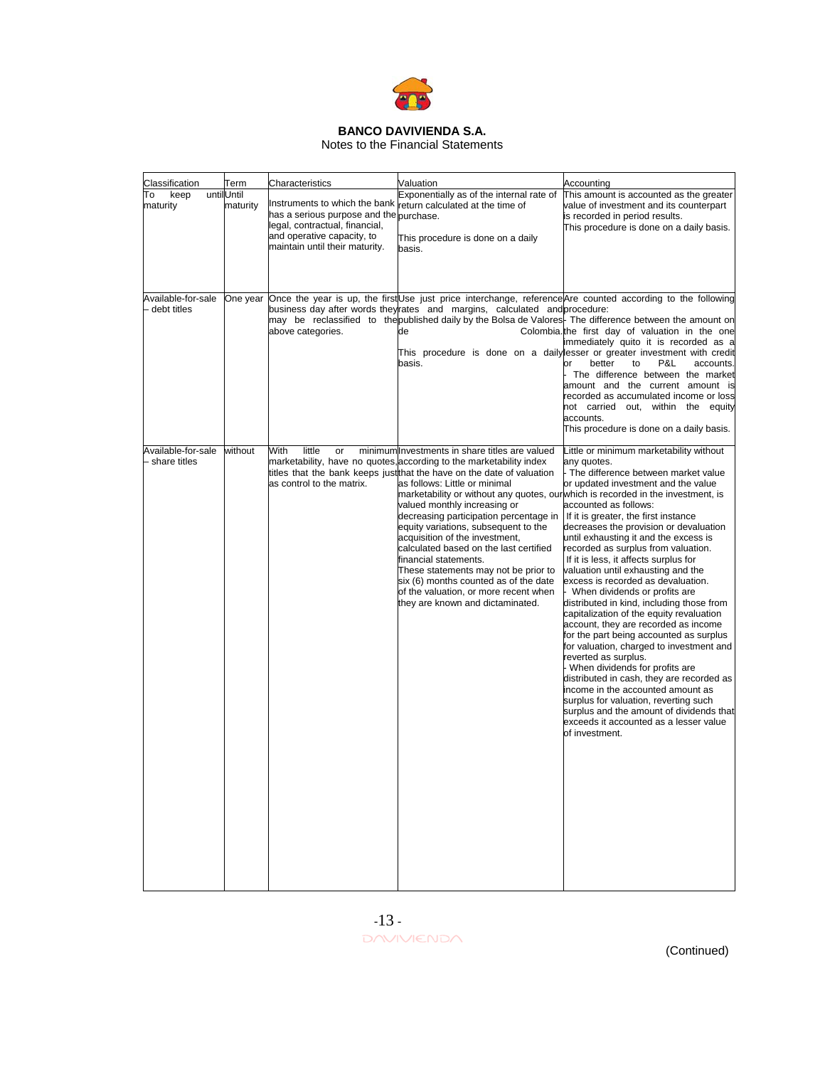| Classification | Term | Characteristics | Valuation | Accounting |
|---|---|---|---|---|
| To keep until maturity | Until maturity | Instruments to which the bank has a serious purpose and the legal, contractual, financial, and operative capacity, to maintain until their maturity. | Exponentially as of the internal rate of return calculated at the time of purchase.<br><br>This procedure is done on a daily basis. | This amount is accounted as the greater value of investment and its counterpart is recorded in period results.<br>This procedure is done on a daily basis. |
| Available-for-sale – debt titles | One year | Once the year is up, the first business day after words they may be reclassified to the above categories. | Use just price interchange, reference rates and margins, calculated and published daily by the Bolsa de Valores de Colombia.<br><br>This procedure is done on a daily basis. | Are counted according to the following procedure:<br>- The difference between the amount on the first day of valuation in the one immediately quito it is recorded as a lesser or greater investment with credit or better to P&L accounts.<br>- The difference between the market amount and the current amount is recorded as accumulated income or loss not carried out, within the equity accounts.<br>This procedure is done on a daily basis. |
| Available-for-sale – share titles | without | With little or minimum marketability, have no quotes, titles that the bank keeps just as control to the matrix. | Investments in share titles are valued according to the marketability index that the have on the date of valuation as follows: Little or minimal marketability or without any quotes, our valued monthly increasing or decreasing participation percentage in equity variations, subsequent to the acquisition of the investment, calculated based on the last certified financial statements.<br>These statements may not be prior to six (6) months counted as of the date of the valuation, or more recent when they are known and dictaminated. | Little or minimum marketability without any quotes.<br>- The difference between market value or updated investment and the value which is recorded in the investment, is accounted as follows:<br>If it is greater, the first instance decreases the provision or devaluation until exhausting it and the excess is recorded as surplus from valuation.<br>If it is less, it affects surplus for valuation until exhausting and the excess is recorded as devaluation.<br>- When dividends or profits are distributed in kind, including those from capitalization of the equity revaluation account, they are recorded as income for the part being accounted as surplus for valuation, charged to investment and reverted as surplus.<br>- When dividends for profits are distributed in cash, they are recorded as income in the accounted amount as surplus for valuation, reverting such surplus and the amount of dividends that exceeds it accounted as a lesser value of investment. |

(Continued)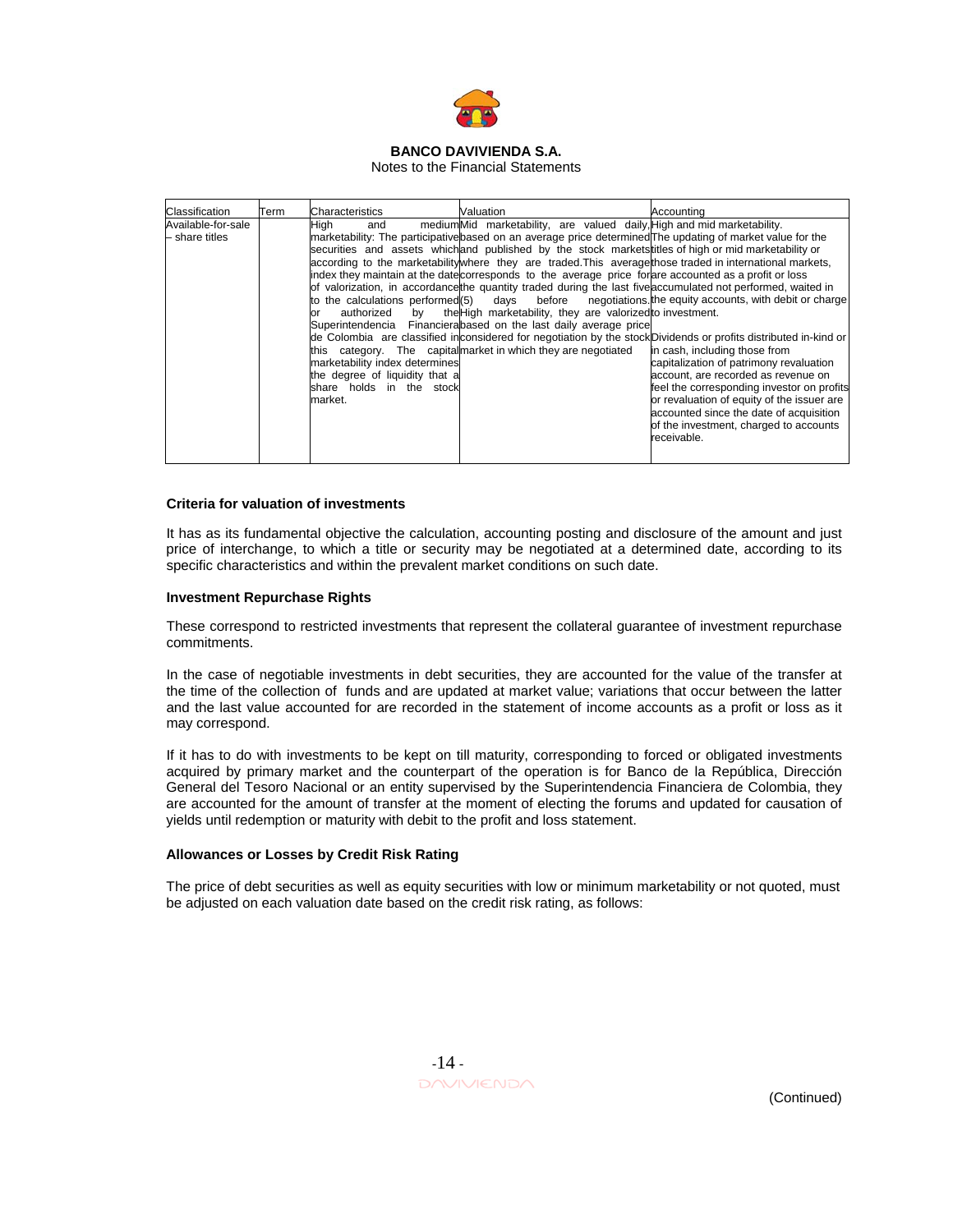| Classification | Term | Characteristics | Valuation | Accounting |
| --- | --- | --- | --- | --- |
| Available-for-sale – share titles | | High and medium marketability: The participative securities and assets which according to the marketability index they maintain at the date of valorization, in accordance to the calculations performed or authorized by the Superintendencia Financiera de Colombia are classified in this category. The capital marketability index determines the degree of liquidity that a share holds in the stock market. | Mid marketability, are valued daily, based on an average price determined and published by the stock markets where they are traded.This average corresponds to the average price for the quantity traded during the last five (5) days before negotiations. High marketability, they are valorized based on the last daily average price considered for negotiation by the stock market in which they are negotiated | High and mid marketability.<br>The updating of market value for the titles of high or mid marketability or those traded in international markets, are accounted as a profit or loss accumulated not performed, waited in the equity accounts, with debit or charge to investment.<br><br>Dividends or profits distributed in-kind or in cash, including those from capitalization of patrimony revaluation account, are recorded as revenue on feel the corresponding investor on profits or revaluation of equity of the issuer are accounted since the date of acquisition of the investment, charged to accounts receivable. |

**Criteria for valuation of investments**

It has as its fundamental objective the calculation, accounting posting and disclosure of the amount and just price of interchange, to which a title or security may be negotiated at a determined date, according to its specific characteristics and within the prevalent market conditions on such date.

**Investment Repurchase Rights**

These correspond to restricted investments that represent the collateral guarantee of investment repurchase commitments.

In the case of negotiable investments in debt securities, they are accounted for the value of the transfer at the time of the collection of funds and are updated at market value; variations that occur between the latter and the last value accounted for are recorded in the statement of income accounts as a profit or loss as it may correspond.

If it has to do with investments to be kept on till maturity, corresponding to forced or obligated investments acquired by primary market and the counterpart of the operation is for Banco de la República, Dirección General del Tesoro Nacional or an entity supervised by the Superintendencia Financiera de Colombia, they are accounted for the amount of transfer at the moment of electing the forums and updated for causation of yields until redemption or maturity with debit to the profit and loss statement.

**Allowances or Losses by Credit Risk Rating**

The price of debt securities as well as equity securities with low or minimum marketability or not quoted, must be adjusted on each valuation date based on the credit risk rating, as follows:

(Continued)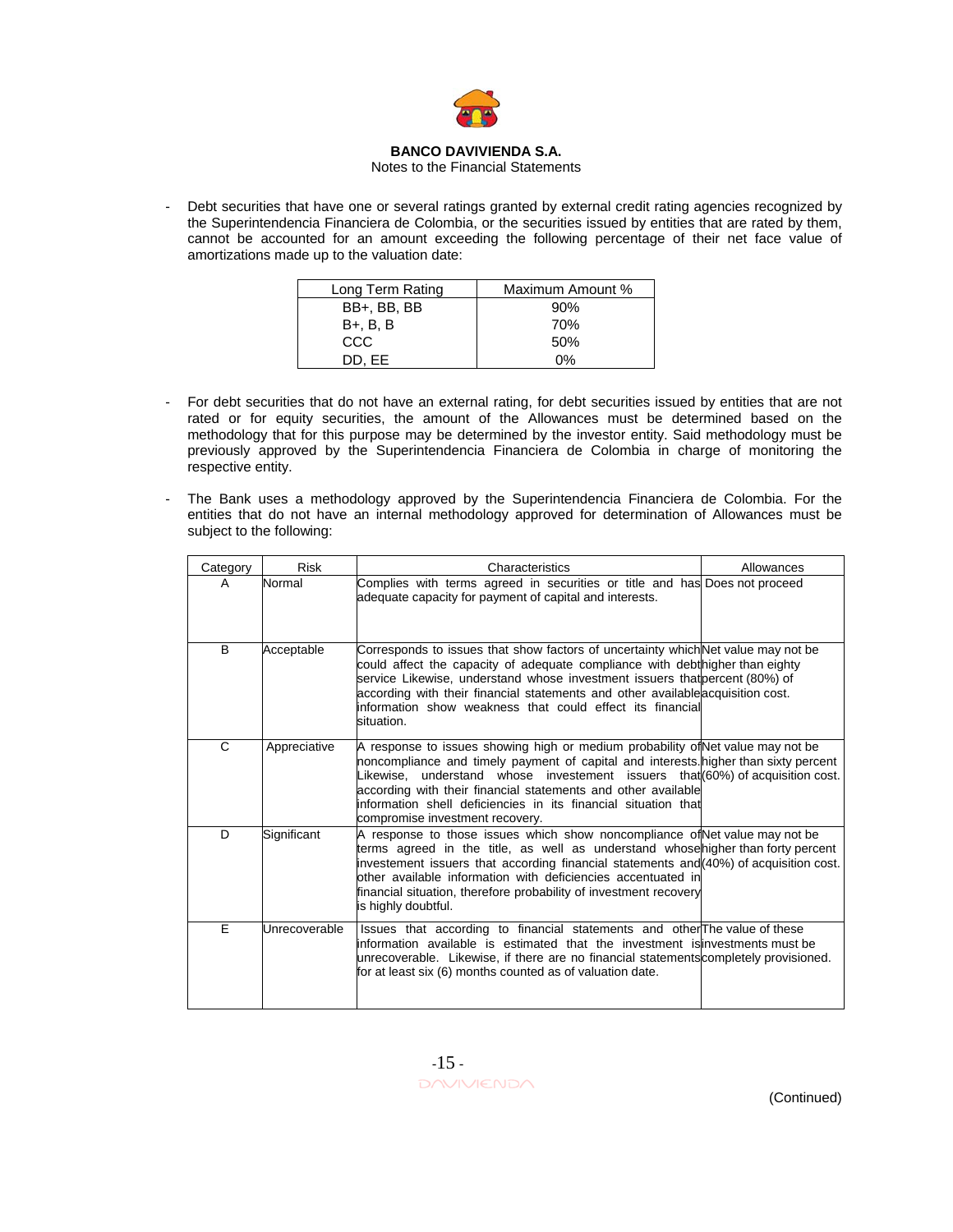- Debt securities that have one or several ratings granted by external credit rating agencies recognized by the Superintendencia Financiera de Colombia, or the securities issued by entities that are rated by them, cannot be accounted for an amount exceeding the following percentage of their net face value of amortizations made up to the valuation date:

| Long Term Rating | Maximum Amount % |
|---|---|
| BB+, BB, BB | 90% |
| B+, B, B | 70% |
| CCC | 50% |
| DD, EE | 0% |

- For debt securities that do not have an external rating, for debt securities issued by entities that are not rated or for equity securities, the amount of the Allowances must be determined based on the methodology that for this purpose may be determined by the investor entity. Said methodology must be previously approved by the Superintendencia Financiera de Colombia in charge of monitoring the respective entity.

- The Bank uses a methodology approved by the Superintendencia Financiera de Colombia. For the entities that do not have an internal methodology approved for determination of Allowances must be subject to the following:

| Category | Risk | Characteristics | Allowances |
|---|---|---|---|
| A | Normal | Complies with terms agreed in securities or title and has adequate capacity for payment of capital and interests. | Does not proceed |
| B | Acceptable | Corresponds to issues that show factors of uncertainty which could affect the capacity of adequate compliance with debt service Likewise, understand whose investment issuers that according with their financial statements and other available information show weakness that could effect its financial situation. | Net value may not be higher than eighty percent (80%) of acquisition cost. |
| C | Appreciative | A response to issues showing high or medium probability of noncompliance and timely payment of capital and interests. Likewise, understand whose investement issuers that according with their financial statements and other available information shell deficiencies in its financial situation that compromise investment recovery. | Net value may not be higher than sixty percent (60%) of acquisition cost. |
| D | Significant | A response to those issues which show noncompliance of terms agreed in the title, as well as understand whose investement issuers that according financial statements and other available information with deficiencies accentuated in financial situation, therefore probability of investment recovery is highly doubtful. | Net value may not be higher than forty percent (40%) of acquisition cost. |
| E | Unrecoverable | Issues that according to financial statements and other information available is estimated that the investment is unrecoverable. Likewise, if there are no financial statements for at least six (6) months counted as of valuation date. | The value of these investments must be completely provisioned. |

(Continued)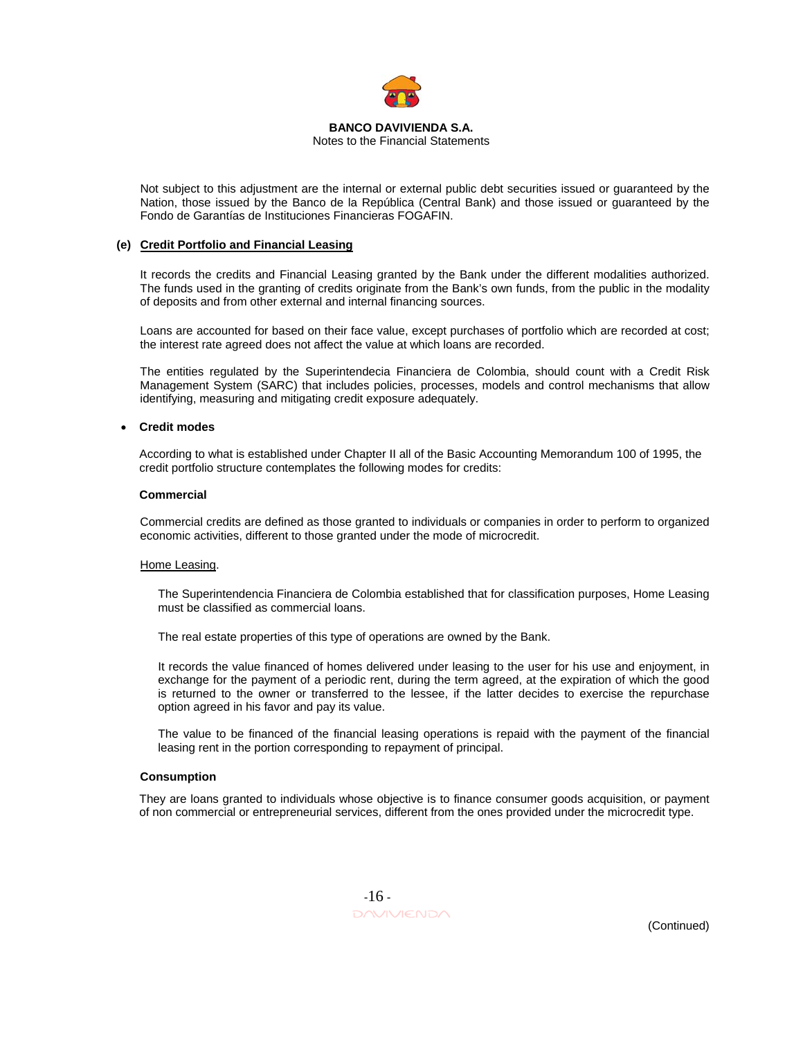Not subject to this adjustment are the internal or external public debt securities issued or guaranteed by the Nation, those issued by the Banco de la República (Central Bank) and those issued or guaranteed by the Fondo de Garantías de Instituciones Financieras FOGAFIN.

**(e) Credit Portfolio and Financial Leasing**

It records the credits and Financial Leasing granted by the Bank under the different modalities authorized. The funds used in the granting of credits originate from the Bank's own funds, from the public in the modality of deposits and from other external and internal financing sources.

Loans are accounted for based on their face value, except purchases of portfolio which are recorded at cost; the interest rate agreed does not affect the value at which loans are recorded.

The entities regulated by the Superintendecia Financiera de Colombia, should count with a Credit Risk Management System (SARC) that includes policies, processes, models and control mechanisms that allow identifying, measuring and mitigating credit exposure adequately.

- **Credit modes**

According to what is established under Chapter II all of the Basic Accounting Memorandum 100 of 1995, the credit portfolio structure contemplates the following modes for credits:

**Commercial**

Commercial credits are defined as those granted to individuals or companies in order to perform to organized economic activities, different to those granted under the mode of microcredit.

Home Leasing.

The Superintendencia Financiera de Colombia established that for classification purposes, Home Leasing must be classified as commercial loans.

The real estate properties of this type of operations are owned by the Bank.

It records the value financed of homes delivered under leasing to the user for his use and enjoyment, in exchange for the payment of a periodic rent, during the term agreed, at the expiration of which the good is returned to the owner or transferred to the lessee, if the latter decides to exercise the repurchase option agreed in his favor and pay its value.

The value to be financed of the financial leasing operations is repaid with the payment of the financial leasing rent in the portion corresponding to repayment of principal.

**Consumption**

They are loans granted to individuals whose objective is to finance consumer goods acquisition, or payment of non commercial or entrepreneurial services, different from the ones provided under the microcredit type.

(Continued)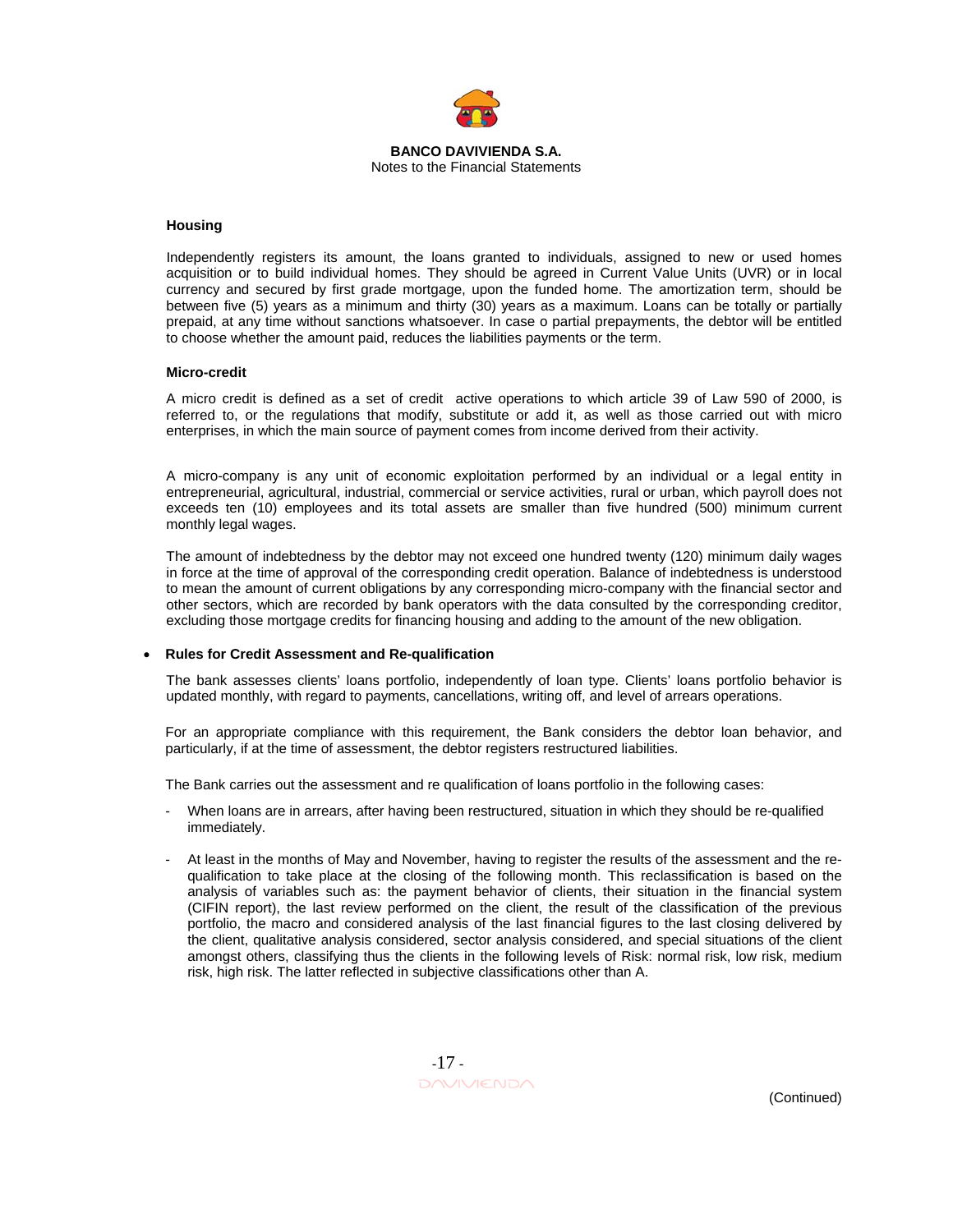#### Housing

Independently registers its amount, the loans granted to individuals, assigned to new or used homes acquisition or to build individual homes. They should be agreed in Current Value Units (UVR) or in local currency and secured by first grade mortgage, upon the funded home. The amortization term, should be between five (5) years as a minimum and thirty (30) years as a maximum. Loans can be totally or partially prepaid, at any time without sanctions whatsoever. In case o partial prepayments, the debtor will be entitled to choose whether the amount paid, reduces the liabilities payments or the term.

#### Micro-credit

A micro credit is defined as a set of credit active operations to which article 39 of Law 590 of 2000, is referred to, or the regulations that modify, substitute or add it, as well as those carried out with micro enterprises, in which the main source of payment comes from income derived from their activity.

A micro-company is any unit of economic exploitation performed by an individual or a legal entity in entrepreneurial, agricultural, industrial, commercial or service activities, rural or urban, which payroll does not exceeds ten (10) employees and its total assets are smaller than five hundred (500) minimum current monthly legal wages.

The amount of indebtedness by the debtor may not exceed one hundred twenty (120) minimum daily wages in force at the time of approval of the corresponding credit operation. Balance of indebtedness is understood to mean the amount of current obligations by any corresponding micro-company with the financial sector and other sectors, which are recorded by bank operators with the data consulted by the corresponding creditor, excluding those mortgage credits for financing housing and adding to the amount of the new obligation.

- **Rules for Credit Assessment and Re-qualification**

The bank assesses clients' loans portfolio, independently of loan type. Clients' loans portfolio behavior is updated monthly, with regard to payments, cancellations, writing off, and level of arrears operations.

For an appropriate compliance with this requirement, the Bank considers the debtor loan behavior, and particularly, if at the time of assessment, the debtor registers restructured liabilities.

The Bank carries out the assessment and re qualification of loans portfolio in the following cases:

- When loans are in arrears, after having been restructured, situation in which they should be re-qualified immediately.

- At least in the months of May and November, having to register the results of the assessment and the re-qualification to take place at the closing of the following month. This reclassification is based on the analysis of variables such as: the payment behavior of clients, their situation in the financial system (CIFIN report), the last review performed on the client, the result of the classification of the previous portfolio, the macro and considered analysis of the last financial figures to the last closing delivered by the client, qualitative analysis considered, sector analysis considered, and special situations of the client amongst others, classifying thus the clients in the following levels of Risk: normal risk, low risk, medium risk, high risk. The latter reflected in subjective classifications other than A.

(Continued)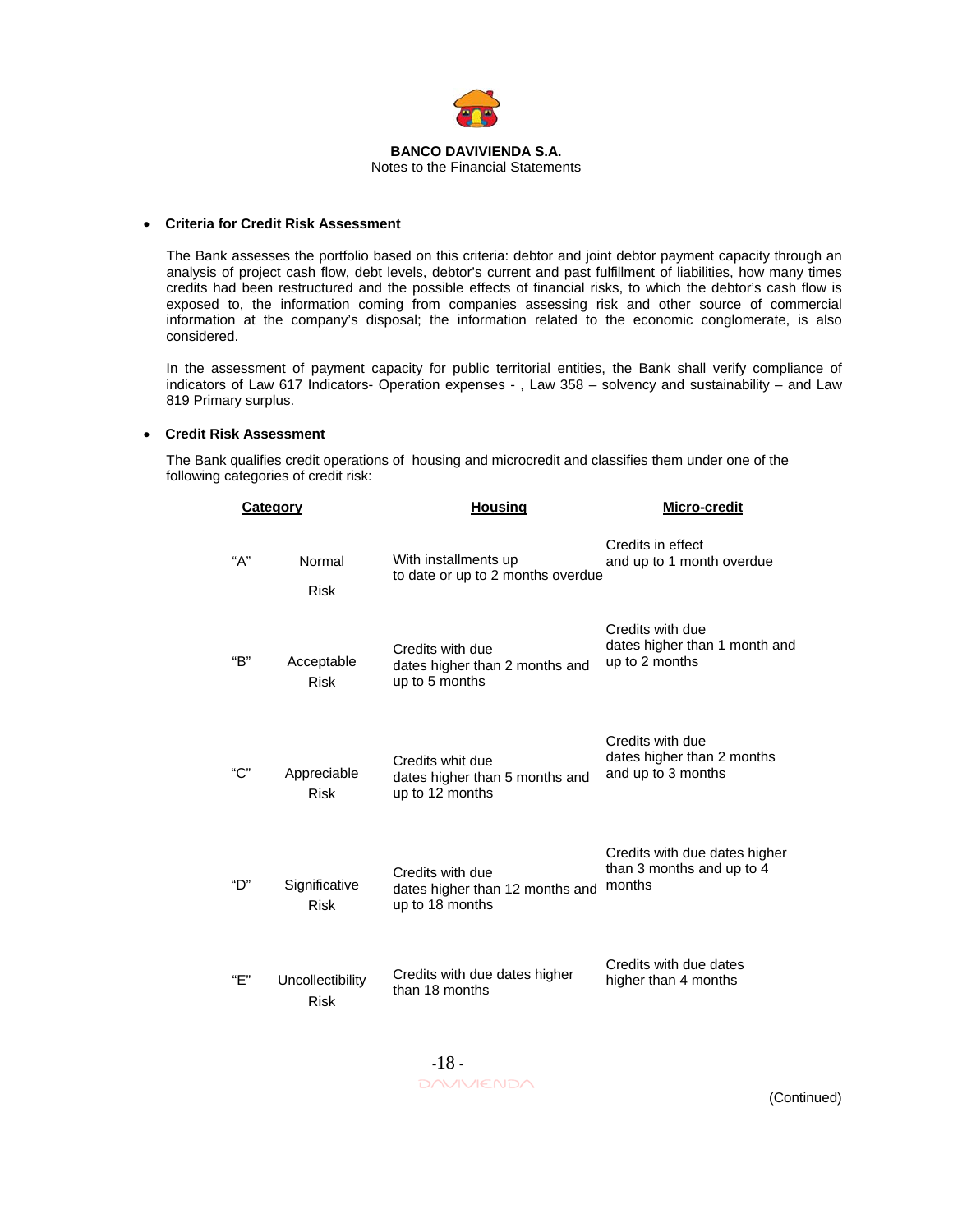- **Criteria for Credit Risk Assessment**

  The Bank assesses the portfolio based on this criteria: debtor and joint debtor payment capacity through an analysis of project cash flow, debt levels, debtor's current and past fulfillment of liabilities, how many times credits had been restructured and the possible effects of financial risks, to which the debtor's cash flow is exposed to, the information coming from companies assessing risk and other source of commercial information at the company's disposal; the information related to the economic conglomerate, is also considered.

  In the assessment of payment capacity for public territorial entities, the Bank shall verify compliance of indicators of Law 617 Indicators- Operation expenses - , Law 358 – solvency and sustainability – and Law 819 Primary surplus.

- **Credit Risk Assessment**

  The Bank qualifies credit operations of housing and microcredit and classifies them under one of the following categories of credit risk:

| Category | | Housing | Micro-credit |
|---|---|---|---|
| "A" | Normal Risk | With installments up to date or up to 2 months overdue | Credits in effect and up to 1 month overdue |
| "B" | Acceptable Risk | Credits with due dates higher than 2 months and up to 5 months | Credits with due dates higher than 1 month and up to 2 months |
| "C" | Appreciable Risk | Credits whit due dates higher than 5 months and up to 12 months | Credits with due dates higher than 2 months and up to 3 months |
| "D" | Significative Risk | Credits with due dates higher than 12 months and up to 18 months | Credits with due dates higher than 3 months and up to 4 months |
| "E" | Uncollectibility Risk | Credits with due dates higher than 18 months | Credits with due dates higher than 4 months |

(Continued)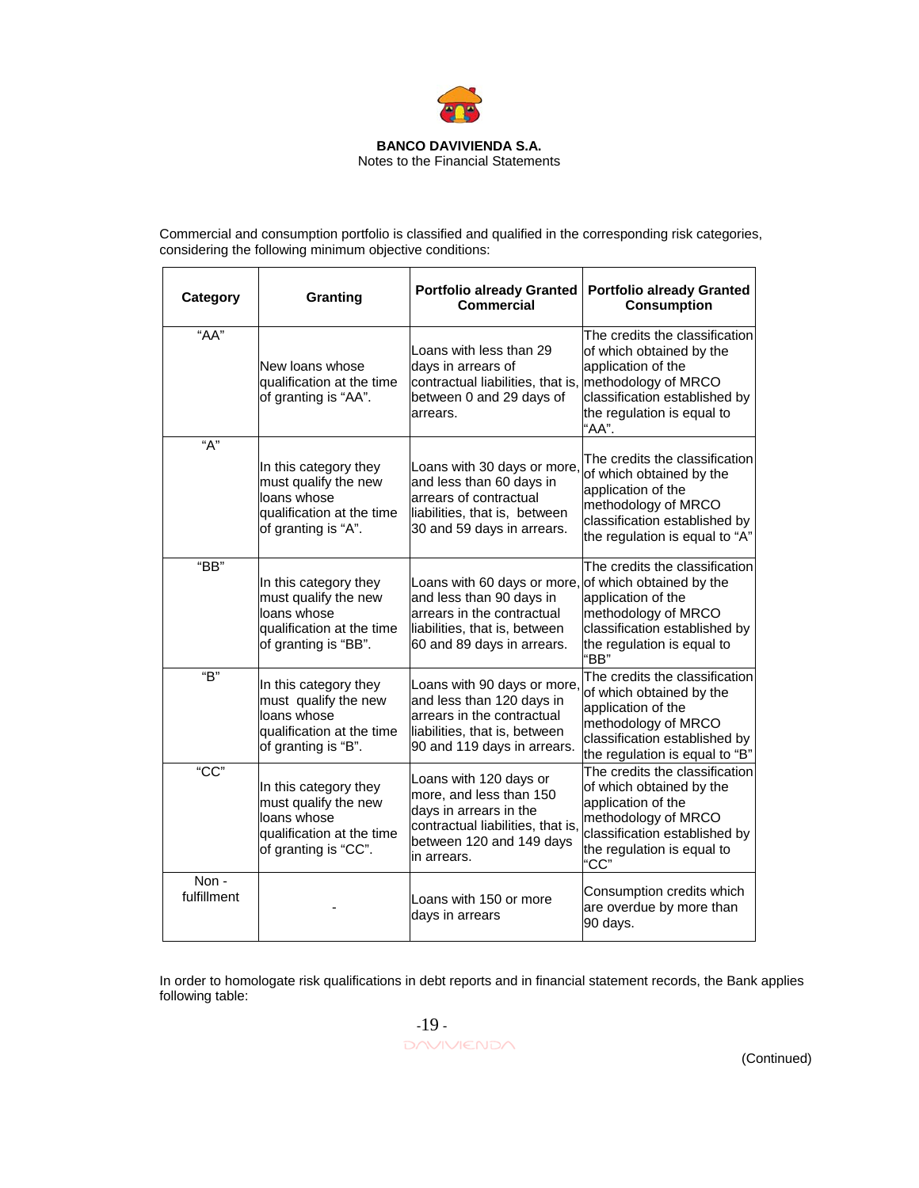Commercial and consumption portfolio is classified and qualified in the corresponding risk categories, considering the following minimum objective conditions:

| Category | Granting | Portfolio already Granted Commercial | Portfolio already Granted Consumption |
|---|---|---|---|
| "AA" | New loans whose qualification at the time of granting is "AA". | Loans with less than 29 days in arrears of contractual liabilities, that is, between 0 and 29 days of arrears. | The credits the classification of which obtained by the application of the methodology of MRCO classification established by the regulation is equal to "AA". |
| "A" | In this category they must qualify the new loans whose qualification at the time of granting is "A". | Loans with 30 days or more, and less than 60 days in arrears of contractual liabilities, that is, between 30 and 59 days in arrears. | The credits the classification of which obtained by the application of the methodology of MRCO classification established by the regulation is equal to "A" |
| "BB" | In this category they must qualify the new loans whose qualification at the time of granting is "BB". | Loans with 60 days or more, and less than 90 days in arrears in the contractual liabilities, that is, between 60 and 89 days in arrears. | The credits the classification of which obtained by the application of the methodology of MRCO classification established by the regulation is equal to "BB" |
| "B" | In this category they must qualify the new loans whose qualification at the time of granting is "B". | Loans with 90 days or more, and less than 120 days in arrears in the contractual liabilities, that is, between 90 and 119 days in arrears. | The credits the classification of which obtained by the application of the methodology of MRCO classification established by the regulation is equal to "B" |
| "CC" | In this category they must qualify the new loans whose qualification at the time of granting is "CC". | Loans with 120 days or more, and less than 150 days in arrears in the contractual liabilities, that is, between 120 and 149 days in arrears. | The credits the classification of which obtained by the application of the methodology of MRCO classification established by the regulation is equal to "CC" |
| Non - fulfillment | - | Loans with 150 or more days in arrears | Consumption credits which are overdue by more than 90 days. |

In order to homologate risk qualifications in debt reports and in financial statement records, the Bank applies following table:

(Continued)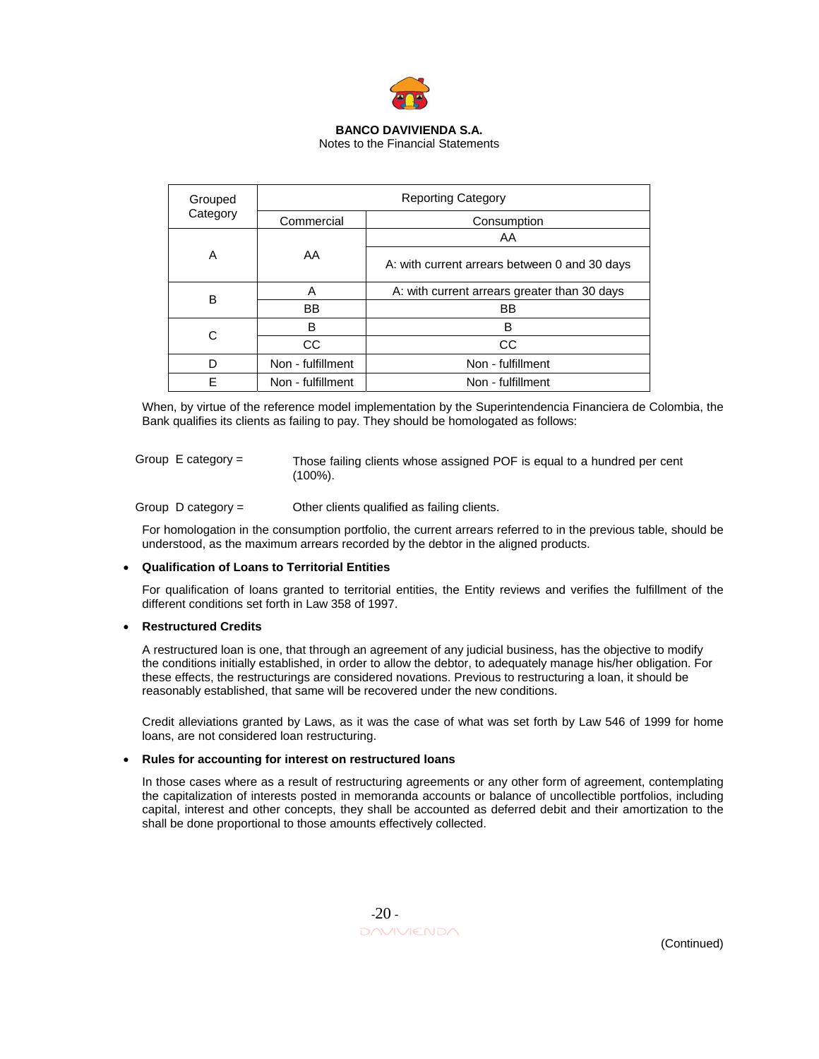| Grouped Category | Reporting Category | |
|---|---|---|
| | Commercial | Consumption |
| A | AA | AA |
| | | A: with current arrears between 0 and 30 days |
| B | A | A: with current arrears greater than 30 days |
| | BB | BB |
| C | B | B |
| | CC | CC |
| D | Non - fulfillment | Non - fulfillment |
| E | Non - fulfillment | Non - fulfillment |

When, by virtue of the reference model implementation by the Superintendencia Financiera de Colombia, the Bank qualifies its clients as failing to pay. They should be homologated as follows:

Group E category = Those failing clients whose assigned POF is equal to a hundred per cent (100%).

Group D category = Other clients qualified as failing clients.

For homologation in the consumption portfolio, the current arrears referred to in the previous table, should be understood, as the maximum arrears recorded by the debtor in the aligned products.

- **Qualification of Loans to Territorial Entities**

  For qualification of loans granted to territorial entities, the Entity reviews and verifies the fulfillment of the different conditions set forth in Law 358 of 1997.

- **Restructured Credits**

  A restructured loan is one, that through an agreement of any judicial business, has the objective to modify the conditions initially established, in order to allow the debtor, to adequately manage his/her obligation. For these effects, the restructurings are considered novations. Previous to restructuring a loan, it should be reasonably established, that same will be recovered under the new conditions.

  Credit alleviations granted by Laws, as it was the case of what was set forth by Law 546 of 1999 for home loans, are not considered loan restructuring.

- **Rules for accounting for interest on restructured loans**

  In those cases where as a result of restructuring agreements or any other form of agreement, contemplating the capitalization of interests posted in memoranda accounts or balance of uncollectible portfolios, including capital, interest and other concepts, they shall be accounted as deferred debit and their amortization to the shall be done proportional to those amounts effectively collected.

(Continued)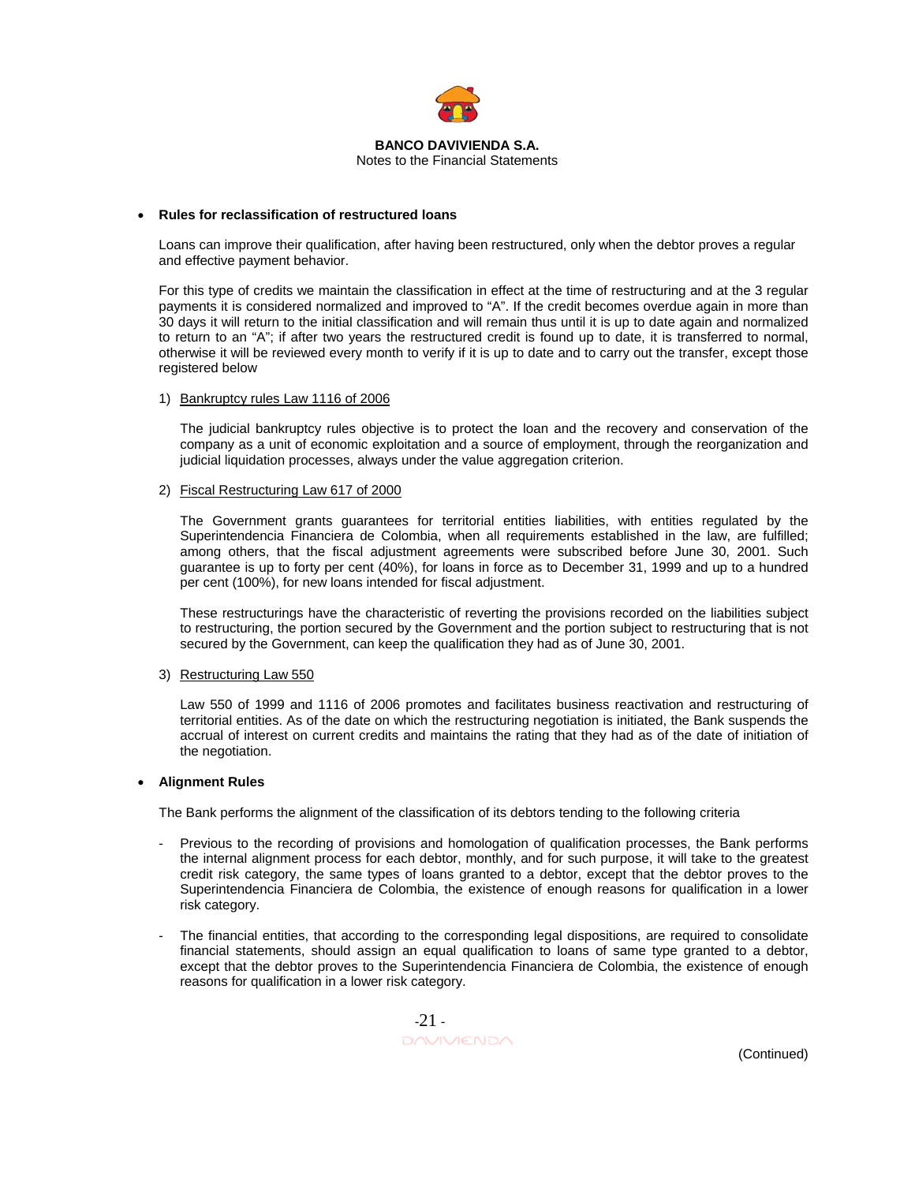- **Rules for reclassification of restructured loans**

  Loans can improve their qualification, after having been restructured, only when the debtor proves a regular and effective payment behavior.

  For this type of credits we maintain the classification in effect at the time of restructuring and at the 3 regular payments it is considered normalized and improved to "A". If the credit becomes overdue again in more than 30 days it will return to the initial classification and will remain thus until it is up to date again and normalized to return to an "A"; if after two years the restructured credit is found up to date, it is transferred to normal, otherwise it will be reviewed every month to verify if it is up to date and to carry out the transfer, except those registered below

  1) <u>Bankruptcy rules Law 1116 of 2006</u>

     The judicial bankruptcy rules objective is to protect the loan and the recovery and conservation of the company as a unit of economic exploitation and a source of employment, through the reorganization and judicial liquidation processes, always under the value aggregation criterion.

  2) <u>Fiscal Restructuring Law 617 of 2000</u>

     The Government grants guarantees for territorial entities liabilities, with entities regulated by the Superintendencia Financiera de Colombia, when all requirements established in the law, are fulfilled; among others, that the fiscal adjustment agreements were subscribed before June 30, 2001. Such guarantee is up to forty per cent (40%), for loans in force as to December 31, 1999 and up to a hundred per cent (100%), for new loans intended for fiscal adjustment.

     These restructurings have the characteristic of reverting the provisions recorded on the liabilities subject to restructuring, the portion secured by the Government and the portion subject to restructuring that is not secured by the Government, can keep the qualification they had as of June 30, 2001.

  3) <u>Restructuring Law 550</u>

     Law 550 of 1999 and 1116 of 2006 promotes and facilitates business reactivation and restructuring of territorial entities. As of the date on which the restructuring negotiation is initiated, the Bank suspends the accrual of interest on current credits and maintains the rating that they had as of the date of initiation of the negotiation.

- **Alignment Rules**

  The Bank performs the alignment of the classification of its debtors tending to the following criteria

  - Previous to the recording of provisions and homologation of qualification processes, the Bank performs the internal alignment process for each debtor, monthly, and for such purpose, it will take to the greatest credit risk category, the same types of loans granted to a debtor, except that the debtor proves to the Superintendencia Financiera de Colombia, the existence of enough reasons for qualification in a lower risk category.

  - The financial entities, that according to the corresponding legal dispositions, are required to consolidate financial statements, should assign an equal qualification to loans of same type granted to a debtor, except that the debtor proves to the Superintendencia Financiera de Colombia, the existence of enough reasons for qualification in a lower risk category.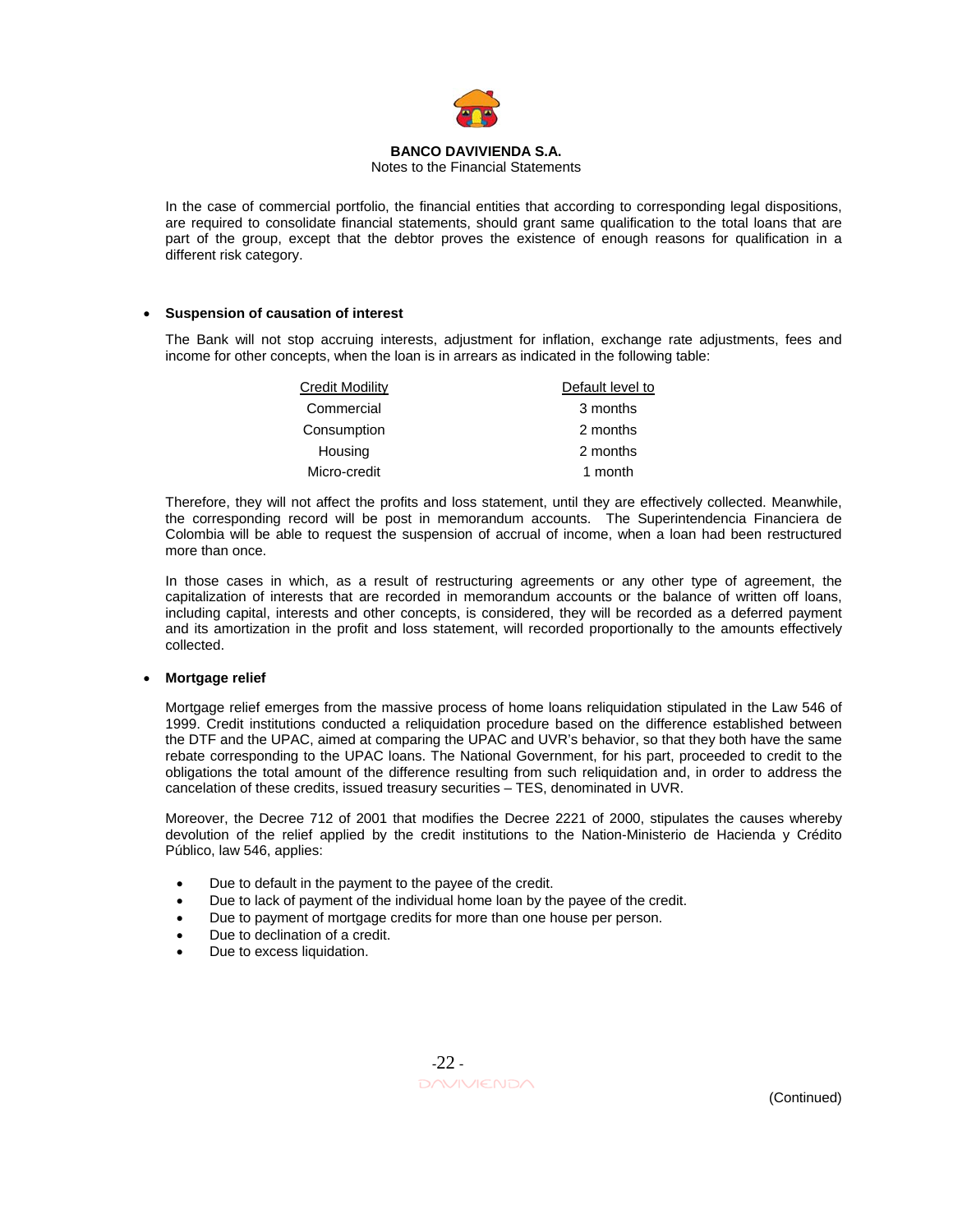In the case of commercial portfolio, the financial entities that according to corresponding legal dispositions, are required to consolidate financial statements, should grant same qualification to the total loans that are part of the group, except that the debtor proves the existence of enough reasons for qualification in a different risk category.

- **Suspension of causation of interest**

  The Bank will not stop accruing interests, adjustment for inflation, exchange rate adjustments, fees and income for other concepts, when the loan is in arrears as indicated in the following table:

| Credit Modility | Default level to |
|---|---|
| Commercial | 3 months |
| Consumption | 2 months |
| Housing | 2 months |
| Micro-credit | 1 month |

  Therefore, they will not affect the profits and loss statement, until they are effectively collected. Meanwhile, the corresponding record will be post in memorandum accounts. The Superintendencia Financiera de Colombia will be able to request the suspension of accrual of income, when a loan had been restructured more than once.

  In those cases in which, as a result of restructuring agreements or any other type of agreement, the capitalization of interests that are recorded in memorandum accounts or the balance of written off loans, including capital, interests and other concepts, is considered, they will be recorded as a deferred payment and its amortization in the profit and loss statement, will recorded proportionally to the amounts effectively collected.

- **Mortgage relief**

  Mortgage relief emerges from the massive process of home loans reliquidation stipulated in the Law 546 of 1999. Credit institutions conducted a reliquidation procedure based on the difference established between the DTF and the UPAC, aimed at comparing the UPAC and UVR's behavior, so that they both have the same rebate corresponding to the UPAC loans. The National Government, for his part, proceeded to credit to the obligations the total amount of the difference resulting from such reliquidation and, in order to address the cancelation of these credits, issued treasury securities – TES, denominated in UVR.

  Moreover, the Decree 712 of 2001 that modifies the Decree 2221 of 2000, stipulates the causes whereby devolution of the relief applied by the credit institutions to the Nation-Ministerio de Hacienda y Crédito Público, law 546, applies:

  - Due to default in the payment to the payee of the credit.
  - Due to lack of payment of the individual home loan by the payee of the credit.
  - Due to payment of mortgage credits for more than one house per person.
  - Due to declination of a credit.
  - Due to excess liquidation.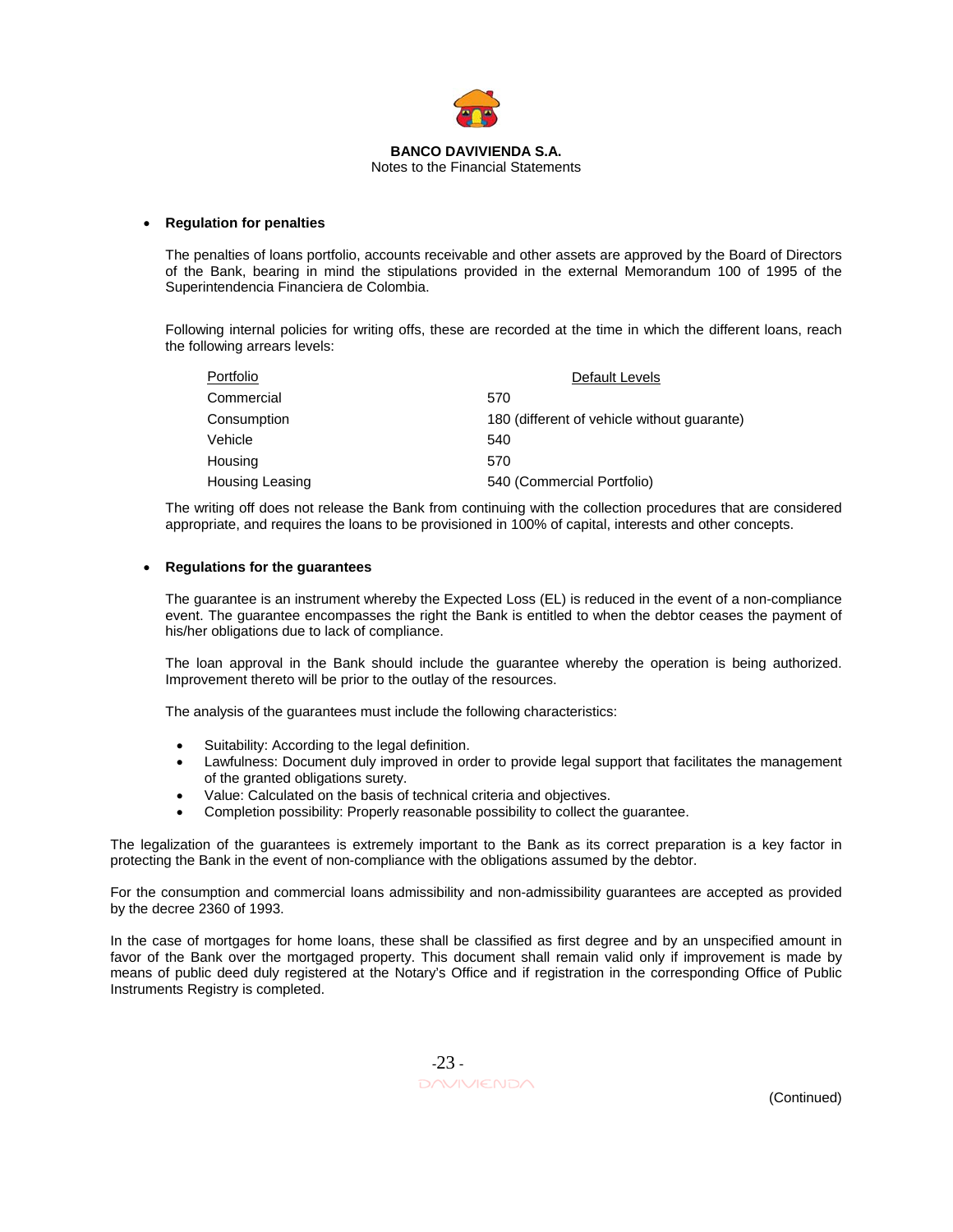- **Regulation for penalties**

  The penalties of loans portfolio, accounts receivable and other assets are approved by the Board of Directors of the Bank, bearing in mind the stipulations provided in the external Memorandum 100 of 1995 of the Superintendencia Financiera de Colombia.

  Following internal policies for writing offs, these are recorded at the time in which the different loans, reach the following arrears levels:

| Portfolio | Default Levels |
|---|---|
| Commercial | 570 |
| Consumption | 180 (different of vehicle without guarante) |
| Vehicle | 540 |
| Housing | 570 |
| Housing Leasing | 540 (Commercial Portfolio) |

  The writing off does not release the Bank from continuing with the collection procedures that are considered appropriate, and requires the loans to be provisioned in 100% of capital, interests and other concepts.

- **Regulations for the guarantees**

  The guarantee is an instrument whereby the Expected Loss (EL) is reduced in the event of a non-compliance event. The guarantee encompasses the right the Bank is entitled to when the debtor ceases the payment of his/her obligations due to lack of compliance.

  The loan approval in the Bank should include the guarantee whereby the operation is being authorized. Improvement thereto will be prior to the outlay of the resources.

  The analysis of the guarantees must include the following characteristics:

  - Suitability: According to the legal definition.
  - Lawfulness: Document duly improved in order to provide legal support that facilitates the management of the granted obligations surety.
  - Value: Calculated on the basis of technical criteria and objectives.
  - Completion possibility: Properly reasonable possibility to collect the guarantee.

The legalization of the guarantees is extremely important to the Bank as its correct preparation is a key factor in protecting the Bank in the event of non-compliance with the obligations assumed by the debtor.

For the consumption and commercial loans admissibility and non-admissibility guarantees are accepted as provided by the decree 2360 of 1993.

In the case of mortgages for home loans, these shall be classified as first degree and by an unspecified amount in favor of the Bank over the mortgaged property. This document shall remain valid only if improvement is made by means of public deed duly registered at the Notary's Office and if registration in the corresponding Office of Public Instruments Registry is completed.

(Continued)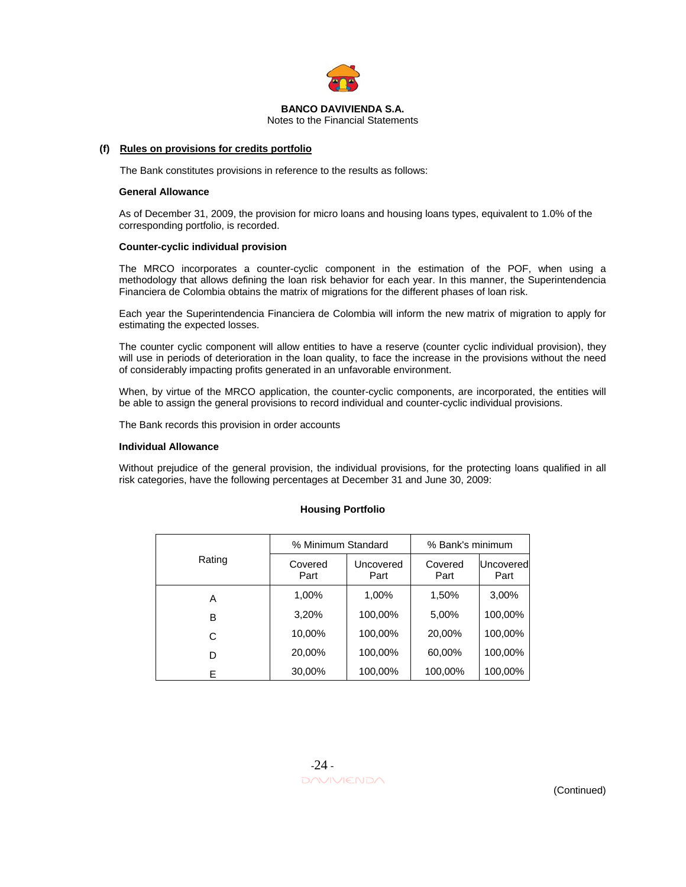### (f) Rules on provisions for credits portfolio

The Bank constitutes provisions in reference to the results as follows:

**General Allowance**

As of December 31, 2009, the provision for micro loans and housing loans types, equivalent to 1.0% of the corresponding portfolio, is recorded.

**Counter-cyclic individual provision**

The MRCO incorporates a counter-cyclic component in the estimation of the POF, when using a methodology that allows defining the loan risk behavior for each year. In this manner, the Superintendencia Financiera de Colombia obtains the matrix of migrations for the different phases of loan risk.

Each year the Superintendencia Financiera de Colombia will inform the new matrix of migration to apply for estimating the expected losses.

The counter cyclic component will allow entities to have a reserve (counter cyclic individual provision), they will use in periods of deterioration in the loan quality, to face the increase in the provisions without the need of considerably impacting profits generated in an unfavorable environment.

When, by virtue of the MRCO application, the counter-cyclic components, are incorporated, the entities will be able to assign the general provisions to record individual and counter-cyclic individual provisions.

The Bank records this provision in order accounts

**Individual Allowance**

Without prejudice of the general provision, the individual provisions, for the protecting loans qualified in all risk categories, have the following percentages at December 31 and June 30, 2009:

**Housing Portfolio**

| Rating | % Minimum Standard | | % Bank's minimum | |
|---|---|---|---|---|
| | Covered Part | Uncovered Part | Covered Part | Uncovered Part |
| A | 1,00% | 1,00% | 1,50% | 3,00% |
| B | 3,20% | 100,00% | 5,00% | 100,00% |
| C | 10,00% | 100,00% | 20,00% | 100,00% |
| D | 20,00% | 100,00% | 60,00% | 100,00% |
| E | 30,00% | 100,00% | 100,00% | 100,00% |

(Continued)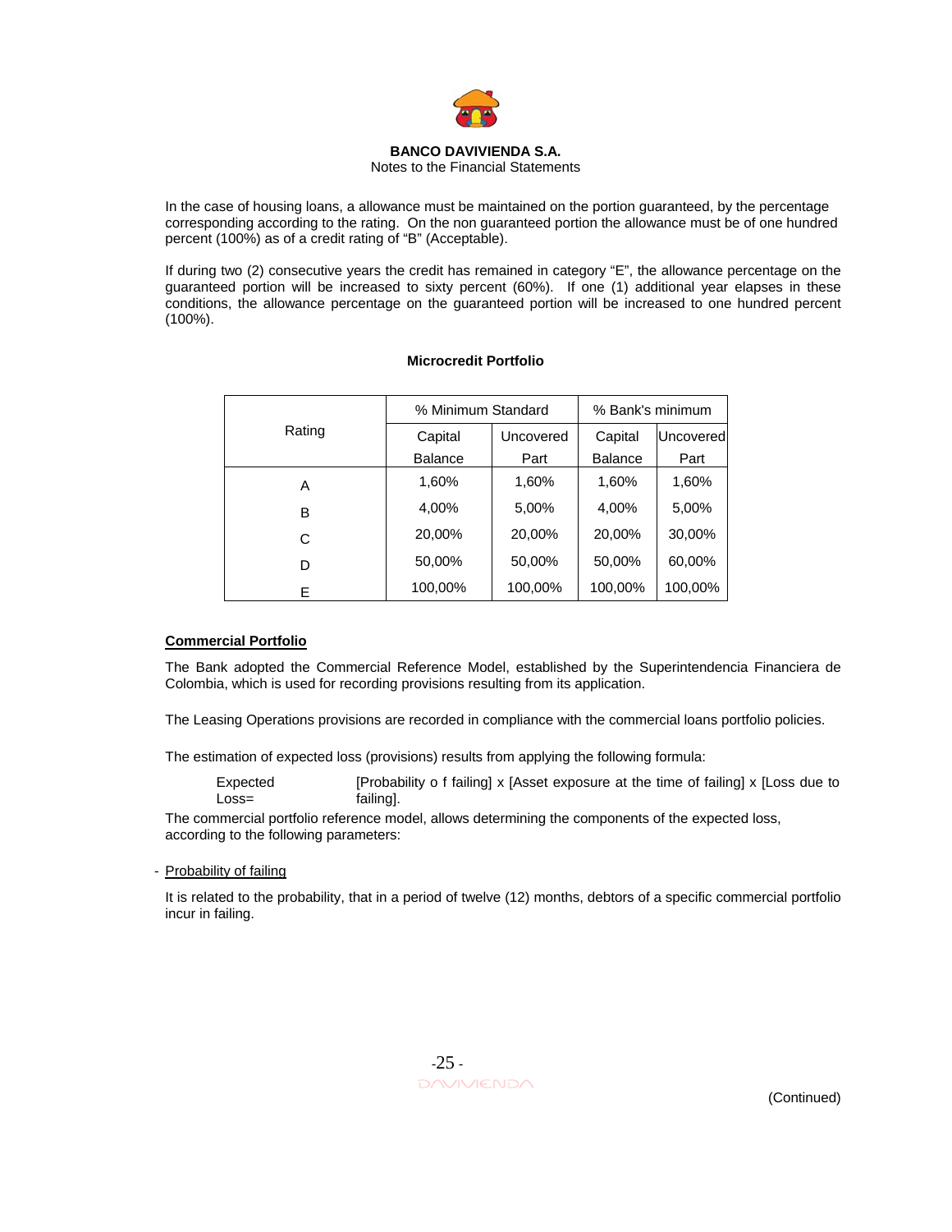In the case of housing loans, a allowance must be maintained on the portion guaranteed, by the percentage corresponding according to the rating. On the non guaranteed portion the allowance must be of one hundred percent (100%) as of a credit rating of "B" (Acceptable).

If during two (2) consecutive years the credit has remained in category "E", the allowance percentage on the guaranteed portion will be increased to sixty percent (60%). If one (1) additional year elapses in these conditions, the allowance percentage on the guaranteed portion will be increased to one hundred percent (100%).

**Microcredit Portfolio**

| Rating | % Minimum Standard | | % Bank's minimum | |
|---|---|---|---|---|
| | Capital Balance | Uncovered Part | Capital Balance | Uncovered Part |
| A | 1,60% | 1,60% | 1,60% | 1,60% |
| B | 4,00% | 5,00% | 4,00% | 5,00% |
| C | 20,00% | 20,00% | 20,00% | 30,00% |
| D | 50,00% | 50,00% | 50,00% | 60,00% |
| E | 100,00% | 100,00% | 100,00% | 100,00% |

**Commercial Portfolio**

The Bank adopted the Commercial Reference Model, established by the Superintendencia Financiera de Colombia, which is used for recording provisions resulting from its application.

The Leasing Operations provisions are recorded in compliance with the commercial loans portfolio policies.

The estimation of expected loss (provisions) results from applying the following formula:

Expected Loss= [Probability o f failing] x [Asset exposure at the time of failing] x [Loss due to failing].

The commercial portfolio reference model, allows determining the components of the expected loss, according to the following parameters:

- Probability of failing

It is related to the probability, that in a period of twelve (12) months, debtors of a specific commercial portfolio incur in failing.

(Continued)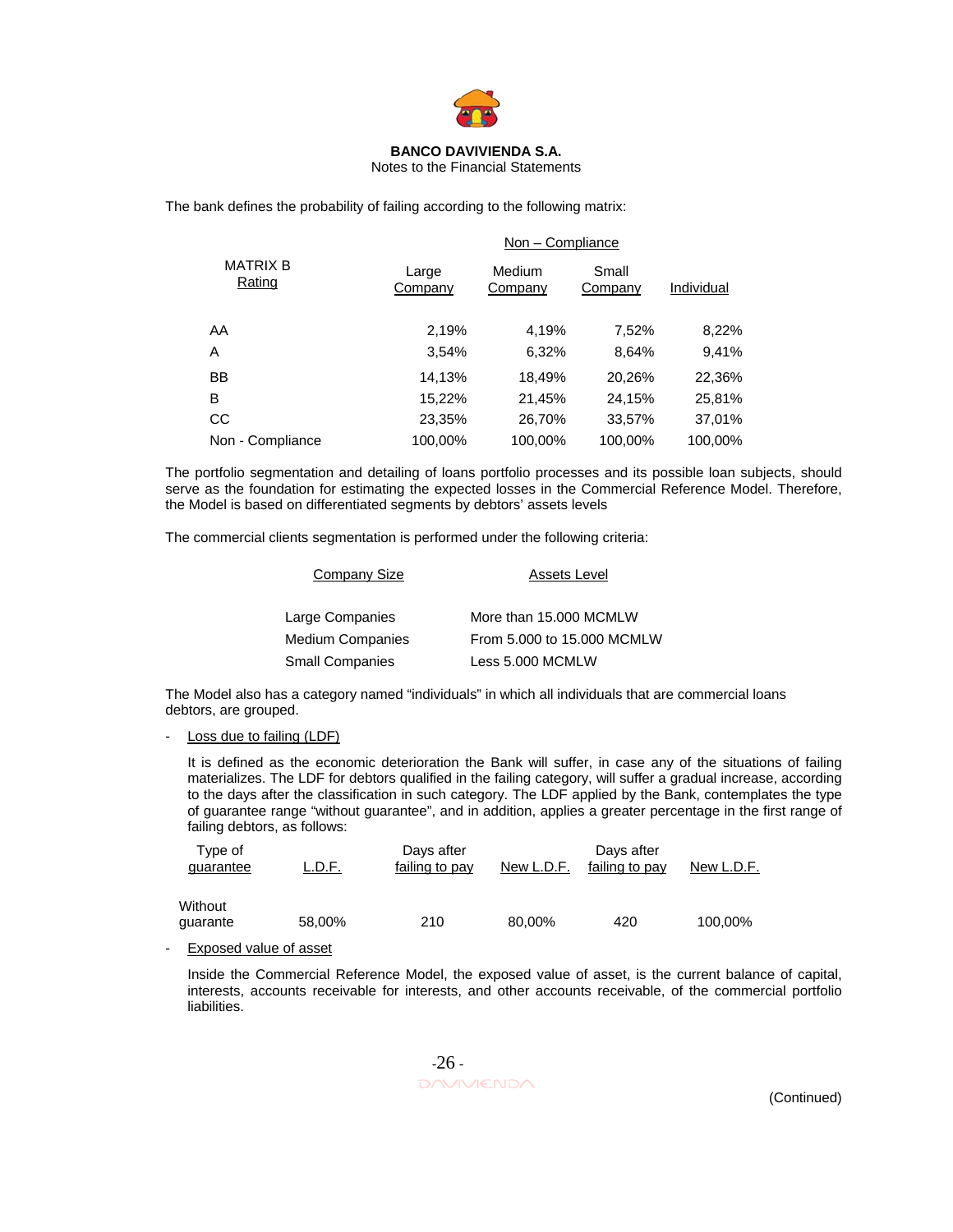The bank defines the probability of failing according to the following matrix:

| MATRIX B Rating | Non – Compliance | | | |
|---|---|---|---|---|
| | Large Company | Medium Company | Small Company | Individual |
| AA | 2,19% | 4,19% | 7,52% | 8,22% |
| A | 3,54% | 6,32% | 8,64% | 9,41% |
| BB | 14,13% | 18,49% | 20,26% | 22,36% |
| B | 15,22% | 21,45% | 24,15% | 25,81% |
| CC | 23,35% | 26,70% | 33,57% | 37,01% |
| Non - Compliance | 100,00% | 100,00% | 100,00% | 100,00% |

The portfolio segmentation and detailing of loans portfolio processes and its possible loan subjects, should serve as the foundation for estimating the expected losses in the Commercial Reference Model. Therefore, the Model is based on differentiated segments by debtors' assets levels

The commercial clients segmentation is performed under the following criteria:

| Company Size | Assets Level |
|---|---|
| Large Companies | More than 15.000 MCMLW |
| Medium Companies | From 5.000 to 15.000 MCMLW |
| Small Companies | Less 5.000 MCMLW |

The Model also has a category named "individuals" in which all individuals that are commercial loans debtors, are grouped.

- Loss due to failing (LDF)

  It is defined as the economic deterioration the Bank will suffer, in case any of the situations of failing materializes. The LDF for debtors qualified in the failing category, will suffer a gradual increase, according to the days after the classification in such category. The LDF applied by the Bank, contemplates the type of guarantee range "without guarantee", and in addition, applies a greater percentage in the first range of failing debtors, as follows:

| Type of guarantee | L.D.F. | Days after failing to pay | New L.D.F. | Days after failing to pay | New L.D.F. |
|---|---|---|---|---|---|
| Without guarante | 58,00% | 210 | 80,00% | 420 | 100,00% |

- Exposed value of asset

  Inside the Commercial Reference Model, the exposed value of asset, is the current balance of capital, interests, accounts receivable for interests, and other accounts receivable, of the commercial portfolio liabilities.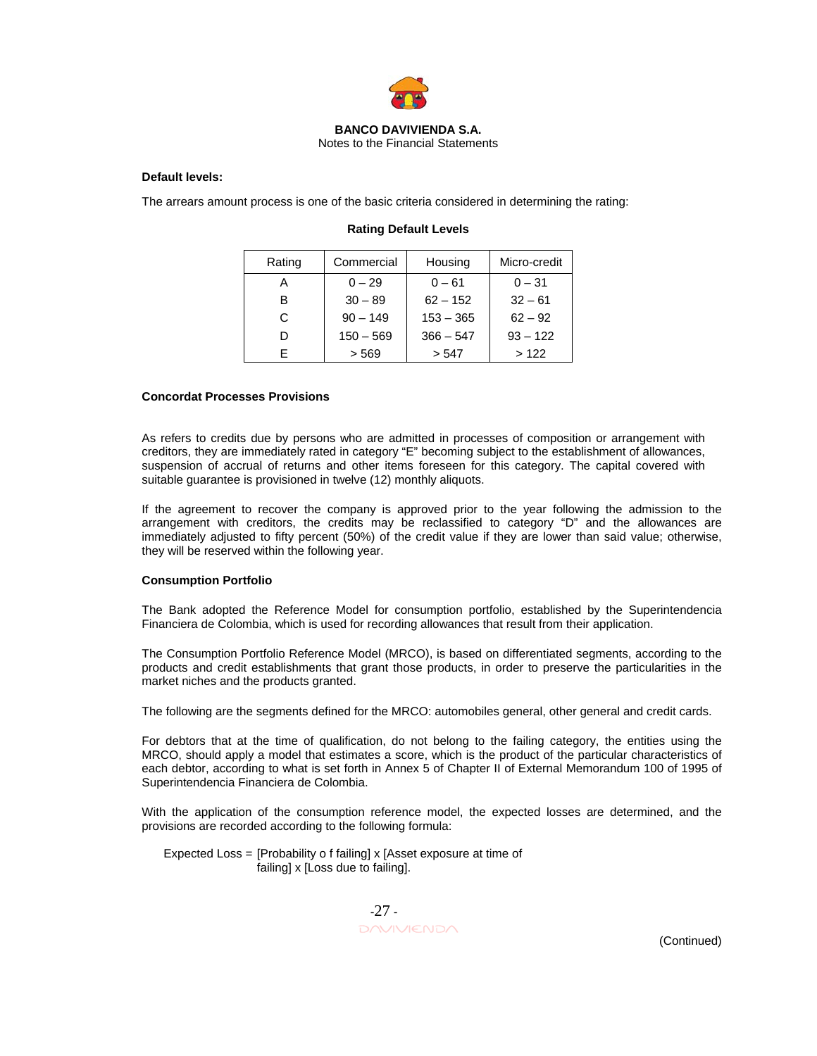**Default levels:**

The arrears amount process is one of the basic criteria considered in determining the rating:

**Rating Default Levels**

| Rating | Commercial | Housing | Micro-credit |
|---|---|---|---|
| A | 0 – 29 | 0 – 61 | 0 – 31 |
| B | 30 – 89 | 62 – 152 | 32 – 61 |
| C | 90 – 149 | 153 – 365 | 62 – 92 |
| D | 150 – 569 | 366 – 547 | 93 – 122 |
| E | > 569 | > 547 | > 122 |

**Concordat Processes Provisions**

As refers to credits due by persons who are admitted in processes of composition or arrangement with creditors, they are immediately rated in category "E" becoming subject to the establishment of allowances, suspension of accrual of returns and other items foreseen for this category. The capital covered with suitable guarantee is provisioned in twelve (12) monthly aliquots.

If the agreement to recover the company is approved prior to the year following the admission to the arrangement with creditors, the credits may be reclassified to category "D" and the allowances are immediately adjusted to fifty percent (50%) of the credit value if they are lower than said value; otherwise, they will be reserved within the following year.

**Consumption Portfolio**

The Bank adopted the Reference Model for consumption portfolio, established by the Superintendencia Financiera de Colombia, which is used for recording allowances that result from their application.

The Consumption Portfolio Reference Model (MRCO), is based on differentiated segments, according to the products and credit establishments that grant those products, in order to preserve the particularities in the market niches and the products granted.

The following are the segments defined for the MRCO: automobiles general, other general and credit cards.

For debtors that at the time of qualification, do not belong to the failing category, the entities using the MRCO, should apply a model that estimates a score, which is the product of the particular characteristics of each debtor, according to what is set forth in Annex 5 of Chapter II of External Memorandum 100 of 1995 of Superintendencia Financiera de Colombia.

With the application of the consumption reference model, the expected losses are determined, and the provisions are recorded according to the following formula:

Expected Loss = [Probability o f failing] x [Asset exposure at time of failing] x [Loss due to failing].

(Continued)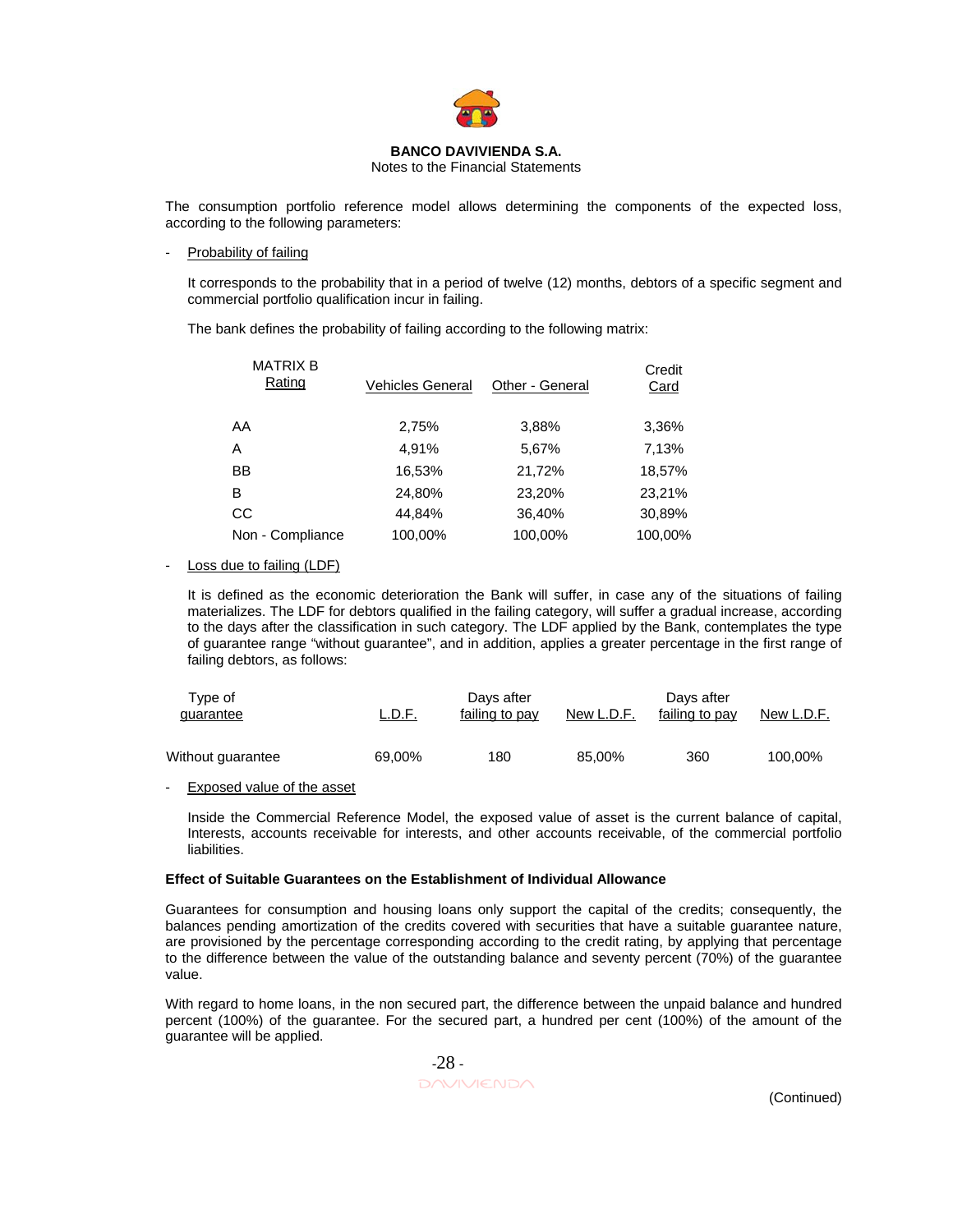The consumption portfolio reference model allows determining the components of the expected loss, according to the following parameters:

- Probability of failing

  It corresponds to the probability that in a period of twelve (12) months, debtors of a specific segment and commercial portfolio qualification incur in failing.

  The bank defines the probability of failing according to the following matrix:

| MATRIX B Rating | Vehicles General | Other - General | Credit Card |
|---|---|---|---|
| AA | 2,75% | 3,88% | 3,36% |
| A | 4,91% | 5,67% | 7,13% |
| BB | 16,53% | 21,72% | 18,57% |
| B | 24,80% | 23,20% | 23,21% |
| CC | 44,84% | 36,40% | 30,89% |
| Non - Compliance | 100,00% | 100,00% | 100,00% |

- Loss due to failing (LDF)

  It is defined as the economic deterioration the Bank will suffer, in case any of the situations of failing materializes. The LDF for debtors qualified in the failing category, will suffer a gradual increase, according to the days after the classification in such category. The LDF applied by the Bank, contemplates the type of guarantee range "without guarantee", and in addition, applies a greater percentage in the first range of failing debtors, as follows:

| Type of guarantee | L.D.F. | Days after failing to pay | New L.D.F. | Days after failing to pay | New L.D.F. |
|---|---|---|---|---|---|
| Without guarantee | 69,00% | 180 | 85,00% | 360 | 100,00% |

- Exposed value of the asset

  Inside the Commercial Reference Model, the exposed value of asset is the current balance of capital, Interests, accounts receivable for interests, and other accounts receivable, of the commercial portfolio liabilities.

**Effect of Suitable Guarantees on the Establishment of Individual Allowance**

Guarantees for consumption and housing loans only support the capital of the credits; consequently, the balances pending amortization of the credits covered with securities that have a suitable guarantee nature, are provisioned by the percentage corresponding according to the credit rating, by applying that percentage to the difference between the value of the outstanding balance and seventy percent (70%) of the guarantee value.

With regard to home loans, in the non secured part, the difference between the unpaid balance and hundred percent (100%) of the guarantee. For the secured part, a hundred per cent (100%) of the amount of the guarantee will be applied.

(Continued)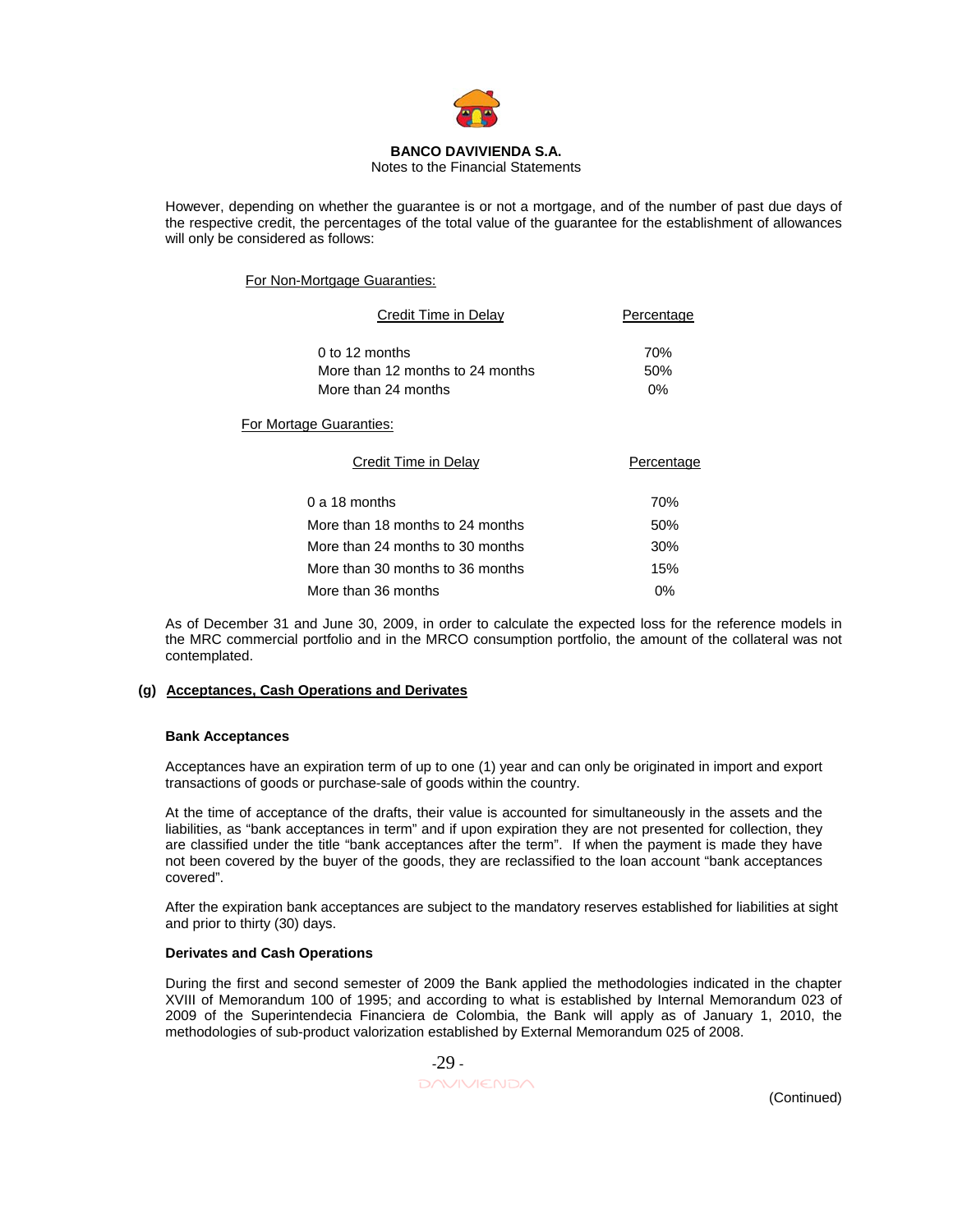However, depending on whether the guarantee is or not a mortgage, and of the number of past due days of the respective credit, the percentages of the total value of the guarantee for the establishment of allowances will only be considered as follows:

For Non-Mortgage Guaranties:

| Credit Time in Delay | Percentage |
|---|---|
| 0 to 12 months | 70% |
| More than 12 months to 24 months | 50% |
| More than 24 months | 0% |

For Mortage Guaranties:

| Credit Time in Delay | Percentage |
|---|---|
| 0 a 18 months | 70% |
| More than 18 months to 24 months | 50% |
| More than 24 months to 30 months | 30% |
| More than 30 months to 36 months | 15% |
| More than 36 months | 0% |

As of December 31 and June 30, 2009, in order to calculate the expected loss for the reference models in the MRC commercial portfolio and in the MRCO consumption portfolio, the amount of the collateral was not contemplated.

### (g) Acceptances, Cash Operations and Derivates

**Bank Acceptances**

Acceptances have an expiration term of up to one (1) year and can only be originated in import and export transactions of goods or purchase-sale of goods within the country.

At the time of acceptance of the drafts, their value is accounted for simultaneously in the assets and the liabilities, as "bank acceptances in term" and if upon expiration they are not presented for collection, they are classified under the title "bank acceptances after the term". If when the payment is made they have not been covered by the buyer of the goods, they are reclassified to the loan account "bank acceptances covered".

After the expiration bank acceptances are subject to the mandatory reserves established for liabilities at sight and prior to thirty (30) days.

**Derivates and Cash Operations**

During the first and second semester of 2009 the Bank applied the methodologies indicated in the chapter XVIII of Memorandum 100 of 1995; and according to what is established by Internal Memorandum 023 of 2009 of the Superintendecia Financiera de Colombia, the Bank will apply as of January 1, 2010, the methodologies of sub-product valorization established by External Memorandum 025 of 2008.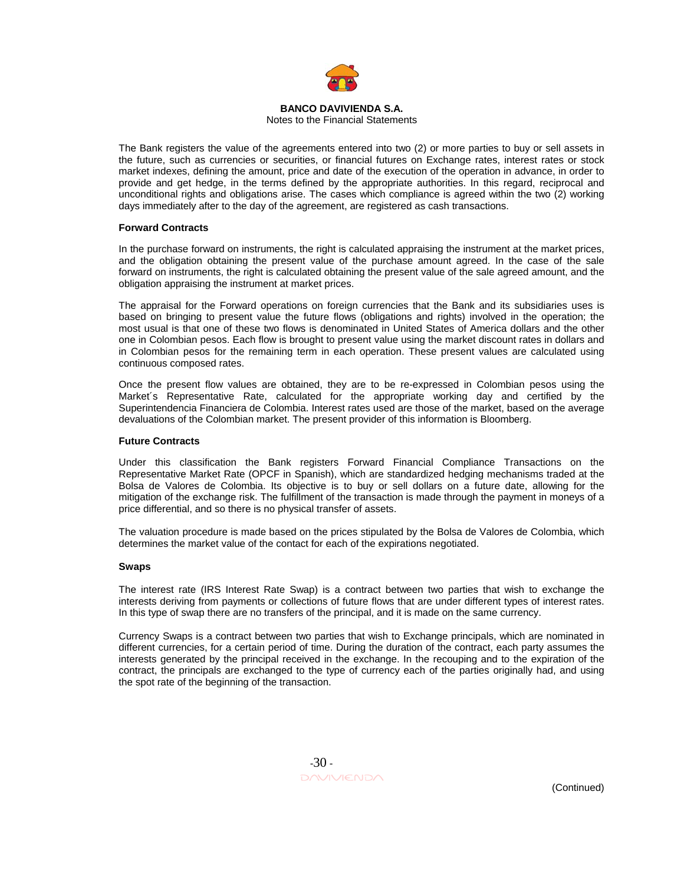The Bank registers the value of the agreements entered into two (2) or more parties to buy or sell assets in the future, such as currencies or securities, or financial futures on Exchange rates, interest rates or stock market indexes, defining the amount, price and date of the execution of the operation in advance, in order to provide and get hedge, in the terms defined by the appropriate authorities. In this regard, reciprocal and unconditional rights and obligations arise. The cases which compliance is agreed within the two (2) working days immediately after to the day of the agreement, are registered as cash transactions.

**Forward Contracts**

In the purchase forward on instruments, the right is calculated appraising the instrument at the market prices, and the obligation obtaining the present value of the purchase amount agreed. In the case of the sale forward on instruments, the right is calculated obtaining the present value of the sale agreed amount, and the obligation appraising the instrument at market prices.

The appraisal for the Forward operations on foreign currencies that the Bank and its subsidiaries uses is based on bringing to present value the future flows (obligations and rights) involved in the operation; the most usual is that one of these two flows is denominated in United States of America dollars and the other one in Colombian pesos. Each flow is brought to present value using the market discount rates in dollars and in Colombian pesos for the remaining term in each operation. These present values are calculated using continuous composed rates.

Once the present flow values are obtained, they are to be re-expressed in Colombian pesos using the Market´s Representative Rate, calculated for the appropriate working day and certified by the Superintendencia Financiera de Colombia. Interest rates used are those of the market, based on the average devaluations of the Colombian market. The present provider of this information is Bloomberg.

**Future Contracts**

Under this classification the Bank registers Forward Financial Compliance Transactions on the Representative Market Rate (OPCF in Spanish), which are standardized hedging mechanisms traded at the Bolsa de Valores de Colombia. Its objective is to buy or sell dollars on a future date, allowing for the mitigation of the exchange risk. The fulfillment of the transaction is made through the payment in moneys of a price differential, and so there is no physical transfer of assets.

The valuation procedure is made based on the prices stipulated by the Bolsa de Valores de Colombia, which determines the market value of the contact for each of the expirations negotiated.

**Swaps**

The interest rate (IRS Interest Rate Swap) is a contract between two parties that wish to exchange the interests deriving from payments or collections of future flows that are under different types of interest rates. In this type of swap there are no transfers of the principal, and it is made on the same currency.

Currency Swaps is a contract between two parties that wish to Exchange principals, which are nominated in different currencies, for a certain period of time. During the duration of the contract, each party assumes the interests generated by the principal received in the exchange. In the recouping and to the expiration of the contract, the principals are exchanged to the type of currency each of the parties originally had, and using the spot rate of the beginning of the transaction.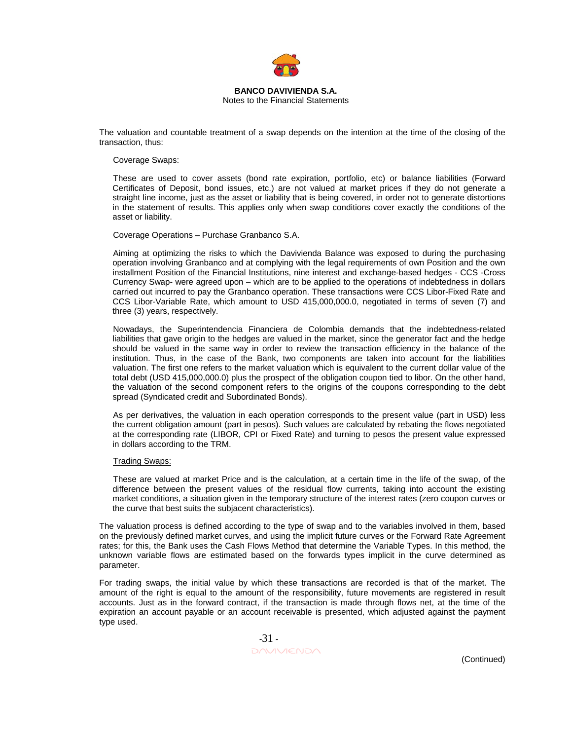The valuation and countable treatment of a swap depends on the intention at the time of the closing of the transaction, thus:

Coverage Swaps:

These are used to cover assets (bond rate expiration, portfolio, etc) or balance liabilities (Forward Certificates of Deposit, bond issues, etc.) are not valued at market prices if they do not generate a straight line income, just as the asset or liability that is being covered, in order not to generate distortions in the statement of results. This applies only when swap conditions cover exactly the conditions of the asset or liability.

Coverage Operations – Purchase Granbanco S.A.

Aiming at optimizing the risks to which the Davivienda Balance was exposed to during the purchasing operation involving Granbanco and at complying with the legal requirements of own Position and the own installment Position of the Financial Institutions, nine interest and exchange-based hedges - CCS -Cross Currency Swap- were agreed upon – which are to be applied to the operations of indebtedness in dollars carried out incurred to pay the Granbanco operation. These transactions were CCS Libor-Fixed Rate and CCS Libor-Variable Rate, which amount to USD 415,000,000.0, negotiated in terms of seven (7) and three (3) years, respectively.

Nowadays, the Superintendencia Financiera de Colombia demands that the indebtedness-related liabilities that gave origin to the hedges are valued in the market, since the generator fact and the hedge should be valued in the same way in order to review the transaction efficiency in the balance of the institution. Thus, in the case of the Bank, two components are taken into account for the liabilities valuation. The first one refers to the market valuation which is equivalent to the current dollar value of the total debt (USD 415,000,000.0) plus the prospect of the obligation coupon tied to libor. On the other hand, the valuation of the second component refers to the origins of the coupons corresponding to the debt spread (Syndicated credit and Subordinated Bonds).

As per derivatives, the valuation in each operation corresponds to the present value (part in USD) less the current obligation amount (part in pesos). Such values are calculated by rebating the flows negotiated at the corresponding rate (LIBOR, CPI or Fixed Rate) and turning to pesos the present value expressed in dollars according to the TRM.

Trading Swaps:

These are valued at market Price and is the calculation, at a certain time in the life of the swap, of the difference between the present values of the residual flow currents, taking into account the existing market conditions, a situation given in the temporary structure of the interest rates (zero coupon curves or the curve that best suits the subjacent characteristics).

The valuation process is defined according to the type of swap and to the variables involved in them, based on the previously defined market curves, and using the implicit future curves or the Forward Rate Agreement rates; for this, the Bank uses the Cash Flows Method that determine the Variable Types. In this method, the unknown variable flows are estimated based on the forwards types implicit in the curve determined as parameter.

For trading swaps, the initial value by which these transactions are recorded is that of the market. The amount of the right is equal to the amount of the responsibility, future movements are registered in result accounts. Just as in the forward contract, if the transaction is made through flows net, at the time of the expiration an account payable or an account receivable is presented, which adjusted against the payment type used.

(Continued)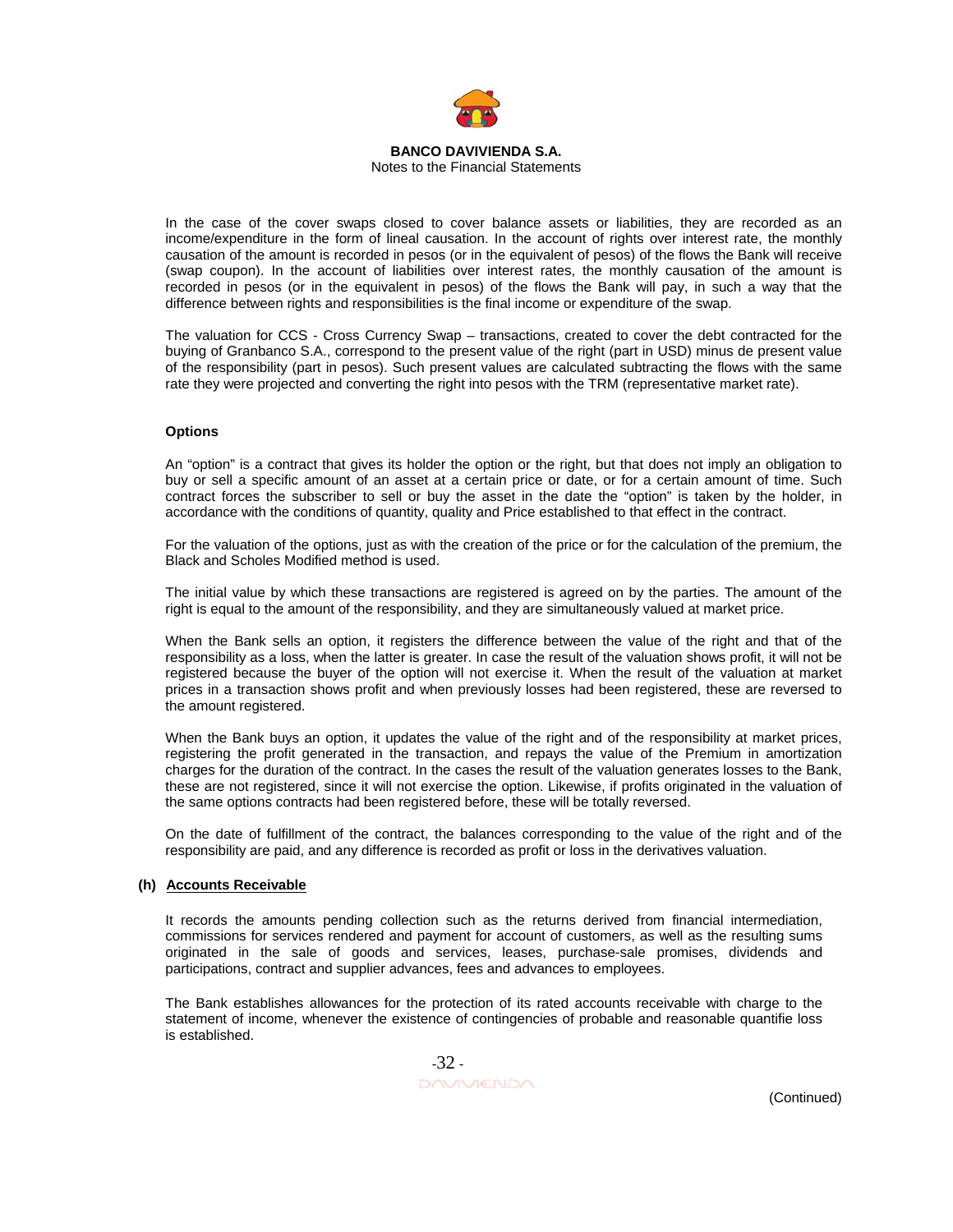In the case of the cover swaps closed to cover balance assets or liabilities, they are recorded as an income/expenditure in the form of lineal causation. In the account of rights over interest rate, the monthly causation of the amount is recorded in pesos (or in the equivalent of pesos) of the flows the Bank will receive (swap coupon). In the account of liabilities over interest rates, the monthly causation of the amount is recorded in pesos (or in the equivalent in pesos) of the flows the Bank will pay, in such a way that the difference between rights and responsibilities is the final income or expenditure of the swap.

The valuation for CCS - Cross Currency Swap – transactions, created to cover the debt contracted for the buying of Granbanco S.A., correspond to the present value of the right (part in USD) minus de present value of the responsibility (part in pesos). Such present values are calculated subtracting the flows with the same rate they were projected and converting the right into pesos with the TRM (representative market rate).

**Options**

An "option" is a contract that gives its holder the option or the right, but that does not imply an obligation to buy or sell a specific amount of an asset at a certain price or date, or for a certain amount of time. Such contract forces the subscriber to sell or buy the asset in the date the "option" is taken by the holder, in accordance with the conditions of quantity, quality and Price established to that effect in the contract.

For the valuation of the options, just as with the creation of the price or for the calculation of the premium, the Black and Scholes Modified method is used.

The initial value by which these transactions are registered is agreed on by the parties. The amount of the right is equal to the amount of the responsibility, and they are simultaneously valued at market price.

When the Bank sells an option, it registers the difference between the value of the right and that of the responsibility as a loss, when the latter is greater. In case the result of the valuation shows profit, it will not be registered because the buyer of the option will not exercise it. When the result of the valuation at market prices in a transaction shows profit and when previously losses had been registered, these are reversed to the amount registered.

When the Bank buys an option, it updates the value of the right and of the responsibility at market prices, registering the profit generated in the transaction, and repays the value of the Premium in amortization charges for the duration of the contract. In the cases the result of the valuation generates losses to the Bank, these are not registered, since it will not exercise the option. Likewise, if profits originated in the valuation of the same options contracts had been registered before, these will be totally reversed.

On the date of fulfillment of the contract, the balances corresponding to the value of the right and of the responsibility are paid, and any difference is recorded as profit or loss in the derivatives valuation.

**(h) Accounts Receivable**

It records the amounts pending collection such as the returns derived from financial intermediation, commissions for services rendered and payment for account of customers, as well as the resulting sums originated in the sale of goods and services, leases, purchase-sale promises, dividends and participations, contract and supplier advances, fees and advances to employees.

The Bank establishes allowances for the protection of its rated accounts receivable with charge to the statement of income, whenever the existence of contingencies of probable and reasonable quantifie loss is established.

(Continued)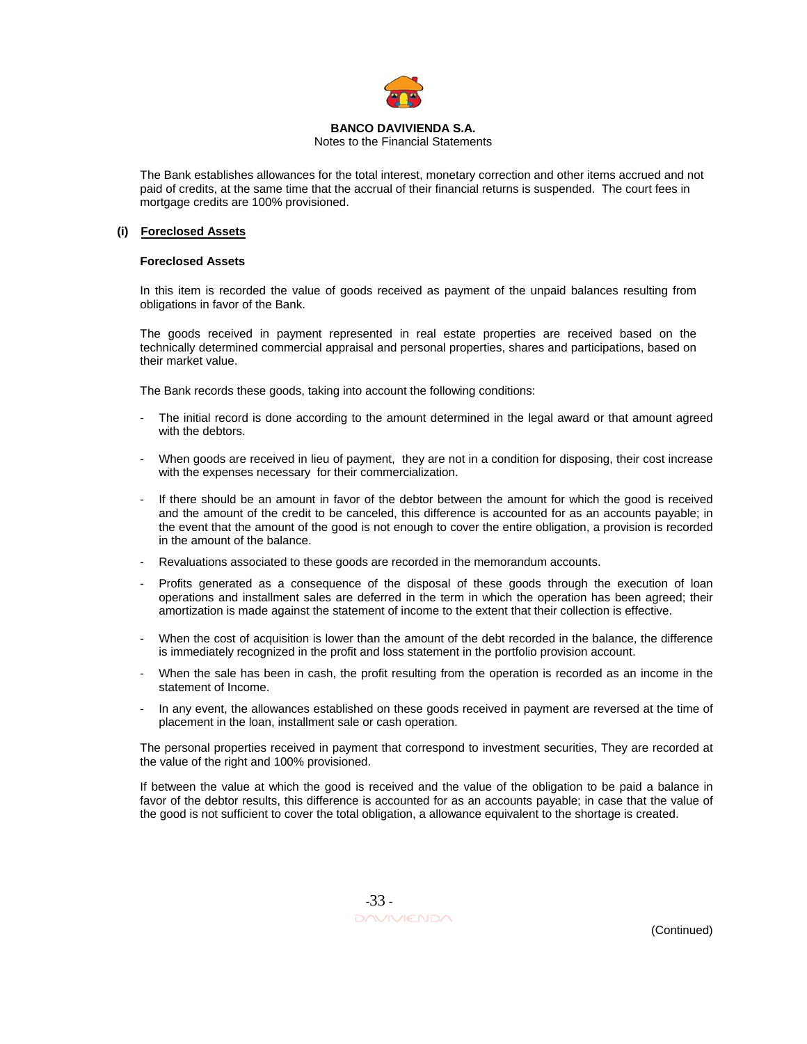The Bank establishes allowances for the total interest, monetary correction and other items accrued and not paid of credits, at the same time that the accrual of their financial returns is suspended. The court fees in mortgage credits are 100% provisioned.

**(i) Foreclosed Assets**

**Foreclosed Assets**

In this item is recorded the value of goods received as payment of the unpaid balances resulting from obligations in favor of the Bank.

The goods received in payment represented in real estate properties are received based on the technically determined commercial appraisal and personal properties, shares and participations, based on their market value.

The Bank records these goods, taking into account the following conditions:

- The initial record is done according to the amount determined in the legal award or that amount agreed with the debtors.
- When goods are received in lieu of payment, they are not in a condition for disposing, their cost increase with the expenses necessary for their commercialization.
- If there should be an amount in favor of the debtor between the amount for which the good is received and the amount of the credit to be canceled, this difference is accounted for as an accounts payable; in the event that the amount of the good is not enough to cover the entire obligation, a provision is recorded in the amount of the balance.
- Revaluations associated to these goods are recorded in the memorandum accounts.
- Profits generated as a consequence of the disposal of these goods through the execution of loan operations and installment sales are deferred in the term in which the operation has been agreed; their amortization is made against the statement of income to the extent that their collection is effective.
- When the cost of acquisition is lower than the amount of the debt recorded in the balance, the difference is immediately recognized in the profit and loss statement in the portfolio provision account.
- When the sale has been in cash, the profit resulting from the operation is recorded as an income in the statement of Income.
- In any event, the allowances established on these goods received in payment are reversed at the time of placement in the loan, installment sale or cash operation.

The personal properties received in payment that correspond to investment securities, They are recorded at the value of the right and 100% provisioned.

If between the value at which the good is received and the value of the obligation to be paid a balance in favor of the debtor results, this difference is accounted for as an accounts payable; in case that the value of the good is not sufficient to cover the total obligation, a allowance equivalent to the shortage is created.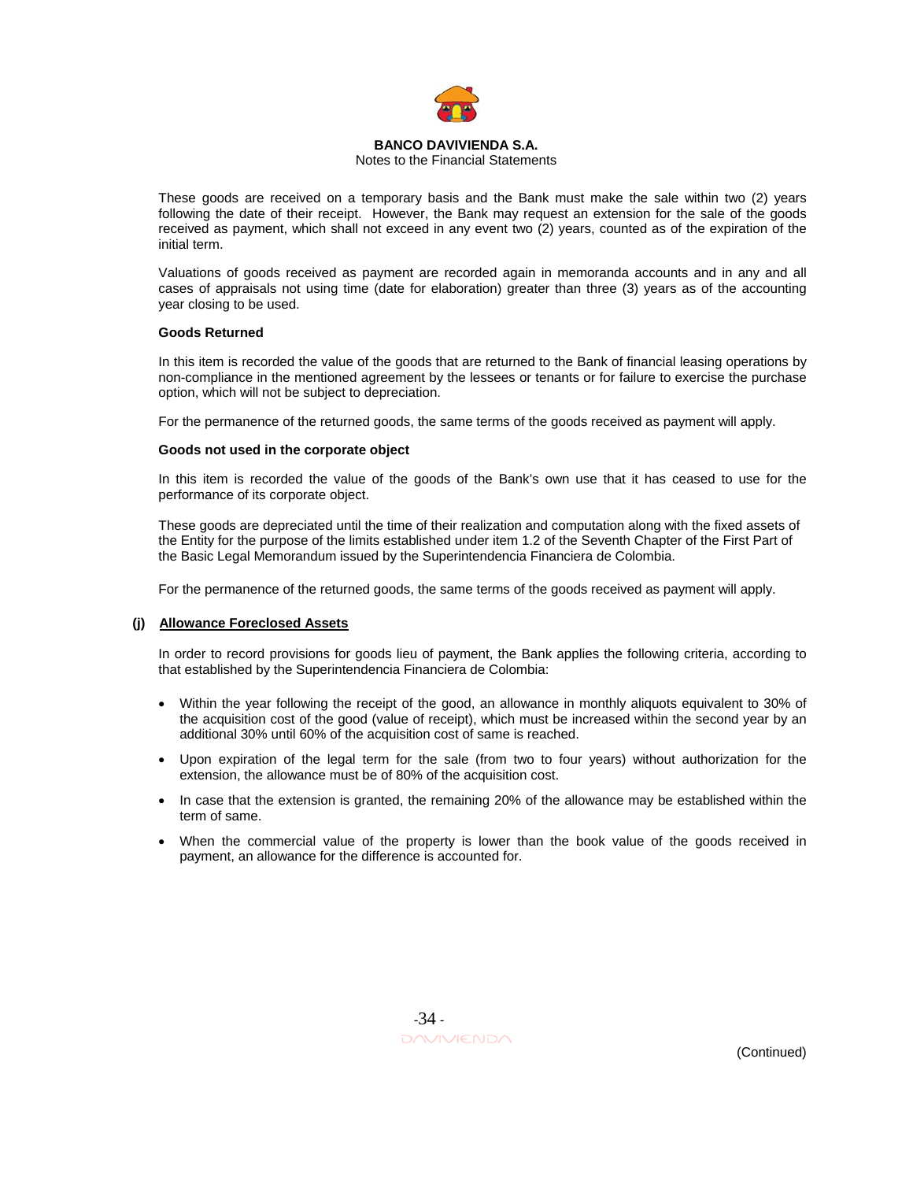These goods are received on a temporary basis and the Bank must make the sale within two (2) years following the date of their receipt. However, the Bank may request an extension for the sale of the goods received as payment, which shall not exceed in any event two (2) years, counted as of the expiration of the initial term.

Valuations of goods received as payment are recorded again in memoranda accounts and in any and all cases of appraisals not using time (date for elaboration) greater than three (3) years as of the accounting year closing to be used.

**Goods Returned**

In this item is recorded the value of the goods that are returned to the Bank of financial leasing operations by non-compliance in the mentioned agreement by the lessees or tenants or for failure to exercise the purchase option, which will not be subject to depreciation.

For the permanence of the returned goods, the same terms of the goods received as payment will apply.

**Goods not used in the corporate object**

In this item is recorded the value of the goods of the Bank's own use that it has ceased to use for the performance of its corporate object.

These goods are depreciated until the time of their realization and computation along with the fixed assets of the Entity for the purpose of the limits established under item 1.2 of the Seventh Chapter of the First Part of the Basic Legal Memorandum issued by the Superintendencia Financiera de Colombia.

For the permanence of the returned goods, the same terms of the goods received as payment will apply.

### (j) Allowance Foreclosed Assets

In order to record provisions for goods lieu of payment, the Bank applies the following criteria, according to that established by the Superintendencia Financiera de Colombia:

- Within the year following the receipt of the good, an allowance in monthly aliquots equivalent to 30% of the acquisition cost of the good (value of receipt), which must be increased within the second year by an additional 30% until 60% of the acquisition cost of same is reached.
- Upon expiration of the legal term for the sale (from two to four years) without authorization for the extension, the allowance must be of 80% of the acquisition cost.
- In case that the extension is granted, the remaining 20% of the allowance may be established within the term of same.
- When the commercial value of the property is lower than the book value of the goods received in payment, an allowance for the difference is accounted for.

(Continued)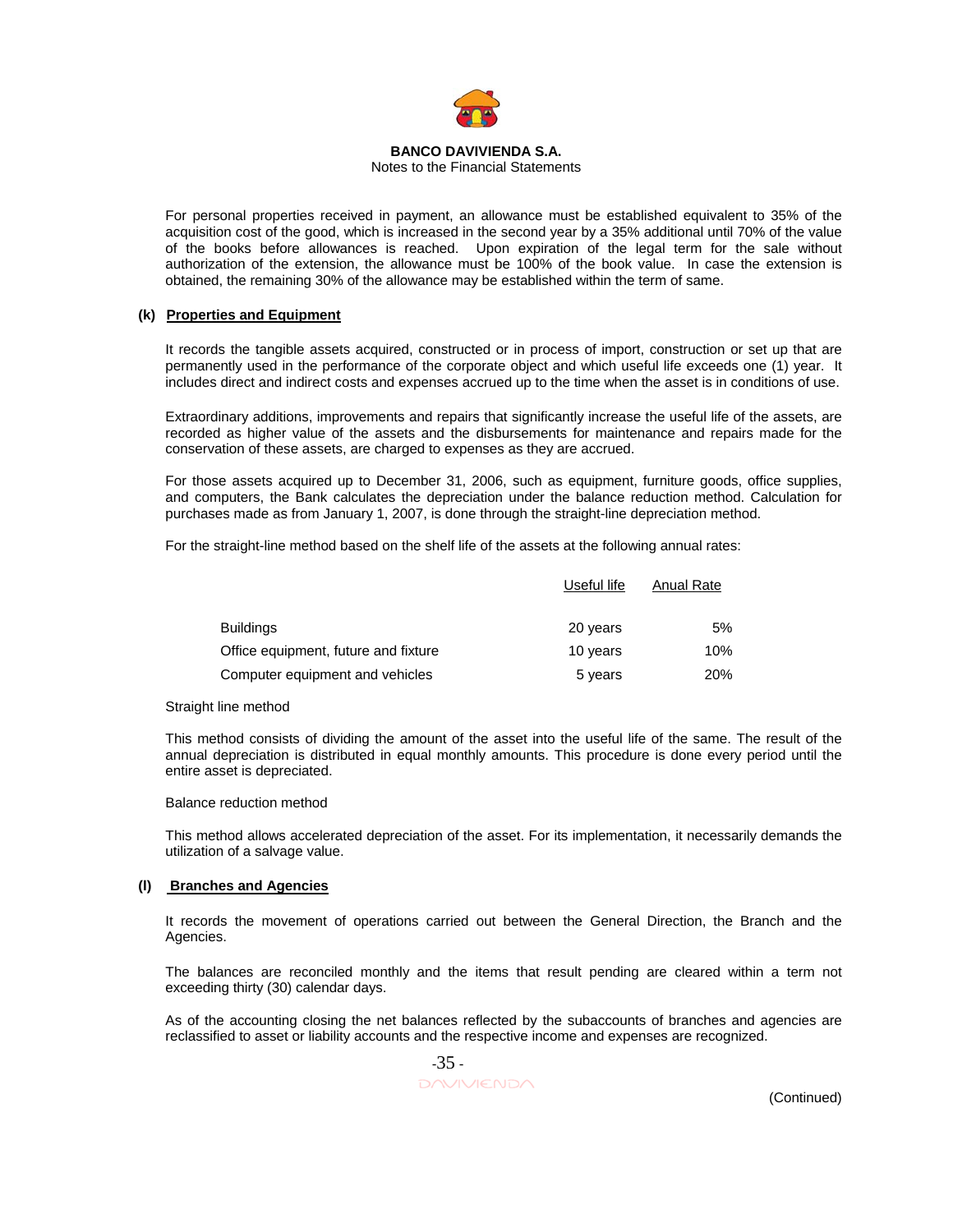For personal properties received in payment, an allowance must be established equivalent to 35% of the acquisition cost of the good, which is increased in the second year by a 35% additional until 70% of the value of the books before allowances is reached. Upon expiration of the legal term for the sale without authorization of the extension, the allowance must be 100% of the book value. In case the extension is obtained, the remaining 30% of the allowance may be established within the term of same.

**(k) Properties and Equipment**

It records the tangible assets acquired, constructed or in process of import, construction or set up that are permanently used in the performance of the corporate object and which useful life exceeds one (1) year. It includes direct and indirect costs and expenses accrued up to the time when the asset is in conditions of use.

Extraordinary additions, improvements and repairs that significantly increase the useful life of the assets, are recorded as higher value of the assets and the disbursements for maintenance and repairs made for the conservation of these assets, are charged to expenses as they are accrued.

For those assets acquired up to December 31, 2006, such as equipment, furniture goods, office supplies, and computers, the Bank calculates the depreciation under the balance reduction method. Calculation for purchases made as from January 1, 2007, is done through the straight-line depreciation method.

For the straight-line method based on the shelf life of the assets at the following annual rates:

| | Useful life | Anual Rate |
|---|---|---|
| Buildings | 20 years | 5% |
| Office equipment, future and fixture | 10 years | 10% |
| Computer equipment and vehicles | 5 years | 20% |

Straight line method

This method consists of dividing the amount of the asset into the useful life of the same. The result of the annual depreciation is distributed in equal monthly amounts. This procedure is done every period until the entire asset is depreciated.

Balance reduction method

This method allows accelerated depreciation of the asset. For its implementation, it necessarily demands the utilization of a salvage value.

**(l) Branches and Agencies**

It records the movement of operations carried out between the General Direction, the Branch and the Agencies.

The balances are reconciled monthly and the items that result pending are cleared within a term not exceeding thirty (30) calendar days.

As of the accounting closing the net balances reflected by the subaccounts of branches and agencies are reclassified to asset or liability accounts and the respective income and expenses are recognized.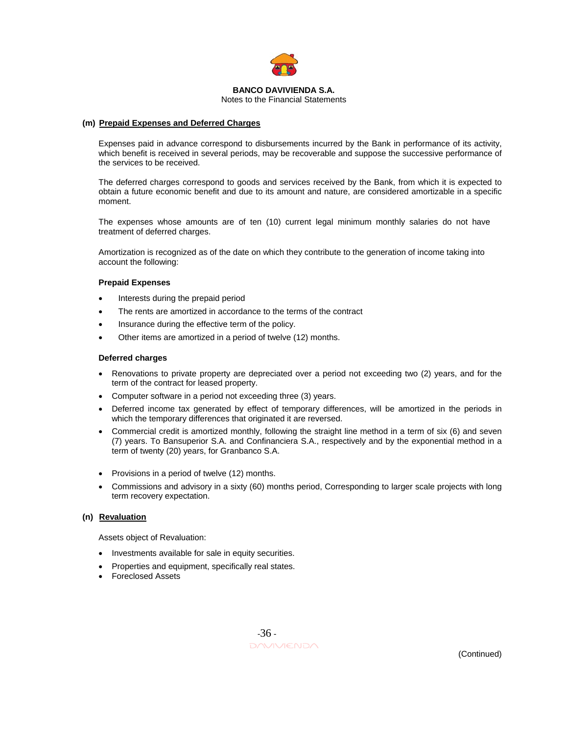### (m) Prepaid Expenses and Deferred Charges

Expenses paid in advance correspond to disbursements incurred by the Bank in performance of its activity, which benefit is received in several periods, may be recoverable and suppose the successive performance of the services to be received.

The deferred charges correspond to goods and services received by the Bank, from which it is expected to obtain a future economic benefit and due to its amount and nature, are considered amortizable in a specific moment.

The expenses whose amounts are of ten (10) current legal minimum monthly salaries do not have treatment of deferred charges.

Amortization is recognized as of the date on which they contribute to the generation of income taking into account the following:

**Prepaid Expenses**

- Interests during the prepaid period
- The rents are amortized in accordance to the terms of the contract
- Insurance during the effective term of the policy.
- Other items are amortized in a period of twelve (12) months.

**Deferred charges**

- Renovations to private property are depreciated over a period not exceeding two (2) years, and for the term of the contract for leased property.
- Computer software in a period not exceeding three (3) years.
- Deferred income tax generated by effect of temporary differences, will be amortized in the periods in which the temporary differences that originated it are reversed.
- Commercial credit is amortized monthly, following the straight line method in a term of six (6) and seven (7) years. To Bansuperior S.A. and Confinanciera S.A., respectively and by the exponential method in a term of twenty (20) years, for Granbanco S.A.
- Provisions in a period of twelve (12) months.
- Commissions and advisory in a sixty (60) months period, Corresponding to larger scale projects with long term recovery expectation.

### (n) Revaluation

Assets object of Revaluation:

- Investments available for sale in equity securities.
- Properties and equipment, specifically real states.
- Foreclosed Assets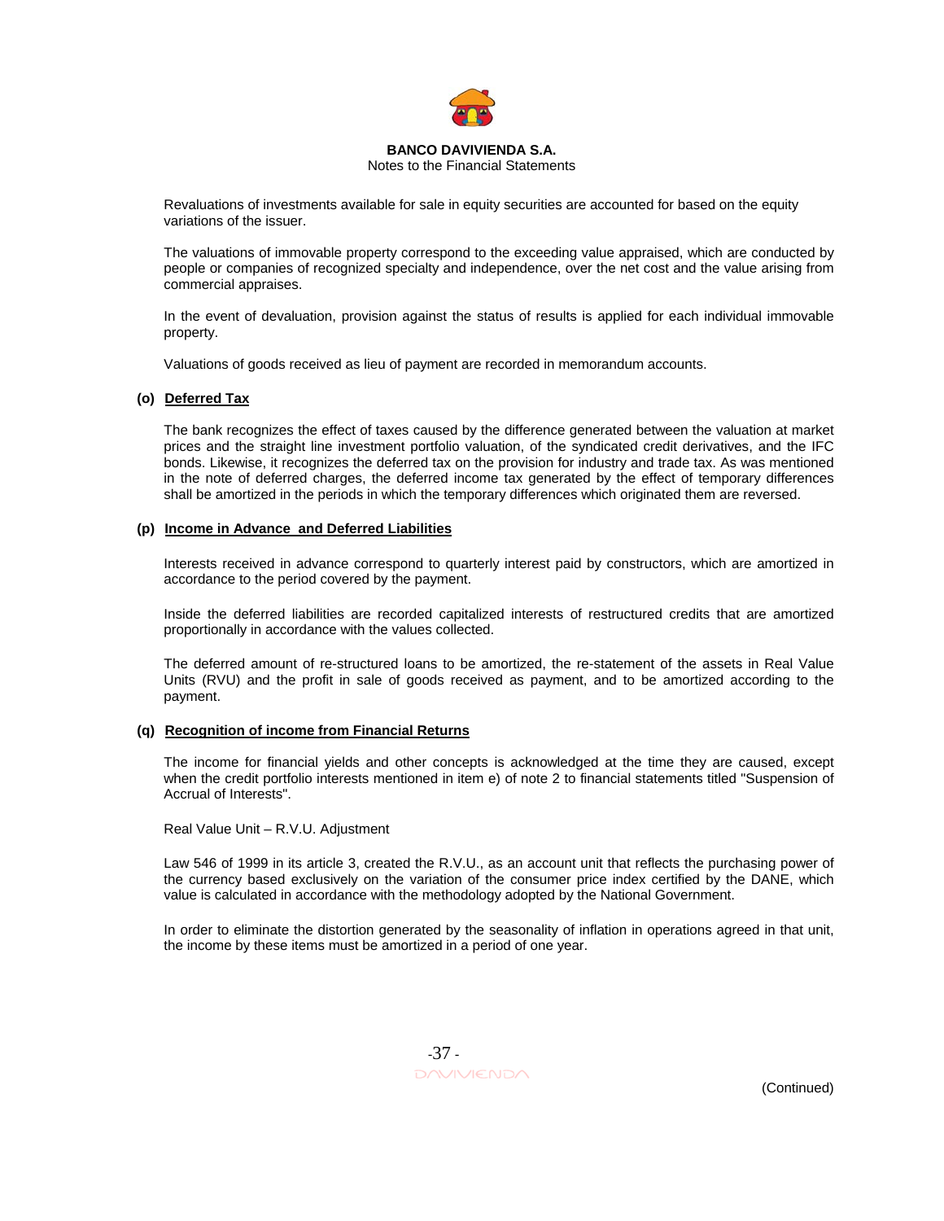Revaluations of investments available for sale in equity securities are accounted for based on the equity variations of the issuer.

The valuations of immovable property correspond to the exceeding value appraised, which are conducted by people or companies of recognized specialty and independence, over the net cost and the value arising from commercial appraises.

In the event of devaluation, provision against the status of results is applied for each individual immovable property.

Valuations of goods received as lieu of payment are recorded in memorandum accounts.

**(o) Deferred Tax**

The bank recognizes the effect of taxes caused by the difference generated between the valuation at market prices and the straight line investment portfolio valuation, of the syndicated credit derivatives, and the IFC bonds. Likewise, it recognizes the deferred tax on the provision for industry and trade tax. As was mentioned in the note of deferred charges, the deferred income tax generated by the effect of temporary differences shall be amortized in the periods in which the temporary differences which originated them are reversed.

**(p) Income in Advance and Deferred Liabilities**

Interests received in advance correspond to quarterly interest paid by constructors, which are amortized in accordance to the period covered by the payment.

Inside the deferred liabilities are recorded capitalized interests of restructured credits that are amortized proportionally in accordance with the values collected.

The deferred amount of re-structured loans to be amortized, the re-statement of the assets in Real Value Units (RVU) and the profit in sale of goods received as payment, and to be amortized according to the payment.

**(q) Recognition of income from Financial Returns**

The income for financial yields and other concepts is acknowledged at the time they are caused, except when the credit portfolio interests mentioned in item e) of note 2 to financial statements titled "Suspension of Accrual of Interests".

Real Value Unit – R.V.U. Adjustment

Law 546 of 1999 in its article 3, created the R.V.U., as an account unit that reflects the purchasing power of the currency based exclusively on the variation of the consumer price index certified by the DANE, which value is calculated in accordance with the methodology adopted by the National Government.

In order to eliminate the distortion generated by the seasonality of inflation in operations agreed in that unit, the income by these items must be amortized in a period of one year.

(Continued)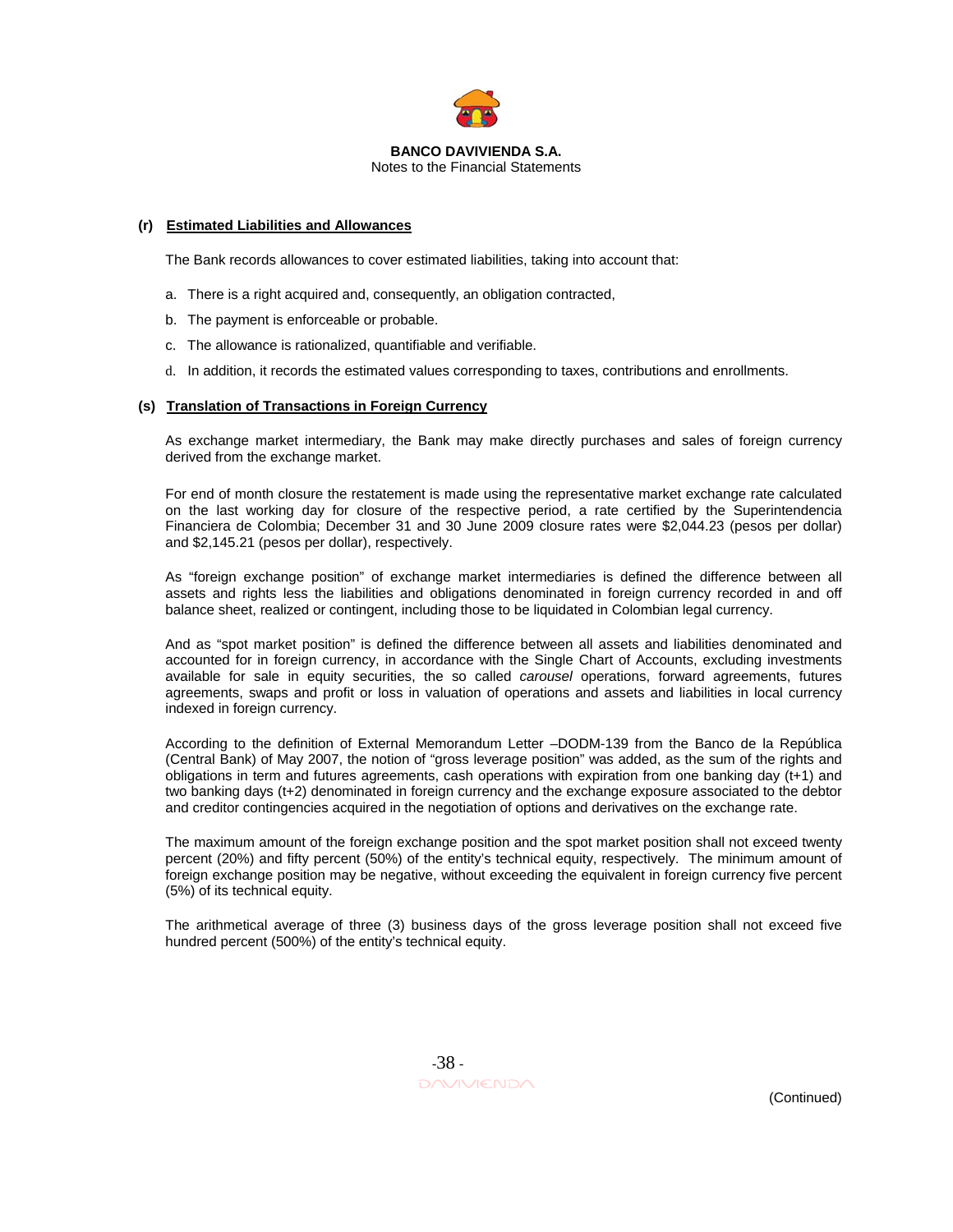**(r) Estimated Liabilities and Allowances**

The Bank records allowances to cover estimated liabilities, taking into account that:

a. There is a right acquired and, consequently, an obligation contracted,

b. The payment is enforceable or probable.

c. The allowance is rationalized, quantifiable and verifiable.

d. In addition, it records the estimated values corresponding to taxes, contributions and enrollments.

**(s) Translation of Transactions in Foreign Currency**

As exchange market intermediary, the Bank may make directly purchases and sales of foreign currency derived from the exchange market.

For end of month closure the restatement is made using the representative market exchange rate calculated on the last working day for closure of the respective period, a rate certified by the Superintendencia Financiera de Colombia; December 31 and 30 June 2009 closure rates were $2,044.23 (pesos per dollar) and $2,145.21 (pesos per dollar), respectively.

As "foreign exchange position" of exchange market intermediaries is defined the difference between all assets and rights less the liabilities and obligations denominated in foreign currency recorded in and off balance sheet, realized or contingent, including those to be liquidated in Colombian legal currency.

And as "spot market position" is defined the difference between all assets and liabilities denominated and accounted for in foreign currency, in accordance with the Single Chart of Accounts, excluding investments available for sale in equity securities, the so called *carousel* operations, forward agreements, futures agreements, swaps and profit or loss in valuation of operations and assets and liabilities in local currency indexed in foreign currency.

According to the definition of External Memorandum Letter –DODM-139 from the Banco de la República (Central Bank) of May 2007, the notion of "gross leverage position" was added, as the sum of the rights and obligations in term and futures agreements, cash operations with expiration from one banking day (t+1) and two banking days (t+2) denominated in foreign currency and the exchange exposure associated to the debtor and creditor contingencies acquired in the negotiation of options and derivatives on the exchange rate.

The maximum amount of the foreign exchange position and the spot market position shall not exceed twenty percent (20%) and fifty percent (50%) of the entity's technical equity, respectively. The minimum amount of foreign exchange position may be negative, without exceeding the equivalent in foreign currency five percent (5%) of its technical equity.

The arithmetical average of three (3) business days of the gross leverage position shall not exceed five hundred percent (500%) of the entity's technical equity.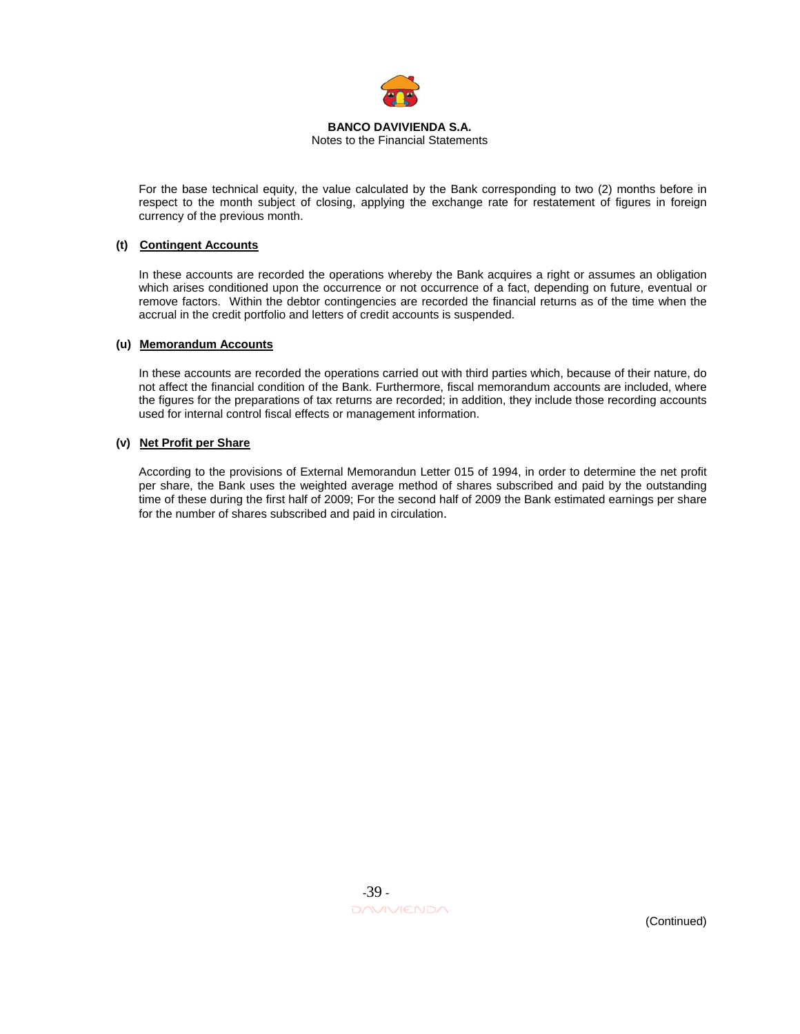For the base technical equity, the value calculated by the Bank corresponding to two (2) months before in respect to the month subject of closing, applying the exchange rate for restatement of figures in foreign currency of the previous month.

### (t) Contingent Accounts

In these accounts are recorded the operations whereby the Bank acquires a right or assumes an obligation which arises conditioned upon the occurrence or not occurrence of a fact, depending on future, eventual or remove factors. Within the debtor contingencies are recorded the financial returns as of the time when the accrual in the credit portfolio and letters of credit accounts is suspended.

### (u) Memorandum Accounts

In these accounts are recorded the operations carried out with third parties which, because of their nature, do not affect the financial condition of the Bank. Furthermore, fiscal memorandum accounts are included, where the figures for the preparations of tax returns are recorded; in addition, they include those recording accounts used for internal control fiscal effects or management information.

### (v) Net Profit per Share

According to the provisions of External Memorandun Letter 015 of 1994, in order to determine the net profit per share, the Bank uses the weighted average method of shares subscribed and paid by the outstanding time of these during the first half of 2009; For the second half of 2009 the Bank estimated earnings per share for the number of shares subscribed and paid in circulation.

(Continued)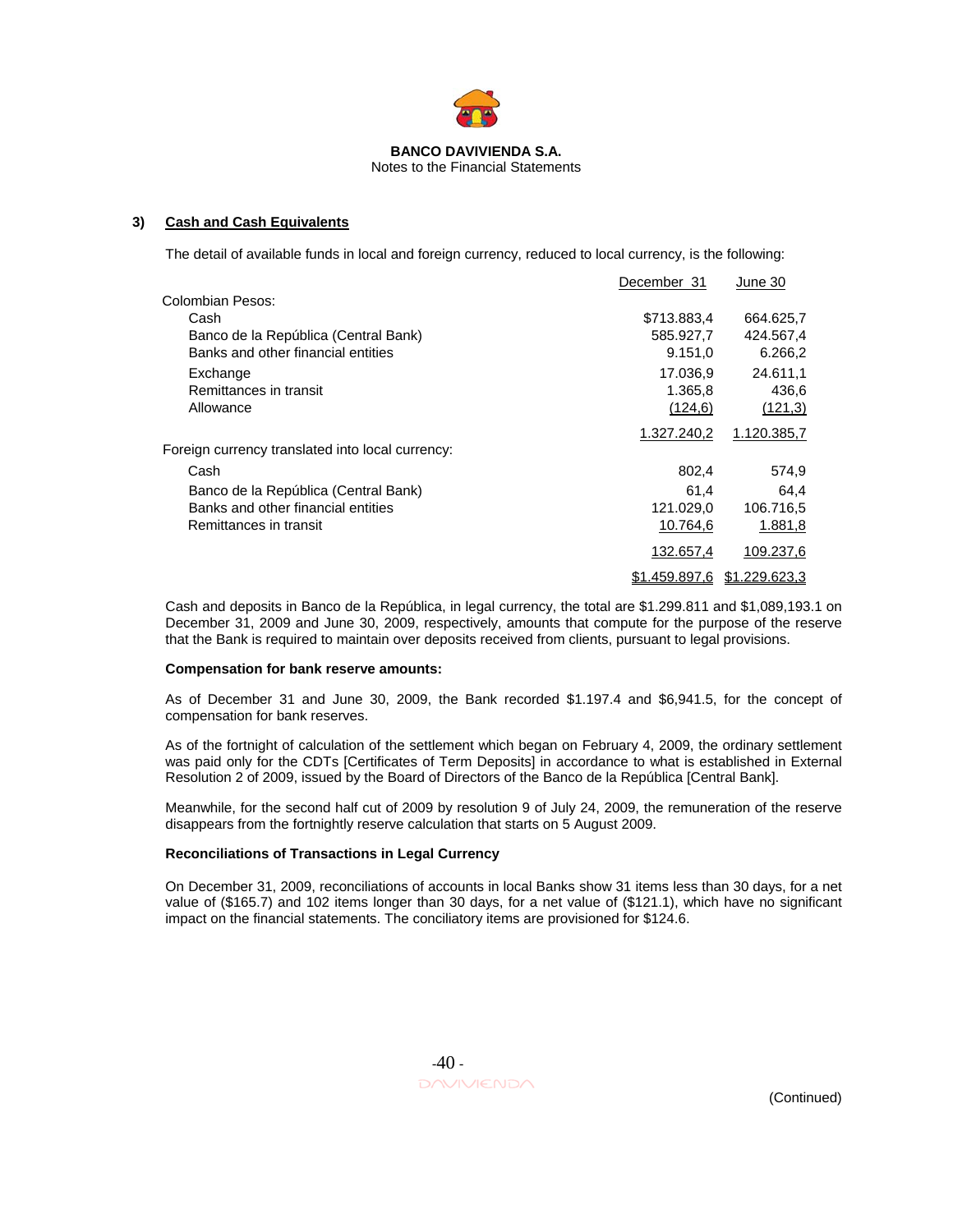**BANCO DAVIVIENDA S.A.**
Notes to the Financial Statements

### 3) Cash and Cash Equivalents

The detail of available funds in local and foreign currency, reduced to local currency, is the following:

| | December 31 | June 30 |
|---|---|---|
| Colombian Pesos: | | |
| Cash | $713.883,4 | 664.625,7 |
| Banco de la República (Central Bank) | 585.927,7 | 424.567,4 |
| Banks and other financial entities | 9.151,0 | 6.266,2 |
| Exchange | 17.036,9 | 24.611,1 |
| Remittances in transit | 1.365,8 | 436,6 |
| Allowance | (124,6) | (121,3) |
| | 1.327.240,2 | 1.120.385,7 |
| Foreign currency translated into local currency: | | |
| Cash | 802,4 | 574,9 |
| Banco de la República (Central Bank) | 61,4 | 64,4 |
| Banks and other financial entities | 121.029,0 | 106.716,5 |
| Remittances in transit | 10.764,6 | 1.881,8 |
| | 132.657,4 | 109.237,6 |
| | $1.459.897,6 | $1.229.623,3 |

Cash and deposits in Banco de la República, in legal currency, the total are $1.299.811 and $1,089,193.1 on December 31, 2009 and June 30, 2009, respectively, amounts that compute for the purpose of the reserve that the Bank is required to maintain over deposits received from clients, pursuant to legal provisions.

**Compensation for bank reserve amounts:**

As of December 31 and June 30, 2009, the Bank recorded $1.197.4 and $6,941.5, for the concept of compensation for bank reserves.

As of the fortnight of calculation of the settlement which began on February 4, 2009, the ordinary settlement was paid only for the CDTs [Certificates of Term Deposits] in accordance to what is established in External Resolution 2 of 2009, issued by the Board of Directors of the Banco de la República [Central Bank].

Meanwhile, for the second half cut of 2009 by resolution 9 of July 24, 2009, the remuneration of the reserve disappears from the fortnightly reserve calculation that starts on 5 August 2009.

**Reconciliations of Transactions in Legal Currency**

On December 31, 2009, reconciliations of accounts in local Banks show 31 items less than 30 days, for a net value of ($165.7) and 102 items longer than 30 days, for a net value of ($121.1), which have no significant impact on the financial statements. The conciliatory items are provisioned for $124.6.

(Continued)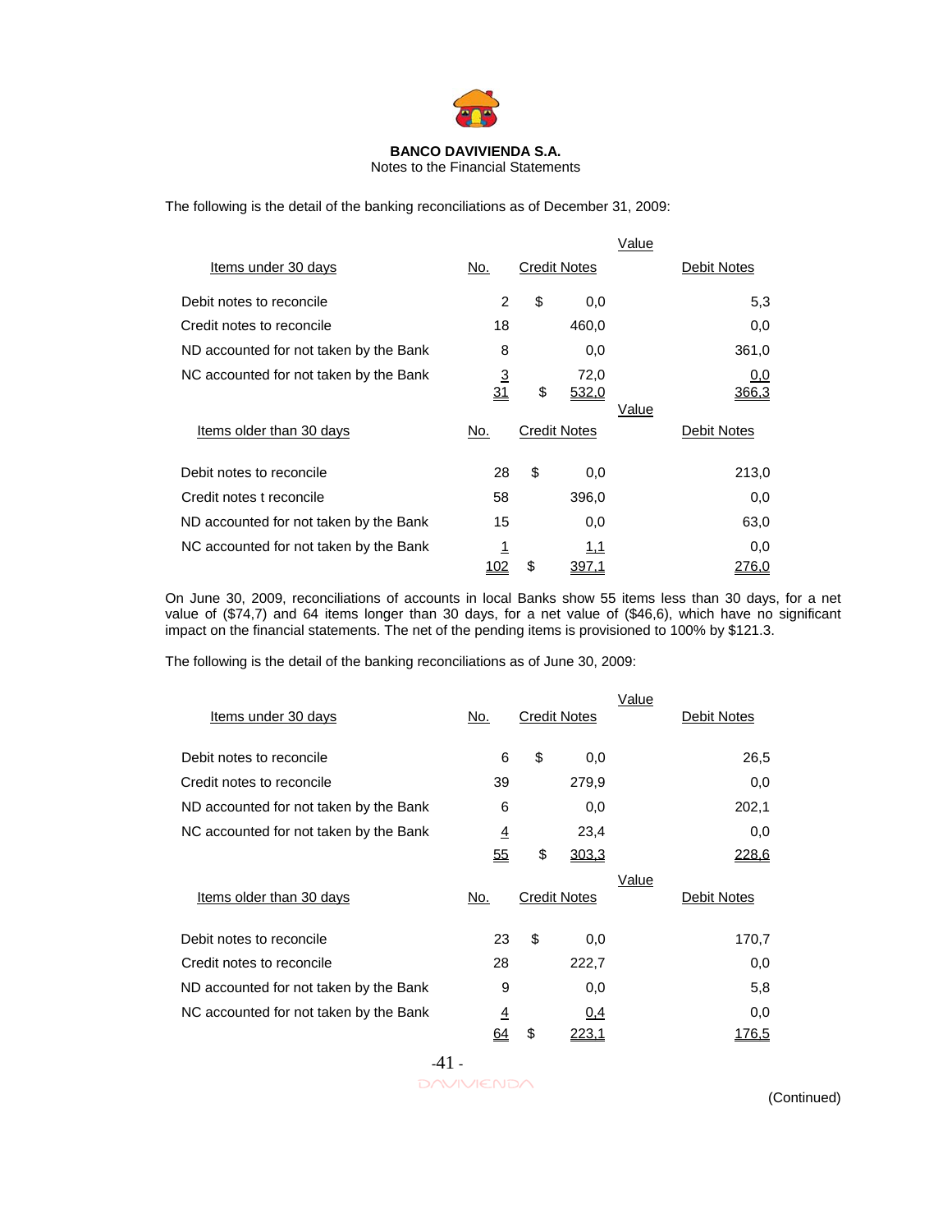The following is the detail of the banking reconciliations as of December 31, 2009:

| Items under 30 days | No. | Credit Notes (Value) | Debit Notes (Value) |
|---|---|---|---|
| Debit notes to reconcile | 2 | $ 0,0 | 5,3 |
| Credit notes to reconcile | 18 | 460,0 | 0,0 |
| ND accounted for not taken by the Bank | 8 | 0,0 | 361,0 |
| NC accounted for not taken by the Bank | 3 | 72,0 | 0,0 |
| | 31 | $ 532,0 | 366,3 |

| Items older than 30 days | No. | Credit Notes (Value) | Debit Notes (Value) |
|---|---|---|---|
| Debit notes to reconcile | 28 | $ 0,0 | 213,0 |
| Credit notes t reconcile | 58 | 396,0 | 0,0 |
| ND accounted for not taken by the Bank | 15 | 0,0 | 63,0 |
| NC accounted for not taken by the Bank | 1 | 1,1 | 0,0 |
| | 102 | $ 397,1 | 276,0 |

On June 30, 2009, reconciliations of accounts in local Banks show 55 items less than 30 days, for a net value of ($74,7) and 64 items longer than 30 days, for a net value of ($46,6), which have no significant impact on the financial statements. The net of the pending items is provisioned to 100% by $121.3.

The following is the detail of the banking reconciliations as of June 30, 2009:

| Items under 30 days | No. | Credit Notes (Value) | Debit Notes (Value) |
|---|---|---|---|
| Debit notes to reconcile | 6 | $ 0,0 | 26,5 |
| Credit notes to reconcile | 39 | 279,9 | 0,0 |
| ND accounted for not taken by the Bank | 6 | 0,0 | 202,1 |
| NC accounted for not taken by the Bank | 4 | 23,4 | 0,0 |
| | 55 | $ 303,3 | 228,6 |

| Items older than 30 days | No. | Credit Notes (Value) | Debit Notes (Value) |
|---|---|---|---|
| Debit notes to reconcile | 23 | $ 0,0 | 170,7 |
| Credit notes to reconcile | 28 | 222,7 | 0,0 |
| ND accounted for not taken by the Bank | 9 | 0,0 | 5,8 |
| NC accounted for not taken by the Bank | 4 | 0,4 | 0,0 |
| | 64 | $ 223,1 | 176,5 |

(Continued)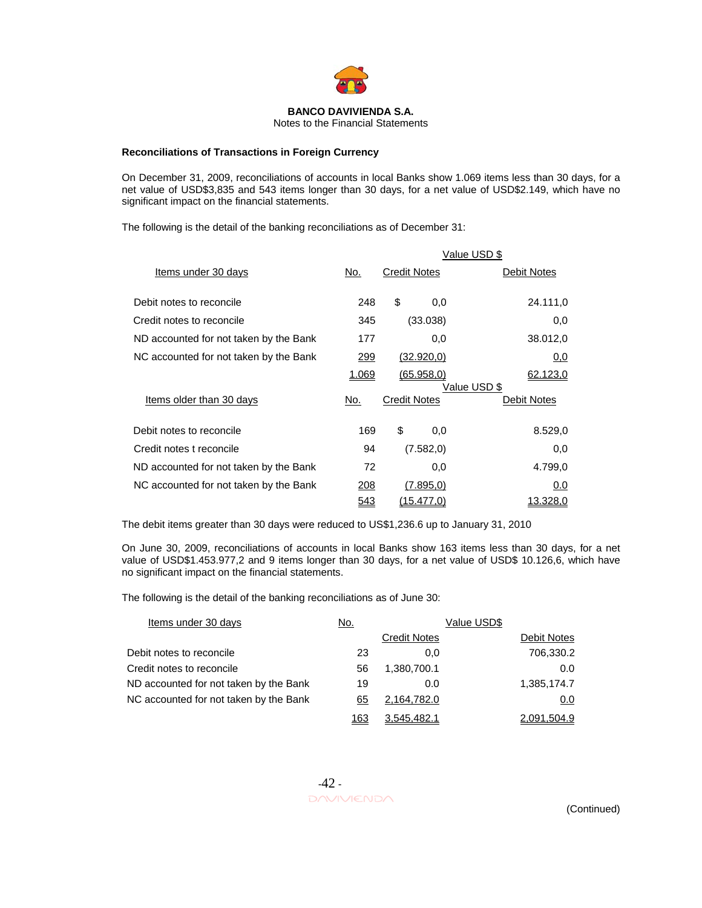**BANCO DAVIVIENDA S.A.**
Notes to the Financial Statements

### Reconciliations of Transactions in Foreign Currency

On December 31, 2009, reconciliations of accounts in local Banks show 1.069 items less than 30 days, for a net value of USD$3,835 and 543 items longer than 30 days, for a net value of USD$2.149, which have no significant impact on the financial statements.

The following is the detail of the banking reconciliations as of December 31:

| | | Value USD $ | |
|---|---|---|---|
| Items under 30 days | No. | Credit Notes | Debit Notes |
| Debit notes to reconcile | 248 | $ 0,0 | 24.111,0 |
| Credit notes to reconcile | 345 | (33.038) | 0,0 |
| ND accounted for not taken by the Bank | 177 | 0,0 | 38.012,0 |
| NC accounted for not taken by the Bank | 299 | (32.920,0) | 0,0 |
| | 1.069 | (65.958,0) | 62.123,0 |

| | | Value USD $ | |
|---|---|---|---|
| Items older than 30 days | No. | Credit Notes | Debit Notes |
| Debit notes to reconcile | 169 | $ 0,0 | 8.529,0 |
| Credit notes t reconcile | 94 | (7.582,0) | 0,0 |
| ND accounted for not taken by the Bank | 72 | 0,0 | 4.799,0 |
| NC accounted for not taken by the Bank | 208 | (7.895,0) | 0.0 |
| | 543 | (15.477,0) | 13.328,0 |

The debit items greater than 30 days were reduced to US$1,236.6 up to January 31, 2010

On June 30, 2009, reconciliations of accounts in local Banks show 163 items less than 30 days, for a net value of USD$1.453.977,2 and 9 items longer than 30 days, for a net value of USD$ 10.126,6, which have no significant impact on the financial statements.

The following is the detail of the banking reconciliations as of June 30:

| Items under 30 days | No. | Value USD$ | |
|---|---|---|---|
| | | Credit Notes | Debit Notes |
| Debit notes to reconcile | 23 | 0,0 | 706,330.2 |
| Credit notes to reconcile | 56 | 1,380,700.1 | 0.0 |
| ND accounted for not taken by the Bank | 19 | 0.0 | 1,385,174.7 |
| NC accounted for not taken by the Bank | 65 | 2,164,782.0 | 0.0 |
| | 163 | 3,545,482.1 | 2,091,504.9 |

(Continued)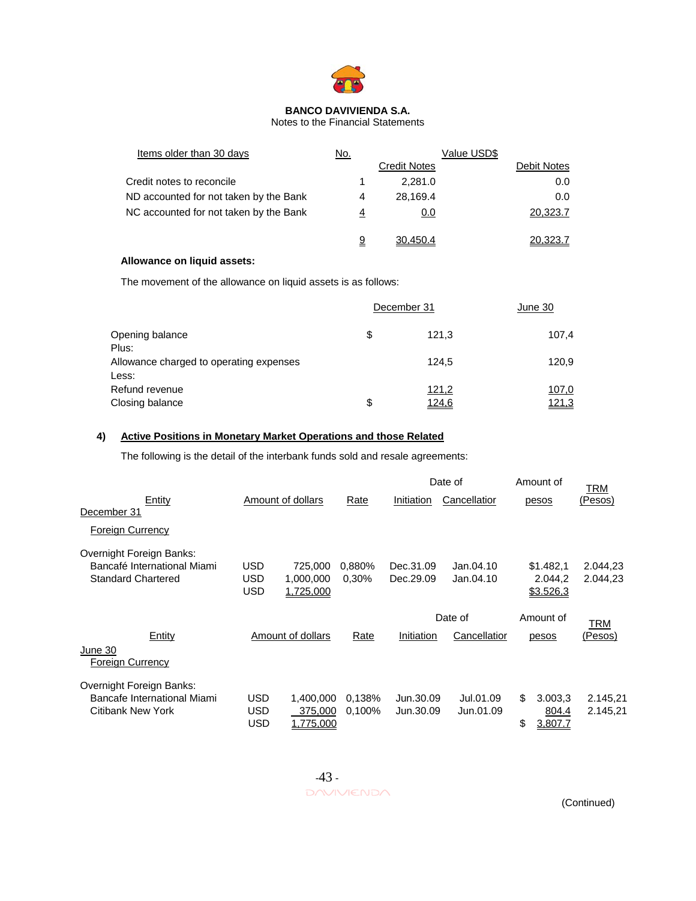**BANCO DAVIVIENDA S.A.**
Notes to the Financial Statements

| Items older than 30 days | No. | Value USD$ Credit Notes | Debit Notes |
|---|---|---|---|
| Credit notes to reconcile | 1 | 2,281.0 | 0.0 |
| ND accounted for not taken by the Bank | 4 | 28,169.4 | 0.0 |
| NC accounted for not taken by the Bank | 4 | 0.0 | 20,323.7 |
| | 9 | 30,450.4 | 20,323.7 |

**Allowance on liquid assets:**

The movement of the allowance on liquid assets is as follows:

| | | December 31 | June 30 |
|---|---|---|---|
| Opening balance | $ | 121,3 | 107,4 |
| Plus: | | | |
| Allowance charged to operating expenses | | 124,5 | 120,9 |
| Less: | | | |
| Refund revenue | | 121,2 | 107,0 |
| Closing balance | $ | 124,6 | 121,3 |

## 4) Active Positions in Monetary Market Operations and those Related

The following is the detail of the interbank funds sold and resale agreements:

| Entity | | Amount of dollars | Rate | Date of Initiation | Date of Cancellation | Amount of pesos | TRM (Pesos) |
|---|---|---|---|---|---|---|---|
| December 31 | | | | | | | |
| Foreign Currency | | | | | | | |
| Overnight Foreign Banks: | | | | | | | |
| Bancafé International Miami | USD | 725,000 | 0,880% | Dec.31.09 | Jan.04.10 | $1.482,1 | 2.044,23 |
| Standard Chartered | USD | 1,000,000 | 0,30% | Dec.29.09 | Jan.04.10 | 2.044,2 | 2.044,23 |
| | USD | 1,725,000 | | | | $3.526,3 | |

| Entity | | Amount of dollars | Rate | Date of Initiation | Date of Cancellation | Amount of pesos | TRM (Pesos) |
|---|---|---|---|---|---|---|---|
| June 30 | | | | | | | |
| Foreign Currency | | | | | | | |
| Overnight Foreign Banks: | | | | | | | |
| Bancafe International Miami | USD | 1,400,000 | 0,138% | Jun.30.09 | Jul.01.09 | $ 3.003,3 | 2.145,21 |
| Citibank New York | USD | 375,000 | 0,100% | Jun.30.09 | Jun.01.09 | 804.4 | 2.145,21 |
| | USD | 1,775,000 | | | | $ 3.807,7 | |

(Continued)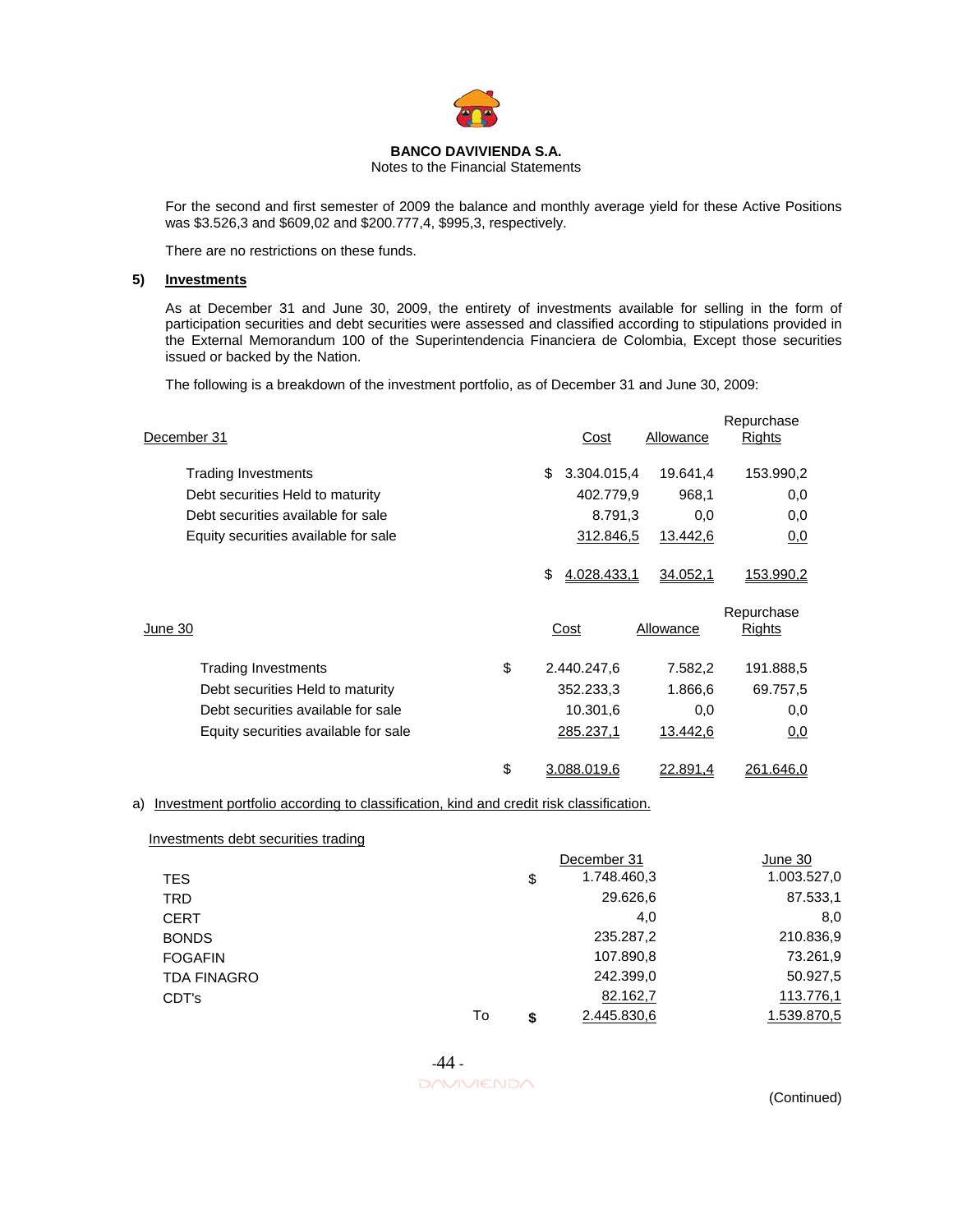**BANCO DAVIVIENDA S.A.**
Notes to the Financial Statements

For the second and first semester of 2009 the balance and monthly average yield for these Active Positions was $3.526,3 and $609,02 and $200.777,4, $995,3, respectively.

There are no restrictions on these funds.

## 5) Investments

As at December 31 and June 30, 2009, the entirety of investments available for selling in the form of participation securities and debt securities were assessed and classified according to stipulations provided in the External Memorandum 100 of the Superintendencia Financiera de Colombia, Except those securities issued or backed by the Nation.

The following is a breakdown of the investment portfolio, as of December 31 and June 30, 2009:

| December 31 | Cost | Allowance | Repurchase Rights |
|---|---|---|---|
| Trading Investments | $ 3.304.015,4 | 19.641,4 | 153.990,2 |
| Debt securities Held to maturity | 402.779,9 | 968,1 | 0,0 |
| Debt securities available for sale | 8.791,3 | 0,0 | 0,0 |
| Equity securities available for sale | 312.846,5 | 13.442,6 | 0,0 |
| | $ 4.028.433,1 | 34.052,1 | 153.990,2 |

| June 30 | Cost | Allowance | Repurchase Rights |
|---|---|---|---|
| Trading Investments | $ 2.440.247,6 | 7.582,2 | 191.888,5 |
| Debt securities Held to maturity | 352.233,3 | 1.866,6 | 69.757,5 |
| Debt securities available for sale | 10.301,6 | 0,0 | 0,0 |
| Equity securities available for sale | 285.237,1 | 13.442,6 | 0,0 |
| | $ 3.088.019,6 | 22.891,4 | 261.646,0 |

a) Investment portfolio according to classification, kind and credit risk classification.

Investments debt securities trading

| | December 31 | June 30 |
|---|---|---|
| TES | $ 1.748.460,3 | 1.003.527,0 |
| TRD | 29.626,6 | 87.533,1 |
| CERT | 4,0 | 8,0 |
| BONDS | 235.287,2 | 210.836,9 |
| FOGAFIN | 107.890,8 | 73.261,9 |
| TDA FINAGRO | 242.399,0 | 50.927,5 |
| CDT's | 82.162,7 | 113.776,1 |
| To | **$** 2.445.830,6 | 1.539.870,5 |

(Continued)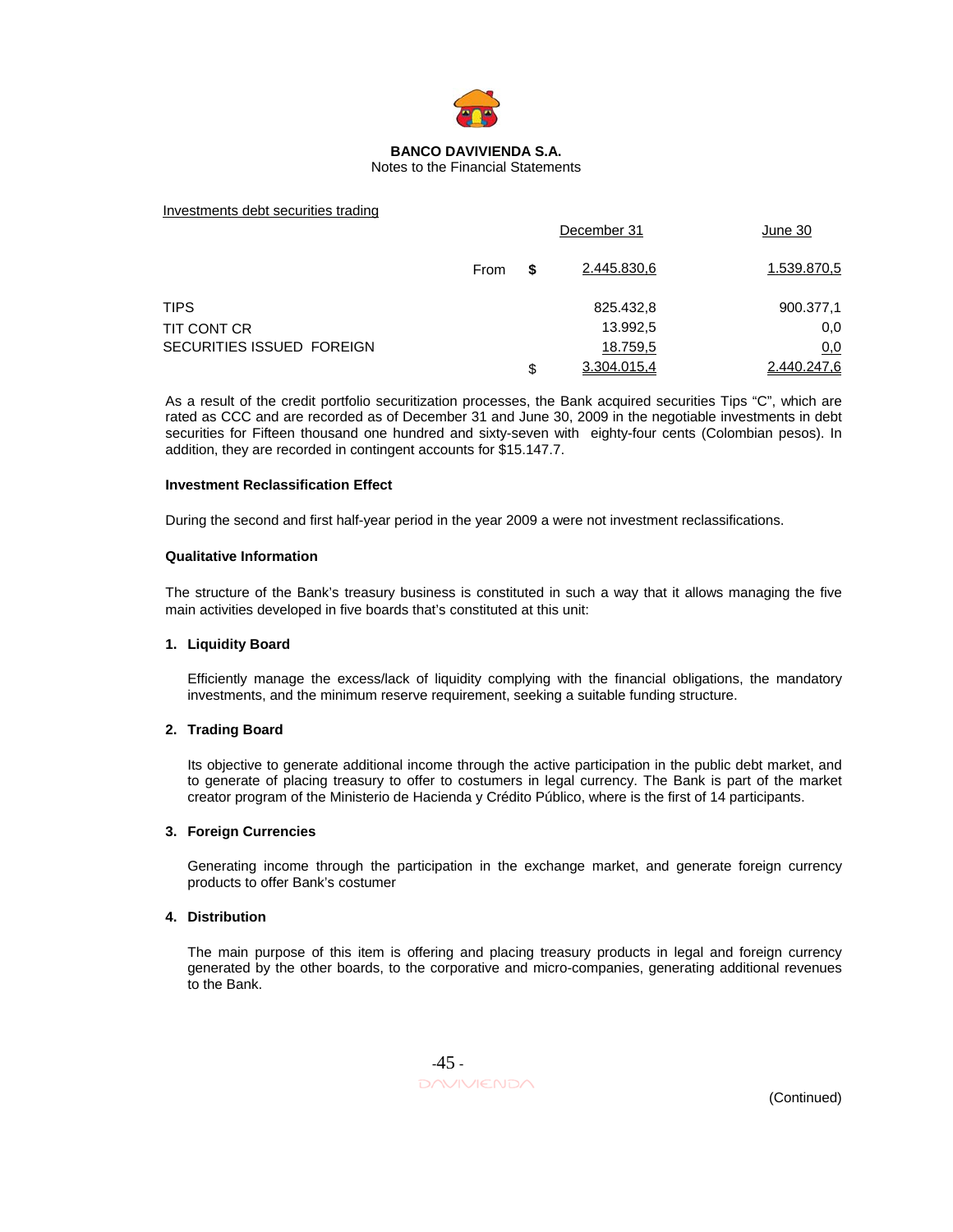**BANCO DAVIVIENDA S.A.**
Notes to the Financial Statements

Investments debt securities trading

| | | December 31 | June 30 |
|---|---|---|---|
| From | $ | 2.445.830,6 | 1.539.870,5 |
| TIPS | | 825.432,8 | 900.377,1 |
| TIT CONT CR | | 13.992,5 | 0,0 |
| SECURITIES ISSUED FOREIGN | | 18.759,5 | 0,0 |
| | $ | 3.304.015,4 | 2.440.247,6 |

As a result of the credit portfolio securitization processes, the Bank acquired securities Tips "C", which are rated as CCC and are recorded as of December 31 and June 30, 2009 in the negotiable investments in debt securities for Fifteen thousand one hundred and sixty-seven with eighty-four cents (Colombian pesos). In addition, they are recorded in contingent accounts for $15.147.7.

**Investment Reclassification Effect**

During the second and first half-year period in the year 2009 a were not investment reclassifications.

**Qualitative Information**

The structure of the Bank's treasury business is constituted in such a way that it allows managing the five main activities developed in five boards that's constituted at this unit:

1. **Liquidity Board**

   Efficiently manage the excess/lack of liquidity complying with the financial obligations, the mandatory investments, and the minimum reserve requirement, seeking a suitable funding structure.

2. **Trading Board**

   Its objective to generate additional income through the active participation in the public debt market, and to generate of placing treasury to offer to costumers in legal currency. The Bank is part of the market creator program of the Ministerio de Hacienda y Crédito Público, where is the first of 14 participants.

3. **Foreign Currencies**

   Generating income through the participation in the exchange market, and generate foreign currency products to offer Bank's costumer

4. **Distribution**

   The main purpose of this item is offering and placing treasury products in legal and foreign currency generated by the other boards, to the corporative and micro-companies, generating additional revenues to the Bank.

(Continued)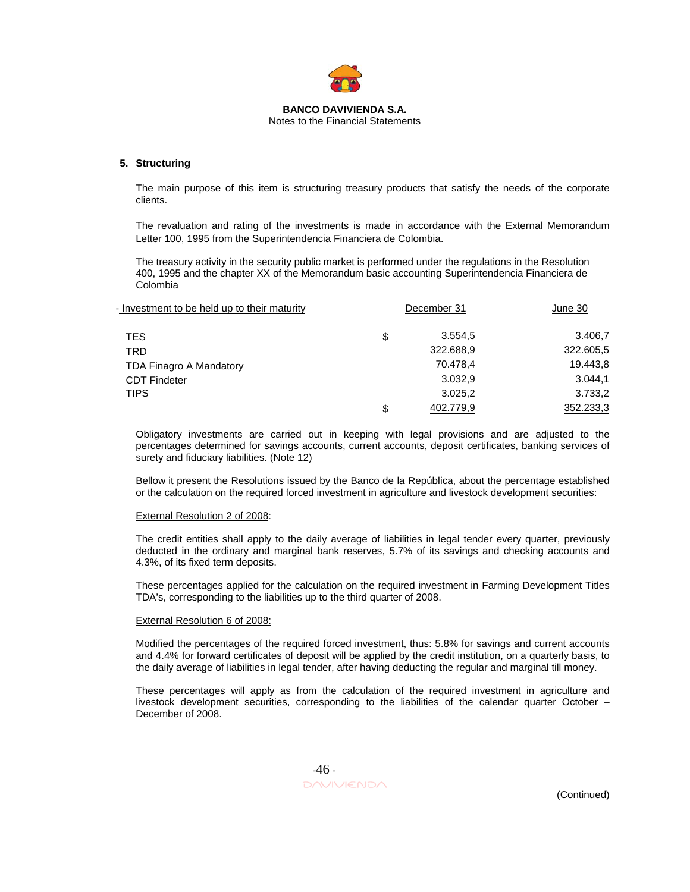**BANCO DAVIVIENDA S.A.**
Notes to the Financial Statements

**5. Structuring**

The main purpose of this item is structuring treasury products that satisfy the needs of the corporate clients.

The revaluation and rating of the investments is made in accordance with the External Memorandum Letter 100, 1995 from the Superintendencia Financiera de Colombia.

The treasury activity in the security public market is performed under the regulations in the Resolution 400, 1995 and the chapter XX of the Memorandum basic accounting Superintendencia Financiera de Colombia

| - Investment to be held up to their maturity | | December 31 | June 30 |
|---|---|---|---|
| TES | $ | 3.554,5 | 3.406,7 |
| TRD | | 322.688,9 | 322.605,5 |
| TDA Finagro A Mandatory | | 70.478,4 | 19.443,8 |
| CDT Findeter | | 3.032,9 | 3.044,1 |
| TIPS | | 3.025,2 | 3.733,2 |
| | $ | 402.779,9 | 352.233,3 |

Obligatory investments are carried out in keeping with legal provisions and are adjusted to the percentages determined for savings accounts, current accounts, deposit certificates, banking services of surety and fiduciary liabilities. (Note 12)

Bellow it present the Resolutions issued by the Banco de la República, about the percentage established or the calculation on the required forced investment in agriculture and livestock development securities:

External Resolution 2 of 2008:

The credit entities shall apply to the daily average of liabilities in legal tender every quarter, previously deducted in the ordinary and marginal bank reserves, 5.7% of its savings and checking accounts and 4.3%, of its fixed term deposits.

These percentages applied for the calculation on the required investment in Farming Development Titles TDA's, corresponding to the liabilities up to the third quarter of 2008.

External Resolution 6 of 2008:

Modified the percentages of the required forced investment, thus: 5.8% for savings and current accounts and 4.4% for forward certificates of deposit will be applied by the credit institution, on a quarterly basis, to the daily average of liabilities in legal tender, after having deducting the regular and marginal till money.

These percentages will apply as from the calculation of the required investment in agriculture and livestock development securities, corresponding to the liabilities of the calendar quarter October – December of 2008.

(Continued)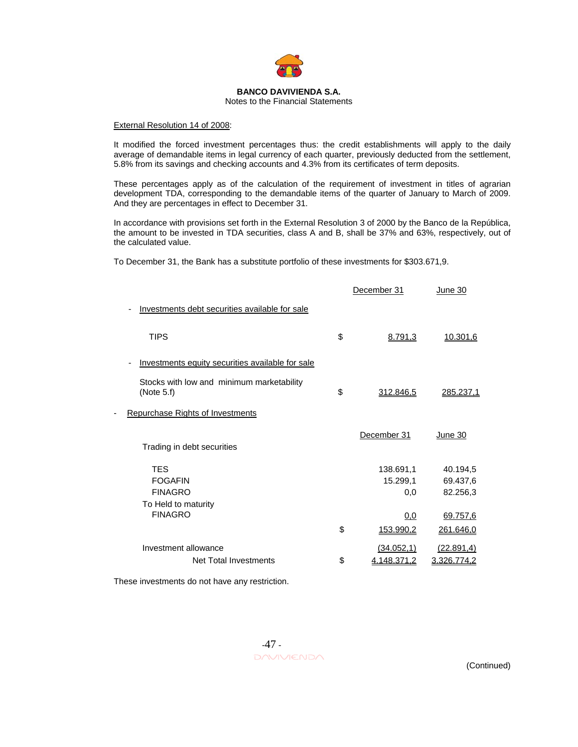External Resolution 14 of 2008:

It modified the forced investment percentages thus: the credit establishments will apply to the daily average of demandable items in legal currency of each quarter, previously deducted from the settlement, 5.8% from its savings and checking accounts and 4.3% from its certificates of term deposits.

These percentages apply as of the calculation of the requirement of investment in titles of agrarian development TDA, corresponding to the demandable items of the quarter of January to March of 2009. And they are percentages in effect to December 31.

In accordance with provisions set forth in the External Resolution 3 of 2000 by the Banco de la República, the amount to be invested in TDA securities, class A and B, shall be 37% and 63%, respectively, out of the calculated value.

To December 31, the Bank has a substitute portfolio of these investments for $303.671,9.

| | | December 31 | June 30 |
|---|---|---|---|
| - Investments debt securities available for sale | | | |
| TIPS | $ | 8.791,3 | 10.301,6 |
| - Investments equity securities available for sale | | | |
| Stocks with low and minimum marketability (Note 5.f) | $ | 312.846,5 | 285.237,1 |
| - Repurchase Rights of Investments | | | |
| | | December 31 | June 30 |
| Trading in debt securities | | | |
| TES | | 138.691,1 | 40.194,5 |
| FOGAFIN | | 15.299,1 | 69.437,6 |
| FINAGRO | | 0,0 | 82.256,3 |
| To Held to maturity | | | |
| FINAGRO | | 0,0 | 69.757,6 |
| | $ | 153.990,2 | 261.646,0 |
| Investment allowance | | (34.052,1) | (22.891,4) |
| Net Total Investments | $ | 4.148.371,2 | 3.326.774,2 |

These investments do not have any restriction.

(Continued)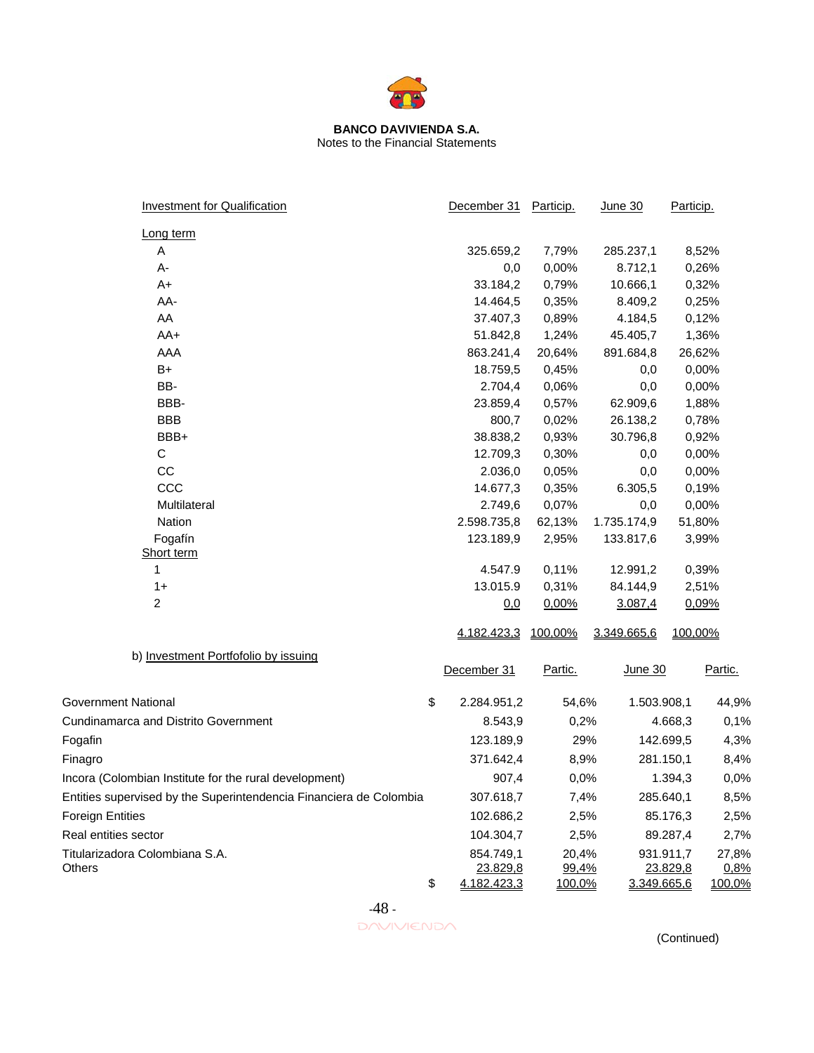**BANCO DAVIVIENDA S.A.**
Notes to the Financial Statements

| Investment for Qualification | December 31 | Particip. | June 30 | Particip. |
|---|---|---|---|---|
| Long term | | | | |
| A | 325.659,2 | 7,79% | 285.237,1 | 8,52% |
| A- | 0,0 | 0,00% | 8.712,1 | 0,26% |
| A+ | 33.184,2 | 0,79% | 10.666,1 | 0,32% |
| AA- | 14.464,5 | 0,35% | 8.409,2 | 0,25% |
| AA | 37.407,3 | 0,89% | 4.184,5 | 0,12% |
| AA+ | 51.842,8 | 1,24% | 45.405,7 | 1,36% |
| AAA | 863.241,4 | 20,64% | 891.684,8 | 26,62% |
| B+ | 18.759,5 | 0,45% | 0,0 | 0,00% |
| BB- | 2.704,4 | 0,06% | 0,0 | 0,00% |
| BBB- | 23.859,4 | 0,57% | 62.909,6 | 1,88% |
| BBB | 800,7 | 0,02% | 26.138,2 | 0,78% |
| BBB+ | 38.838,2 | 0,93% | 30.796,8 | 0,92% |
| C | 12.709,3 | 0,30% | 0,0 | 0,00% |
| CC | 2.036,0 | 0,05% | 0,0 | 0,00% |
| CCC | 14.677,3 | 0,35% | 6.305,5 | 0,19% |
| Multilateral | 2.749,6 | 0,07% | 0,0 | 0,00% |
| Nation | 2.598.735,8 | 62,13% | 1.735.174,9 | 51,80% |
| Fogafín | 123.189,9 | 2,95% | 133.817,6 | 3,99% |
| Short term | | | | |
| 1 | 4.547.9 | 0,11% | 12.991,2 | 0,39% |
| 1+ | 13.015.9 | 0,31% | 84.144,9 | 2,51% |
| 2 | 0,0 | 0,00% | 3.087,4 | 0,09% |
| | 4.182.423,3 | 100,00% | 3.349.665,6 | 100,00% |

b) Investment Portfofolio by issuing

| | December 31 | Partic. | June 30 | Partic. |
|---|---|---|---|---|
| Government National | $ 2.284.951,2 | 54,6% | 1.503.908,1 | 44,9% |
| Cundinamarca and Distrito Government | 8.543,9 | 0,2% | 4.668,3 | 0,1% |
| Fogafin | 123.189,9 | 29% | 142.699,5 | 4,3% |
| Finagro | 371.642,4 | 8,9% | 281.150,1 | 8,4% |
| Incora (Colombian Institute for the rural development) | 907,4 | 0,0% | 1.394,3 | 0,0% |
| Entities supervised by the Superintendencia Financiera de Colombia | 307.618,7 | 7,4% | 285.640,1 | 8,5% |
| Foreign Entities | 102.686,2 | 2,5% | 85.176,3 | 2,5% |
| Real entities sector | 104.304,7 | 2,5% | 89.287,4 | 2,7% |
| Titularizadora Colombiana S.A. | 854.749,1 | 20,4% | 931.911,7 | 27,8% |
| Others | 23.829,8 | 99,4% | 23.829,8 | 0,8% |
| | $ 4.182.423,3 | 100,0% | 3.349.665,6 | 100,0% |

(Continued)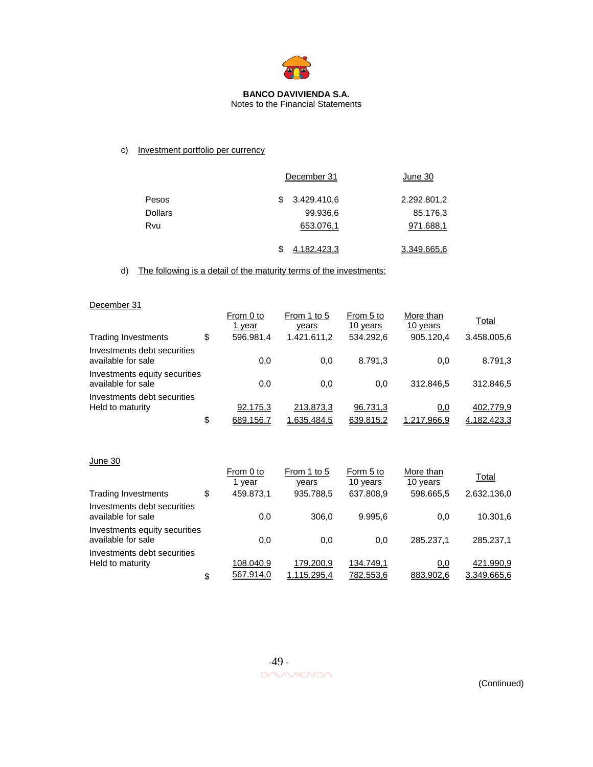**BANCO DAVIVIENDA S.A.**
Notes to the Financial Statements

c) Investment portfolio per currency

| | December 31 | June 30 |
|---|---|---|
| Pesos | $ 3.429.410,6 | 2.292.801,2 |
| Dollars | 99.936,6 | 85.176,3 |
| Rvu | 653.076,1 | 971.688,1 |
| | $ 4.182.423,3 | 3.349.665,6 |

d) The following is a detail of the maturity terms of the investments:

December 31

| | From 0 to 1 year | From 1 to 5 years | From 5 to 10 years | More than 10 years | Total |
|---|---|---|---|---|---|
| Trading Investments | $ 596.981,4 | 1.421.611,2 | 534.292,6 | 905.120,4 | 3.458.005,6 |
| Investments debt securities available for sale | 0,0 | 0,0 | 8.791,3 | 0,0 | 8.791,3 |
| Investments equity securities available for sale | 0,0 | 0,0 | 0,0 | 312.846,5 | 312.846,5 |
| Investments debt securities Held to maturity | 92.175,3 | 213.873,3 | 96.731,3 | 0,0 | 402.779,9 |
| | $ 689.156,7 | 1.635.484,5 | 639.815,2 | 1.217.966,9 | 4.182.423,3 |

June 30

| | From 0 to 1 year | From 1 to 5 years | Form 5 to 10 years | More than 10 years | Total |
|---|---|---|---|---|---|
| Trading Investments | $ 459.873,1 | 935.788,5 | 637.808,9 | 598.665,5 | 2.632.136,0 |
| Investments debt securities available for sale | 0,0 | 306,0 | 9.995,6 | 0,0 | 10.301,6 |
| Investments equity securities available for sale | 0,0 | 0,0 | 0,0 | 285.237,1 | 285.237,1 |
| Investments debt securities Held to maturity | 108.040,9 | 179.200,9 | 134.749,1 | 0,0 | 421.990,9 |
| | $ 567.914,0 | 1.115.295,4 | 782.553,6 | 883.902,6 | 3.349.665,6 |

(Continued)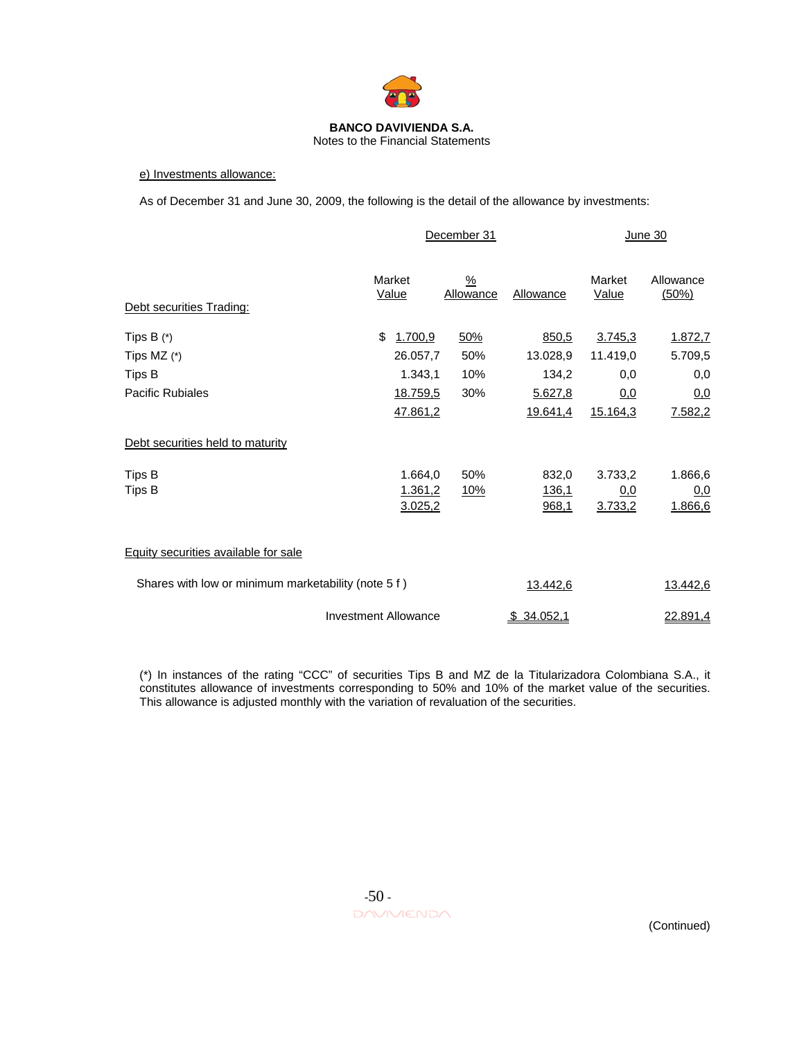e) Investments allowance:

As of December 31 and June 30, 2009, the following is the detail of the allowance by investments:

| | December 31 | | | June 30 | |
|---|---|---|---|---|---|
| Debt securities Trading: | Market Value | % Allowance | Allowance | Market Value | Allowance (50%) |
| Tips B (*) | $ 1.700,9 | 50% | 850,5 | 3.745,3 | 1.872,7 |
| Tips MZ (*) | 26.057,7 | 50% | 13.028,9 | 11.419,0 | 5.709,5 |
| Tips B | 1.343,1 | 10% | 134,2 | 0,0 | 0,0 |
| Pacific Rubiales | 18.759,5 | 30% | 5.627,8 | 0,0 | 0,0 |
| | 47.861,2 | | 19.641,4 | 15.164,3 | 7.582,2 |
| Debt securities held to maturity | | | | | |
| Tips B | 1.664,0 | 50% | 832,0 | 3.733,2 | 1.866,6 |
| Tips B | 1.361,2 | 10% | 136,1 | 0,0 | 0,0 |
| | 3.025,2 | | 968,1 | 3.733,2 | 1.866,6 |
| Equity securities available for sale | | | | | |
| Shares with low or minimum marketability (note 5 f ) | | | 13.442,6 | | 13.442,6 |
| Investment Allowance | | | $ 34.052,1 | | 22.891,4 |

(*) In instances of the rating "CCC" of securities Tips B and MZ de la Titularizadora Colombiana S.A., it constitutes allowance of investments corresponding to 50% and 10% of the market value of the securities. This allowance is adjusted monthly with the variation of revaluation of the securities.

(Continued)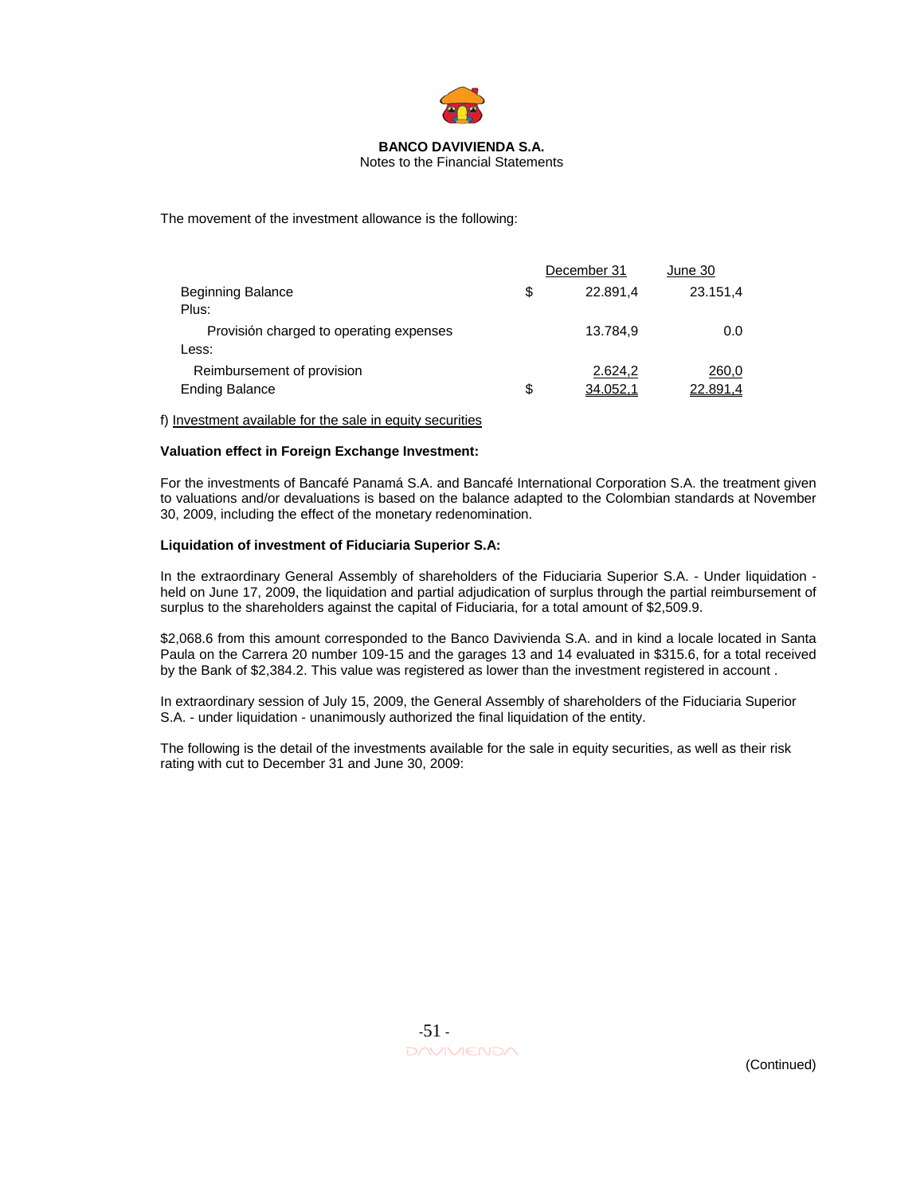The movement of the investment allowance is the following:

| | | December 31 | June 30 |
|---|---|---|---|
| Beginning Balance | $ | 22.891,4 | 23.151,4 |
| Plus: | | | |
| Provisión charged to operating expenses | | 13.784,9 | 0.0 |
| Less: | | | |
| Reimbursement of provision | | 2.624,2 | 260,0 |
| Ending Balance | $ | 34.052,1 | 22.891,4 |

f) Investment available for the sale in equity securities

**Valuation effect in Foreign Exchange Investment:**

For the investments of Bancafé Panamá S.A. and Bancafé International Corporation S.A. the treatment given to valuations and/or devaluations is based on the balance adapted to the Colombian standards at November 30, 2009, including the effect of the monetary redenomination.

**Liquidation of investment of Fiduciaria Superior S.A:**

In the extraordinary General Assembly of shareholders of the Fiduciaria Superior S.A. - Under liquidation - held on June 17, 2009, the liquidation and partial adjudication of surplus through the partial reimbursement of surplus to the shareholders against the capital of Fiduciaria, for a total amount of $2,509.9.

$2,068.6 from this amount corresponded to the Banco Davivienda S.A. and in kind a locale located in Santa Paula on the Carrera 20 number 109-15 and the garages 13 and 14 evaluated in $315.6, for a total received by the Bank of $2,384.2. This value was registered as lower than the investment registered in account .

In extraordinary session of July 15, 2009, the General Assembly of shareholders of the Fiduciaria Superior S.A. - under liquidation - unanimously authorized the final liquidation of the entity.

The following is the detail of the investments available for the sale in equity securities, as well as their risk rating with cut to December 31 and June 30, 2009: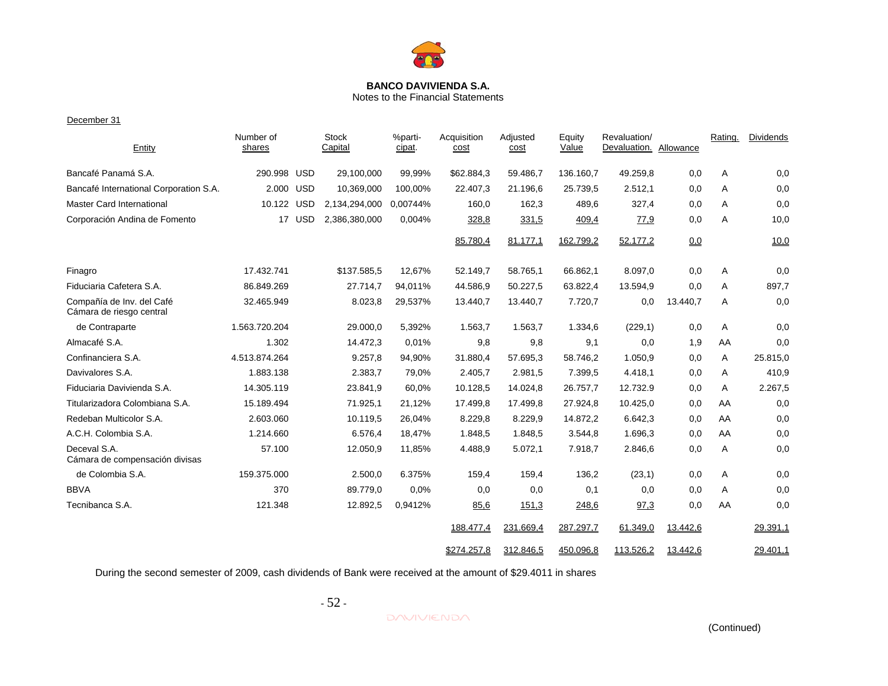**BANCO DAVIVIENDA S.A.**
Notes to the Financial Statements

December 31

| Entity | Number of shares | | Stock Capital | %participat. | Acquisition cost | Adjusted cost | Equity Value | Revaluation/ Devaluation. | Allowance | Rating. | Dividends |
|---|---|---|---|---|---|---|---|---|---|---|---|
| Bancafé Panamá S.A. | 290.998 | USD | 29,100,000 | 99,99% | $62.884,3 | 59.486,7 | 136.160,7 | 49.259,8 | 0,0 | A | 0,0 |
| Bancafé International Corporation S.A. | 2.000 | USD | 10,369,000 | 100,00% | 22.407,3 | 21.196,6 | 25.739,5 | 2.512,1 | 0,0 | A | 0,0 |
| Master Card International | 10.122 | USD | 2,134,294,000 | 0,00744% | 160,0 | 162,3 | 489,6 | 327,4 | 0,0 | A | 0,0 |
| Corporación Andina de Fomento | 17 | USD | 2,386,380,000 | 0,004% | 328,8 | 331,5 | 409,4 | 77,9 | 0,0 | A | 10,0 |
| | | | | | 85.780,4 | 81.177,1 | 162.799,2 | 52.177,2 | 0,0 | | 10,0 |
| Finagro | 17.432.741 | | $137.585,5 | 12,67% | 52.149,7 | 58.765,1 | 66.862,1 | 8.097,0 | 0,0 | A | 0,0 |
| Fiduciaria Cafetera S.A. | 86.849.269 | | 27.714,7 | 94,011% | 44.586,9 | 50.227,5 | 63.822,4 | 13.594,9 | 0,0 | A | 897,7 |
| Compañía de Inv. del Café | 32.465.949 | | 8.023,8 | 29,537% | 13.440,7 | 13.440,7 | 7.720,7 | 0,0 | 13.440,7 | A | 0,0 |
| Cámara de riesgo central de Contraparte | 1.563.720.204 | | 29.000,0 | 5,392% | 1.563,7 | 1.563,7 | 1.334,6 | (229,1) | 0,0 | A | 0,0 |
| Almacafé S.A. | 1.302 | | 14.472,3 | 0,01% | 9,8 | 9,8 | 9,1 | 0,0 | 1,9 | AA | 0,0 |
| Confinanciera S.A. | 4.513.874.264 | | 9.257,8 | 94,90% | 31.880,4 | 57.695,3 | 58.746,2 | 1.050,9 | 0,0 | A | 25.815,0 |
| Davivalores S.A. | 1.883.138 | | 2.383,7 | 79,0% | 2.405,7 | 2.981,5 | 7.399,5 | 4.418,1 | 0,0 | A | 410,9 |
| Fiduciaria Davivienda S.A. | 14.305.119 | | 23.841,9 | 60,0% | 10.128,5 | 14.024,8 | 26.757,7 | 12.732.9 | 0,0 | A | 2.267,5 |
| Titularizadora Colombiana S.A. | 15.189.494 | | 71.925,1 | 21,12% | 17.499,8 | 17.499,8 | 27.924,8 | 10.425,0 | 0,0 | AA | 0,0 |
| Redeban Multicolor S.A. | 2.603.060 | | 10.119,5 | 26,04% | 8.229,8 | 8.229,9 | 14.872,2 | 6.642,3 | 0,0 | AA | 0,0 |
| A.C.H. Colombia S.A. | 1.214.660 | | 6.576,4 | 18,47% | 1.848,5 | 1.848,5 | 3.544,8 | 1.696,3 | 0,0 | AA | 0,0 |
| Deceval S.A. | 57.100 | | 12.050,9 | 11,85% | 4.488,9 | 5.072,1 | 7.918,7 | 2.846,6 | 0,0 | A | 0,0 |
| Cámara de compensación divisas de Colombia S.A. | 159.375.000 | | 2.500,0 | 6.375% | 159,4 | 159,4 | 136,2 | (23,1) | 0,0 | A | 0,0 |
| BBVA | 370 | | 89.779,0 | 0,0% | 0,0 | 0,0 | 0,1 | 0,0 | 0,0 | A | 0,0 |
| Tecnibanca S.A. | 121.348 | | 12.892,5 | 0,9412% | 85,6 | 151,3 | 248,6 | 97,3 | 0,0 | AA | 0,0 |
| | | | | | 188.477,4 | 231.669,4 | 287.297,7 | 61.349,0 | 13.442,6 | | 29.391,1 |
| | | | | | $274.257,8 | 312.846,5 | 450.096,8 | 113.526,2 | 13.442,6 | | 29.401,1 |

During the second semester of 2009, cash dividends of Bank were received at the amount of $29.4011 in shares

(Continued)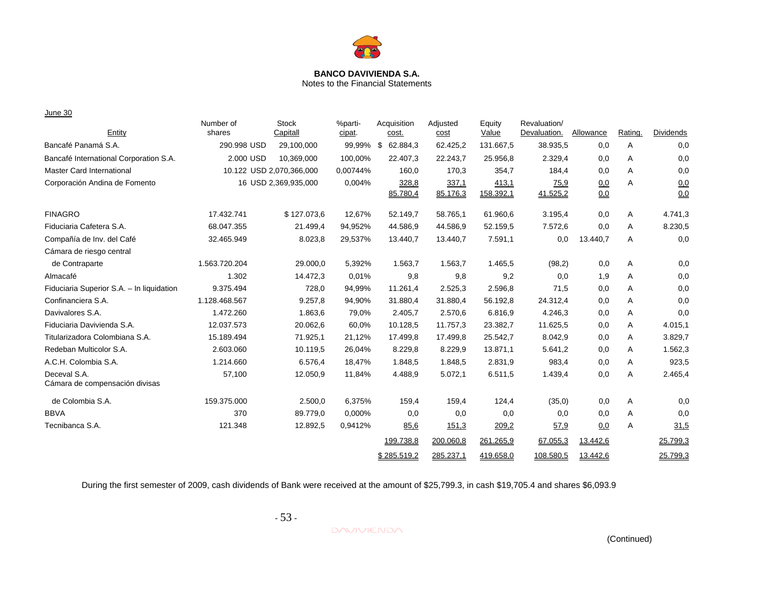**BANCO DAVIVIENDA S.A.**
Notes to the Financial Statements

June 30

| Entity | Number of shares | Stock Capitall | %participat. | Acquisition cost. | Adjusted cost | Equity Value | Revaluation/ Devaluation. | Allowance | Rating. | Dividends |
|---|---|---|---|---|---|---|---|---|---|---|
| Bancafé Panamá S.A. | 290.998 | USD 29,100,000 | 99,99% | $ 62.884,3 | 62.425,2 | 131.667,5 | 38.935,5 | 0,0 | A | 0,0 |
| Bancafé International Corporation S.A. | 2.000 | USD 10,369,000 | 100,00% | 22.407,3 | 22.243,7 | 25.956,8 | 2.329,4 | 0,0 | A | 0,0 |
| Master Card International | 10.122 | USD 2,070,366,000 | 0,00744% | 160,0 | 170,3 | 354,7 | 184,4 | 0,0 | A | 0,0 |
| Corporación Andina de Fomento | 16 | USD 2,369,935,000 | 0,004% | 328,8 | 337,1 | 413,1 | 75,9 | 0,0 | A | 0,0 |
| | | | | 85.780,4 | 85.176,3 | 158.392,1 | 41.525,2 | 0,0 | | 0,0 |
| FINAGRO | 17.432.741 | $ 127.073,6 | 12,67% | 52.149,7 | 58.765,1 | 61.960,6 | 3.195,4 | 0,0 | A | 4.741,3 |
| Fiduciaria Cafetera S.A. | 68.047.355 | 21.499,4 | 94,952% | 44.586,9 | 44.586,9 | 52.159,5 | 7.572,6 | 0,0 | A | 8.230,5 |
| Compañía de Inv. del Café | 32.465.949 | 8.023,8 | 29,537% | 13.440,7 | 13.440,7 | 7.591,1 | 0,0 | 13.440,7 | A | 0,0 |
| Cámara de riesgo central de Contraparte | 1.563.720.204 | 29.000,0 | 5,392% | 1.563,7 | 1.563,7 | 1.465,5 | (98,2) | 0,0 | A | 0,0 |
| Almacafé | 1.302 | 14.472,3 | 0,01% | 9,8 | 9,8 | 9,2 | 0,0 | 1,9 | A | 0,0 |
| Fiduciaria Superior S.A. – In liquidation | 9.375.494 | 728,0 | 94,99% | 11.261,4 | 2.525,3 | 2.596,8 | 71,5 | 0,0 | A | 0,0 |
| Confinanciera S.A. | 1.128.468.567 | 9.257,8 | 94,90% | 31.880,4 | 31.880,4 | 56.192,8 | 24.312,4 | 0,0 | A | 0,0 |
| Davivalores S.A. | 1.472.260 | 1.863,6 | 79,0% | 2.405,7 | 2.570,6 | 6.816,9 | 4.246,3 | 0,0 | A | 0,0 |
| Fiduciaria Davivienda S.A. | 12.037.573 | 20.062,6 | 60,0% | 10.128,5 | 11.757,3 | 23.382,7 | 11.625,5 | 0,0 | A | 4.015,1 |
| Titularizadora Colombiana S.A. | 15.189.494 | 71.925,1 | 21,12% | 17.499,8 | 17.499,8 | 25.542,7 | 8.042,9 | 0,0 | A | 3.829,7 |
| Redeban Multicolor S.A. | 2.603.060 | 10.119,5 | 26,04% | 8.229,8 | 8.229,9 | 13.871,1 | 5.641,2 | 0,0 | A | 1.562,3 |
| A.C.H. Colombia S.A. | 1.214.660 | 6.576,4 | 18,47% | 1.848,5 | 1.848,5 | 2.831,9 | 983,4 | 0,0 | A | 923,5 |
| Deceval S.A. | 57,100 | 12.050,9 | 11,84% | 4.488,9 | 5.072,1 | 6.511,5 | 1.439,4 | 0,0 | A | 2.465,4 |
| Cámara de compensación divisas de Colombia S.A. | 159.375.000 | 2.500,0 | 6,375% | 159,4 | 159,4 | 124,4 | (35,0) | 0,0 | A | 0,0 |
| BBVA | 370 | 89.779,0 | 0,000% | 0,0 | 0,0 | 0,0 | 0,0 | 0,0 | A | 0,0 |
| Tecnibanca S.A. | 121.348 | 12.892,5 | 0,9412% | 85,6 | 151,3 | 209,2 | 57,9 | 0,0 | A | 31,5 |
| | | | | 199.738,8 | 200.060,8 | 261.265,9 | 67.055,3 | 13.442,6 | | 25.799,3 |
| | | | | $ 285.519,2 | 285.237,1 | 419.658,0 | 108.580,5 | 13.442,6 | | 25.799,3 |

During the first semester of 2009, cash dividends of Bank were received at the amount of $25,799.3, in cash $19,705.4 and shares $6,093.9

(Continued)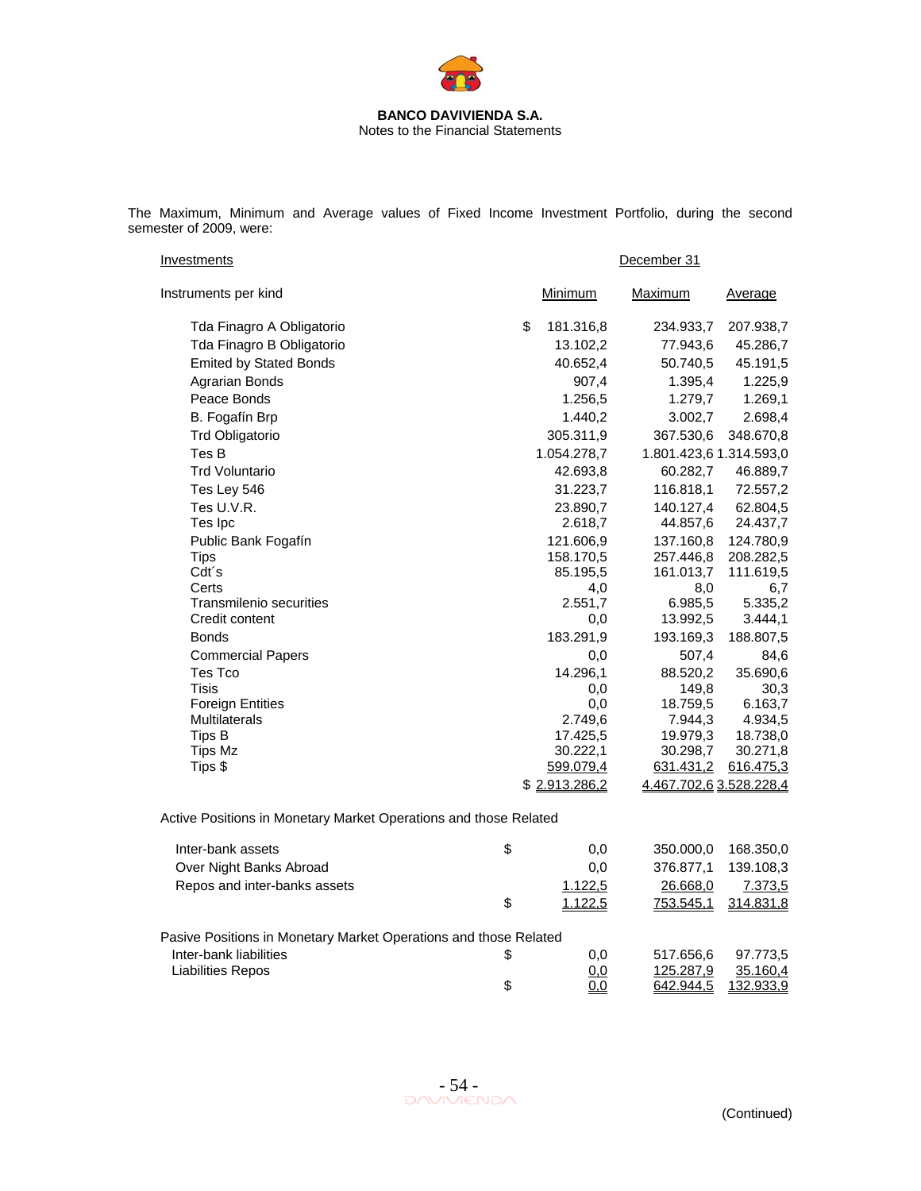**BANCO DAVIVIENDA S.A.**
Notes to the Financial Statements

The Maximum, Minimum and Average values of Fixed Income Investment Portfolio, during the second semester of 2009, were:

| Investments | December 31 | | |
|---|---|---|---|
| Instruments per kind | Minimum | Maximum | Average |
| Tda Finagro A Obligatorio | $ 181.316,8 | 234.933,7 | 207.938,7 |
| Tda Finagro B Obligatorio | 13.102,2 | 77.943,6 | 45.286,7 |
| Emited by Stated Bonds | 40.652,4 | 50.740,5 | 45.191,5 |
| Agrarian Bonds | 907,4 | 1.395,4 | 1.225,9 |
| Peace Bonds | 1.256,5 | 1.279,7 | 1.269,1 |
| B. Fogafín Brp | 1.440,2 | 3.002,7 | 2.698,4 |
| Trd Obligatorio | 305.311,9 | 367.530,6 | 348.670,8 |
| Tes B | 1.054.278,7 | 1.801.423,6 | 1.314.593,0 |
| Trd Voluntario | 42.693,8 | 60.282,7 | 46.889,7 |
| Tes Ley 546 | 31.223,7 | 116.818,1 | 72.557,2 |
| Tes U.V.R. | 23.890,7 | 140.127,4 | 62.804,5 |
| Tes Ipc | 2.618,7 | 44.857,6 | 24.437,7 |
| Public Bank Fogafín | 121.606,9 | 137.160,8 | 124.780,9 |
| Tips | 158.170,5 | 257.446,8 | 208.282,5 |
| Cdt´s | 85.195,5 | 161.013,7 | 111.619,5 |
| Certs | 4,0 | 8,0 | 6,7 |
| Transmilenio securities | 2.551,7 | 6.985,5 | 5.335,2 |
| Credit content | 0,0 | 13.992,5 | 3.444,1 |
| Bonds | 183.291,9 | 193.169,3 | 188.807,5 |
| Commercial Papers | 0,0 | 507,4 | 84,6 |
| Tes Tco | 14.296,1 | 88.520,2 | 35.690,6 |
| Tisis | 0,0 | 149,8 | 30,3 |
| Foreign Entities | 0,0 | 18.759,5 | 6.163,7 |
| Multilaterals | 2.749,6 | 7.944,3 | 4.934,5 |
| Tips B | 17.425,5 | 19.979,3 | 18.738,0 |
| Tips Mz | 30.222,1 | 30.298,7 | 30.271,8 |
| Tips $ | 599.079,4 | 631.431,2 | 616.475,3 |
| | $ 2.913.286,2 | 4.467.702,6 | 3.528.228,4 |

Active Positions in Monetary Market Operations and those Related

| | Minimum | Maximum | Average |
|---|---|---|---|
| Inter-bank assets | $ 0,0 | 350.000,0 | 168.350,0 |
| Over Night Banks Abroad | 0,0 | 376.877,1 | 139.108,3 |
| Repos and inter-banks assets | 1.122,5 | 26.668,0 | 7.373,5 |
| | $ 1.122,5 | 753.545,1 | 314.831,8 |

Pasive Positions in Monetary Market Operations and those Related

| | Minimum | Maximum | Average |
|---|---|---|---|
| Inter-bank liabilities | $ 0,0 | 517.656,6 | 97.773,5 |
| Liabilities Repos | 0,0 | 125.287,9 | 35.160,4 |
| | $ 0,0 | 642.944,5 | 132.933,9 |

(Continued)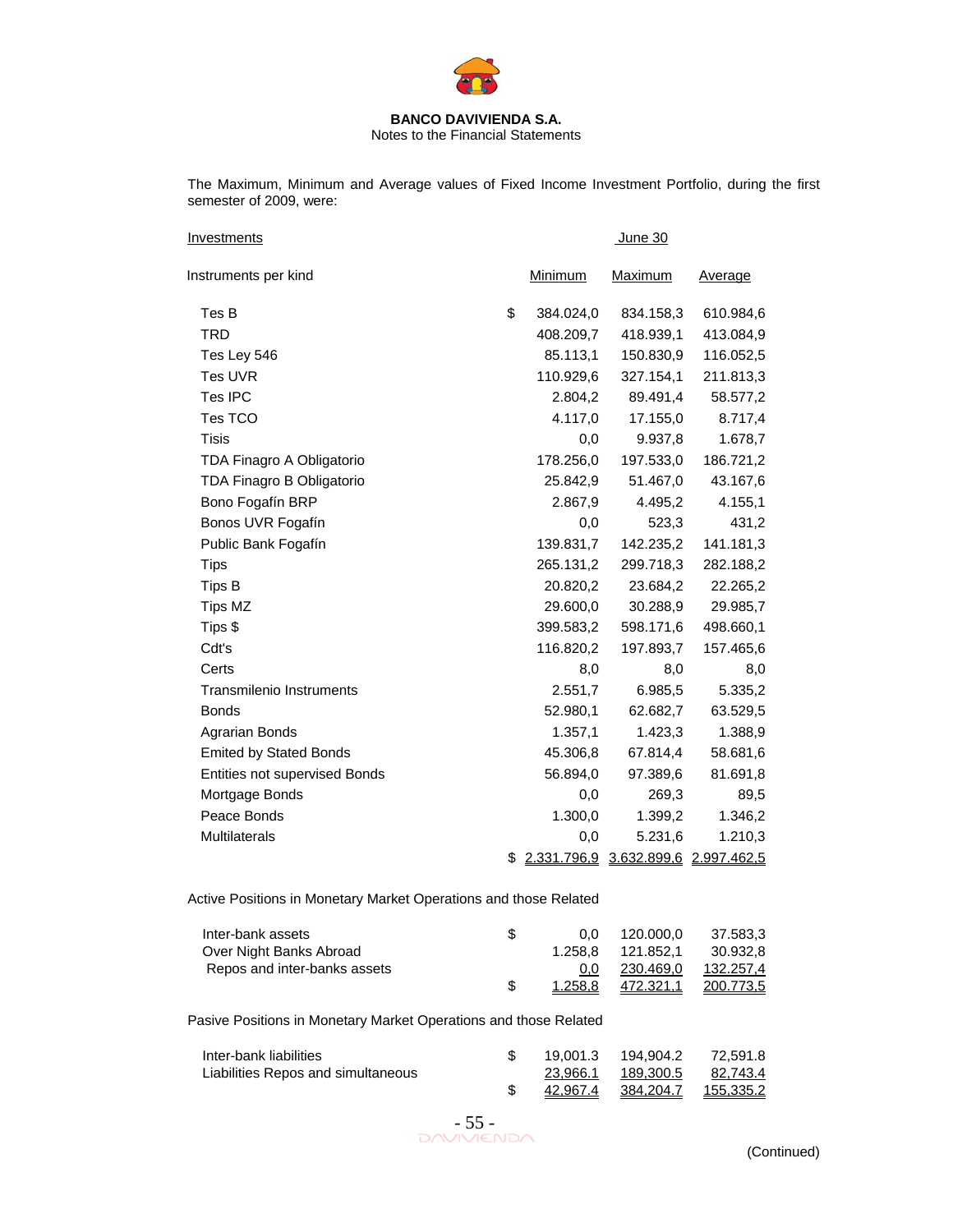**BANCO DAVIVIENDA S.A.**
Notes to the Financial Statements

The Maximum, Minimum and Average values of Fixed Income Investment Portfolio, during the first semester of 2009, were:

| Investments | | June 30 | |
|---|---|---|---|
| Instruments per kind | Minimum | Maximum | Average |
| Tes B | $ 384.024,0 | 834.158,3 | 610.984,6 |
| TRD | 408.209,7 | 418.939,1 | 413.084,9 |
| Tes Ley 546 | 85.113,1 | 150.830,9 | 116.052,5 |
| Tes UVR | 110.929,6 | 327.154,1 | 211.813,3 |
| Tes IPC | 2.804,2 | 89.491,4 | 58.577,2 |
| Tes TCO | 4.117,0 | 17.155,0 | 8.717,4 |
| Tisis | 0,0 | 9.937,8 | 1.678,7 |
| TDA Finagro A Obligatorio | 178.256,0 | 197.533,0 | 186.721,2 |
| TDA Finagro B Obligatorio | 25.842,9 | 51.467,0 | 43.167,6 |
| Bono Fogafín BRP | 2.867,9 | 4.495,2 | 4.155,1 |
| Bonos UVR Fogafín | 0,0 | 523,3 | 431,2 |
| Public Bank Fogafín | 139.831,7 | 142.235,2 | 141.181,3 |
| Tips | 265.131,2 | 299.718,3 | 282.188,2 |
| Tips B | 20.820,2 | 23.684,2 | 22.265,2 |
| Tips MZ | 29.600,0 | 30.288,9 | 29.985,7 |
| Tips $ | 399.583,2 | 598.171,6 | 498.660,1 |
| Cdt's | 116.820,2 | 197.893,7 | 157.465,6 |
| Certs | 8,0 | 8,0 | 8,0 |
| Transmilenio Instruments | 2.551,7 | 6.985,5 | 5.335,2 |
| Bonds | 52.980,1 | 62.682,7 | 63.529,5 |
| Agrarian Bonds | 1.357,1 | 1.423,3 | 1.388,9 |
| Emited by Stated Bonds | 45.306,8 | 67.814,4 | 58.681,6 |
| Entities not supervised Bonds | 56.894,0 | 97.389,6 | 81.691,8 |
| Mortgage Bonds | 0,0 | 269,3 | 89,5 |
| Peace Bonds | 1.300,0 | 1.399,2 | 1.346,2 |
| Multilaterals | 0,0 | 5.231,6 | 1.210,3 |
| | $ 2.331.796,9 | 3.632.899,6 | 2.997.462,5 |

Active Positions in Monetary Market Operations and those Related

| | Minimum | Maximum | Average |
|---|---|---|---|
| Inter-bank assets | $ 0,0 | 120.000,0 | 37.583,3 |
| Over Night Banks Abroad | 1.258,8 | 121.852,1 | 30.932,8 |
| Repos and inter-banks assets | 0,0 | 230.469,0 | 132.257,4 |
| | $ 1.258,8 | 472.321,1 | 200.773,5 |

Pasive Positions in Monetary Market Operations and those Related

| | Minimum | Maximum | Average |
|---|---|---|---|
| Inter-bank liabilities | $ 19,001.3 | 194,904.2 | 72,591.8 |
| Liabilities Repos and simultaneous | 23,966.1 | 189,300.5 | 82,743.4 |
| | $ 42,967.4 | 384,204.7 | 155,335.2 |

(Continued)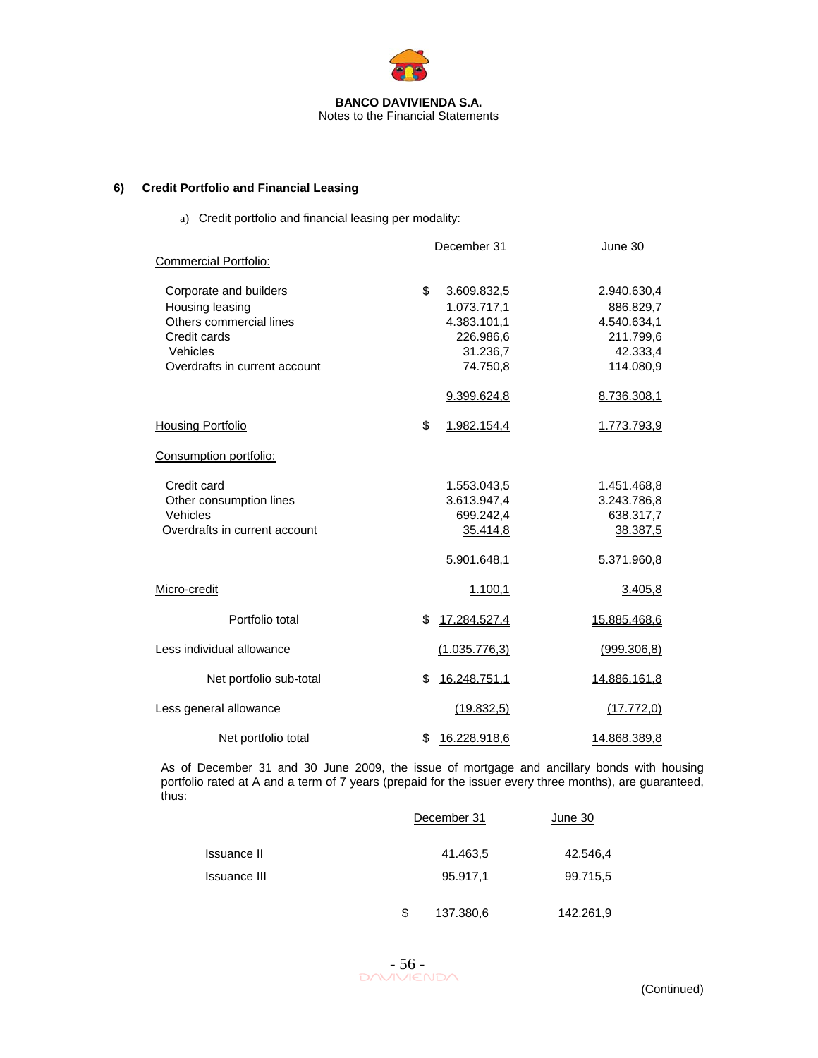**BANCO DAVIVIENDA S.A.**
Notes to the Financial Statements

## 6) Credit Portfolio and Financial Leasing

a) Credit portfolio and financial leasing per modality:

| | December 31 | June 30 |
|---|---|---|
| Commercial Portfolio: | | |
| Corporate and builders | $ 3.609.832,5 | 2.940.630,4 |
| Housing leasing | 1.073.717,1 | 886.829,7 |
| Others commercial lines | 4.383.101,1 | 4.540.634,1 |
| Credit cards | 226.986,6 | 211.799,6 |
| Vehicles | 31.236,7 | 42.333,4 |
| Overdrafts in current account | 74.750,8 | 114.080,9 |
| | 9.399.624,8 | 8.736.308,1 |
| Housing Portfolio | $ 1.982.154,4 | 1.773.793,9 |
| Consumption portfolio: | | |
| Credit card | 1.553.043,5 | 1.451.468,8 |
| Other consumption lines | 3.613.947,4 | 3.243.786,8 |
| Vehicles | 699.242,4 | 638.317,7 |
| Overdrafts in current account | 35.414,8 | 38.387,5 |
| | 5.901.648,1 | 5.371.960,8 |
| Micro-credit | 1.100,1 | 3.405,8 |
| Portfolio total | $ 17.284.527,4 | 15.885.468,6 |
| Less individual allowance | (1.035.776,3) | (999.306,8) |
| Net portfolio sub-total | $ 16.248.751,1 | 14.886.161,8 |
| Less general allowance | (19.832,5) | (17.772,0) |
| Net portfolio total | $ 16.228.918,6 | 14.868.389,8 |

As of December 31 and 30 June 2009, the issue of mortgage and ancillary bonds with housing portfolio rated at A and a term of 7 years (prepaid for the issuer every three months), are guaranteed, thus:

| | December 31 | June 30 |
|---|---|---|
| Issuance II | 41.463,5 | 42.546,4 |
| Issuance III | 95.917,1 | 99.715,5 |
| | $ 137.380,6 | 142.261,9 |

(Continued)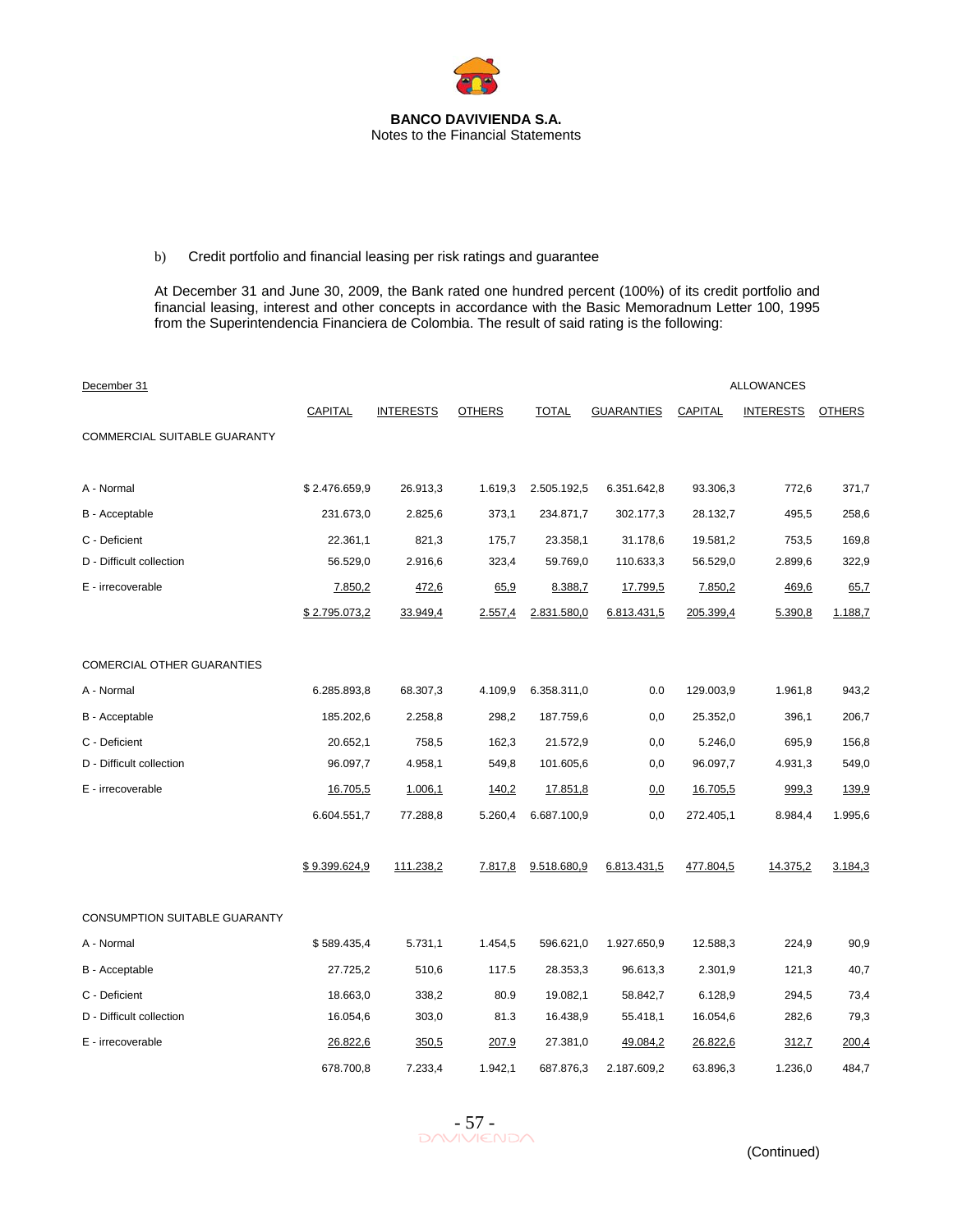b) Credit portfolio and financial leasing per risk ratings and guarantee

At December 31 and June 30, 2009, the Bank rated one hundred percent (100%) of its credit portfolio and financial leasing, interest and other concepts in accordance with the Basic Memoradnum Letter 100, 1995 from the Superintendencia Financiera de Colombia. The result of said rating is the following:

| December 31 | | | | | | ALLOWANCES | | |
|---|---|---|---|---|---|---|---|---|
| | CAPITAL | INTERESTS | OTHERS | TOTAL | GUARANTIES | CAPITAL | INTERESTS | OTHERS |
| COMMERCIAL SUITABLE GUARANTY | | | | | | | | |
| A - Normal | $ 2.476.659,9 | 26.913,3 | 1.619,3 | 2.505.192,5 | 6.351.642,8 | 93.306,3 | 772,6 | 371,7 |
| B - Acceptable | 231.673,0 | 2.825,6 | 373,1 | 234.871,7 | 302.177,3 | 28.132,7 | 495,5 | 258,6 |
| C - Deficient | 22.361,1 | 821,3 | 175,7 | 23.358,1 | 31.178,6 | 19.581,2 | 753,5 | 169,8 |
| D - Difficult collection | 56.529,0 | 2.916,6 | 323,4 | 59.769,0 | 110.633,3 | 56.529,0 | 2.899,6 | 322,9 |
| E - irrecoverable | 7.850,2 | 472,6 | 65,9 | 8.388,7 | 17.799,5 | 7.850,2 | 469,6 | 65,7 |
| | $ 2.795.073,2 | 33.949,4 | 2.557,4 | 2.831.580,0 | 6.813.431,5 | 205.399,4 | 5.390,8 | 1.188,7 |
| COMERCIAL OTHER GUARANTIES | | | | | | | | |
| A - Normal | 6.285.893,8 | 68.307,3 | 4.109,9 | 6.358.311,0 | 0.0 | 129.003,9 | 1.961,8 | 943,2 |
| B - Acceptable | 185.202,6 | 2.258,8 | 298,2 | 187.759,6 | 0,0 | 25.352,0 | 396,1 | 206,7 |
| C - Deficient | 20.652,1 | 758,5 | 162,3 | 21.572,9 | 0,0 | 5.246,0 | 695,9 | 156,8 |
| D - Difficult collection | 96.097,7 | 4.958,1 | 549,8 | 101.605,6 | 0,0 | 96.097,7 | 4.931,3 | 549,0 |
| E - irrecoverable | 16.705,5 | 1.006,1 | 140,2 | 17.851,8 | 0,0 | 16.705,5 | 999,3 | 139,9 |
| | 6.604.551,7 | 77.288,8 | 5.260,4 | 6.687.100,9 | 0,0 | 272.405,1 | 8.984,4 | 1.995,6 |
| | $ 9.399.624,9 | 111.238,2 | 7.817,8 | 9.518.680,9 | 6.813.431,5 | 477.804,5 | 14.375,2 | 3.184,3 |
| CONSUMPTION SUITABLE GUARANTY | | | | | | | | |
| A - Normal | $ 589.435,4 | 5.731,1 | 1.454,5 | 596.621,0 | 1.927.650,9 | 12.588,3 | 224,9 | 90,9 |
| B - Acceptable | 27.725,2 | 510,6 | 117.5 | 28.353,3 | 96.613,3 | 2.301,9 | 121,3 | 40,7 |
| C - Deficient | 18.663,0 | 338,2 | 80.9 | 19.082,1 | 58.842,7 | 6.128,9 | 294,5 | 73,4 |
| D - Difficult collection | 16.054,6 | 303,0 | 81.3 | 16.438,9 | 55.418,1 | 16.054,6 | 282,6 | 79,3 |
| E - irrecoverable | 26.822,6 | 350,5 | 207.9 | 27.381,0 | 49.084,2 | 26.822,6 | 312,7 | 200,4 |
| | 678.700,8 | 7.233,4 | 1.942,1 | 687.876,3 | 2.187.609,2 | 63.896,3 | 1.236,0 | 484,7 |

(Continued)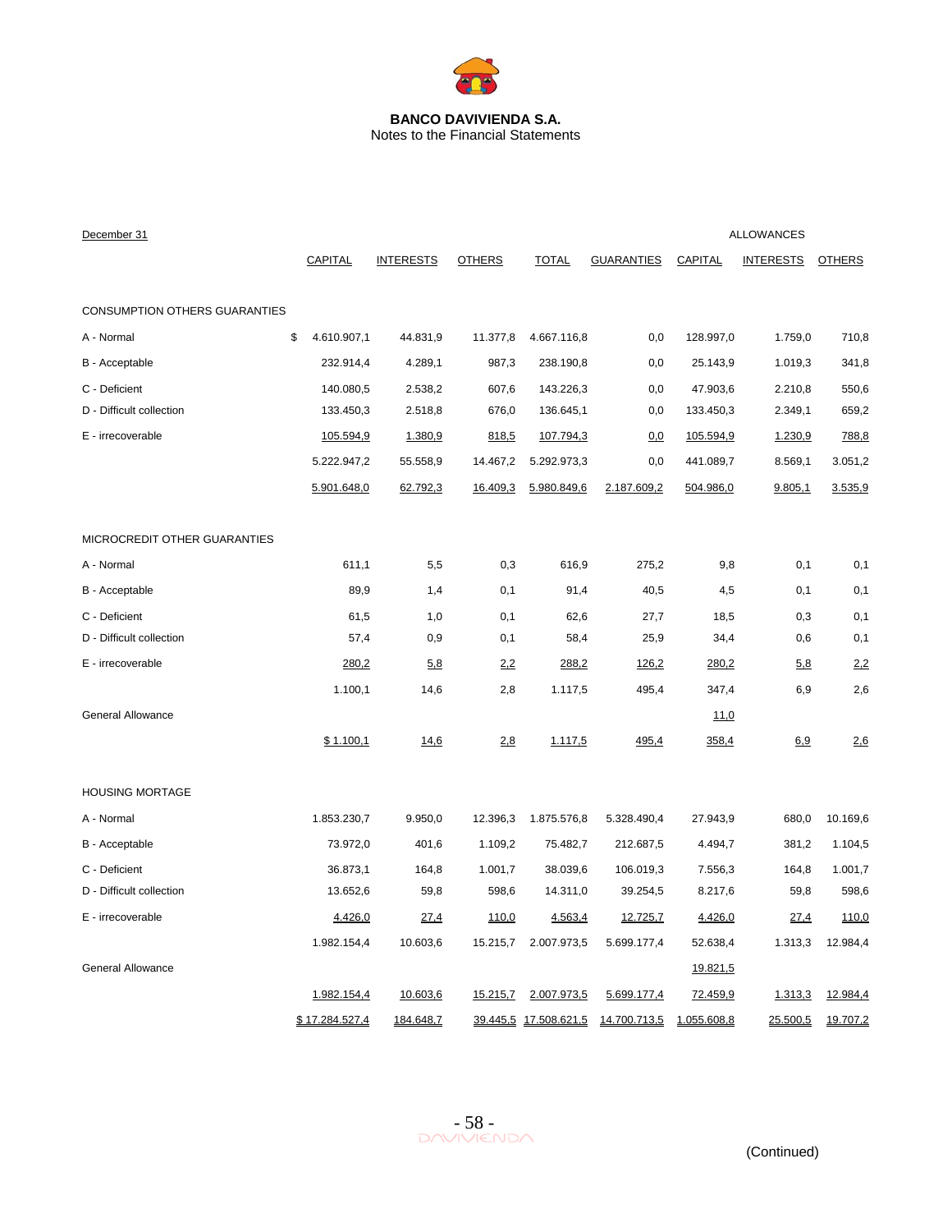**BANCO DAVIVIENDA S.A.**
Notes to the Financial Statements

| December 31 | | | | | | ALLOWANCES | | |
|---|---|---|---|---|---|---|---|---|
| | CAPITAL | INTERESTS | OTHERS | TOTAL | GUARANTIES | CAPITAL | INTERESTS | OTHERS |
| CONSUMPTION OTHERS GUARANTIES | | | | | | | | |
| A - Normal | $ 4.610.907,1 | 44.831,9 | 11.377,8 | 4.667.116,8 | 0,0 | 128.997,0 | 1.759,0 | 710,8 |
| B - Acceptable | 232.914,4 | 4.289,1 | 987,3 | 238.190,8 | 0,0 | 25.143,9 | 1.019,3 | 341,8 |
| C - Deficient | 140.080,5 | 2.538,2 | 607,6 | 143.226,3 | 0,0 | 47.903,6 | 2.210,8 | 550,6 |
| D - Difficult collection | 133.450,3 | 2.518,8 | 676,0 | 136.645,1 | 0,0 | 133.450,3 | 2.349,1 | 659,2 |
| E - irrecoverable | 105.594,9 | 1.380,9 | 818,5 | 107.794,3 | 0,0 | 105.594,9 | 1.230,9 | 788,8 |
| | 5.222.947,2 | 55.558,9 | 14.467,2 | 5.292.973,3 | 0,0 | 441.089,7 | 8.569,1 | 3.051,2 |
| | 5.901.648,0 | 62.792,3 | 16.409,3 | 5.980.849,6 | 2.187.609,2 | 504.986,0 | 9.805,1 | 3.535,9 |
| MICROCREDIT OTHER GUARANTIES | | | | | | | | |
| A - Normal | 611,1 | 5,5 | 0,3 | 616,9 | 275,2 | 9,8 | 0,1 | 0,1 |
| B - Acceptable | 89,9 | 1,4 | 0,1 | 91,4 | 40,5 | 4,5 | 0,1 | 0,1 |
| C - Deficient | 61,5 | 1,0 | 0,1 | 62,6 | 27,7 | 18,5 | 0,3 | 0,1 |
| D - Difficult collection | 57,4 | 0,9 | 0,1 | 58,4 | 25,9 | 34,4 | 0,6 | 0,1 |
| E - irrecoverable | 280,2 | 5,8 | 2,2 | 288,2 | 126,2 | 280,2 | 5,8 | 2,2 |
| | 1.100,1 | 14,6 | 2,8 | 1.117,5 | 495,4 | 347,4 | 6,9 | 2,6 |
| General Allowance | | | | | | 11,0 | | |
| | $ 1.100,1 | 14,6 | 2,8 | 1.117,5 | 495,4 | 358,4 | 6,9 | 2,6 |
| HOUSING MORTAGE | | | | | | | | |
| A - Normal | 1.853.230,7 | 9.950,0 | 12.396,3 | 1.875.576,8 | 5.328.490,4 | 27.943,9 | 680,0 | 10.169,6 |
| B - Acceptable | 73.972,0 | 401,6 | 1.109,2 | 75.482,7 | 212.687,5 | 4.494,7 | 381,2 | 1.104,5 |
| C - Deficient | 36.873,1 | 164,8 | 1.001,7 | 38.039,6 | 106.019,3 | 7.556,3 | 164,8 | 1.001,7 |
| D - Difficult collection | 13.652,6 | 59,8 | 598,6 | 14.311,0 | 39.254,5 | 8.217,6 | 59,8 | 598,6 |
| E - irrecoverable | 4.426,0 | 27,4 | 110,0 | 4.563,4 | 12.725,7 | 4.426,0 | 27,4 | 110,0 |
| | 1.982.154,4 | 10.603,6 | 15.215,7 | 2.007.973,5 | 5.699.177,4 | 52.638,4 | 1.313,3 | 12.984,4 |
| General Allowance | | | | | | 19.821,5 | | |
| | 1.982.154,4 | 10.603,6 | 15.215,7 | 2.007.973,5 | 5.699.177,4 | 72.459,9 | 1.313,3 | 12.984,4 |
| | $ 17.284.527,4 | 184.648,7 | 39.445,5 | 17.508.621,5 | 14.700.713,5 | 1.055.608,8 | 25.500,5 | 19.707,2 |

(Continued)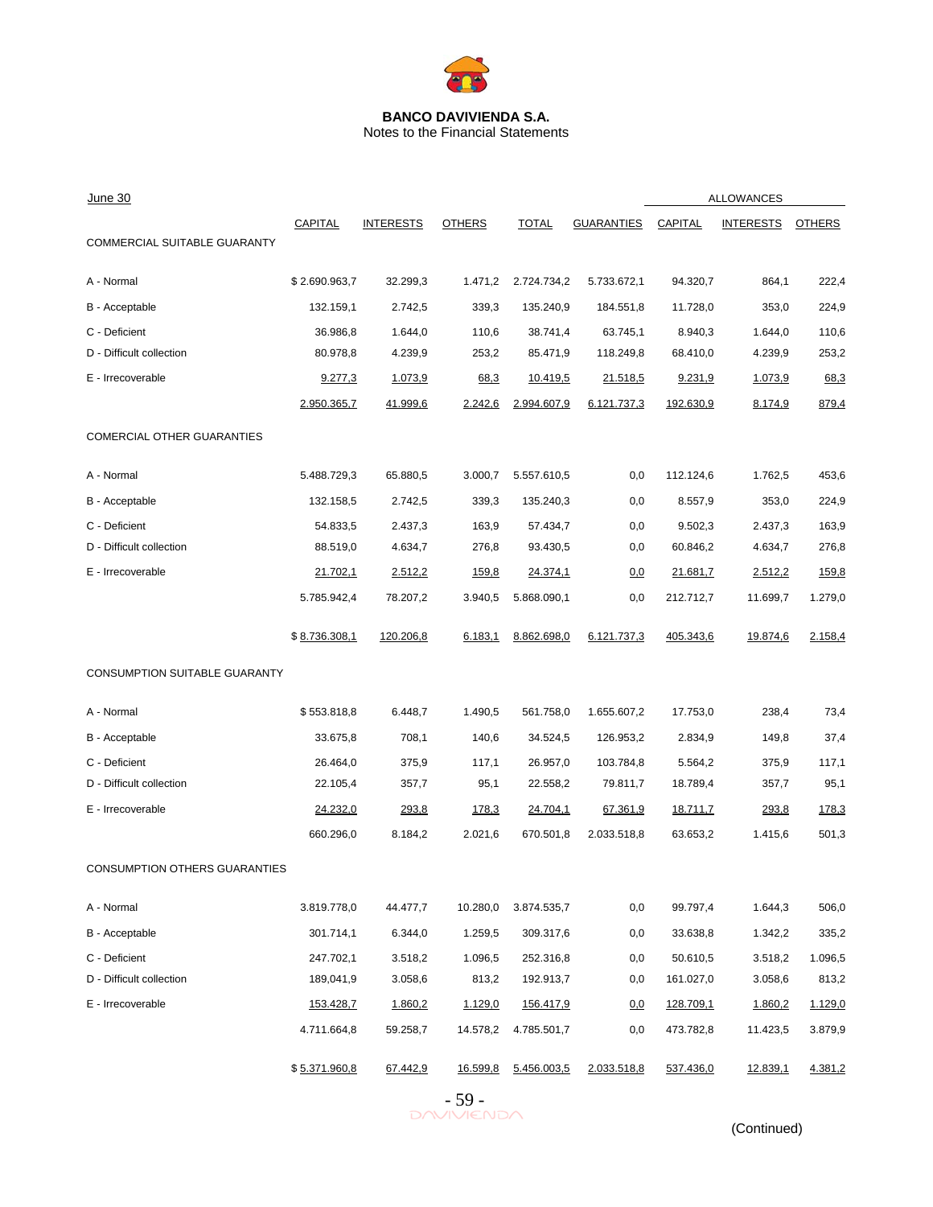**BANCO DAVIVIENDA S.A.**
Notes to the Financial Statements

| June 30 | | | | | | ALLOWANCES | | |
|---|---|---|---|---|---|---|---|---|
| | CAPITAL | INTERESTS | OTHERS | TOTAL | GUARANTIES | CAPITAL | INTERESTS | OTHERS |
| COMMERCIAL SUITABLE GUARANTY | | | | | | | | |
| A - Normal | $ 2.690.963,7 | 32.299,3 | 1.471,2 | 2.724.734,2 | 5.733.672,1 | 94.320,7 | 864,1 | 222,4 |
| B - Acceptable | 132.159,1 | 2.742,5 | 339,3 | 135.240,9 | 184.551,8 | 11.728,0 | 353,0 | 224,9 |
| C - Deficient | 36.986,8 | 1.644,0 | 110,6 | 38.741,4 | 63.745,1 | 8.940,3 | 1.644,0 | 110,6 |
| D - Difficult collection | 80.978,8 | 4.239,9 | 253,2 | 85.471,9 | 118.249,8 | 68.410,0 | 4.239,9 | 253,2 |
| E - Irrecoverable | 9.277,3 | 1.073,9 | 68,3 | 10.419,5 | 21.518,5 | 9.231,9 | 1.073,9 | 68,3 |
| | 2.950.365,7 | 41.999,6 | 2.242,6 | 2.994.607,9 | 6.121.737,3 | 192.630,9 | 8.174,9 | 879,4 |
| COMERCIAL OTHER GUARANTIES | | | | | | | | |
| A - Normal | 5.488.729,3 | 65.880,5 | 3.000,7 | 5.557.610,5 | 0,0 | 112.124,6 | 1.762,5 | 453,6 |
| B - Acceptable | 132.158,5 | 2.742,5 | 339,3 | 135.240,3 | 0,0 | 8.557,9 | 353,0 | 224,9 |
| C - Deficient | 54.833,5 | 2.437,3 | 163,9 | 57.434,7 | 0,0 | 9.502,3 | 2.437,3 | 163,9 |
| D - Difficult collection | 88.519,0 | 4.634,7 | 276,8 | 93.430,5 | 0,0 | 60.846,2 | 4.634,7 | 276,8 |
| E - Irrecoverable | 21.702,1 | 2.512,2 | 159,8 | 24.374,1 | 0,0 | 21.681,7 | 2.512,2 | 159,8 |
| | 5.785.942,4 | 78.207,2 | 3.940,5 | 5.868.090,1 | 0,0 | 212.712,7 | 11.699,7 | 1.279,0 |
| | $ 8.736.308,1 | 120.206,8 | 6.183,1 | 8.862.698,0 | 6.121.737,3 | 405.343,6 | 19.874,6 | 2.158,4 |
| CONSUMPTION SUITABLE GUARANTY | | | | | | | | |
| A - Normal | $ 553.818,8 | 6.448,7 | 1.490,5 | 561.758,0 | 1.655.607,2 | 17.753,0 | 238,4 | 73,4 |
| B - Acceptable | 33.675,8 | 708,1 | 140,6 | 34.524,5 | 126.953,2 | 2.834,9 | 149,8 | 37,4 |
| C - Deficient | 26.464,0 | 375,9 | 117,1 | 26.957,0 | 103.784,8 | 5.564,2 | 375,9 | 117,1 |
| D - Difficult collection | 22.105,4 | 357,7 | 95,1 | 22.558,2 | 79.811,7 | 18.789,4 | 357,7 | 95,1 |
| E - Irrecoverable | 24.232,0 | 293,8 | 178,3 | 24.704,1 | 67.361,9 | 18.711,7 | 293,8 | 178,3 |
| | 660.296,0 | 8.184,2 | 2.021,6 | 670.501,8 | 2.033.518,8 | 63.653,2 | 1.415,6 | 501,3 |
| CONSUMPTION OTHERS GUARANTIES | | | | | | | | |
| A - Normal | 3.819.778,0 | 44.477,7 | 10.280,0 | 3.874.535,7 | 0,0 | 99.797,4 | 1.644,3 | 506,0 |
| B - Acceptable | 301.714,1 | 6.344,0 | 1.259,5 | 309.317,6 | 0,0 | 33.638,8 | 1.342,2 | 335,2 |
| C - Deficient | 247.702,1 | 3.518,2 | 1.096,5 | 252.316,8 | 0,0 | 50.610,5 | 3.518,2 | 1.096,5 |
| D - Difficult collection | 189,041,9 | 3.058,6 | 813,2 | 192.913,7 | 0,0 | 161.027,0 | 3.058,6 | 813,2 |
| E - Irrecoverable | 153.428,7 | 1.860,2 | 1.129,0 | 156.417,9 | 0,0 | 128.709,1 | 1.860,2 | 1.129,0 |
| | 4.711.664,8 | 59.258,7 | 14.578,2 | 4.785.501,7 | 0,0 | 473.782,8 | 11.423,5 | 3.879,9 |
| | $ 5.371.960,8 | 67.442,9 | 16.599,8 | 5.456.003,5 | 2.033.518,8 | 537.436,0 | 12.839,1 | 4.381,2 |

(Continued)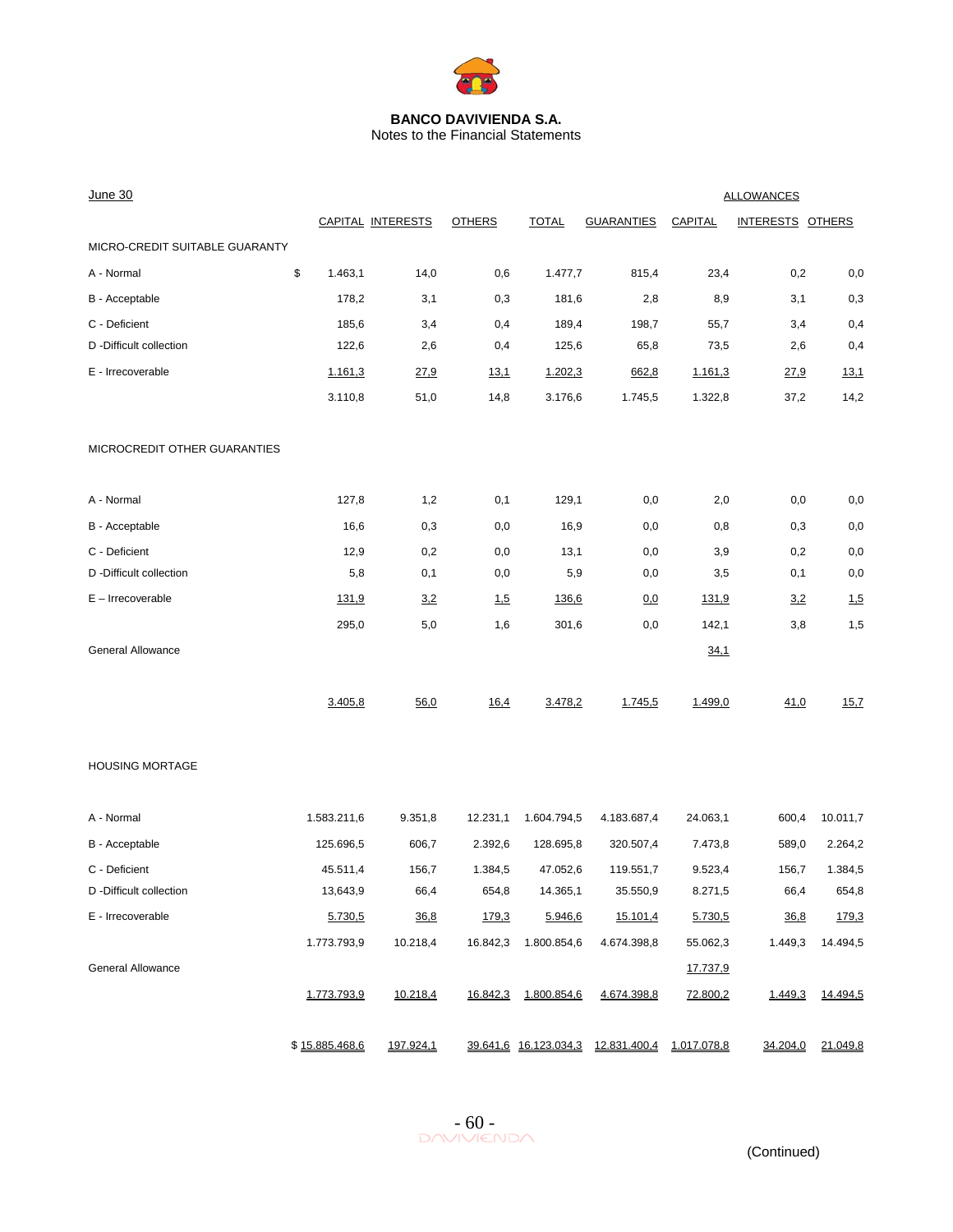**BANCO DAVIVIENDA S.A.**
Notes to the Financial Statements

| June 30 | CAPITAL | INTERESTS | OTHERS | TOTAL | GUARANTIES | ALLOWANCES CAPITAL | ALLOWANCES INTERESTS | ALLOWANCES OTHERS |
|---|---|---|---|---|---|---|---|---|
| MICRO-CREDIT SUITABLE GUARANTY | | | | | | | | |
| A - Normal | $ 1.463,1 | 14,0 | 0,6 | 1.477,7 | 815,4 | 23,4 | 0,2 | 0,0 |
| B - Acceptable | 178,2 | 3,1 | 0,3 | 181,6 | 2,8 | 8,9 | 3,1 | 0,3 |
| C - Deficient | 185,6 | 3,4 | 0,4 | 189,4 | 198,7 | 55,7 | 3,4 | 0,4 |
| D -Difficult collection | 122,6 | 2,6 | 0,4 | 125,6 | 65,8 | 73,5 | 2,6 | 0,4 |
| E - Irrecoverable | 1.161,3 | 27,9 | 13,1 | 1.202,3 | 662,8 | 1.161,3 | 27,9 | 13,1 |
| | 3.110,8 | 51,0 | 14,8 | 3.176,6 | 1.745,5 | 1.322,8 | 37,2 | 14,2 |
| MICROCREDIT OTHER GUARANTIES | | | | | | | | |
| A - Normal | 127,8 | 1,2 | 0,1 | 129,1 | 0,0 | 2,0 | 0,0 | 0,0 |
| B - Acceptable | 16,6 | 0,3 | 0,0 | 16,9 | 0,0 | 0,8 | 0,3 | 0,0 |
| C - Deficient | 12,9 | 0,2 | 0,0 | 13,1 | 0,0 | 3,9 | 0,2 | 0,0 |
| D -Difficult collection | 5,8 | 0,1 | 0,0 | 5,9 | 0,0 | 3,5 | 0,1 | 0,0 |
| E – Irrecoverable | 131,9 | 3,2 | 1,5 | 136,6 | 0,0 | 131,9 | 3,2 | 1,5 |
| | 295,0 | 5,0 | 1,6 | 301,6 | 0,0 | 142,1 | 3,8 | 1,5 |
| General Allowance | | | | | | 34,1 | | |
| | 3.405,8 | 56,0 | 16,4 | 3.478,2 | 1.745,5 | 1.499,0 | 41,0 | 15,7 |
| HOUSING MORTAGE | | | | | | | | |
| A - Normal | 1.583.211,6 | 9.351,8 | 12.231,1 | 1.604.794,5 | 4.183.687,4 | 24.063,1 | 600,4 | 10.011,7 |
| B - Acceptable | 125.696,5 | 606,7 | 2.392,6 | 128.695,8 | 320.507,4 | 7.473,8 | 589,0 | 2.264,2 |
| C - Deficient | 45.511,4 | 156,7 | 1.384,5 | 47.052,6 | 119.551,7 | 9.523,4 | 156,7 | 1.384,5 |
| D -Difficult collection | 13,643,9 | 66,4 | 654,8 | 14.365,1 | 35.550,9 | 8.271,5 | 66,4 | 654,8 |
| E - Irrecoverable | 5.730,5 | 36,8 | 179,3 | 5.946,6 | 15.101,4 | 5.730,5 | 36,8 | 179,3 |
| | 1.773.793,9 | 10.218,4 | 16.842,3 | 1.800.854,6 | 4.674.398,8 | 55.062,3 | 1.449,3 | 14.494,5 |
| General Allowance | | | | | | 17.737,9 | | |
| | 1.773.793,9 | 10.218,4 | 16.842,3 | 1.800.854,6 | 4.674.398,8 | 72.800,2 | 1.449,3 | 14.494,5 |
| | $ 15.885.468,6 | 197.924,1 | 39.641,6 | 16.123.034,3 | 12.831.400,4 | 1.017.078,8 | 34.204,0 | 21.049,8 |

(Continued)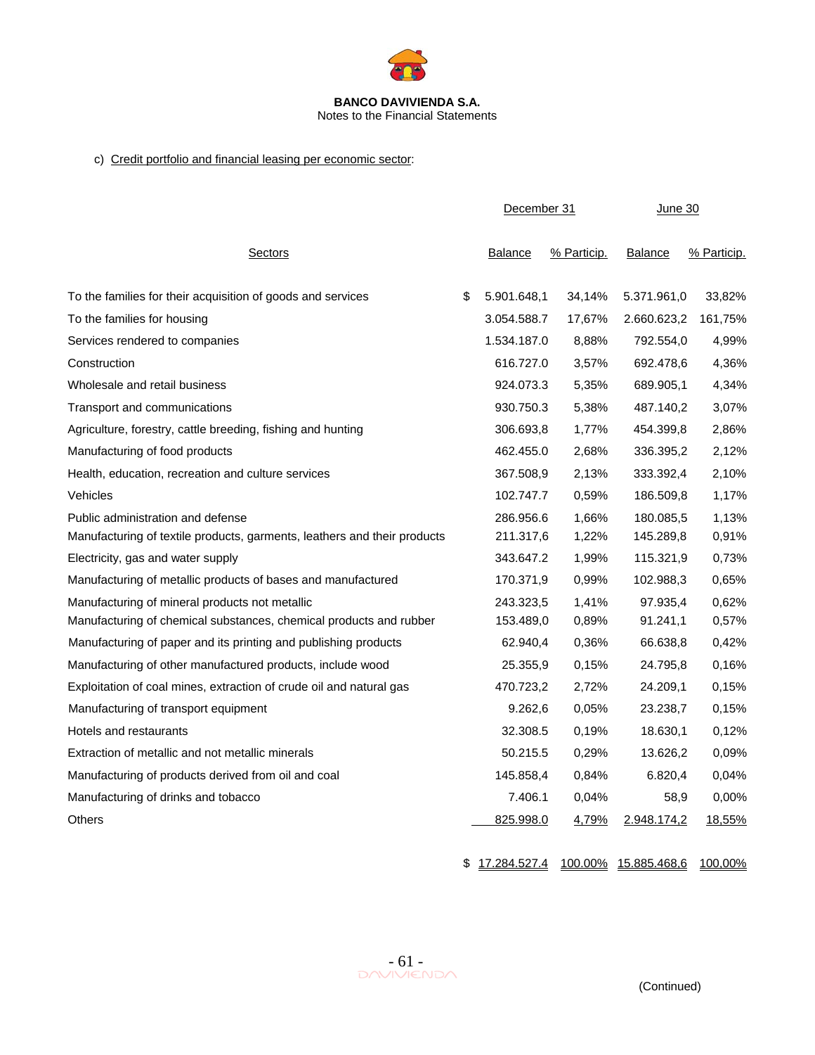**BANCO DAVIVIENDA S.A.**
Notes to the Financial Statements

c) Credit portfolio and financial leasing per economic sector:

| Sectors | December 31 | | June 30 | |
|---|---|---|---|---|
| | Balance | % Particip. | Balance | % Particip. |
| To the families for their acquisition of goods and services | $ 5.901.648,1 | 34,14% | 5.371.961,0 | 33,82% |
| To the families for housing | 3.054.588.7 | 17,67% | 2.660.623,2 | 161,75% |
| Services rendered to companies | 1.534.187.0 | 8,88% | 792.554,0 | 4,99% |
| Construction | 616.727.0 | 3,57% | 692.478,6 | 4,36% |
| Wholesale and retail business | 924.073.3 | 5,35% | 689.905,1 | 4,34% |
| Transport and communications | 930.750.3 | 5,38% | 487.140,2 | 3,07% |
| Agriculture, forestry, cattle breeding, fishing and hunting | 306.693,8 | 1,77% | 454.399,8 | 2,86% |
| Manufacturing of food products | 462.455.0 | 2,68% | 336.395,2 | 2,12% |
| Health, education, recreation and culture services | 367.508,9 | 2,13% | 333.392,4 | 2,10% |
| Vehicles | 102.747.7 | 0,59% | 186.509,8 | 1,17% |
| Public administration and defense | 286.956.6 | 1,66% | 180.085,5 | 1,13% |
| Manufacturing of textile products, garments, leathers and their products | 211.317,6 | 1,22% | 145.289,8 | 0,91% |
| Electricity, gas and water supply | 343.647.2 | 1,99% | 115.321,9 | 0,73% |
| Manufacturing of metallic products of bases and manufactured | 170.371,9 | 0,99% | 102.988,3 | 0,65% |
| Manufacturing of mineral products not metallic | 243.323,5 | 1,41% | 97.935,4 | 0,62% |
| Manufacturing of chemical substances, chemical products and rubber | 153.489,0 | 0,89% | 91.241,1 | 0,57% |
| Manufacturing of paper and its printing and publishing products | 62.940,4 | 0,36% | 66.638,8 | 0,42% |
| Manufacturing of other manufactured products, include wood | 25.355,9 | 0,15% | 24.795,8 | 0,16% |
| Exploitation of coal mines, extraction of crude oil and natural gas | 470.723,2 | 2,72% | 24.209,1 | 0,15% |
| Manufacturing of transport equipment | 9.262,6 | 0,05% | 23.238,7 | 0,15% |
| Hotels and restaurants | 32.308.5 | 0,19% | 18.630,1 | 0,12% |
| Extraction of metallic and not metallic minerals | 50.215.5 | 0,29% | 13.626,2 | 0,09% |
| Manufacturing of products derived from oil and coal | 145.858,4 | 0,84% | 6.820,4 | 0,04% |
| Manufacturing of drinks and tobacco | 7.406.1 | 0,04% | 58,9 | 0,00% |
| Others | 825.998.0 | 4,79% | 2.948.174,2 | 18,55% |
| | $ 17.284.527.4 | 100.00% | 15.885.468,6 | 100,00% |

(Continued)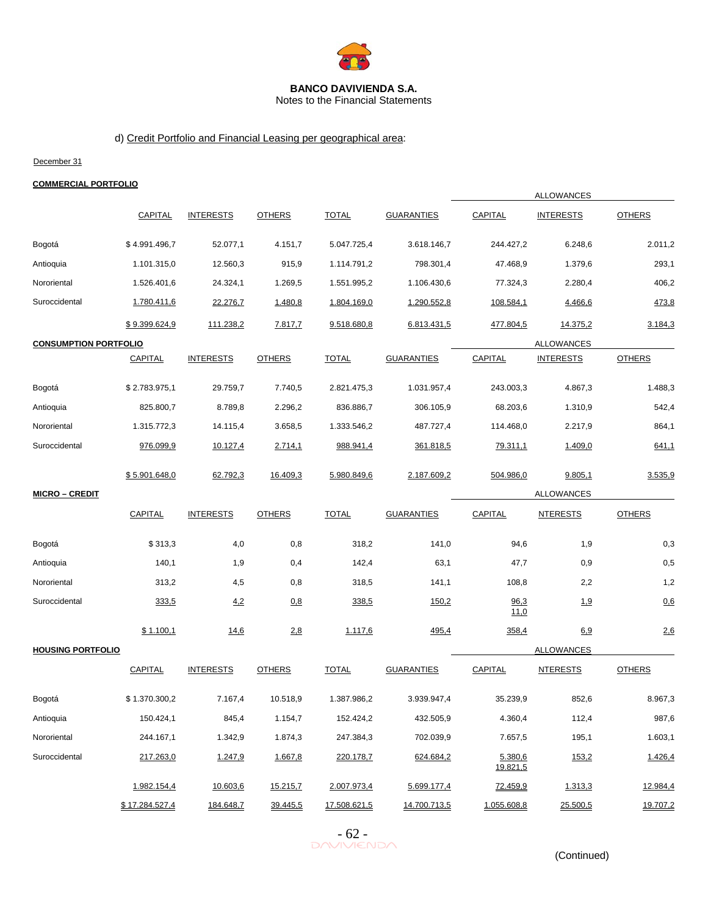**BANCO DAVIVIENDA S.A.**
Notes to the Financial Statements

d) Credit Portfolio and Financial Leasing per geographical area:

December 31

**COMMERCIAL PORTFOLIO**

| | | | | | | ALLOWANCES | | |
|---|---|---|---|---|---|---|---|---|
| | CAPITAL | INTERESTS | OTHERS | TOTAL | GUARANTIES | CAPITAL | INTERESTS | OTHERS |
| Bogotá | $ 4.991.496,7 | 52.077,1 | 4.151,7 | 5.047.725,4 | 3.618.146,7 | 244.427,2 | 6.248,6 | 2.011,2 |
| Antioquia | 1.101.315,0 | 12.560,3 | 915,9 | 1.114.791,2 | 798.301,4 | 47.468,9 | 1.379,6 | 293,1 |
| Nororiental | 1.526.401,6 | 24.324,1 | 1.269,5 | 1.551.995,2 | 1.106.430,6 | 77.324,3 | 2.280,4 | 406,2 |
| Suroccidental | 1.780.411,6 | 22.276,7 | 1.480,8 | 1.804.169,0 | 1.290.552,8 | 108.584,1 | 4.466,6 | 473,8 |
| | $ 9.399.624,9 | 111.238,2 | 7.817,7 | 9.518.680,8 | 6.813.431,5 | 477.804,5 | 14.375,2 | 3.184,3 |

**CONSUMPTION PORTFOLIO**

| | | | | | | ALLOWANCES | | |
|---|---|---|---|---|---|---|---|---|
| | CAPITAL | INTERESTS | OTHERS | TOTAL | GUARANTIES | CAPITAL | INTERESTS | OTHERS |
| Bogotá | $ 2.783.975,1 | 29.759,7 | 7.740,5 | 2.821.475,3 | 1.031.957,4 | 243.003,3 | 4.867,3 | 1.488,3 |
| Antioquia | 825.800,7 | 8.789,8 | 2.296,2 | 836.886,7 | 306.105,9 | 68.203,6 | 1.310,9 | 542,4 |
| Nororiental | 1.315.772,3 | 14.115,4 | 3.658,5 | 1.333.546,2 | 487.727,4 | 114.468,0 | 2.217,9 | 864,1 |
| Suroccidental | 976.099,9 | 10.127,4 | 2.714,1 | 988.941,4 | 361.818,5 | 79.311,1 | 1.409,0 | 641,1 |
| | $ 5.901.648,0 | 62.792,3 | 16.409,3 | 5.980.849,6 | 2.187.609,2 | 504.986,0 | 9.805,1 | 3.535,9 |

**MICRO – CREDIT**

| | | | | | | ALLOWANCES | | |
|---|---|---|---|---|---|---|---|---|
| | CAPITAL | INTERESTS | OTHERS | TOTAL | GUARANTIES | CAPITAL | NTERESTS | OTHERS |
| Bogotá | $ 313,3 | 4,0 | 0,8 | 318,2 | 141,0 | 94,6 | 1,9 | 0,3 |
| Antioquia | 140,1 | 1,9 | 0,4 | 142,4 | 63,1 | 47,7 | 0,9 | 0,5 |
| Nororiental | 313,2 | 4,5 | 0,8 | 318,5 | 141,1 | 108,8 | 2,2 | 1,2 |
| Suroccidental | 333,5 | 4,2 | 0,8 | 338,5 | 150,2 | 96,3<br>11,0 | 1,9 | 0,6 |
| | $ 1.100,1 | 14,6 | 2,8 | 1.117,6 | 495,4 | 358,4 | 6,9 | 2,6 |

**HOUSING PORTFOLIO**

| | | | | | | ALLOWANCES | | |
|---|---|---|---|---|---|---|---|---|
| | CAPITAL | INTERESTS | OTHERS | TOTAL | GUARANTIES | CAPITAL | NTERESTS | OTHERS |
| Bogotá | $ 1.370.300,2 | 7.167,4 | 10.518,9 | 1.387.986,2 | 3.939.947,4 | 35.239,9 | 852,6 | 8.967,3 |
| Antioquia | 150.424,1 | 845,4 | 1.154,7 | 152.424,2 | 432.505,9 | 4.360,4 | 112,4 | 987,6 |
| Nororiental | 244.167,1 | 1.342,9 | 1.874,3 | 247.384,3 | 702.039,9 | 7.657,5 | 195,1 | 1.603,1 |
| Suroccidental | 217.263,0 | 1.247,9 | 1.667,8 | 220.178,7 | 624.684,2 | 5.380,6<br>19.821,5 | 153,2 | 1.426,4 |
| | 1.982.154,4 | 10.603,6 | 15.215,7 | 2.007.973,4 | 5.699.177,4 | 72.459,9 | 1.313,3 | 12.984,4 |
| | $ 17.284.527,4 | 184.648,7 | 39.445,5 | 17.508.621,5 | 14.700.713,5 | 1.055.608,8 | 25.500,5 | 19.707,2 |

(Continued)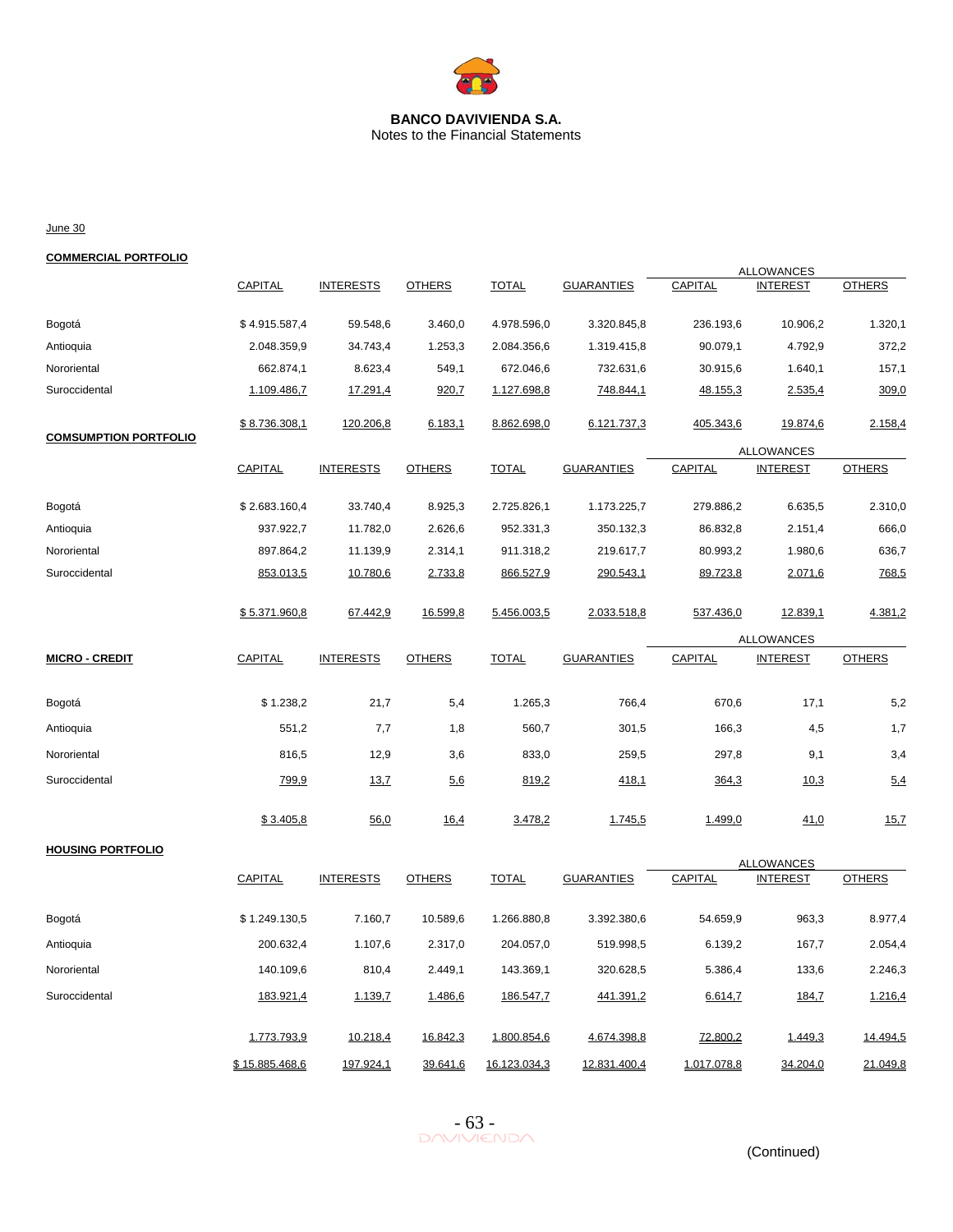**BANCO DAVIVIENDA S.A.**
Notes to the Financial Statements

June 30

**COMMERCIAL PORTFOLIO**

| | | | | | | ALLOWANCES | | |
|---|---|---|---|---|---|---|---|---|
| | CAPITAL | INTERESTS | OTHERS | TOTAL | GUARANTIES | CAPITAL | INTEREST | OTHERS |
| Bogotá | $ 4.915.587,4 | 59.548,6 | 3.460,0 | 4.978.596,0 | 3.320.845,8 | 236.193,6 | 10.906,2 | 1.320,1 |
| Antioquia | 2.048.359,9 | 34.743,4 | 1.253,3 | 2.084.356,6 | 1.319.415,8 | 90.079,1 | 4.792,9 | 372,2 |
| Nororiental | 662.874,1 | 8.623,4 | 549,1 | 672.046,6 | 732.631,6 | 30.915,6 | 1.640,1 | 157,1 |
| Suroccidental | 1.109.486,7 | 17.291,4 | 920,7 | 1.127.698,8 | 748.844,1 | 48.155,3 | 2.535,4 | 309,0 |
| | $ 8.736.308,1 | 120.206,8 | 6.183,1 | 8.862.698,0 | 6.121.737,3 | 405.343,6 | 19.874,6 | 2.158,4 |

**COMSUMPTION PORTFOLIO**

| | | | | | | ALLOWANCES | | |
|---|---|---|---|---|---|---|---|---|
| | CAPITAL | INTERESTS | OTHERS | TOTAL | GUARANTIES | CAPITAL | INTEREST | OTHERS |
| Bogotá | $ 2.683.160,4 | 33.740,4 | 8.925,3 | 2.725.826,1 | 1.173.225,7 | 279.886,2 | 6.635,5 | 2.310,0 |
| Antioquia | 937.922,7 | 11.782,0 | 2.626,6 | 952.331,3 | 350.132,3 | 86.832,8 | 2.151,4 | 666,0 |
| Nororiental | 897.864,2 | 11.139,9 | 2.314,1 | 911.318,2 | 219.617,7 | 80.993,2 | 1.980,6 | 636,7 |
| Suroccidental | 853.013,5 | 10.780,6 | 2.733,8 | 866.527,9 | 290.543,1 | 89.723,8 | 2.071,6 | 768,5 |
| | $ 5.371.960,8 | 67.442,9 | 16.599,8 | 5.456.003,5 | 2.033.518,8 | 537.436,0 | 12.839,1 | 4.381,2 |

**MICRO - CREDIT**

| | | | | | | ALLOWANCES | | |
|---|---|---|---|---|---|---|---|---|
| | CAPITAL | INTERESTS | OTHERS | TOTAL | GUARANTIES | CAPITAL | INTEREST | OTHERS |
| Bogotá | $ 1.238,2 | 21,7 | 5,4 | 1.265,3 | 766,4 | 670,6 | 17,1 | 5,2 |
| Antioquia | 551,2 | 7,7 | 1,8 | 560,7 | 301,5 | 166,3 | 4,5 | 1,7 |
| Nororiental | 816,5 | 12,9 | 3,6 | 833,0 | 259,5 | 297,8 | 9,1 | 3,4 |
| Suroccidental | 799,9 | 13,7 | 5,6 | 819,2 | 418,1 | 364,3 | 10,3 | 5,4 |
| | $ 3.405,8 | 56,0 | 16,4 | 3.478,2 | 1.745,5 | 1.499,0 | 41,0 | 15,7 |

**HOUSING PORTFOLIO**

| | | | | | | ALLOWANCES | | |
|---|---|---|---|---|---|---|---|---|
| | CAPITAL | INTERESTS | OTHERS | TOTAL | GUARANTIES | CAPITAL | INTEREST | OTHERS |
| Bogotá | $ 1.249.130,5 | 7.160,7 | 10.589,6 | 1.266.880,8 | 3.392.380,6 | 54.659,9 | 963,3 | 8.977,4 |
| Antioquia | 200.632,4 | 1.107,6 | 2.317,0 | 204.057,0 | 519.998,5 | 6.139,2 | 167,7 | 2.054,4 |
| Nororiental | 140.109,6 | 810,4 | 2.449,1 | 143.369,1 | 320.628,5 | 5.386,4 | 133,6 | 2.246,3 |
| Suroccidental | 183.921,4 | 1.139,7 | 1.486,6 | 186.547,7 | 441.391,2 | 6.614,7 | 184,7 | 1.216,4 |
| | 1.773.793,9 | 10.218,4 | 16.842,3 | 1.800.854,6 | 4.674.398,8 | 72.800,2 | 1.449,3 | 14.494,5 |
| | $ 15.885.468,6 | 197.924,1 | 39.641,6 | 16.123.034,3 | 12.831.400,4 | 1.017.078,8 | 34.204,0 | 21.049,8 |

(Continued)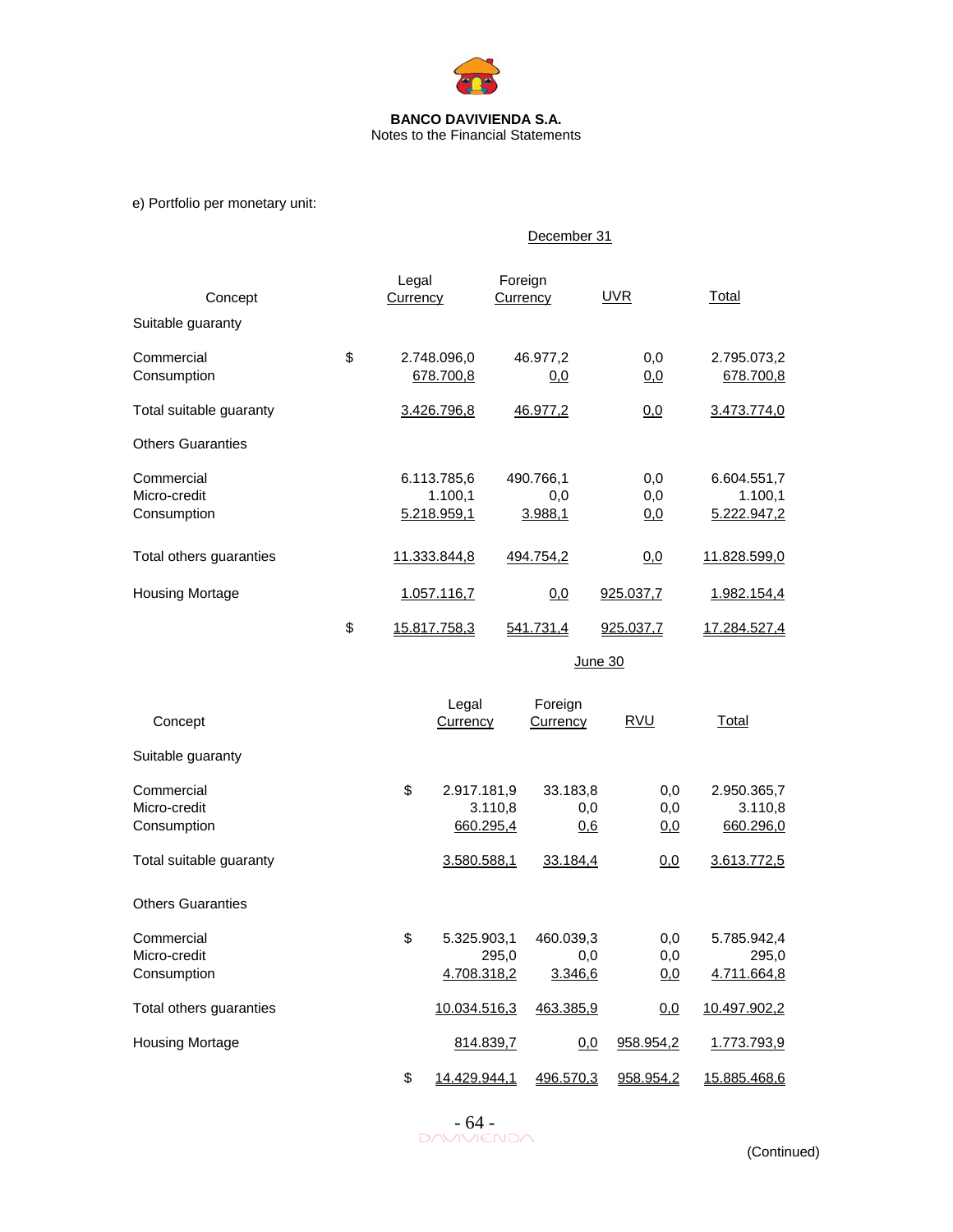e) Portfolio per monetary unit:

| | | December 31 | | |
|---|---|---|---|---|
| Concept | Legal Currency | Foreign Currency | UVR | Total |
| Suitable guaranty | | | | |
| Commercial | $ 2.748.096,0 | 46.977,2 | 0,0 | 2.795.073,2 |
| Consumption | 678.700,8 | 0,0 | 0,0 | 678.700,8 |
| Total suitable guaranty | 3.426.796,8 | 46.977,2 | 0,0 | 3.473.774,0 |
| Others Guaranties | | | | |
| Commercial | 6.113.785,6 | 490.766,1 | 0,0 | 6.604.551,7 |
| Micro-credit | 1.100,1 | 0,0 | 0,0 | 1.100,1 |
| Consumption | 5.218.959,1 | 3.988,1 | 0,0 | 5.222.947,2 |
| Total others guaranties | 11.333.844,8 | 494.754,2 | 0,0 | 11.828.599,0 |
| Housing Mortage | 1.057.116,7 | 0,0 | 925.037,7 | 1.982.154,4 |
| | $ 15.817.758,3 | 541.731,4 | 925.037,7 | 17.284.527,4 |

| | | June 30 | | |
|---|---|---|---|---|
| Concept | Legal Currency | Foreign Currency | RVU | Total |
| Suitable guaranty | | | | |
| Commercial | $ 2.917.181,9 | 33.183,8 | 0,0 | 2.950.365,7 |
| Micro-credit | 3.110,8 | 0,0 | 0,0 | 3.110,8 |
| Consumption | 660.295,4 | 0,6 | 0,0 | 660.296,0 |
| Total suitable guaranty | 3.580.588,1 | 33.184,4 | 0,0 | 3.613.772,5 |
| Others Guaranties | | | | |
| Commercial | $ 5.325.903,1 | 460.039,3 | 0,0 | 5.785.942,4 |
| Micro-credit | 295,0 | 0,0 | 0,0 | 295,0 |
| Consumption | 4.708.318,2 | 3.346,6 | 0,0 | 4.711.664,8 |
| Total others guaranties | 10.034.516,3 | 463.385,9 | 0,0 | 10.497.902,2 |
| Housing Mortage | 814.839,7 | 0,0 | 958.954,2 | 1.773.793,9 |
| | $ 14.429.944,1 | 496.570,3 | 958.954,2 | 15.885.468,6 |

(Continued)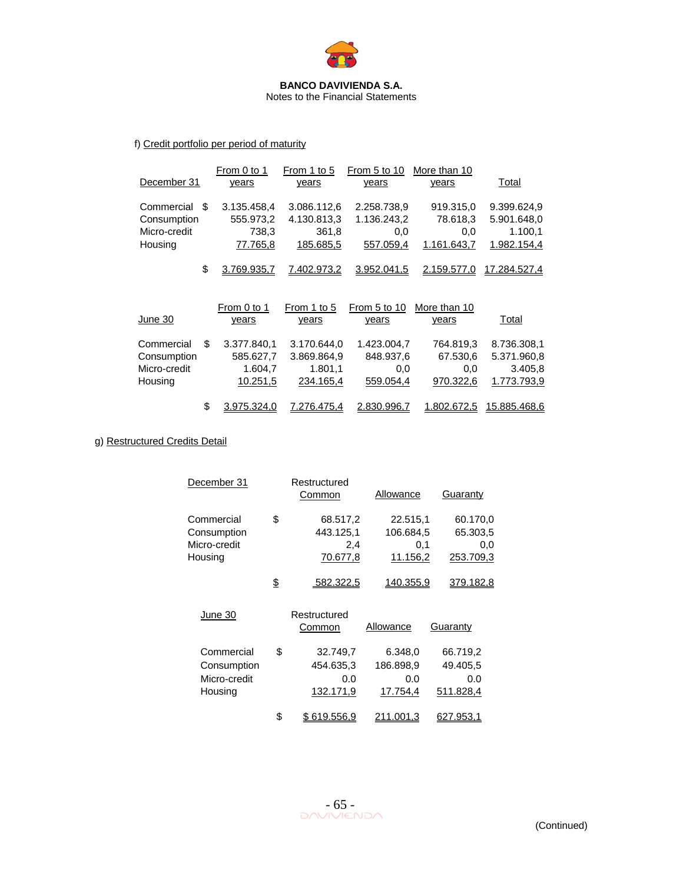**BANCO DAVIVIENDA S.A.**
Notes to the Financial Statements

f) Credit portfolio per period of maturity

| December 31 | | From 0 to 1 years | From 1 to 5 years | From 5 to 10 years | More than 10 years | Total |
|---|---|---|---|---|---|---|
| Commercial | $ | 3.135.458,4 | 3.086.112,6 | 2.258.738,9 | 919.315,0 | 9.399.624,9 |
| Consumption | | 555.973,2 | 4.130.813,3 | 1.136.243,2 | 78.618,3 | 5.901.648,0 |
| Micro-credit | | 738,3 | 361,8 | 0,0 | 0,0 | 1.100,1 |
| Housing | | 77.765,8 | 185.685,5 | 557.059,4 | 1.161.643,7 | 1.982.154,4 |
| | $ | 3.769.935,7 | 7.402.973,2 | 3.952.041,5 | 2.159.577,0 | 17.284.527,4 |

| June 30 | | From 0 to 1 years | From 1 to 5 years | From 5 to 10 years | More than 10 years | Total |
|---|---|---|---|---|---|---|
| Commercial | $ | 3.377.840,1 | 3.170.644,0 | 1.423.004,7 | 764.819,3 | 8.736.308,1 |
| Consumption | | 585.627,7 | 3.869.864,9 | 848.937,6 | 67.530,6 | 5.371.960,8 |
| Micro-credit | | 1.604,7 | 1.801,1 | 0,0 | 0,0 | 3.405,8 |
| Housing | | 10.251,5 | 234.165,4 | 559.054,4 | 970.322,6 | 1.773.793,9 |
| | $ | 3.975.324,0 | 7.276.475,4 | 2.830.996,7 | 1.802.672,5 | 15.885.468,6 |

g) Restructured Credits Detail

| December 31 | | Restructured Common | Allowance | Guaranty |
|---|---|---|---|---|
| Commercial | $ | 68.517,2 | 22.515,1 | 60.170,0 |
| Consumption | | 443.125,1 | 106.684,5 | 65.303,5 |
| Micro-credit | | 2,4 | 0,1 | 0,0 |
| Housing | | 70.677,8 | 11.156,2 | 253.709,3 |
| | $ | 582.322,5 | 140.355,9 | 379.182,8 |

| June 30 | | Restructured Common | Allowance | Guaranty |
|---|---|---|---|---|
| Commercial | $ | 32.749,7 | 6.348,0 | 66.719,2 |
| Consumption | | 454.635,3 | 186.898,9 | 49.405,5 |
| Micro-credit | | 0.0 | 0.0 | 0.0 |
| Housing | | 132.171,9 | 17.754,4 | 511.828,4 |
| | $ | $ 619.556,9 | 211.001,3 | 627.953,1 |

(Continued)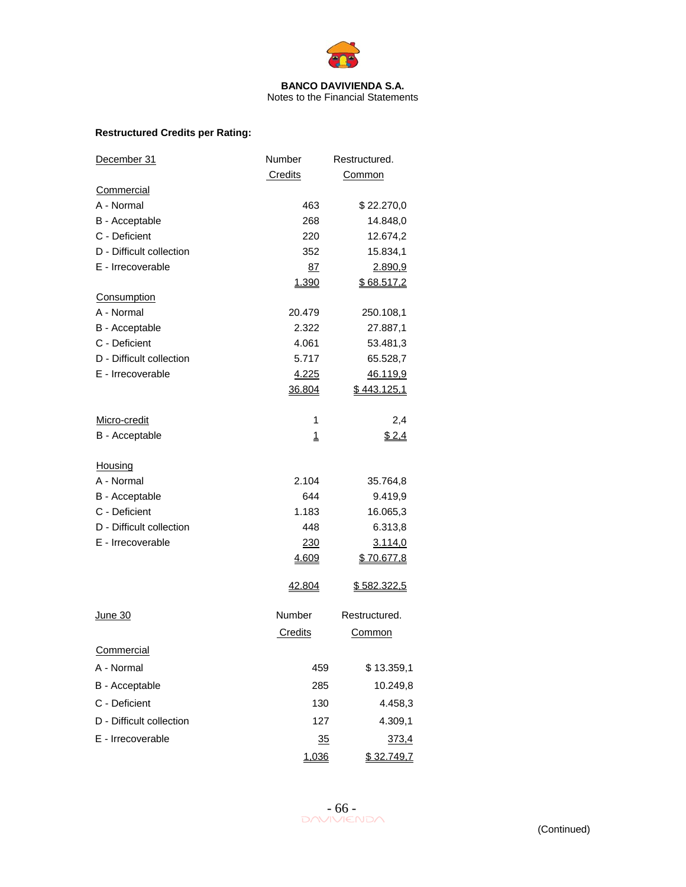**BANCO DAVIVIENDA S.A.**
Notes to the Financial Statements

**Restructured Credits per Rating:**

| December 31 | Number Credits | Restructured. Common |
|---|---|---|
| Commercial | | |
| A - Normal | 463 | $ 22.270,0 |
| B - Acceptable | 268 | 14.848,0 |
| C - Deficient | 220 | 12.674,2 |
| D - Difficult collection | 352 | 15.834,1 |
| E - Irrecoverable | 87 | 2.890,9 |
| | 1.390 | $ 68.517,2 |
| Consumption | | |
| A - Normal | 20.479 | 250.108,1 |
| B - Acceptable | 2.322 | 27.887,1 |
| C - Deficient | 4.061 | 53.481,3 |
| D - Difficult collection | 5.717 | 65.528,7 |
| E - Irrecoverable | 4.225 | 46.119,9 |
| | 36.804 | $ 443.125,1 |
| Micro-credit | 1 | 2,4 |
| B - Acceptable | 1 | $ 2,4 |
| Housing | | |
| A - Normal | 2.104 | 35.764,8 |
| B - Acceptable | 644 | 9.419,9 |
| C - Deficient | 1.183 | 16.065,3 |
| D - Difficult collection | 448 | 6.313,8 |
| E - Irrecoverable | 230 | 3.114,0 |
| | 4.609 | $ 70.677,8 |
| | 42.804 | $ 582.322,5 |

| June 30 | Number Credits | Restructured. Common |
|---|---|---|
| Commercial | | |
| A - Normal | 459 | $ 13.359,1 |
| B - Acceptable | 285 | 10.249,8 |
| C - Deficient | 130 | 4.458,3 |
| D - Difficult collection | 127 | 4.309,1 |
| E - Irrecoverable | 35 | 373,4 |
| | 1,036 | $ 32.749,7 |

(Continued)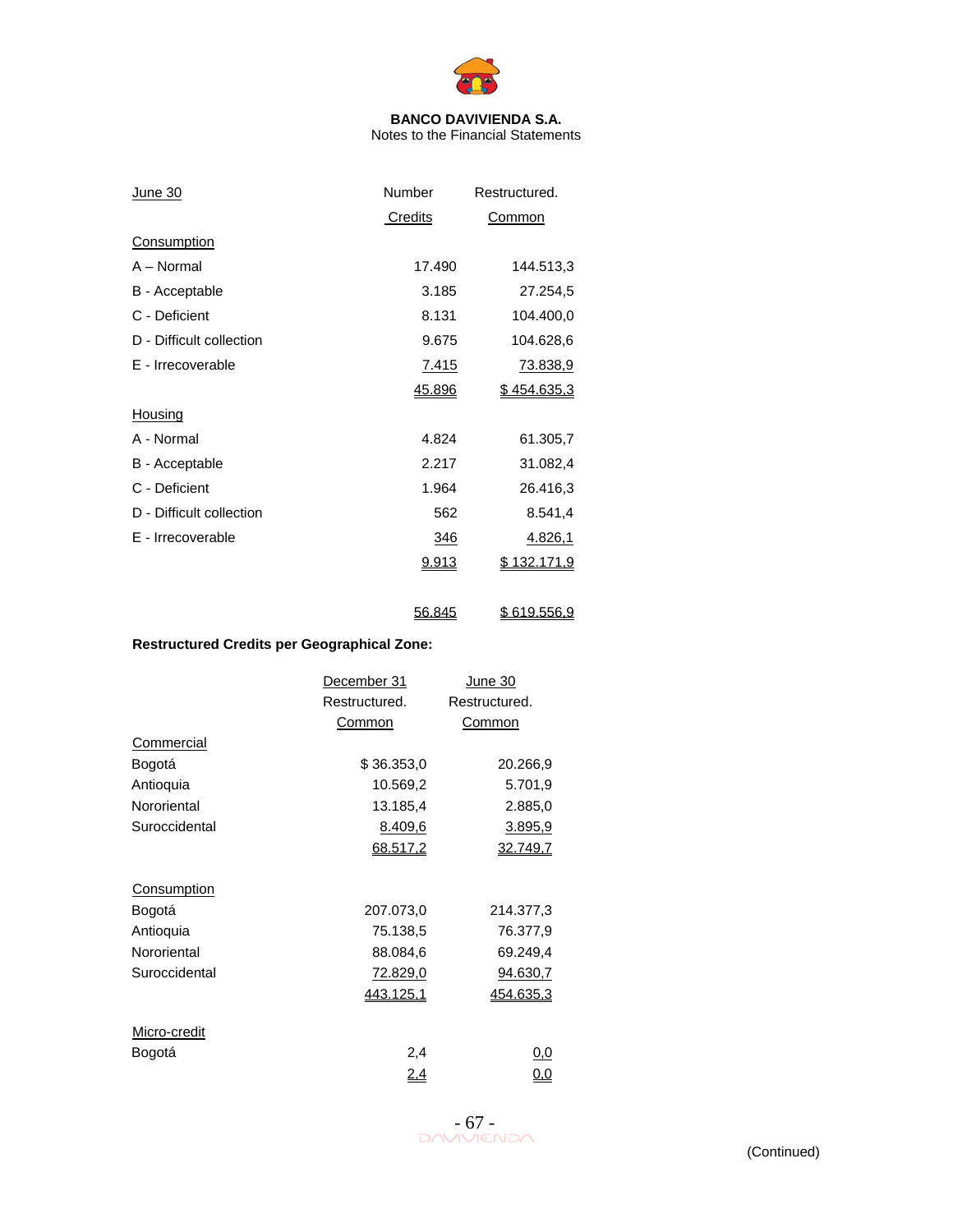**BANCO DAVIVIENDA S.A.**
Notes to the Financial Statements

| June 30 | Number Credits | Restructured. Common |
|---|---|---|
| Consumption | | |
| A – Normal | 17.490 | 144.513,3 |
| B - Acceptable | 3.185 | 27.254,5 |
| C - Deficient | 8.131 | 104.400,0 |
| D - Difficult collection | 9.675 | 104.628,6 |
| E - Irrecoverable | 7.415 | 73.838,9 |
| | 45.896 | $ 454.635,3 |
| Housing | | |
| A - Normal | 4.824 | 61.305,7 |
| B - Acceptable | 2.217 | 31.082,4 |
| C - Deficient | 1.964 | 26.416,3 |
| D - Difficult collection | 562 | 8.541,4 |
| E - Irrecoverable | 346 | 4.826,1 |
| | 9.913 | $ 132.171,9 |
| | 56.845 | $ 619.556,9 |

**Restructured Credits per Geographical Zone:**

| | December 31 Restructured. Common | June 30 Restructured. Common |
|---|---|---|
| Commercial | | |
| Bogotá | $ 36.353,0 | 20.266,9 |
| Antioquia | 10.569,2 | 5.701,9 |
| Nororiental | 13.185,4 | 2.885,0 |
| Suroccidental | 8.409,6 | 3.895,9 |
| | 68.517,2 | 32.749,7 |
| Consumption | | |
| Bogotá | 207.073,0 | 214.377,3 |
| Antioquia | 75.138,5 | 76.377,9 |
| Nororiental | 88.084,6 | 69.249,4 |
| Suroccidental | 72.829,0 | 94.630,7 |
| | 443.125,1 | 454.635,3 |
| Micro-credit | | |
| Bogotá | 2,4 | 0,0 |
| | 2,4 | 0,0 |

(Continued)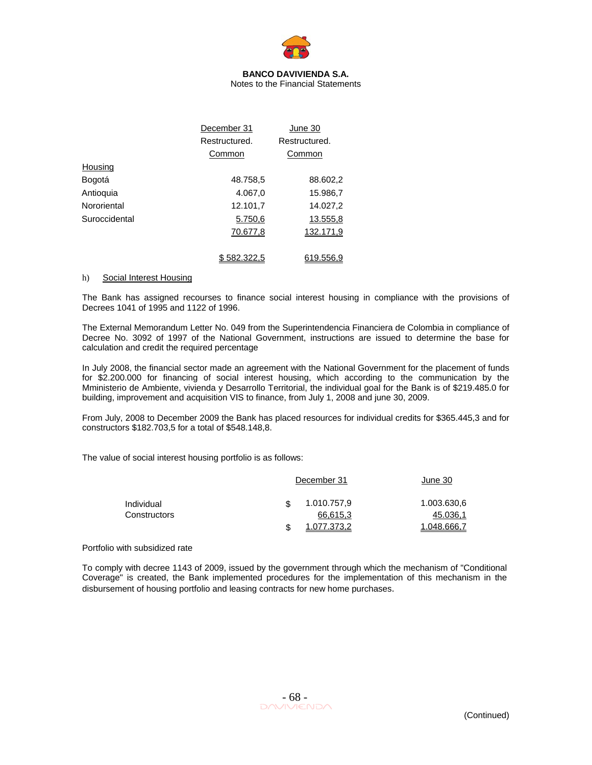| | December 31 Restructured. Common | June 30 Restructured. Common |
|---|---|---|
| Housing | | |
| Bogotá | 48.758,5 | 88.602,2 |
| Antioquia | 4.067,0 | 15.986,7 |
| Nororiental | 12.101,7 | 14.027,2 |
| Suroccidental | 5.750,6 | 13.555,8 |
| | 70.677,8 | 132.171,9 |
| | $ 582.322,5 | 619.556,9 |

h) Social Interest Housing

The Bank has assigned recourses to finance social interest housing in compliance with the provisions of Decrees 1041 of 1995 and 1122 of 1996.

The External Memorandum Letter No. 049 from the Superintendencia Financiera de Colombia in compliance of Decree No. 3092 of 1997 of the National Government, instructions are issued to determine the base for calculation and credit the required percentage

In July 2008, the financial sector made an agreement with the National Government for the placement of funds for $2.200.000 for financing of social interest housing, which according to the communication by the Mministerio de Ambiente, vivienda y Desarrollo Territorial, the individual goal for the Bank is of $219.485.0 for building, improvement and acquisition VIS to finance, from July 1, 2008 and june 30, 2009.

From July, 2008 to December 2009 the Bank has placed resources for individual credits for $365.445,3 and for constructors $182.703,5 for a total of $548.148,8.

The value of social interest housing portfolio is as follows:

| | December 31 | June 30 |
|---|---|---|
| Individual | $ 1.010.757,9 | 1.003.630,6 |
| Constructors | 66.615,3 | 45.036,1 |
| | $ 1.077.373,2 | 1.048.666,7 |

Portfolio with subsidized rate

To comply with decree 1143 of 2009, issued by the government through which the mechanism of "Conditional Coverage" is created, the Bank implemented procedures for the implementation of this mechanism in the disbursement of housing portfolio and leasing contracts for new home purchases.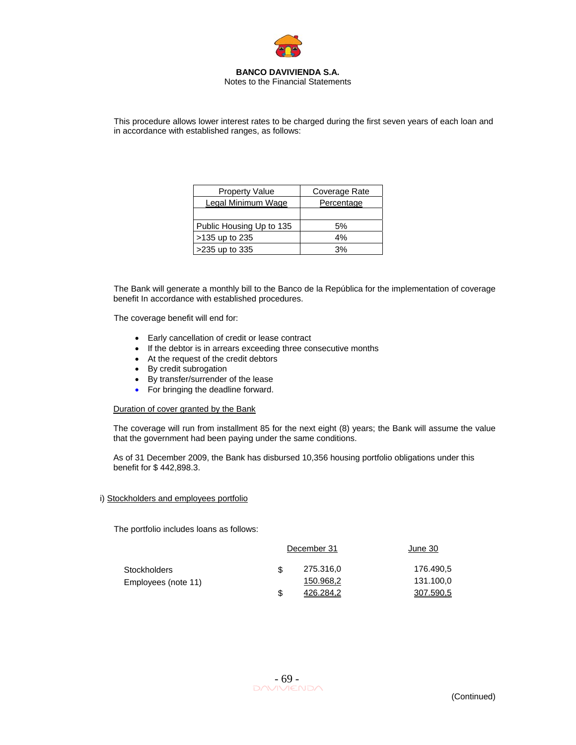This procedure allows lower interest rates to be charged during the first seven years of each loan and in accordance with established ranges, as follows:

| Property Value<br>Legal Minimum Wage | Coverage Rate<br>Percentage |
|---|---|
| | |
| Public Housing Up to 135 | 5% |
| >135 up to 235 | 4% |
| >235 up to 335 | 3% |

The Bank will generate a monthly bill to the Banco de la República for the implementation of coverage benefit In accordance with established procedures.

The coverage benefit will end for:

- Early cancellation of credit or lease contract
- If the debtor is in arrears exceeding three consecutive months
- At the request of the credit debtors
- By credit subrogation
- By transfer/surrender of the lease
- For bringing the deadline forward.

Duration of cover granted by the Bank

The coverage will run from installment 85 for the next eight (8) years; the Bank will assume the value that the government had been paying under the same conditions.

As of 31 December 2009, the Bank has disbursed 10,356 housing portfolio obligations under this benefit for $ 442,898.3.

i) Stockholders and employees portfolio

The portfolio includes loans as follows:

| | December 31 | June 30 |
|---|---|---|
| Stockholders | $ 275.316,0 | 176.490,5 |
| Employees (note 11) | 150.968,2 | 131.100,0 |
| | $ 426.284,2 | 307.590,5 |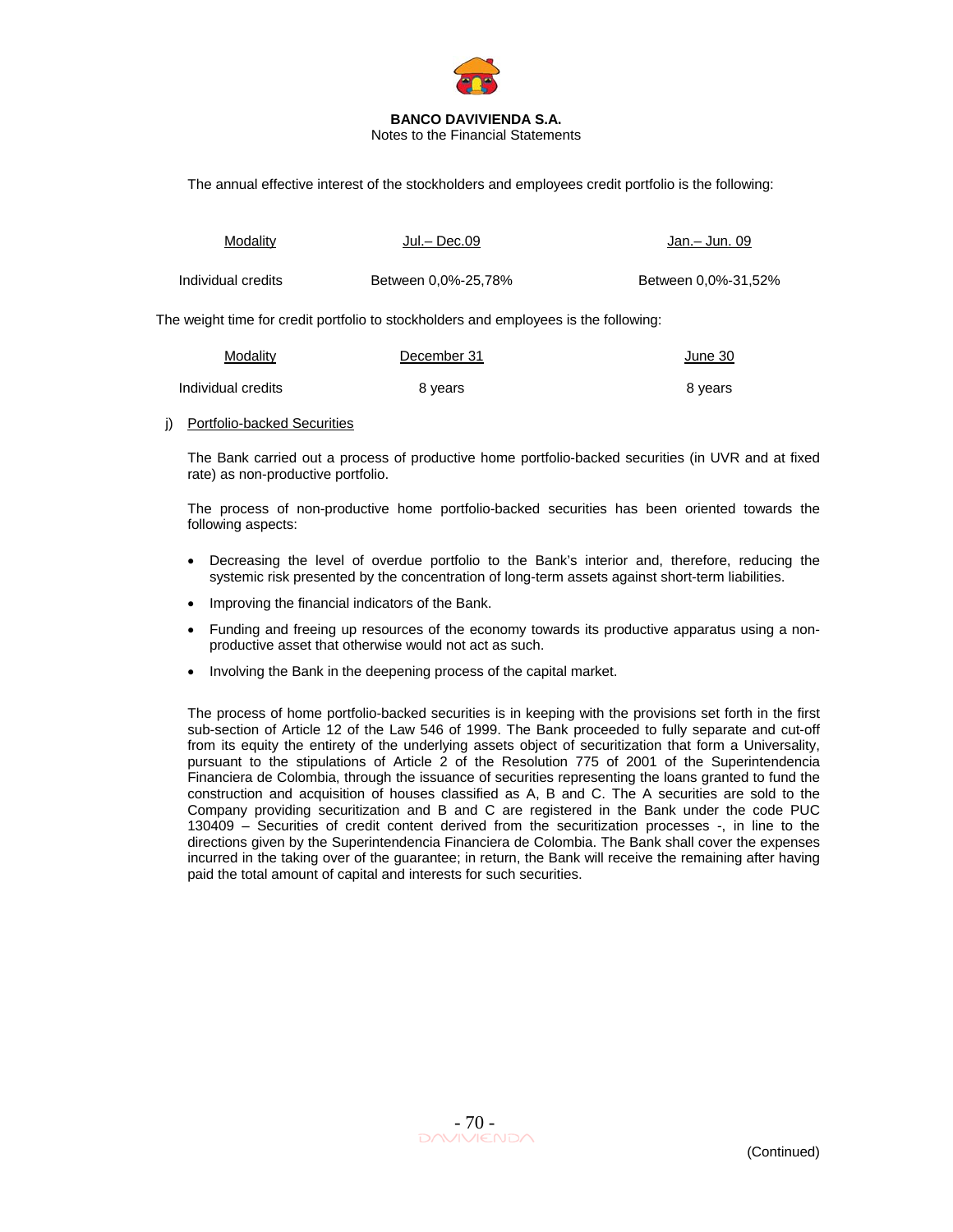The annual effective interest of the stockholders and employees credit portfolio is the following:

| Modality | Jul.– Dec.09 | Jan.– Jun. 09 |
|---|---|---|
| Individual credits | Between 0,0%-25,78% | Between 0,0%-31,52% |

The weight time for credit portfolio to stockholders and employees is the following:

| Modality | December 31 | June 30 |
|---|---|---|
| Individual credits | 8 years | 8 years |

j) Portfolio-backed Securities

The Bank carried out a process of productive home portfolio-backed securities (in UVR and at fixed rate) as non-productive portfolio.

The process of non-productive home portfolio-backed securities has been oriented towards the following aspects:

- Decreasing the level of overdue portfolio to the Bank's interior and, therefore, reducing the systemic risk presented by the concentration of long-term assets against short-term liabilities.
- Improving the financial indicators of the Bank.
- Funding and freeing up resources of the economy towards its productive apparatus using a non-productive asset that otherwise would not act as such.
- Involving the Bank in the deepening process of the capital market.

The process of home portfolio-backed securities is in keeping with the provisions set forth in the first sub-section of Article 12 of the Law 546 of 1999. The Bank proceeded to fully separate and cut-off from its equity the entirety of the underlying assets object of securitization that form a Universality, pursuant to the stipulations of Article 2 of the Resolution 775 of 2001 of the Superintendencia Financiera de Colombia, through the issuance of securities representing the loans granted to fund the construction and acquisition of houses classified as A, B and C. The A securities are sold to the Company providing securitization and B and C are registered in the Bank under the code PUC 130409 – Securities of credit content derived from the securitization processes -, in line to the directions given by the Superintendencia Financiera de Colombia. The Bank shall cover the expenses incurred in the taking over of the guarantee; in return, the Bank will receive the remaining after having paid the total amount of capital and interests for such securities.

(Continued)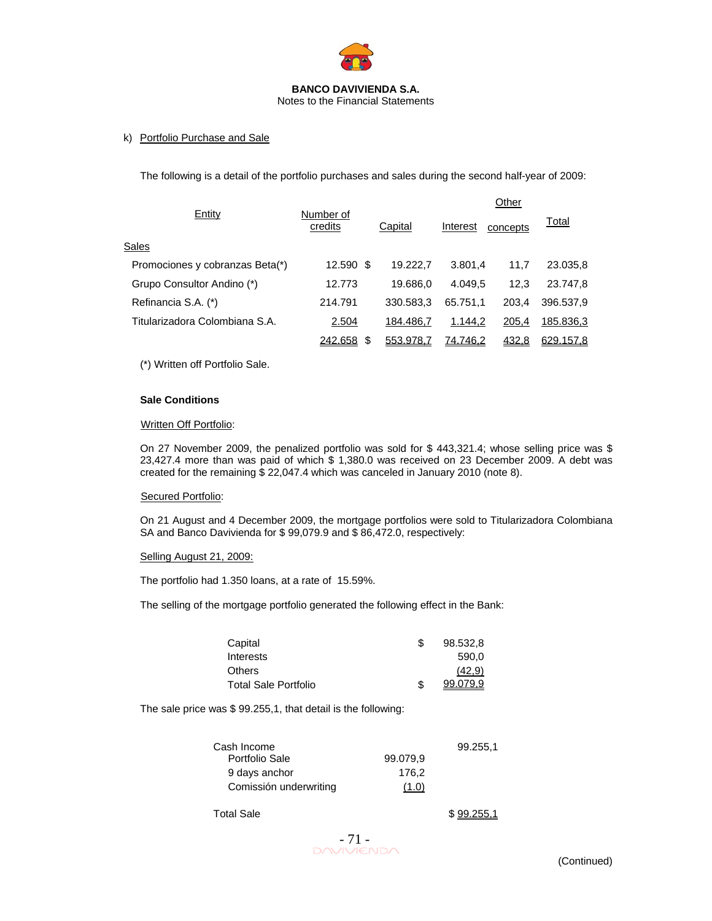**BANCO DAVIVIENDA S.A.**
Notes to the Financial Statements

k) Portfolio Purchase and Sale

The following is a detail of the portfolio purchases and sales during the second half-year of 2009:

| Entity | Number of credits | | Capital | Interest | Other concepts | Total |
|---|---|---|---|---|---|---|
| Sales | | | | | | |
| Promociones y cobranzas Beta(*) | 12.590 | $ | 19.222,7 | 3.801,4 | 11,7 | 23.035,8 |
| Grupo Consultor Andino (*) | 12.773 | | 19.686,0 | 4.049,5 | 12,3 | 23.747,8 |
| Refinancia S.A. (*) | 214.791 | | 330.583,3 | 65.751,1 | 203,4 | 396.537,9 |
| Titularizadora Colombiana S.A. | 2.504 | | 184.486,7 | 1.144,2 | 205,4 | 185.836,3 |
| | 242.658 | $ | 553.978,7 | 74.746,2 | 432,8 | 629.157,8 |

(*) Written off Portfolio Sale.

**Sale Conditions**

Written Off Portfolio:

On 27 November 2009, the penalized portfolio was sold for $ 443,321.4; whose selling price was $ 23,427.4 more than was paid of which $ 1,380.0 was received on 23 December 2009. A debt was created for the remaining $ 22,047.4 which was canceled in January 2010 (note 8).

Secured Portfolio:

On 21 August and 4 December 2009, the mortgage portfolios were sold to Titularizadora Colombiana SA and Banco Davivienda for $ 99,079.9 and $ 86,472.0, respectively:

Selling August 21, 2009:

The portfolio had 1.350 loans, at a rate of 15.59%.

The selling of the mortgage portfolio generated the following effect in the Bank:

| | | |
|---|---|---|
| Capital | $ | 98.532,8 |
| Interests | | 590,0 |
| Others | | (42,9) |
| Total Sale Portfolio | $ | 99.079,9 |

The sale price was $ 99.255,1, that detail is the following:

| | | |
|---|---|---|
| Cash Income | | 99.255,1 |
| Portfolio Sale | 99.079,9 | |
| 9 days anchor | 176,2 | |
| Comissión underwriting | (1.0) | |
| Total Sale | | $ 99.255,1 |

(Continued)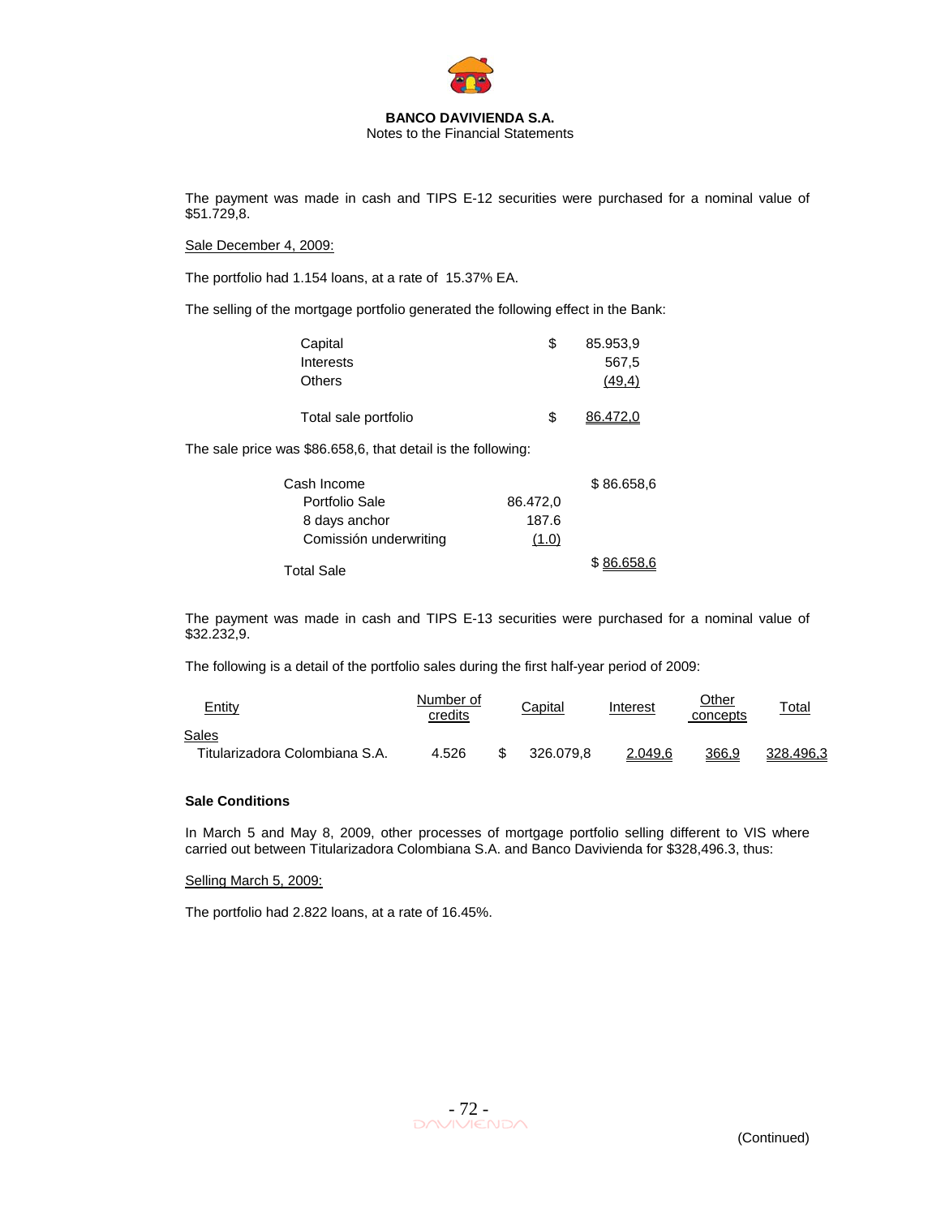The payment was made in cash and TIPS E-12 securities were purchased for a nominal value of $51.729,8.

Sale December 4, 2009:

The portfolio had 1.154 loans, at a rate of 15.37% EA.

The selling of the mortgage portfolio generated the following effect in the Bank:

| | | |
|---|---|---|
| Capital | $ | 85.953,9 |
| Interests | | 567,5 |
| Others | | (49,4) |
| Total sale portfolio | $ | 86.472,0 |

The sale price was $86.658,6, that detail is the following:

| | | |
|---|---|---|
| Cash Income | | $ 86.658,6 |
| Portfolio Sale | 86.472,0 | |
| 8 days anchor | 187.6 | |
| Comissión underwriting | (1.0) | |
| Total Sale | | $ 86.658,6 |

The payment was made in cash and TIPS E-13 securities were purchased for a nominal value of $32.232,9.

The following is a detail of the portfolio sales during the first half-year period of 2009:

| Entity | Number of credits | Capital | Interest | Other concepts | Total |
|---|---|---|---|---|---|
| Sales | | | | | |
| Titularizadora Colombiana S.A. | 4.526 | $ 326.079,8 | 2.049,6 | 366,9 | 328.496,3 |

**Sale Conditions**

In March 5 and May 8, 2009, other processes of mortgage portfolio selling different to VIS where carried out between Titularizadora Colombiana S.A. and Banco Davivienda for $328,496.3, thus:

Selling March 5, 2009:

The portfolio had 2.822 loans, at a rate of 16.45%.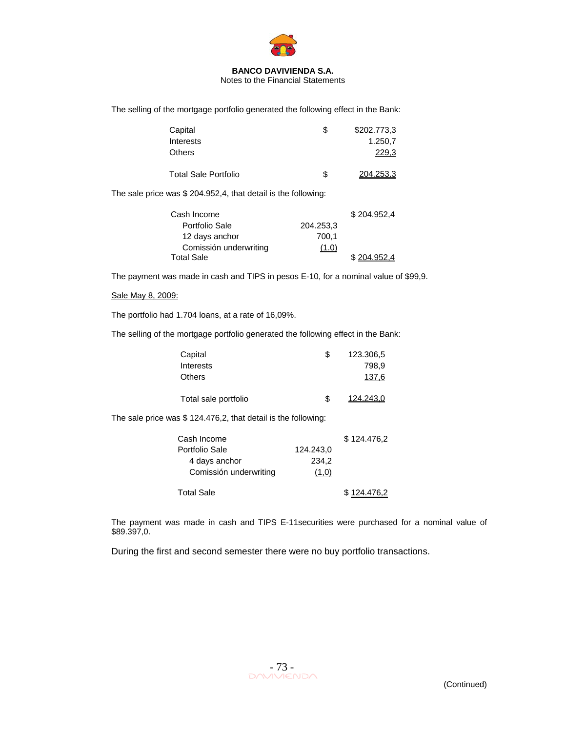The selling of the mortgage portfolio generated the following effect in the Bank:

| | | |
|---|---|---|
| Capital | $ | $202.773,3 |
| Interests | | 1.250,7 |
| Others | | 229,3 |
| Total Sale Portfolio | $ | 204.253,3 |

The sale price was $ 204.952,4, that detail is the following:

| | | |
|---|---|---|
| Cash Income | | $ 204.952,4 |
| Portfolio Sale | 204.253,3 | |
| 12 days anchor | 700,1 | |
| Comissión underwriting | (1.0) | |
| Total Sale | | $ 204.952,4 |

The payment was made in cash and TIPS in pesos E-10, for a nominal value of $99,9.

Sale May 8, 2009:

The portfolio had 1.704 loans, at a rate of 16,09%.

The selling of the mortgage portfolio generated the following effect in the Bank:

| | | |
|---|---|---|
| Capital | $ | 123.306,5 |
| Interests | | 798,9 |
| Others | | 137,6 |
| Total sale portfolio | $ | 124.243,0 |

The sale price was $ 124.476,2, that detail is the following:

| | | |
|---|---|---|
| Cash Income | | $ 124.476,2 |
| Portfolio Sale | 124.243,0 | |
| 4 days anchor | 234,2 | |
| Comissión underwriting | (1,0) | |
| Total Sale | | $ 124.476,2 |

The payment was made in cash and TIPS E-11securities were purchased for a nominal value of $89.397,0.

During the first and second semester there were no buy portfolio transactions.

(Continued)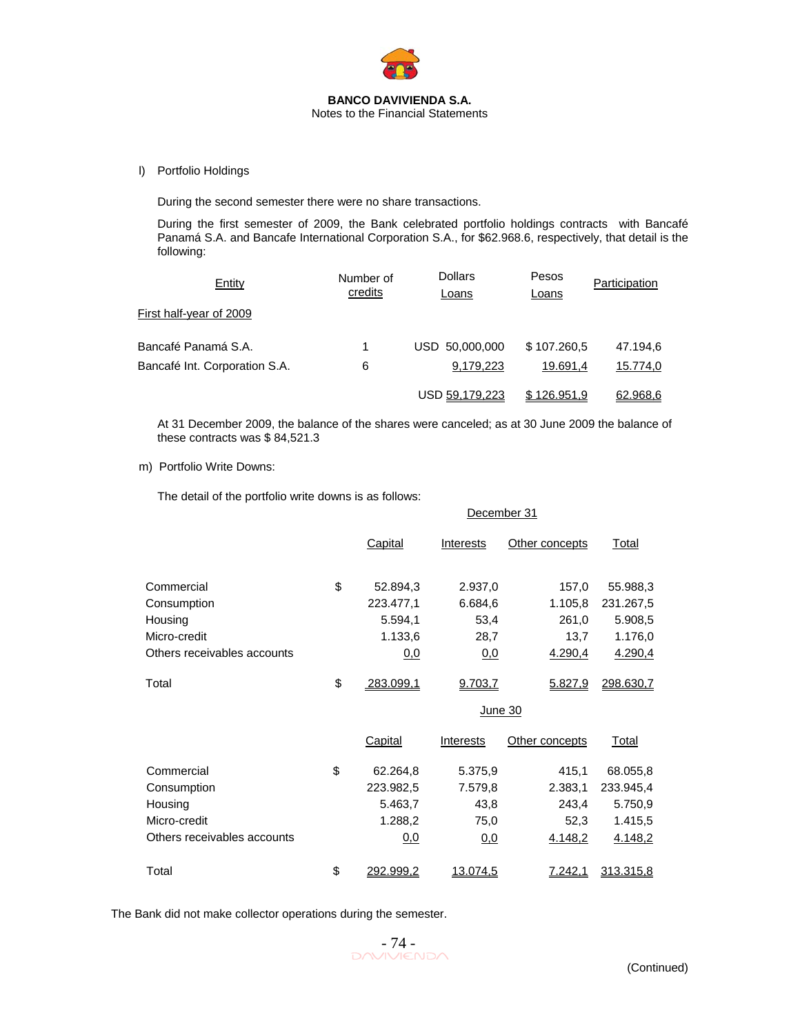l) Portfolio Holdings

During the second semester there were no share transactions.

During the first semester of 2009, the Bank celebrated portfolio holdings contracts with Bancafé Panamá S.A. and Bancafe International Corporation S.A., for $62.968.6, respectively, that detail is the following:

| Entity | Number of credits | Dollars Loans | Pesos Loans | Participation |
|---|---|---|---|---|
| First half-year of 2009 | | | | |
| Bancafé Panamá S.A. | 1 | USD 50,000,000 | $ 107.260,5 | 47.194,6 |
| Bancafé Int. Corporation S.A. | 6 | 9,179,223 | 19.691,4 | 15.774,0 |
| | | USD 59,179,223 | $ 126.951,9 | 62.968,6 |

At 31 December 2009, the balance of the shares were canceled; as at 30 June 2009 the balance of these contracts was $ 84,521.3

m) Portfolio Write Downs:

The detail of the portfolio write downs is as follows:

| | | December 31 | | | |
|---|---|---|---|---|---|
| | | Capital | Interests | Other concepts | Total |
| Commercial | $ | 52.894,3 | 2.937,0 | 157,0 | 55.988,3 |
| Consumption | | 223.477,1 | 6.684,6 | 1.105,8 | 231.267,5 |
| Housing | | 5.594,1 | 53,4 | 261,0 | 5.908,5 |
| Micro-credit | | 1.133,6 | 28,7 | 13,7 | 1.176,0 |
| Others receivables accounts | | 0,0 | 0,0 | 4.290,4 | 4.290,4 |
| Total | $ | 283.099,1 | 9.703,7 | 5.827,9 | 298.630,7 |

| | | June 30 | | | |
|---|---|---|---|---|---|
| | | Capital | Interests | Other concepts | Total |
| Commercial | $ | 62.264,8 | 5.375,9 | 415,1 | 68.055,8 |
| Consumption | | 223.982,5 | 7.579,8 | 2.383,1 | 233.945,4 |
| Housing | | 5.463,7 | 43,8 | 243,4 | 5.750,9 |
| Micro-credit | | 1.288,2 | 75,0 | 52,3 | 1.415,5 |
| Others receivables accounts | | 0,0 | 0,0 | 4.148,2 | 4.148,2 |
| Total | $ | 292.999,2 | 13.074,5 | 7.242,1 | 313.315,8 |

The Bank did not make collector operations during the semester.

(Continued)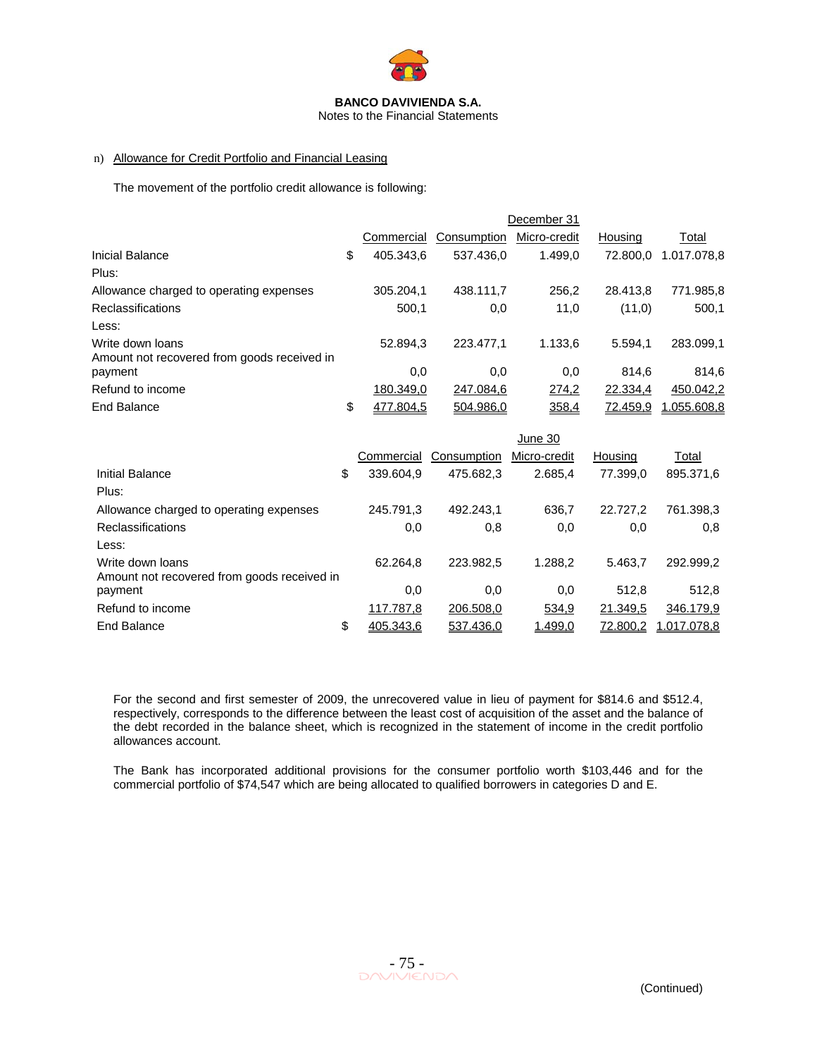n) Allowance for Credit Portfolio and Financial Leasing

The movement of the portfolio credit allowance is following:

| | | December 31 | | | | |
|---|---|---|---|---|---|---|
| | | Commercial | Consumption | Micro-credit | Housing | Total |
| Inicial Balance | $ | 405.343,6 | 537.436,0 | 1.499,0 | 72.800,0 | 1.017.078,8 |
| Plus: | | | | | | |
| Allowance charged to operating expenses | | 305.204,1 | 438.111,7 | 256,2 | 28.413,8 | 771.985,8 |
| Reclassifications | | 500,1 | 0,0 | 11,0 | (11,0) | 500,1 |
| Less: | | | | | | |
| Write down loans | | 52.894,3 | 223.477,1 | 1.133,6 | 5.594,1 | 283.099,1 |
| Amount not recovered from goods received in payment | | 0,0 | 0,0 | 0,0 | 814,6 | 814,6 |
| Refund to income | | 180.349,0 | 247.084,6 | 274,2 | 22.334,4 | 450.042,2 |
| End Balance | $ | 477.804,5 | 504.986,0 | 358,4 | 72.459,9 | 1.055.608,8 |

| | | June 30 | | | | |
|---|---|---|---|---|---|---|
| | | Commercial | Consumption | Micro-credit | Housing | Total |
| Initial Balance | $ | 339.604,9 | 475.682,3 | 2.685,4 | 77.399,0 | 895.371,6 |
| Plus: | | | | | | |
| Allowance charged to operating expenses | | 245.791,3 | 492.243,1 | 636,7 | 22.727,2 | 761.398,3 |
| Reclassifications | | 0,0 | 0,8 | 0,0 | 0,0 | 0,8 |
| Less: | | | | | | |
| Write down loans | | 62.264,8 | 223.982,5 | 1.288,2 | 5.463,7 | 292.999,2 |
| Amount not recovered from goods received in payment | | 0,0 | 0,0 | 0,0 | 512,8 | 512,8 |
| Refund to income | | 117.787,8 | 206.508,0 | 534,9 | 21.349,5 | 346.179,9 |
| End Balance | $ | 405.343,6 | 537.436,0 | 1.499,0 | 72.800,2 | 1.017.078,8 |

For the second and first semester of 2009, the unrecovered value in lieu of payment for $814.6 and $512.4, respectively, corresponds to the difference between the least cost of acquisition of the asset and the balance of the debt recorded in the balance sheet, which is recognized in the statement of income in the credit portfolio allowances account.

The Bank has incorporated additional provisions for the consumer portfolio worth $103,446 and for the commercial portfolio of $74,547 which are being allocated to qualified borrowers in categories D and E.

(Continued)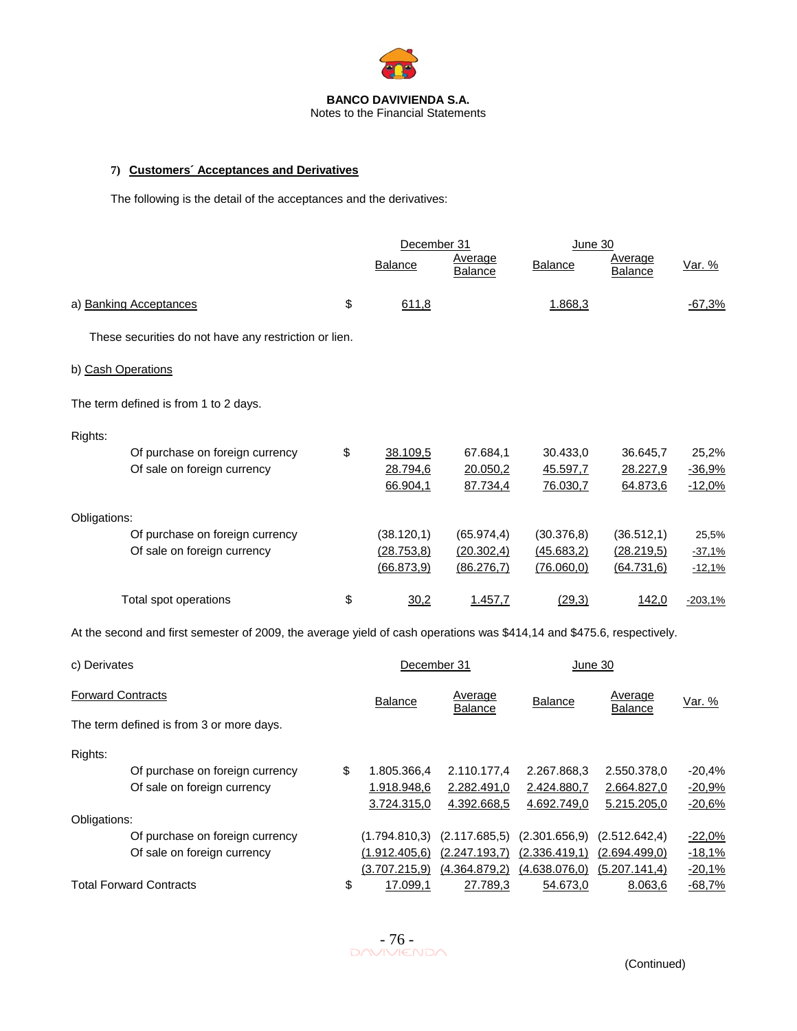**BANCO DAVIVIENDA S.A.**
Notes to the Financial Statements

## 7) Customers´ Acceptances and Derivatives

The following is the detail of the acceptances and the derivatives:

| | | December 31 | | June 30 | | |
|---|---|---|---|---|---|---|
| | | Balance | Average Balance | Balance | Average Balance | Var. % |
| a) Banking Acceptances | $ | 611,8 | | 1.868,3 | | -67,3% |

These securities do not have any restriction or lien.

b) Cash Operations

The term defined is from 1 to 2 days.

| | | December 31 | | June 30 | | |
|---|---|---|---|---|---|---|
| | | Balance | Average Balance | Balance | Average Balance | Var. % |
| Rights: | | | | | | |
| Of purchase on foreign currency | $ | 38.109,5 | 67.684,1 | 30.433,0 | 36.645,7 | 25,2% |
| Of sale on foreign currency | | 28.794,6 | 20.050,2 | 45.597,7 | 28.227,9 | -36,9% |
| | | 66.904,1 | 87.734,4 | 76.030,7 | 64.873,6 | -12,0% |
| Obligations: | | | | | | |
| Of purchase on foreign currency | | (38.120,1) | (65.974,4) | (30.376,8) | (36.512,1) | 25,5% |
| Of sale on foreign currency | | (28.753,8) | (20.302,4) | (45.683,2) | (28.219,5) | -37,1% |
| | | (66.873,9) | (86.276,7) | (76.060,0) | (64.731,6) | -12,1% |
| Total spot operations | $ | 30,2 | 1.457,7 | (29,3) | 142,0 | -203,1% |

At the second and first semester of 2009, the average yield of cash operations was $414,14 and $475.6, respectively.

c) Derivates

Forward Contracts

The term defined is from 3 or more days.

| | | December 31 | | June 30 | | |
|---|---|---|---|---|---|---|
| | | Balance | Average Balance | Balance | Average Balance | Var. % |
| Rights: | | | | | | |
| Of purchase on foreign currency | $ | 1.805.366,4 | 2.110.177,4 | 2.267.868,3 | 2.550.378,0 | -20,4% |
| Of sale on foreign currency | | 1.918.948,6 | 2.282.491,0 | 2.424.880,7 | 2.664.827,0 | -20,9% |
| | | 3.724.315,0 | 4.392.668,5 | 4.692.749,0 | 5.215.205,0 | -20,6% |
| Obligations: | | | | | | |
| Of purchase on foreign currency | | (1.794.810,3) | (2.117.685,5) | (2.301.656,9) | (2.512.642,4) | -22,0% |
| Of sale on foreign currency | | (1.912.405,6) | (2.247.193,7) | (2.336.419,1) | (2.694.499,0) | -18,1% |
| | | (3.707.215,9) | (4.364.879,2) | (4.638.076,0) | (5.207.141,4) | -20,1% |
| Total Forward Contracts | $ | 17.099,1 | 27.789,3 | 54.673,0 | 8.063,6 | -68,7% |

(Continued)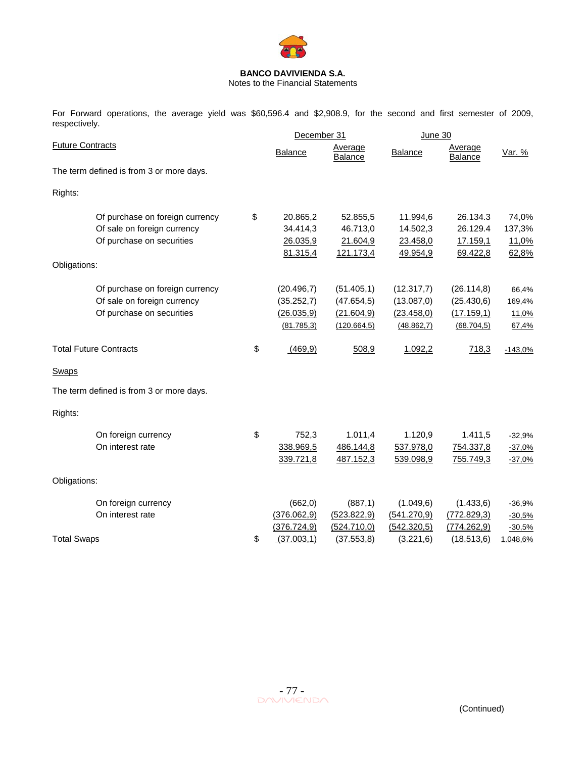**BANCO DAVIVIENDA S.A.**
Notes to the Financial Statements

For Forward operations, the average yield was $60,596.4 and $2,908.9, for the second and first semester of 2009, respectively.

| Future Contracts | | December 31 | | June 30 | | |
|---|---|---|---|---|---|---|
| | | Balance | Average Balance | Balance | Average Balance | Var. % |
| The term defined is from 3 or more days. | | | | | | |
| Rights: | | | | | | |
| Of purchase on foreign currency | $ | 20.865,2 | 52.855,5 | 11.994,6 | 26.134.3 | 74,0% |
| Of sale on foreign currency | | 34.414,3 | 46.713,0 | 14.502,3 | 26.129.4 | 137,3% |
| Of purchase on securities | | 26.035,9 | 21.604,9 | 23.458,0 | 17.159,1 | 11,0% |
| | | 81.315,4 | 121.173,4 | 49.954,9 | 69.422,8 | 62,8% |
| Obligations: | | | | | | |
| Of purchase on foreign currency | | (20.496,7) | (51.405,1) | (12.317,7) | (26.114,8) | 66,4% |
| Of sale on foreign currency | | (35.252,7) | (47.654,5) | (13.087,0) | (25.430,6) | 169,4% |
| Of purchase on securities | | (26.035,9) | (21.604,9) | (23.458,0) | (17.159,1) | 11,0% |
| | | (81.785,3) | (120.664,5) | (48.862,7) | (68.704,5) | 67,4% |
| Total Future Contracts | $ | (469,9) | 508,9 | 1.092,2 | 718,3 | -143,0% |

| Swaps | | Balance | Average Balance | Balance | Average Balance | Var. % |
|---|---|---|---|---|---|---|
| The term defined is from 3 or more days. | | | | | | |
| Rights: | | | | | | |
| On foreign currency | $ | 752,3 | 1.011,4 | 1.120,9 | 1.411,5 | -32,9% |
| On interest rate | | 338.969,5 | 486.144,8 | 537.978,0 | 754.337,8 | -37,0% |
| | | 339.721,8 | 487.152,3 | 539.098,9 | 755.749,3 | -37,0% |
| Obligations: | | | | | | |
| On foreign currency | | (662,0) | (887,1) | (1.049,6) | (1.433,6) | -36,9% |
| On interest rate | | (376.062,9) | (523.822,9) | (541.270,9) | (772.829,3) | -30,5% |
| | | (376.724,9) | (524.710,0) | (542.320,5) | (774.262,9) | -30,5% |
| Total Swaps | $ | (37.003,1) | (37.553,8) | (3.221,6) | (18.513,6) | 1.048,6% |

(Continued)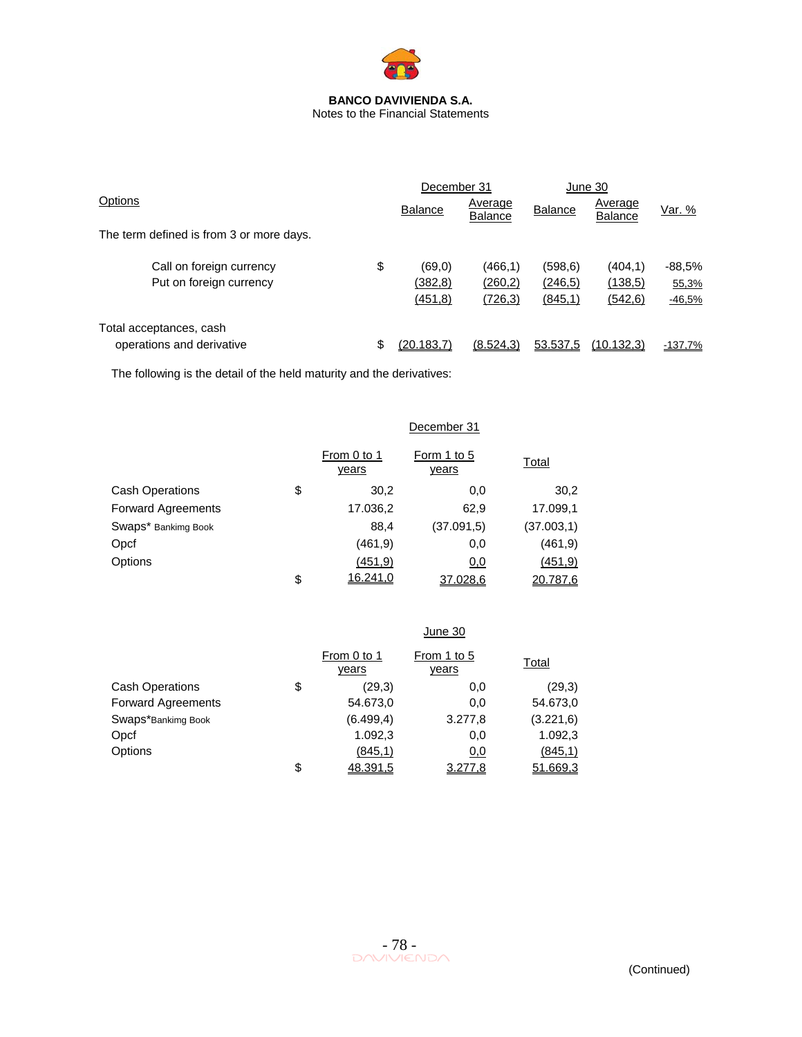**BANCO DAVIVIENDA S.A.**
Notes to the Financial Statements

| Options | | December 31 | | June 30 | | |
|---|---|---|---|---|---|---|
| | | Balance | Average Balance | Balance | Average Balance | Var. % |
| The term defined is from 3 or more days. | | | | | | |
| Call on foreign currency | $ | (69,0) | (466,1) | (598,6) | (404,1) | -88,5% |
| Put on foreign currency | | (382,8) | (260,2) | (246,5) | (138,5) | 55,3% |
| | | (451,8) | (726,3) | (845,1) | (542,6) | -46,5% |
| Total acceptances, cash operations and derivative | $ | (20.183,7) | (8.524,3) | 53.537,5 | (10.132,3) | -137,7% |

The following is the detail of the held maturity and the derivatives:

| | | December 31 | | |
|---|---|---|---|---|
| | | From 0 to 1 years | Form 1 to 5 years | Total |
| Cash Operations | $ | 30,2 | 0,0 | 30,2 |
| Forward Agreements | | 17.036,2 | 62,9 | 17.099,1 |
| Swaps* Bankimg Book | | 88,4 | (37.091,5) | (37.003,1) |
| Opcf | | (461,9) | 0,0 | (461,9) |
| Options | | (451,9) | 0,0 | (451,9) |
| | $ | 16.241,0 | 37.028,6 | 20.787,6 |

| | | June 30 | | |
|---|---|---|---|---|
| | | From 0 to 1 years | From 1 to 5 years | Total |
| Cash Operations | $ | (29,3) | 0,0 | (29,3) |
| Forward Agreements | | 54.673,0 | 0,0 | 54.673,0 |
| Swaps*Bankimg Book | | (6.499,4) | 3.277,8 | (3.221,6) |
| Opcf | | 1.092,3 | 0,0 | 1.092,3 |
| Options | | (845,1) | 0,0 | (845,1) |
| | $ | 48.391,5 | 3.277,8 | 51.669,3 |

(Continued)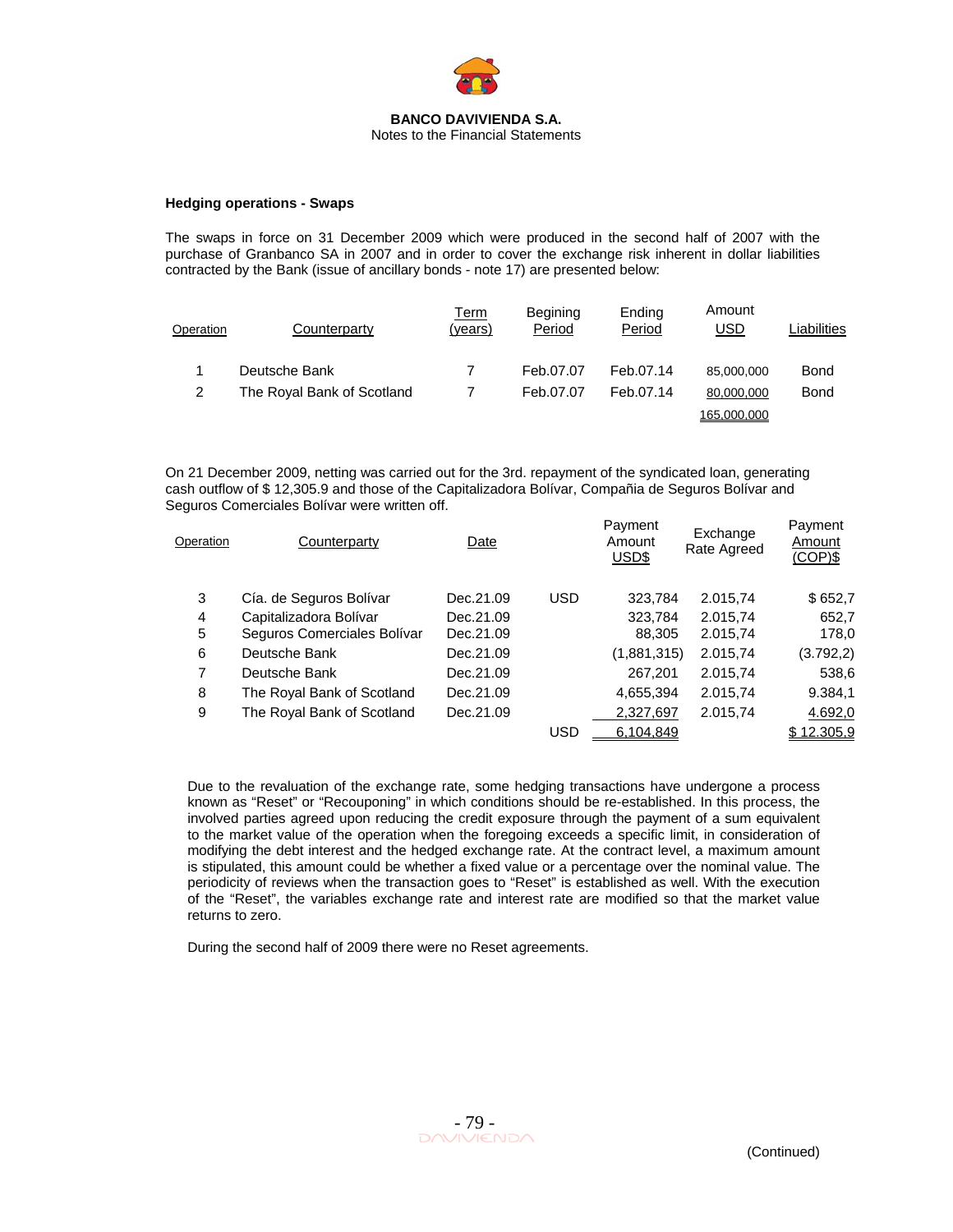**Hedging operations - Swaps**

The swaps in force on 31 December 2009 which were produced in the second half of 2007 with the purchase of Granbanco SA in 2007 and in order to cover the exchange risk inherent in dollar liabilities contracted by the Bank (issue of ancillary bonds - note 17) are presented below:

| Operation | Counterparty | Term (years) | Begining Period | Ending Period | Amount USD | Liabilities |
|---|---|---|---|---|---|---|
| 1 | Deutsche Bank | 7 | Feb.07.07 | Feb.07.14 | 85,000,000 | Bond |
| 2 | The Royal Bank of Scotland | 7 | Feb.07.07 | Feb.07.14 | 80,000,000 | Bond |
| | | | | | 165,000,000 | |

On 21 December 2009, netting was carried out for the 3rd. repayment of the syndicated loan, generating cash outflow of $ 12,305.9 and those of the Capitalizadora Bolívar, Compañia de Seguros Bolívar and Seguros Comerciales Bolívar were written off.

| Operation | Counterparty | Date | | Payment Amount USD$ | Exchange Rate Agreed | Payment Amount (COP)$ |
|---|---|---|---|---|---|---|
| 3 | Cía. de Seguros Bolívar | Dec.21.09 | USD | 323,784 | 2.015,74 | $ 652,7 |
| 4 | Capitalizadora Bolívar | Dec.21.09 | | 323,784 | 2.015,74 | 652,7 |
| 5 | Seguros Comerciales Bolívar | Dec.21.09 | | 88,305 | 2.015,74 | 178,0 |
| 6 | Deutsche Bank | Dec.21.09 | | (1,881,315) | 2.015,74 | (3.792,2) |
| 7 | Deutsche Bank | Dec.21.09 | | 267,201 | 2.015,74 | 538,6 |
| 8 | The Royal Bank of Scotland | Dec.21.09 | | 4,655,394 | 2.015,74 | 9.384,1 |
| 9 | The Royal Bank of Scotland | Dec.21.09 | | 2,327,697 | 2.015,74 | 4.692,0 |
| | | | USD | 6,104,849 | | $ 12.305,9 |

Due to the revaluation of the exchange rate, some hedging transactions have undergone a process known as "Reset" or "Recouponing" in which conditions should be re-established. In this process, the involved parties agreed upon reducing the credit exposure through the payment of a sum equivalent to the market value of the operation when the foregoing exceeds a specific limit, in consideration of modifying the debt interest and the hedged exchange rate. At the contract level, a maximum amount is stipulated, this amount could be whether a fixed value or a percentage over the nominal value. The periodicity of reviews when the transaction goes to "Reset" is established as well. With the execution of the "Reset", the variables exchange rate and interest rate are modified so that the market value returns to zero.

During the second half of 2009 there were no Reset agreements.

(Continued)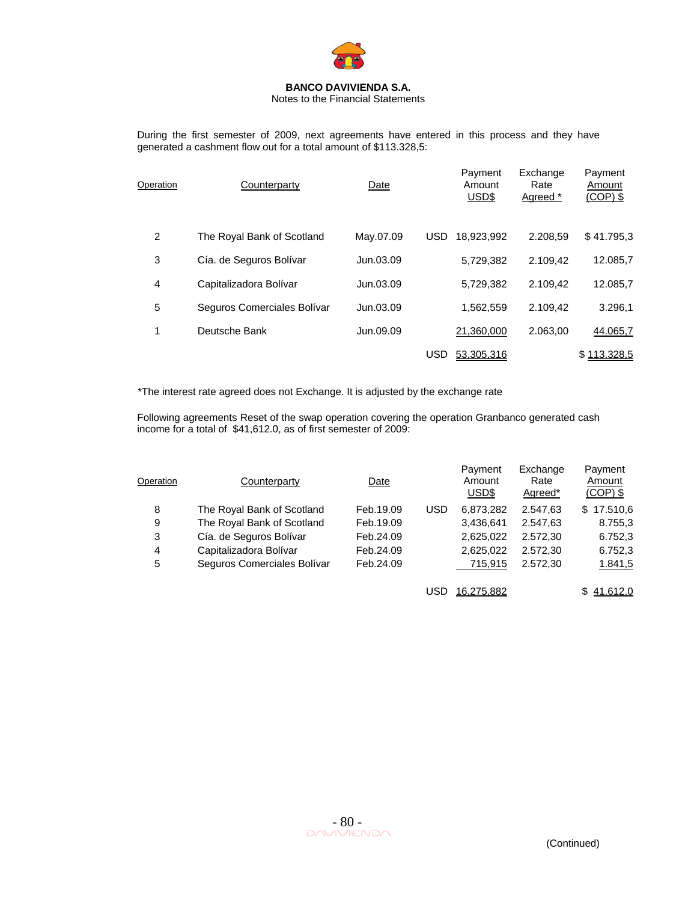During the first semester of 2009, next agreements have entered in this process and they have generated a cashment flow out for a total amount of $113.328,5:

| Operation | Counterparty | Date | | Payment Amount USD$ | Exchange Rate Agreed * | Payment Amount (COP) $ |
|---|---|---|---|---|---|---|
| 2 | The Royal Bank of Scotland | May.07.09 | USD | 18,923,992 | 2.208,59 | $ 41.795,3 |
| 3 | Cía. de Seguros Bolívar | Jun.03.09 | | 5,729,382 | 2.109,42 | 12.085,7 |
| 4 | Capitalizadora Bolívar | Jun.03.09 | | 5,729,382 | 2.109,42 | 12.085,7 |
| 5 | Seguros Comerciales Bolívar | Jun.03.09 | | 1,562,559 | 2.109,42 | 3.296,1 |
| 1 | Deutsche Bank | Jun.09.09 | | 21,360,000 | 2.063,00 | 44.065,7 |
| | | | USD | 53,305,316 | | $ 113.328,5 |

*The interest rate agreed does not Exchange. It is adjusted by the exchange rate

Following agreements Reset of the swap operation covering the operation Granbanco generated cash income for a total of $41,612.0, as of first semester of 2009:

| Operation | Counterparty | Date | | Payment Amount USD$ | Exchange Rate Agreed* | Payment Amount (COP) $ |
|---|---|---|---|---|---|---|
| 8 | The Royal Bank of Scotland | Feb.19.09 | USD | 6,873,282 | 2.547,63 | $ 17.510,6 |
| 9 | The Royal Bank of Scotland | Feb.19.09 | | 3,436,641 | 2.547,63 | 8.755,3 |
| 3 | Cía. de Seguros Bolívar | Feb.24.09 | | 2,625,022 | 2.572,30 | 6.752,3 |
| 4 | Capitalizadora Bolívar | Feb.24.09 | | 2,625,022 | 2.572,30 | 6.752,3 |
| 5 | Seguros Comerciales Bolívar | Feb.24.09 | | 715,915 | 2.572,30 | 1.841,5 |
| | | | USD | 16,275,882 | | $ 41.612,0 |

(Continued)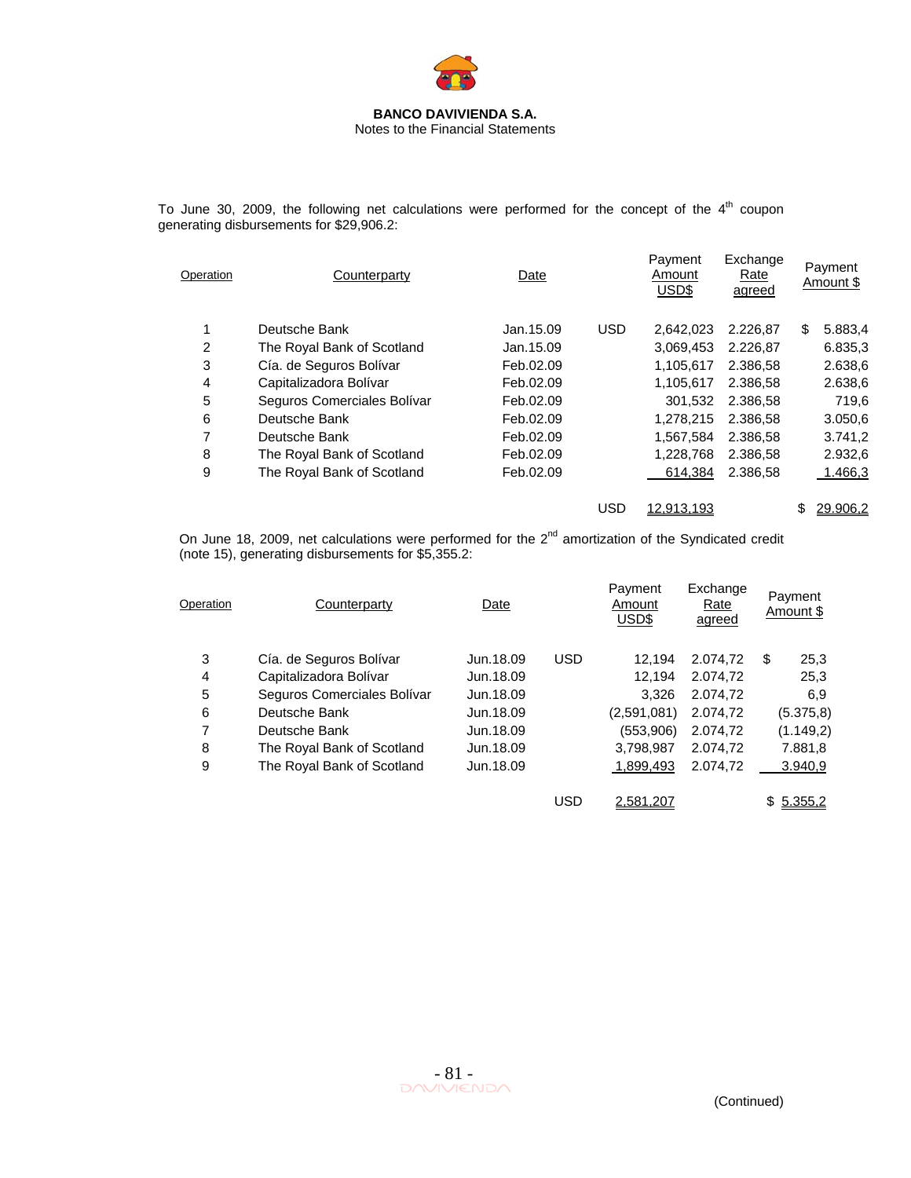**BANCO DAVIVIENDA S.A.**
Notes to the Financial Statements

To June 30, 2009, the following net calculations were performed for the concept of the 4th coupon generating disbursements for $29,906.2:

| Operation | Counterparty | Date | | Payment Amount USD$ | Exchange Rate agreed | Payment Amount $ |
|---|---|---|---|---|---|---|
| 1 | Deutsche Bank | Jan.15.09 | USD | 2,642,023 | 2.226,87 | $ 5.883,4 |
| 2 | The Royal Bank of Scotland | Jan.15.09 | | 3,069,453 | 2.226,87 | 6.835,3 |
| 3 | Cía. de Seguros Bolívar | Feb.02.09 | | 1,105,617 | 2.386,58 | 2.638,6 |
| 4 | Capitalizadora Bolívar | Feb.02.09 | | 1,105,617 | 2.386,58 | 2.638,6 |
| 5 | Seguros Comerciales Bolívar | Feb.02.09 | | 301,532 | 2.386,58 | 719,6 |
| 6 | Deutsche Bank | Feb.02.09 | | 1,278,215 | 2.386,58 | 3.050,6 |
| 7 | Deutsche Bank | Feb.02.09 | | 1,567,584 | 2.386,58 | 3.741,2 |
| 8 | The Royal Bank of Scotland | Feb.02.09 | | 1,228,768 | 2.386,58 | 2.932,6 |
| 9 | The Royal Bank of Scotland | Feb.02.09 | | 614,384 | 2.386,58 | 1.466,3 |
| | | | USD | 12,913,193 | | $ 29.906,2 |

On June 18, 2009, net calculations were performed for the 2nd amortization of the Syndicated credit (note 15), generating disbursements for $5,355.2:

| Operation | Counterparty | Date | | Payment Amount USD$ | Exchange Rate agreed | Payment Amount $ |
|---|---|---|---|---|---|---|
| 3 | Cía. de Seguros Bolívar | Jun.18.09 | USD | 12,194 | 2.074,72 | $ 25,3 |
| 4 | Capitalizadora Bolívar | Jun.18.09 | | 12,194 | 2.074,72 | 25,3 |
| 5 | Seguros Comerciales Bolívar | Jun.18.09 | | 3,326 | 2.074,72 | 6,9 |
| 6 | Deutsche Bank | Jun.18.09 | | (2,591,081) | 2.074,72 | (5.375,8) |
| 7 | Deutsche Bank | Jun.18.09 | | (553,906) | 2.074,72 | (1.149,2) |
| 8 | The Royal Bank of Scotland | Jun.18.09 | | 3,798,987 | 2.074,72 | 7.881,8 |
| 9 | The Royal Bank of Scotland | Jun.18.09 | | 1,899,493 | 2.074,72 | 3.940,9 |
| | | | USD | 2,581,207 | | $ 5.355,2 |

(Continued)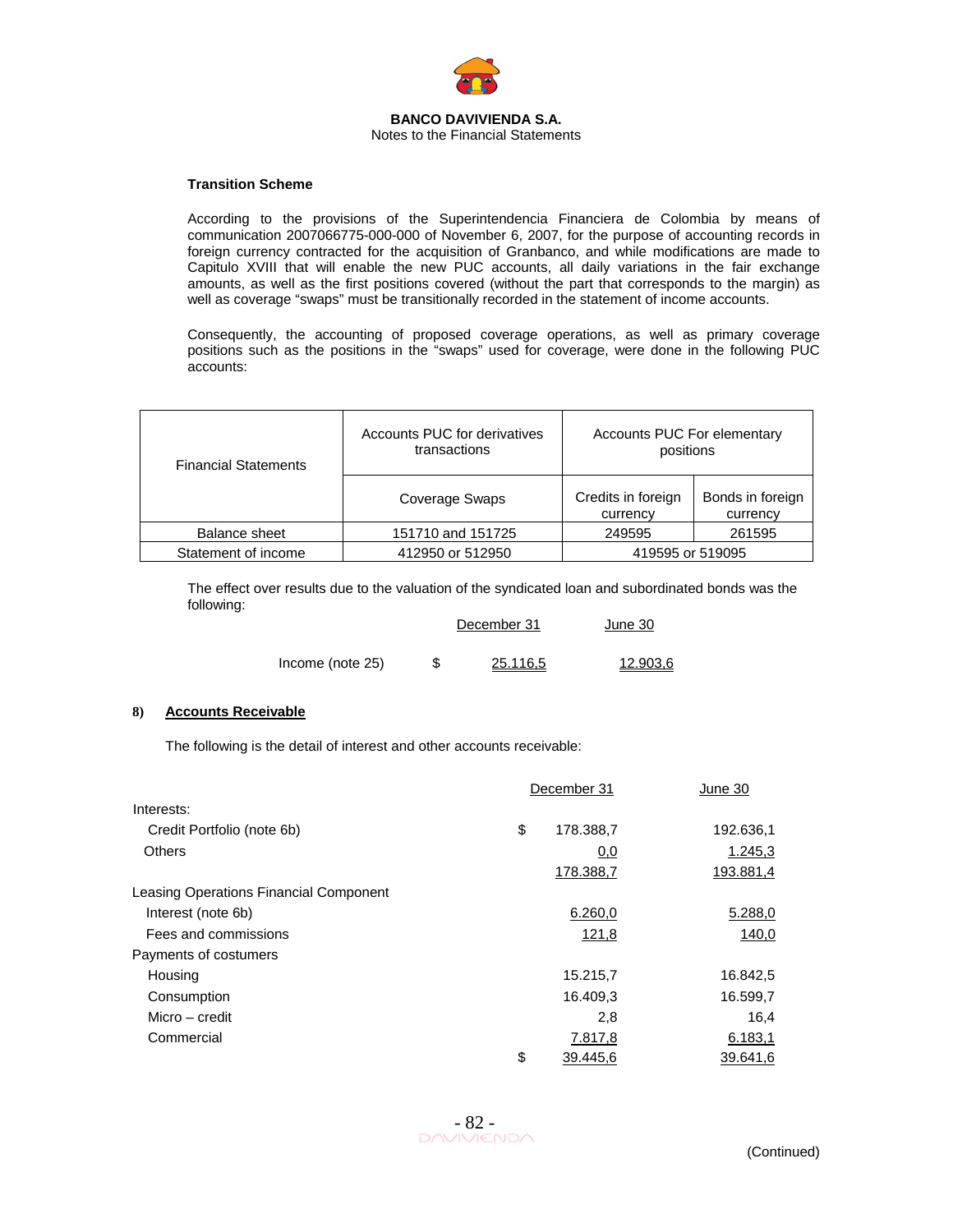**Transition Scheme**

According to the provisions of the Superintendencia Financiera de Colombia by means of communication 2007066775-000-000 of November 6, 2007, for the purpose of accounting records in foreign currency contracted for the acquisition of Granbanco, and while modifications are made to Capitulo XVIII that will enable the new PUC accounts, all daily variations in the fair exchange amounts, as well as the first positions covered (without the part that corresponds to the margin) as well as coverage "swaps" must be transitionally recorded in the statement of income accounts.

Consequently, the accounting of proposed coverage operations, as well as primary coverage positions such as the positions in the "swaps" used for coverage, were done in the following PUC accounts:

| Financial Statements | Accounts PUC for derivatives transactions | Accounts PUC For elementary positions | |
|---|---|---|---|
| | Coverage Swaps | Credits in foreign currency | Bonds in foreign currency |
| Balance sheet | 151710 and 151725 | 249595 | 261595 |
| Statement of income | 412950 or 512950 | 419595 or 519095 | |

The effect over results due to the valuation of the syndicated loan and subordinated bonds was the following:

| | | December 31 | June 30 |
|---|---|---|---|
| Income (note 25) | $ | 25.116,5 | 12.903,6 |

## 8) Accounts Receivable

The following is the detail of interest and other accounts receivable:

| | | December 31 | June 30 |
|---|---|---|---|
| Interests: | | | |
| Credit Portfolio (note 6b) | $ | 178.388,7 | 192.636,1 |
| Others | | 0,0 | 1.245,3 |
| | | 178.388,7 | 193.881,4 |
| Leasing Operations Financial Component | | | |
| Interest (note 6b) | | 6.260,0 | 5.288,0 |
| Fees and commissions | | 121,8 | 140,0 |
| Payments of costumers | | | |
| Housing | | 15.215,7 | 16.842,5 |
| Consumption | | 16.409,3 | 16.599,7 |
| Micro – credit | | 2,8 | 16,4 |
| Commercial | | 7.817,8 | 6.183,1 |
| | $ | 39.445,6 | 39.641,6 |

(Continued)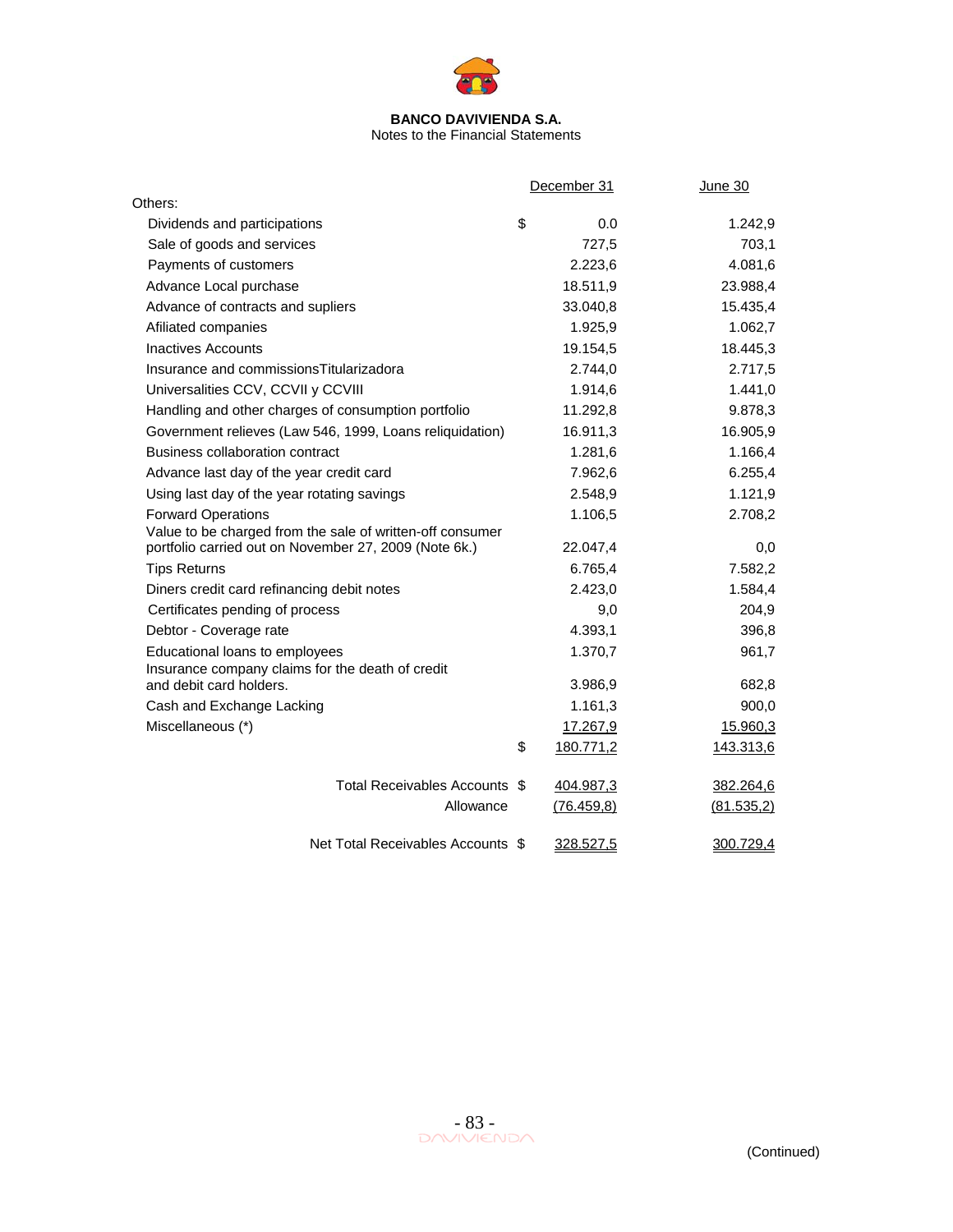**BANCO DAVIVIENDA S.A.**
Notes to the Financial Statements

| | | December 31 | June 30 |
|---|---|---|---|
| Others: | | | |
| Dividends and participations | $ | 0.0 | 1.242,9 |
| Sale of goods and services | | 727,5 | 703,1 |
| Payments of customers | | 2.223,6 | 4.081,6 |
| Advance Local purchase | | 18.511,9 | 23.988,4 |
| Advance of contracts and supliers | | 33.040,8 | 15.435,4 |
| Afiliated companies | | 1.925,9 | 1.062,7 |
| Inactives Accounts | | 19.154,5 | 18.445,3 |
| Insurance and commissionsTitularizadora | | 2.744,0 | 2.717,5 |
| Universalities CCV, CCVII y CCVIII | | 1.914,6 | 1.441,0 |
| Handling and other charges of consumption portfolio | | 11.292,8 | 9.878,3 |
| Government relieves (Law 546, 1999, Loans reliquidation) | | 16.911,3 | 16.905,9 |
| Business collaboration contract | | 1.281,6 | 1.166,4 |
| Advance last day of the year credit card | | 7.962,6 | 6.255,4 |
| Using last day of the year rotating savings | | 2.548,9 | 1.121,9 |
| Forward Operations | | 1.106,5 | 2.708,2 |
| Value to be charged from the sale of written-off consumer portfolio carried out on November 27, 2009 (Note 6k.) | | 22.047,4 | 0,0 |
| Tips Returns | | 6.765,4 | 7.582,2 |
| Diners credit card refinancing debit notes | | 2.423,0 | 1.584,4 |
| Certificates pending of process | | 9,0 | 204,9 |
| Debtor - Coverage rate | | 4.393,1 | 396,8 |
| Educational loans to employees | | 1.370,7 | 961,7 |
| Insurance company claims for the death of credit and debit card holders. | | 3.986,9 | 682,8 |
| Cash and Exchange Lacking | | 1.161,3 | 900,0 |
| Miscellaneous (*) | | 17.267,9 | 15.960,3 |
| | $ | 180.771,2 | 143.313,6 |
| Total Receivables Accounts | $ | 404.987,3 | 382.264,6 |
| Allowance | | (76.459,8) | (81.535,2) |
| Net Total Receivables Accounts | $ | 328.527,5 | 300.729,4 |

(Continued)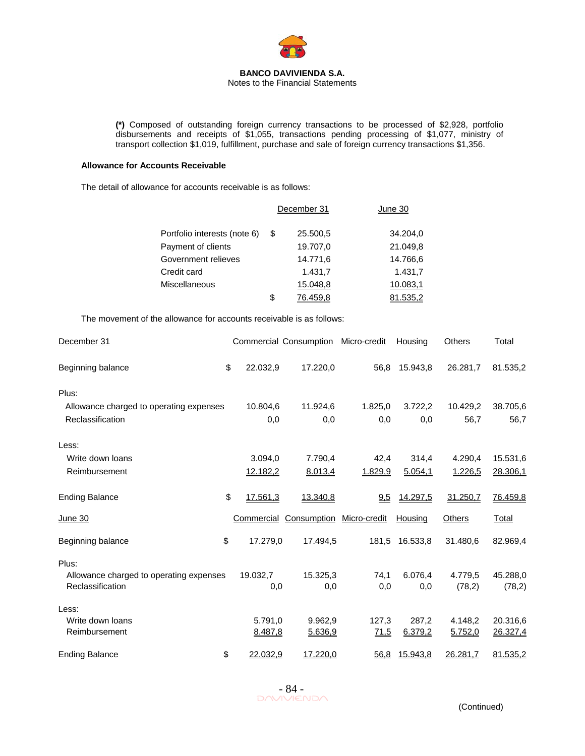**(*)** Composed of outstanding foreign currency transactions to be processed of $2,928, portfolio disbursements and receipts of $1,055, transactions pending processing of $1,077, ministry of transport collection $1,019, fulfillment, purchase and sale of foreign currency transactions $1,356.

### Allowance for Accounts Receivable

The detail of allowance for accounts receivable is as follows:

| | | December 31 | June 30 |
|---|---|---|---|
| Portfolio interests (note 6) | $ | 25.500,5 | 34.204,0 |
| Payment of clients | | 19.707,0 | 21.049,8 |
| Government relieves | | 14.771,6 | 14.766,6 |
| Credit card | | 1.431,7 | 1.431,7 |
| Miscellaneous | | 15.048,8 | 10.083,1 |
| | $ | 76.459,8 | 81.535,2 |

The movement of the allowance for accounts receivable is as follows:

| December 31 | | Commercial | Consumption | Micro-credit | Housing | Others | Total |
|---|---|---|---|---|---|---|---|
| Beginning balance | $ | 22.032,9 | 17.220,0 | 56,8 | 15.943,8 | 26.281,7 | 81.535,2 |
| Plus: | | | | | | | |
| Allowance charged to operating expenses | | 10.804,6 | 11.924,6 | 1.825,0 | 3.722,2 | 10.429,2 | 38.705,6 |
| Reclassification | | 0,0 | 0,0 | 0,0 | 0,0 | 56,7 | 56,7 |
| Less: | | | | | | | |
| Write down loans | | 3.094,0 | 7.790,4 | 42,4 | 314,4 | 4.290,4 | 15.531,6 |
| Reimbursement | | 12.182,2 | 8.013,4 | 1.829,9 | 5.054,1 | 1.226,5 | 28.306,1 |
| Ending Balance | $ | 17.561,3 | 13.340,8 | 9,5 | 14.297,5 | 31.250,7 | 76.459,8 |

| June 30 | | Commercial | Consumption | Micro-credit | Housing | Others | Total |
|---|---|---|---|---|---|---|---|
| Beginning balance | $ | 17.279,0 | 17.494,5 | 181,5 | 16.533,8 | 31.480,6 | 82.969,4 |
| Plus: | | | | | | | |
| Allowance charged to operating expenses | | 19.032,7 | 15.325,3 | 74,1 | 6.076,4 | 4.779,5 | 45.288,0 |
| Reclassification | | 0,0 | 0,0 | 0,0 | 0,0 | (78,2) | (78,2) |
| Less: | | | | | | | |
| Write down loans | | 5.791,0 | 9.962,9 | 127,3 | 287,2 | 4.148,2 | 20.316,6 |
| Reimbursement | | 8.487,8 | 5.636,9 | 71,5 | 6.379,2 | 5.752,0 | 26.327,4 |
| Ending Balance | $ | 22.032,9 | 17.220,0 | 56,8 | 15.943,8 | 26.281,7 | 81.535,2 |

(Continued)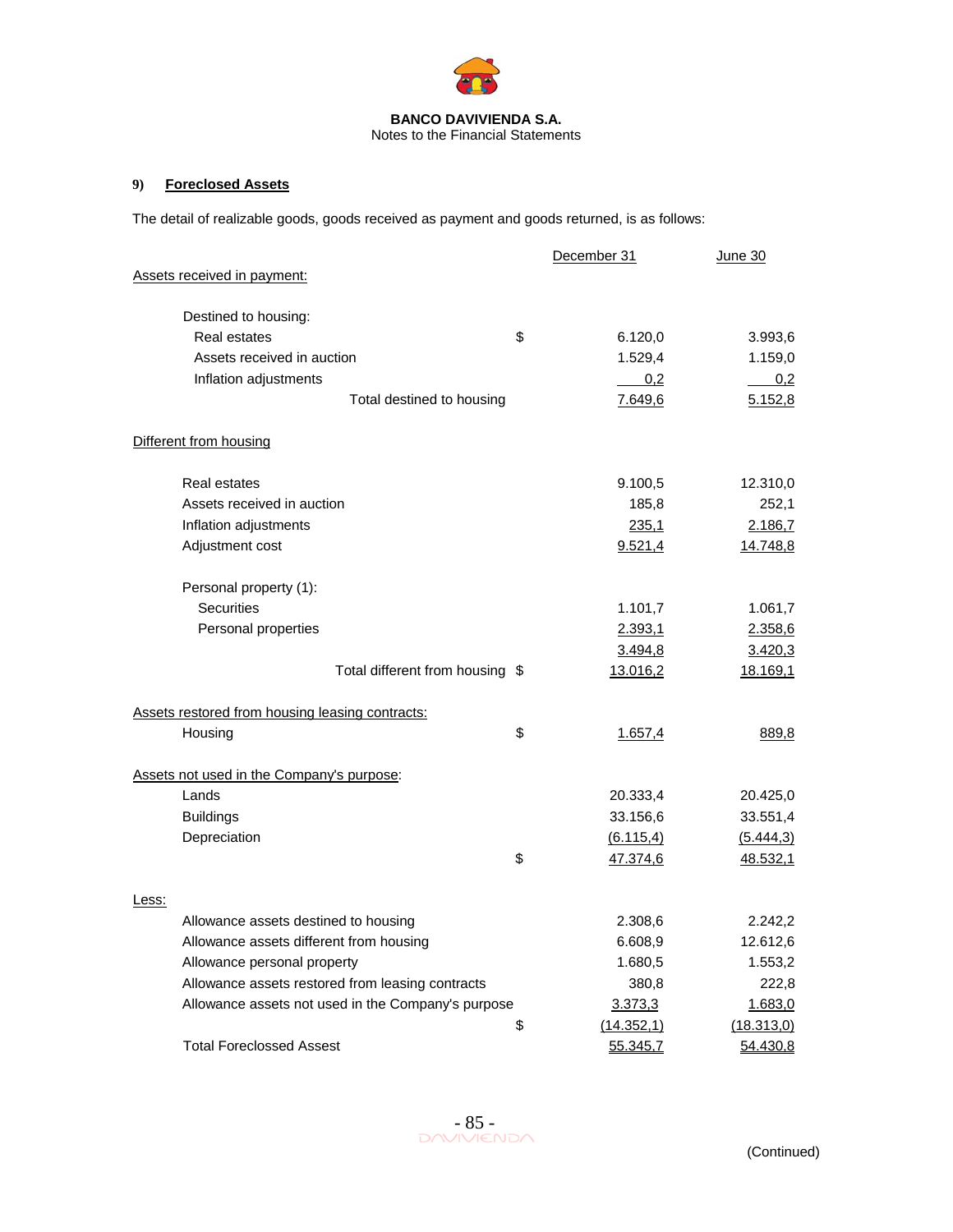**BANCO DAVIVIENDA S.A.**
Notes to the Financial Statements

### 9) Foreclosed Assets

The detail of realizable goods, goods received as payment and goods returned, is as follows:

| | | December 31 | June 30 |
|---|---|---|---|
| Assets received in payment: | | | |
| Destined to housing: | | | |
| Real estates | $ | 6.120,0 | 3.993,6 |
| Assets received in auction | | 1.529,4 | 1.159,0 |
| Inflation adjustments | | 0,2 | 0,2 |
| Total destined to housing | | 7.649,6 | 5.152,8 |
| Different from housing | | | |
| Real estates | | 9.100,5 | 12.310,0 |
| Assets received in auction | | 185,8 | 252,1 |
| Inflation adjustments | | 235,1 | 2.186,7 |
| Adjustment cost | | 9.521,4 | 14.748,8 |
| Personal property (1): | | | |
| Securities | | 1.101,7 | 1.061,7 |
| Personal properties | | 2.393,1 | 2.358,6 |
| | | 3.494,8 | 3.420,3 |
| Total different from housing | $ | 13.016,2 | 18.169,1 |
| Assets restored from housing leasing contracts: | | | |
| Housing | $ | 1.657,4 | 889,8 |
| Assets not used in the Company's purpose: | | | |
| Lands | | 20.333,4 | 20.425,0 |
| Buildings | | 33.156,6 | 33.551,4 |
| Depreciation | | (6.115,4) | (5.444,3) |
| | $ | 47.374,6 | 48.532,1 |
| Less: | | | |
| Allowance assets destined to housing | | 2.308,6 | 2.242,2 |
| Allowance assets different from housing | | 6.608,9 | 12.612,6 |
| Allowance personal property | | 1.680,5 | 1.553,2 |
| Allowance assets restored from leasing contracts | | 380,8 | 222,8 |
| Allowance assets not used in the Company's purpose | | 3.373,3 | 1.683,0 |
| | $ | (14.352,1) | (18.313,0) |
| Total Foreclossed Assest | | 55.345,7 | 54.430,8 |

(Continued)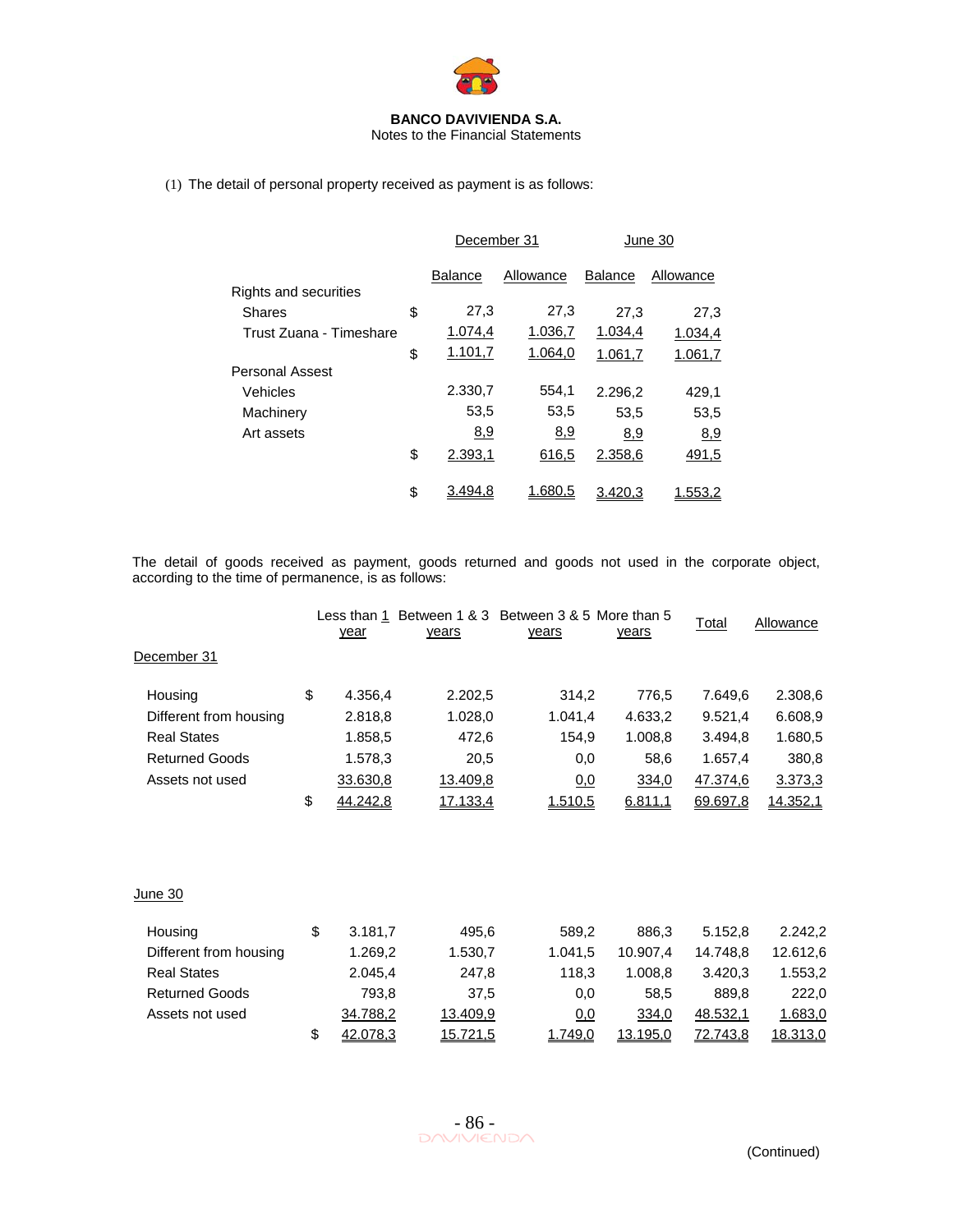**BANCO DAVIVIENDA S.A.**
Notes to the Financial Statements

(1) The detail of personal property received as payment is as follows:

| | | December 31 | | June 30 | |
|---|---|---|---|---|---|
| | | Balance | Allowance | Balance | Allowance |
| Rights and securities | | | | | |
| Shares | $ | 27,3 | 27,3 | 27,3 | 27,3 |
| Trust Zuana - Timeshare | | 1.074,4 | 1.036,7 | 1.034,4 | 1.034,4 |
| | $ | 1.101,7 | 1.064,0 | 1.061,7 | 1.061,7 |
| Personal Assest | | | | | |
| Vehicles | | 2.330,7 | 554,1 | 2.296,2 | 429,1 |
| Machinery | | 53,5 | 53,5 | 53,5 | 53,5 |
| Art assets | | 8,9 | 8,9 | 8,9 | 8,9 |
| | $ | 2.393,1 | 616,5 | 2.358,6 | 491,5 |
| | $ | 3.494,8 | 1.680,5 | 3.420,3 | 1.553,2 |

The detail of goods received as payment, goods returned and goods not used in the corporate object, according to the time of permanence, is as follows:

| | | Less than 1 year | Between 1 & 3 years | Between 3 & 5 years | More than 5 years | Total | Allowance |
|---|---|---|---|---|---|---|---|
| December 31 | | | | | | | |
| Housing | $ | 4.356,4 | 2.202,5 | 314,2 | 776,5 | 7.649,6 | 2.308,6 |
| Different from housing | | 2.818,8 | 1.028,0 | 1.041,4 | 4.633,2 | 9.521,4 | 6.608,9 |
| Real States | | 1.858,5 | 472,6 | 154,9 | 1.008,8 | 3.494,8 | 1.680,5 |
| Returned Goods | | 1.578,3 | 20,5 | 0,0 | 58,6 | 1.657,4 | 380,8 |
| Assets not used | | 33.630,8 | 13.409,8 | 0,0 | 334,0 | 47.374,6 | 3.373,3 |
| | $ | 44.242,8 | 17.133,4 | 1.510,5 | 6.811,1 | 69.697,8 | 14.352,1 |
| June 30 | | | | | | | |
| Housing | $ | 3.181,7 | 495,6 | 589,2 | 886,3 | 5.152,8 | 2.242,2 |
| Different from housing | | 1.269,2 | 1.530,7 | 1.041,5 | 10.907,4 | 14.748,8 | 12.612,6 |
| Real States | | 2.045,4 | 247,8 | 118,3 | 1.008,8 | 3.420,3 | 1.553,2 |
| Returned Goods | | 793,8 | 37,5 | 0,0 | 58,5 | 889,8 | 222,0 |
| Assets not used | | 34.788,2 | 13.409,9 | 0,0 | 334,0 | 48.532,1 | 1.683,0 |
| | $ | 42.078,3 | 15.721,5 | 1.749,0 | 13.195,0 | 72.743,8 | 18.313,0 |

(Continued)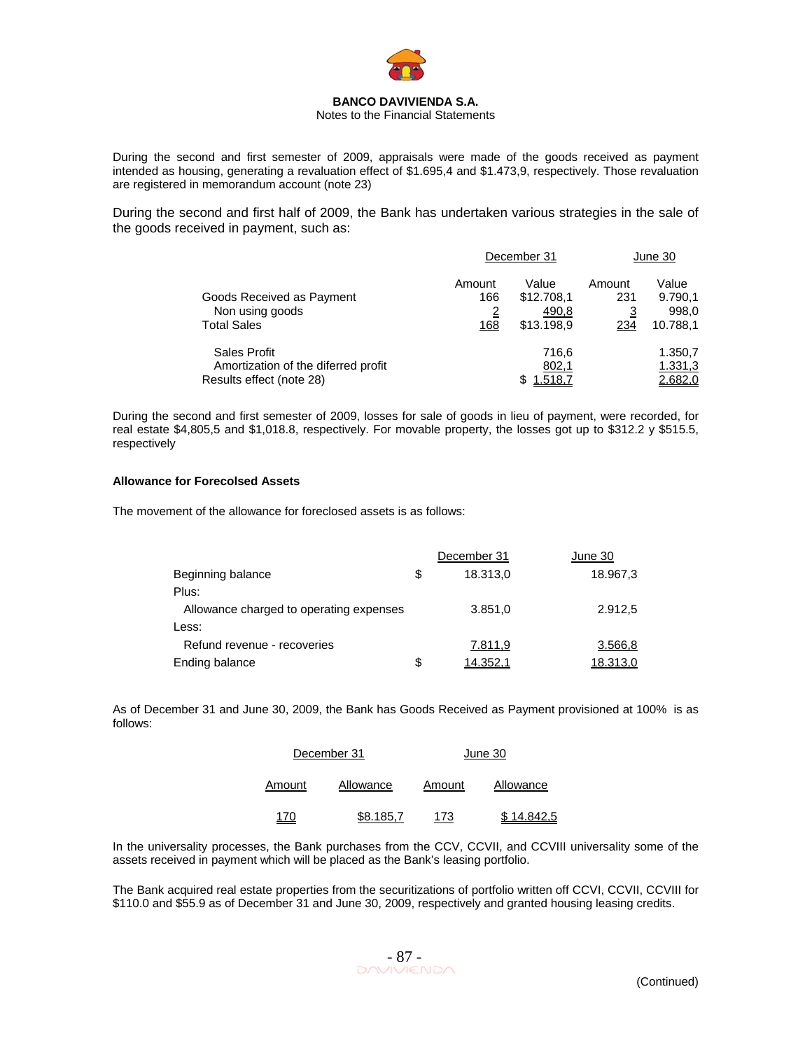During the second and first semester of 2009, appraisals were made of the goods received as payment intended as housing, generating a revaluation effect of $1.695,4 and $1.473,9, respectively. Those revaluation are registered in memorandum account (note 23)

During the second and first half of 2009, the Bank has undertaken various strategies in the sale of the goods received in payment, such as:

| | December 31 | | June 30 | |
|---|---|---|---|---|
| | Amount | Value | Amount | Value |
| Goods Received as Payment | 166 | $12.708,1 | 231 | 9.790,1 |
| Non using goods | 2 | 490,8 | 3 | 998,0 |
| Total Sales | 168 | $13.198,9 | 234 | 10.788,1 |
| Sales Profit | | 716,6 | | 1.350,7 |
| Amortization of the diferred profit | | 802,1 | | 1.331,3 |
| Results effect (note 28) | | $ 1.518,7 | | 2.682,0 |

During the second and first semester of 2009, losses for sale of goods in lieu of payment, were recorded, for real estate $4,805,5 and $1,018.8, respectively. For movable property, the losses got up to $312.2 y $515.5, respectively

**Allowance for Forecolsed Assets**

The movement of the allowance for foreclosed assets is as follows:

| | December 31 | June 30 |
|---|---|---|
| Beginning balance | $ 18.313,0 | 18.967,3 |
| Plus: | | |
| Allowance charged to operating expenses | 3.851,0 | 2.912,5 |
| Less: | | |
| Refund revenue - recoveries | 7.811,9 | 3.566,8 |
| Ending balance | $ 14.352,1 | 18.313,0 |

As of December 31 and June 30, 2009, the Bank has Goods Received as Payment provisioned at 100% is as follows:

| December 31 | | June 30 | |
|---|---|---|---|
| Amount | Allowance | Amount | Allowance |
| 170 | $8.185,7 | 173 | $ 14.842,5 |

In the universality processes, the Bank purchases from the CCV, CCVII, and CCVIII universality some of the assets received in payment which will be placed as the Bank's leasing portfolio.

The Bank acquired real estate properties from the securitizations of portfolio written off CCVI, CCVII, CCVIII for $110.0 and $55.9 as of December 31 and June 30, 2009, respectively and granted housing leasing credits.

(Continued)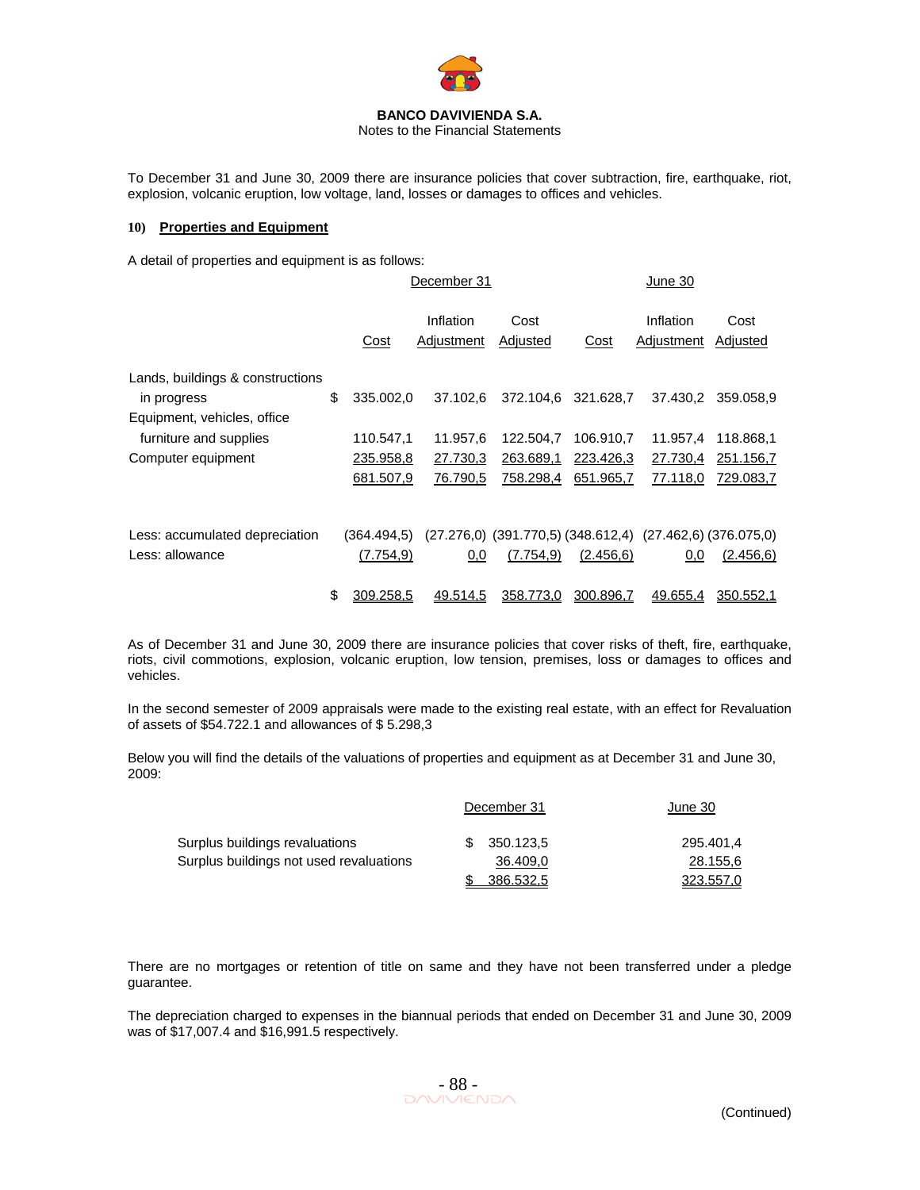To December 31 and June 30, 2009 there are insurance policies that cover subtraction, fire, earthquake, riot, explosion, volcanic eruption, low voltage, land, losses or damages to offices and vehicles.

## 10) Properties and Equipment

A detail of properties and equipment is as follows:

| | December 31 | | | June 30 | | |
|---|---|---|---|---|---|---|
| | Cost | Inflation Adjustment | Cost Adjusted | Cost | Inflation Adjustment | Cost Adjusted |
| Lands, buildings & constructions in progress | $ 335.002,0 | 37.102,6 | 372.104,6 | 321.628,7 | 37.430,2 | 359.058,9 |
| Equipment, vehicles, office furniture and supplies | 110.547,1 | 11.957,6 | 122.504,7 | 106.910,7 | 11.957,4 | 118.868,1 |
| Computer equipment | 235.958,8 | 27.730,3 | 263.689,1 | 223.426,3 | 27.730,4 | 251.156,7 |
| | 681.507,9 | 76.790,5 | 758.298,4 | 651.965,7 | 77.118,0 | 729.083,7 |
| Less: accumulated depreciation | (364.494,5) | (27.276,0) | (391.770,5) | (348.612,4) | (27.462,6) | (376.075,0) |
| Less: allowance | (7.754,9) | 0,0 | (7.754,9) | (2.456,6) | 0,0 | (2.456,6) |
| | $ 309.258,5 | 49.514,5 | 358.773,0 | 300.896,7 | 49.655,4 | 350.552,1 |

As of December 31 and June 30, 2009 there are insurance policies that cover risks of theft, fire, earthquake, riots, civil commotions, explosion, volcanic eruption, low tension, premises, loss or damages to offices and vehicles.

In the second semester of 2009 appraisals were made to the existing real estate, with an effect for Revaluation of assets of $54.722.1 and allowances of $ 5.298,3

Below you will find the details of the valuations of properties and equipment as at December 31 and June 30, 2009:

| | December 31 | June 30 |
|---|---|---|
| Surplus buildings revaluations | $ 350.123,5 | 295.401,4 |
| Surplus buildings not used revaluations | 36.409,0 | 28.155,6 |
| | $ 386.532,5 | 323.557,0 |

There are no mortgages or retention of title on same and they have not been transferred under a pledge guarantee.

The depreciation charged to expenses in the biannual periods that ended on December 31 and June 30, 2009 was of $17,007.4 and $16,991.5 respectively.

(Continued)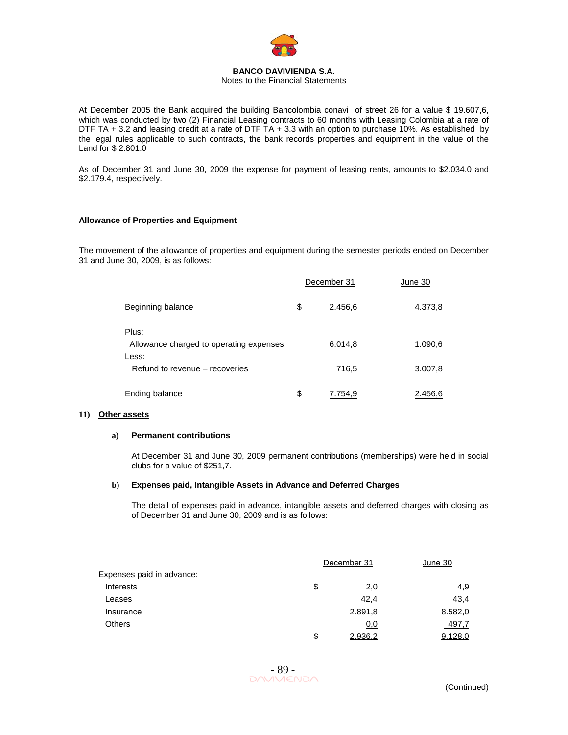At December 2005 the Bank acquired the building Bancolombia conavi of street 26 for a value $ 19.607,6, which was conducted by two (2) Financial Leasing contracts to 60 months with Leasing Colombia at a rate of DTF TA + 3.2 and leasing credit at a rate of DTF TA + 3.3 with an option to purchase 10%. As established by the legal rules applicable to such contracts, the bank records properties and equipment in the value of the Land for $ 2.801.0

As of December 31 and June 30, 2009 the expense for payment of leasing rents, amounts to $2.034.0 and $2.179.4, respectively.

**Allowance of Properties and Equipment**

The movement of the allowance of properties and equipment during the semester periods ended on December 31 and June 30, 2009, is as follows:

| | | December 31 | June 30 |
|---|---|---|---|
| Beginning balance | $ | 2.456,6 | 4.373,8 |
| Plus: | | | |
| Allowance charged to operating expenses | | 6.014,8 | 1.090,6 |
| Less: | | | |
| Refund to revenue – recoveries | | 716,5 | 3.007,8 |
| Ending balance | $ | 7.754,9 | 2.456,6 |

## 11) Other assets

### a) Permanent contributions

At December 31 and June 30, 2009 permanent contributions (memberships) were held in social clubs for a value of $251,7.

### b) Expenses paid, Intangible Assets in Advance and Deferred Charges

The detail of expenses paid in advance, intangible assets and deferred charges with closing as of December 31 and June 30, 2009 and is as follows:

| | | December 31 | June 30 |
|---|---|---|---|
| Expenses paid in advance: | | | |
| Interests | $ | 2,0 | 4,9 |
| Leases | | 42,4 | 43,4 |
| Insurance | | 2.891,8 | 8.582,0 |
| Others | | 0,0 | 497,7 |
| | $ | 2.936,2 | 9.128,0 |

(Continued)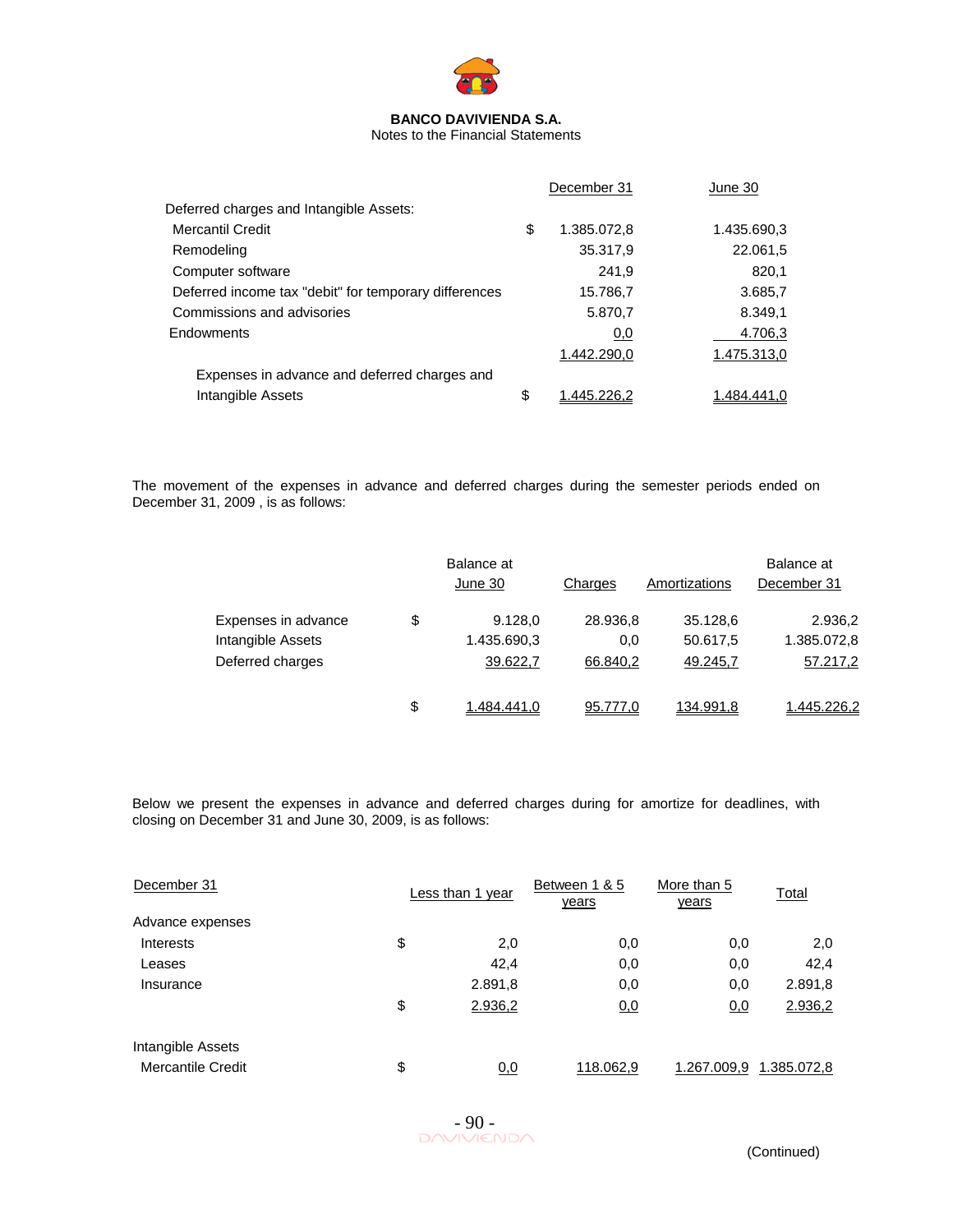**BANCO DAVIVIENDA S.A.**
Notes to the Financial Statements

| | | December 31 | June 30 |
|---|---|---|---|
| Deferred charges and Intangible Assets: | | | |
| Mercantil Credit | $ | 1.385.072,8 | 1.435.690,3 |
| Remodeling | | 35.317,9 | 22.061,5 |
| Computer software | | 241,9 | 820,1 |
| Deferred income tax "debit" for temporary differences | | 15.786,7 | 3.685,7 |
| Commissions and advisories | | 5.870,7 | 8.349,1 |
| Endowments | | 0,0 | 4.706,3 |
| | | 1.442.290,0 | 1.475.313,0 |
| Expenses in advance and deferred charges and Intangible Assets | $ | 1.445.226,2 | 1.484.441,0 |

The movement of the expenses in advance and deferred charges during the semester periods ended on December 31, 2009 , is as follows:

| | | Balance at June 30 | Charges | Amortizations | Balance at December 31 |
|---|---|---|---|---|---|
| Expenses in advance | $ | 9.128,0 | 28.936,8 | 35.128,6 | 2.936,2 |
| Intangible Assets | | 1.435.690,3 | 0,0 | 50.617,5 | 1.385.072,8 |
| Deferred charges | | 39.622,7 | 66.840,2 | 49.245,7 | 57.217,2 |
| | $ | 1.484.441,0 | 95.777,0 | 134.991,8 | 1.445.226,2 |

Below we present the expenses in advance and deferred charges during for amortize for deadlines, with closing on December 31 and June 30, 2009, is as follows:

| December 31 | | Less than 1 year | Between 1 & 5 years | More than 5 years | Total |
|---|---|---|---|---|---|
| Advance expenses | | | | | |
| Interests | $ | 2,0 | 0,0 | 0,0 | 2,0 |
| Leases | | 42,4 | 0,0 | 0,0 | 42,4 |
| Insurance | | 2.891,8 | 0,0 | 0,0 | 2.891,8 |
| | $ | 2.936,2 | 0,0 | 0,0 | 2.936,2 |
| Intangible Assets | | | | | |
| Mercantile Credit | $ | 0,0 | 118.062,9 | 1.267.009,9 | 1.385.072,8 |

(Continued)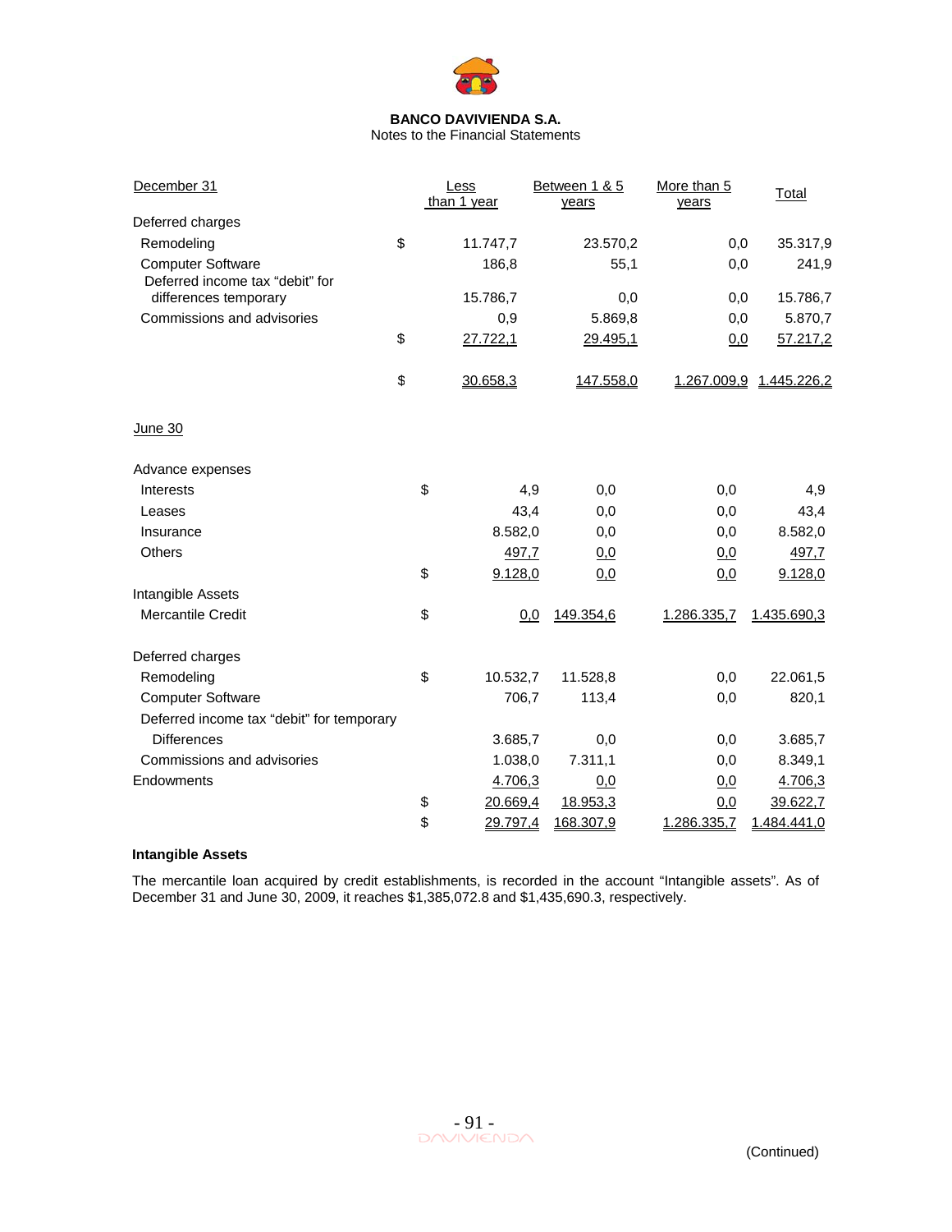**BANCO DAVIVIENDA S.A.**
Notes to the Financial Statements

| December 31 | | Less than 1 year | Between 1 & 5 years | More than 5 years | Total |
|---|---|---|---|---|---|
| Deferred charges | | | | | |
| Remodeling | $ | 11.747,7 | 23.570,2 | 0,0 | 35.317,9 |
| Computer Software | | 186,8 | 55,1 | 0,0 | 241,9 |
| Deferred income tax "debit" for differences temporary | | 15.786,7 | 0,0 | 0,0 | 15.786,7 |
| Commissions and advisories | | 0,9 | 5.869,8 | 0,0 | 5.870,7 |
| | $ | 27.722,1 | 29.495,1 | 0,0 | 57.217,2 |
| | $ | 30.658,3 | 147.558,0 | 1.267.009,9 | 1.445.226,2 |

| June 30 | | Less than 1 year | Between 1 & 5 years | More than 5 years | Total |
|---|---|---|---|---|---|
| Advance expenses | | | | | |
| Interests | $ | 4,9 | 0,0 | 0,0 | 4,9 |
| Leases | | 43,4 | 0,0 | 0,0 | 43,4 |
| Insurance | | 8.582,0 | 0,0 | 0,0 | 8.582,0 |
| Others | | 497,7 | 0,0 | 0,0 | 497,7 |
| | $ | 9.128,0 | 0,0 | 0,0 | 9.128,0 |
| Intangible Assets | | | | | |
| Mercantile Credit | $ | 0,0 | 149.354,6 | 1.286.335,7 | 1.435.690,3 |
| Deferred charges | | | | | |
| Remodeling | $ | 10.532,7 | 11.528,8 | 0,0 | 22.061,5 |
| Computer Software | | 706,7 | 113,4 | 0,0 | 820,1 |
| Deferred income tax "debit" for temporary Differences | | 3.685,7 | 0,0 | 0,0 | 3.685,7 |
| Commissions and advisories | | 1.038,0 | 7.311,1 | 0,0 | 8.349,1 |
| Endowments | | 4.706,3 | 0,0 | 0,0 | 4.706,3 |
| | $ | 20.669,4 | 18.953,3 | 0,0 | 39.622,7 |
| | $ | 29.797,4 | 168.307,9 | 1.286.335,7 | 1.484.441,0 |

**Intangible Assets**

The mercantile loan acquired by credit establishments, is recorded in the account "Intangible assets". As of December 31 and June 30, 2009, it reaches $1,385,072.8 and $1,435,690.3, respectively.

(Continued)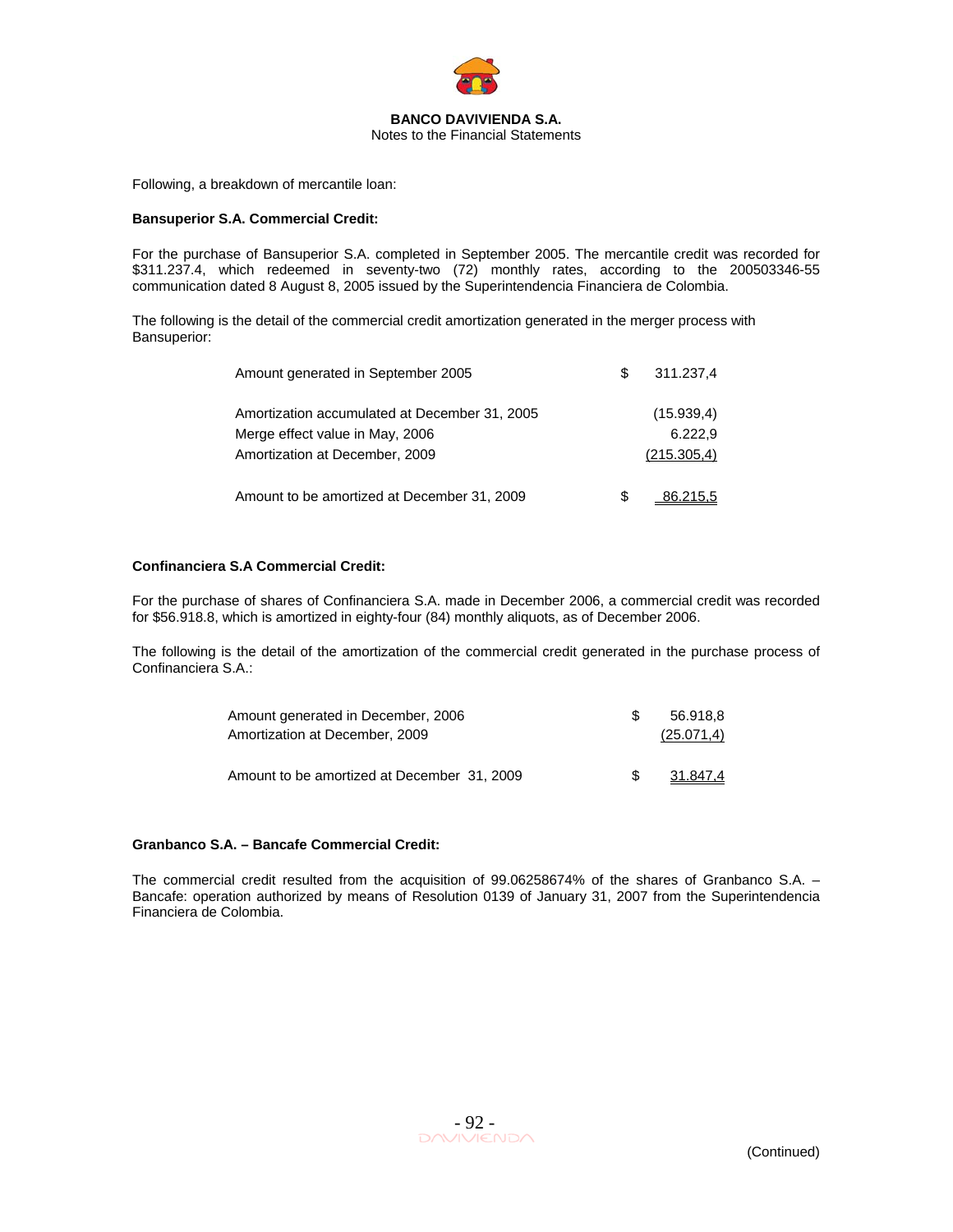Following, a breakdown of mercantile loan:

**Bansuperior S.A. Commercial Credit:**

For the purchase of Bansuperior S.A. completed in September 2005. The mercantile credit was recorded for $311.237.4, which redeemed in seventy-two (72) monthly rates, according to the 200503346-55 communication dated 8 August 8, 2005 issued by the Superintendencia Financiera de Colombia.

The following is the detail of the commercial credit amortization generated in the merger process with Bansuperior:

| | | |
|---|---|---|
| Amount generated in September 2005 | $ | 311.237,4 |
| Amortization accumulated at December 31, 2005 | | (15.939,4) |
| Merge effect value in May, 2006 | | 6.222,9 |
| Amortization at December, 2009 | | (215.305,4) |
| Amount to be amortized at December 31, 2009 | $ | 86.215,5 |

**Confinanciera S.A Commercial Credit:**

For the purchase of shares of Confinanciera S.A. made in December 2006, a commercial credit was recorded for $56.918.8, which is amortized in eighty-four (84) monthly aliquots, as of December 2006.

The following is the detail of the amortization of the commercial credit generated in the purchase process of Confinanciera S.A.:

| | | |
|---|---|---|
| Amount generated in December, 2006 | $ | 56.918,8 |
| Amortization at December, 2009 | | (25.071,4) |
| Amount to be amortized at December 31, 2009 | $ | 31.847,4 |

**Granbanco S.A. – Bancafe Commercial Credit:**

The commercial credit resulted from the acquisition of 99.06258674% of the shares of Granbanco S.A. – Bancafe: operation authorized by means of Resolution 0139 of January 31, 2007 from the Superintendencia Financiera de Colombia.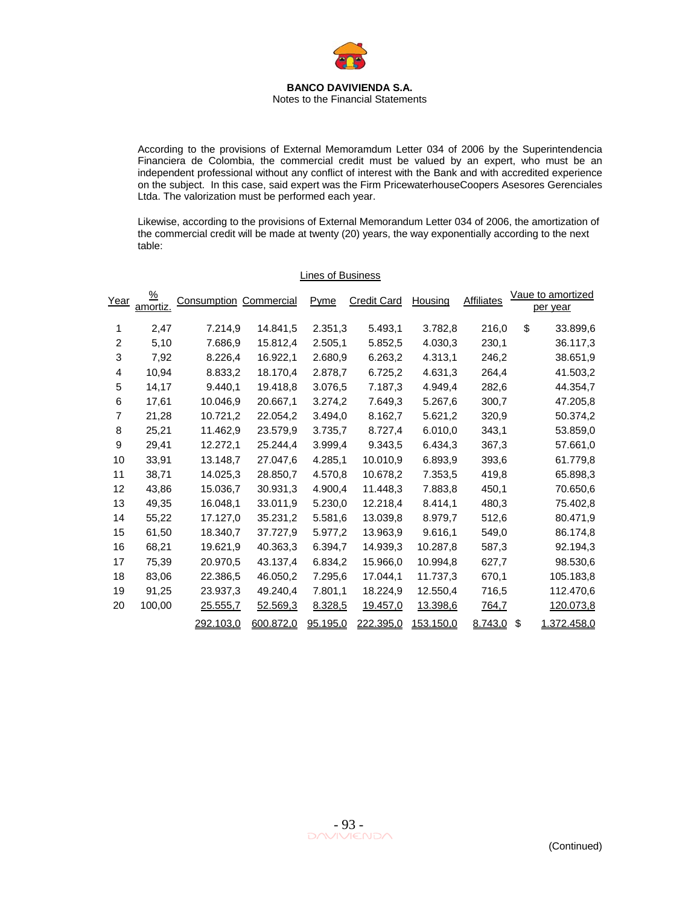**BANCO DAVIVIENDA S.A.**
Notes to the Financial Statements

According to the provisions of External Memoramdum Letter 034 of 2006 by the Superintendencia Financiera de Colombia, the commercial credit must be valued by an expert, who must be an independent professional without any conflict of interest with the Bank and with accredited experience on the subject. In this case, said expert was the Firm PricewaterhouseCoopers Asesores Gerenciales Ltda. The valorization must be performed each year.

Likewise, according to the provisions of External Memorandum Letter 034 of 2006, the amortization of the commercial credit will be made at twenty (20) years, the way exponentially according to the next table:

| | | Lines of Business | | | | | | |
|---|---|---|---|---|---|---|---|---|
| Year | % amortiz. | Consumption | Commercial | Pyme | Credit Card | Housing | Affiliates | Vaue to amortized per year |
| 1 | 2,47 | 7.214,9 | 14.841,5 | 2.351,3 | 5.493,1 | 3.782,8 | 216,0 | $ 33.899,6 |
| 2 | 5,10 | 7.686,9 | 15.812,4 | 2.505,1 | 5.852,5 | 4.030,3 | 230,1 | 36.117,3 |
| 3 | 7,92 | 8.226,4 | 16.922,1 | 2.680,9 | 6.263,2 | 4.313,1 | 246,2 | 38.651,9 |
| 4 | 10,94 | 8.833,2 | 18.170,4 | 2.878,7 | 6.725,2 | 4.631,3 | 264,4 | 41.503,2 |
| 5 | 14,17 | 9.440,1 | 19.418,8 | 3.076,5 | 7.187,3 | 4.949,4 | 282,6 | 44.354,7 |
| 6 | 17,61 | 10.046,9 | 20.667,1 | 3.274,2 | 7.649,3 | 5.267,6 | 300,7 | 47.205,8 |
| 7 | 21,28 | 10.721,2 | 22.054,2 | 3.494,0 | 8.162,7 | 5.621,2 | 320,9 | 50.374,2 |
| 8 | 25,21 | 11.462,9 | 23.579,9 | 3.735,7 | 8.727,4 | 6.010,0 | 343,1 | 53.859,0 |
| 9 | 29,41 | 12.272,1 | 25.244,4 | 3.999,4 | 9.343,5 | 6.434,3 | 367,3 | 57.661,0 |
| 10 | 33,91 | 13.148,7 | 27.047,6 | 4.285,1 | 10.010,9 | 6.893,9 | 393,6 | 61.779,8 |
| 11 | 38,71 | 14.025,3 | 28.850,7 | 4.570,8 | 10.678,2 | 7.353,5 | 419,8 | 65.898,3 |
| 12 | 43,86 | 15.036,7 | 30.931,3 | 4.900,4 | 11.448,3 | 7.883,8 | 450,1 | 70.650,6 |
| 13 | 49,35 | 16.048,1 | 33.011,9 | 5.230,0 | 12.218,4 | 8.414,1 | 480,3 | 75.402,8 |
| 14 | 55,22 | 17.127,0 | 35.231,2 | 5.581,6 | 13.039,8 | 8.979,7 | 512,6 | 80.471,9 |
| 15 | 61,50 | 18.340,7 | 37.727,9 | 5.977,2 | 13.963,9 | 9.616,1 | 549,0 | 86.174,8 |
| 16 | 68,21 | 19.621,9 | 40.363,3 | 6.394,7 | 14.939,3 | 10.287,8 | 587,3 | 92.194,3 |
| 17 | 75,39 | 20.970,5 | 43.137,4 | 6.834,2 | 15.966,0 | 10.994,8 | 627,7 | 98.530,6 |
| 18 | 83,06 | 22.386,5 | 46.050,2 | 7.295,6 | 17.044,1 | 11.737,3 | 670,1 | 105.183,8 |
| 19 | 91,25 | 23.937,3 | 49.240,4 | 7.801,1 | 18.224,9 | 12.550,4 | 716,5 | 112.470,6 |
| 20 | 100,00 | 25.555,7 | 52.569,3 | 8.328,5 | 19.457,0 | 13.398,6 | 764,7 | 120.073,8 |
| | | 292.103,0 | 600.872,0 | 95.195,0 | 222.395,0 | 153.150,0 | 8.743,0 | $ 1.372.458,0 |

(Continued)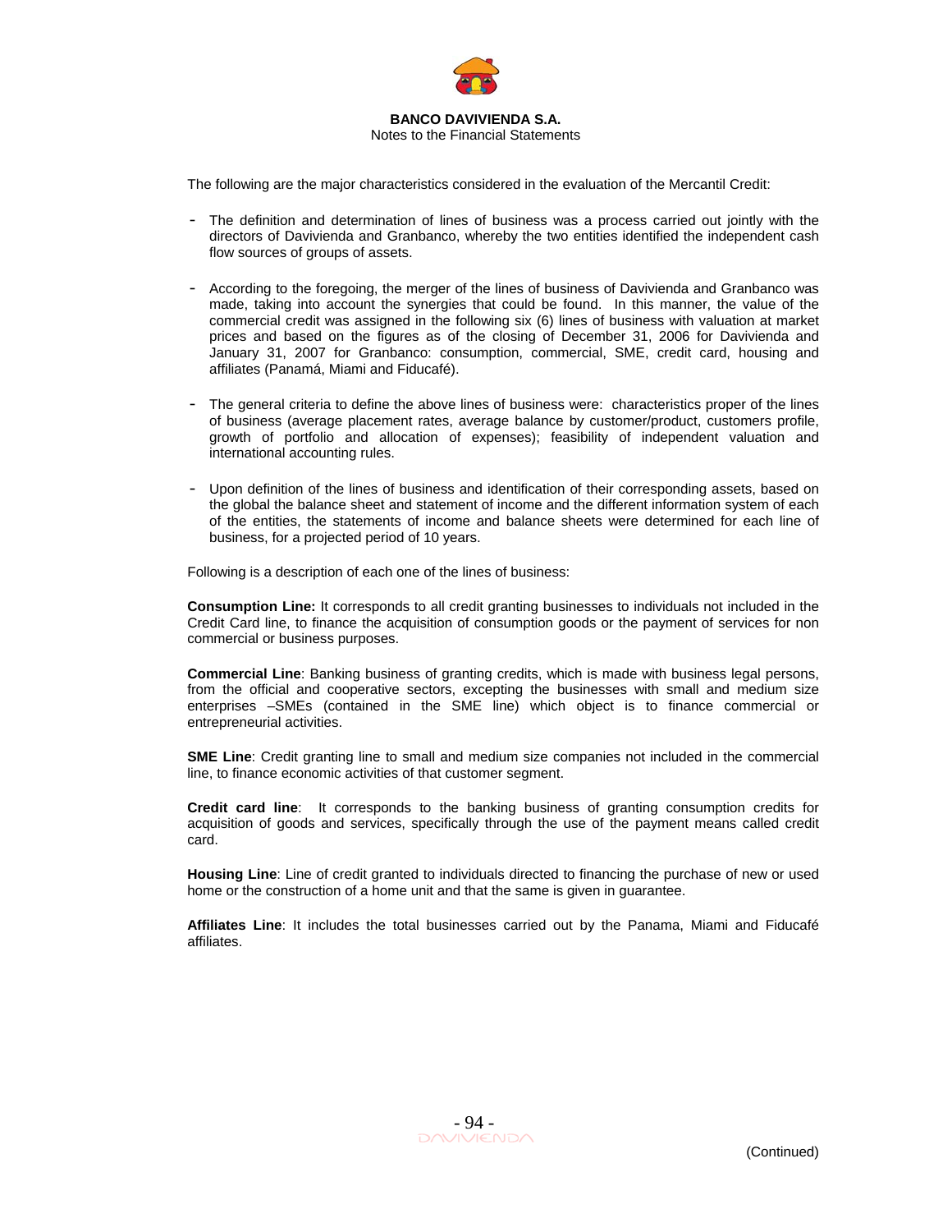The following are the major characteristics considered in the evaluation of the Mercantil Credit:

- The definition and determination of lines of business was a process carried out jointly with the directors of Davivienda and Granbanco, whereby the two entities identified the independent cash flow sources of groups of assets.

- According to the foregoing, the merger of the lines of business of Davivienda and Granbanco was made, taking into account the synergies that could be found. In this manner, the value of the commercial credit was assigned in the following six (6) lines of business with valuation at market prices and based on the figures as of the closing of December 31, 2006 for Davivienda and January 31, 2007 for Granbanco: consumption, commercial, SME, credit card, housing and affiliates (Panamá, Miami and Fiducafé).

- The general criteria to define the above lines of business were: characteristics proper of the lines of business (average placement rates, average balance by customer/product, customers profile, growth of portfolio and allocation of expenses); feasibility of independent valuation and international accounting rules.

- Upon definition of the lines of business and identification of their corresponding assets, based on the global the balance sheet and statement of income and the different information system of each of the entities, the statements of income and balance sheets were determined for each line of business, for a projected period of 10 years.

Following is a description of each one of the lines of business:

**Consumption Line:** It corresponds to all credit granting businesses to individuals not included in the Credit Card line, to finance the acquisition of consumption goods or the payment of services for non commercial or business purposes.

**Commercial Line**: Banking business of granting credits, which is made with business legal persons, from the official and cooperative sectors, excepting the businesses with small and medium size enterprises –SMEs (contained in the SME line) which object is to finance commercial or entrepreneurial activities.

**SME Line**: Credit granting line to small and medium size companies not included in the commercial line, to finance economic activities of that customer segment.

**Credit card line**: It corresponds to the banking business of granting consumption credits for acquisition of goods and services, specifically through the use of the payment means called credit card.

**Housing Line**: Line of credit granted to individuals directed to financing the purchase of new or used home or the construction of a home unit and that the same is given in guarantee.

**Affiliates Line**: It includes the total businesses carried out by the Panama, Miami and Fiducafé affiliates.

(Continued)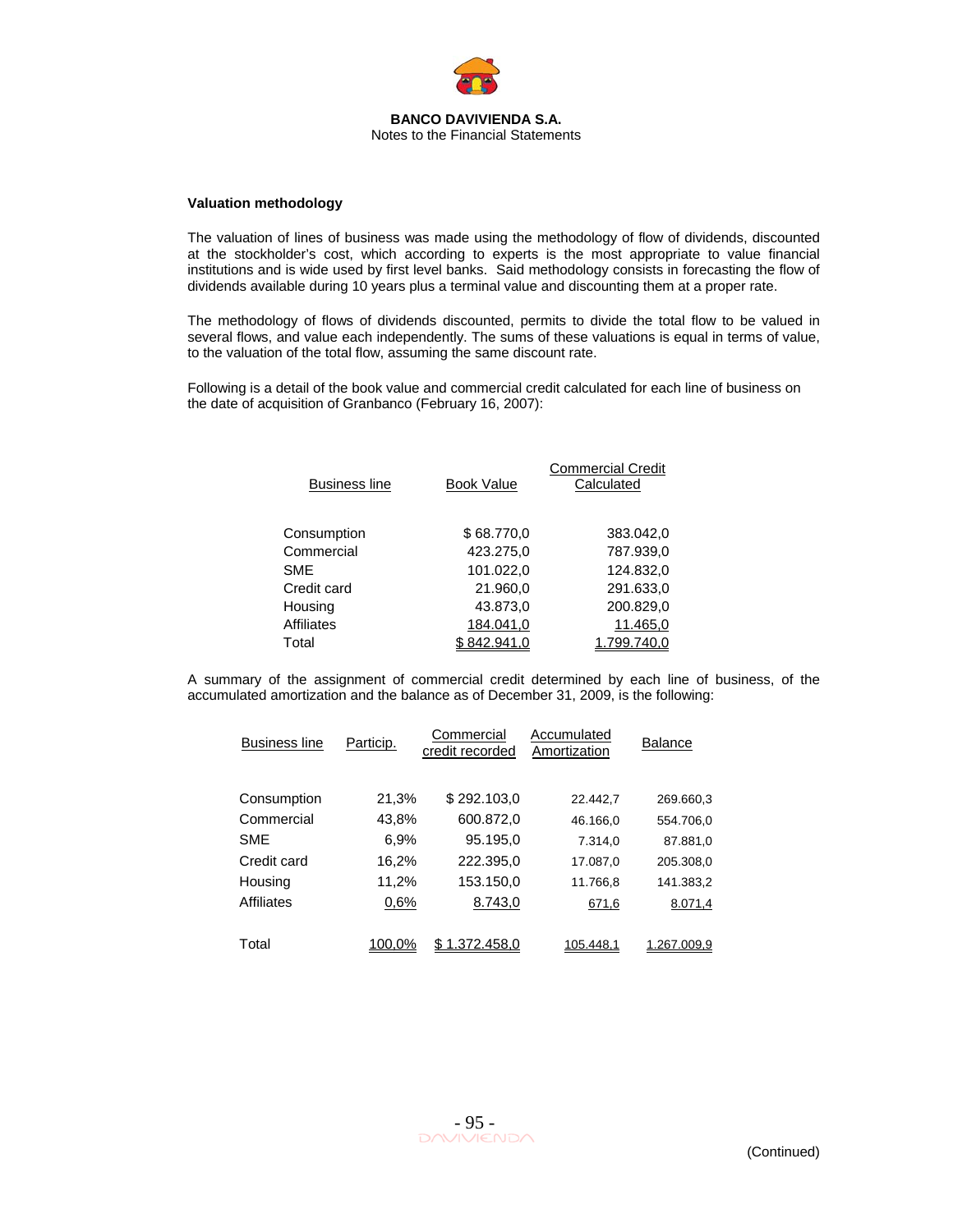**Valuation methodology**

The valuation of lines of business was made using the methodology of flow of dividends, discounted at the stockholder's cost, which according to experts is the most appropriate to value financial institutions and is wide used by first level banks. Said methodology consists in forecasting the flow of dividends available during 10 years plus a terminal value and discounting them at a proper rate.

The methodology of flows of dividends discounted, permits to divide the total flow to be valued in several flows, and value each independently. The sums of these valuations is equal in terms of value, to the valuation of the total flow, assuming the same discount rate.

Following is a detail of the book value and commercial credit calculated for each line of business on the date of acquisition of Granbanco (February 16, 2007):

| Business line | Book Value | Commercial Credit Calculated |
|---|---|---|
| Consumption | $ 68.770,0 | 383.042,0 |
| Commercial | 423.275,0 | 787.939,0 |
| SME | 101.022,0 | 124.832,0 |
| Credit card | 21.960,0 | 291.633,0 |
| Housing | 43.873,0 | 200.829,0 |
| Affiliates | 184.041,0 | 11.465,0 |
| Total | $ 842.941,0 | 1.799.740,0 |

A summary of the assignment of commercial credit determined by each line of business, of the accumulated amortization and the balance as of December 31, 2009, is the following:

| Business line | Particip. | Commercial credit recorded | Accumulated Amortization | Balance |
|---|---|---|---|---|
| Consumption | 21,3% | $ 292.103,0 | 22.442,7 | 269.660,3 |
| Commercial | 43,8% | 600.872,0 | 46.166,0 | 554.706,0 |
| SME | 6,9% | 95.195,0 | 7.314,0 | 87.881,0 |
| Credit card | 16,2% | 222.395,0 | 17.087,0 | 205.308,0 |
| Housing | 11,2% | 153.150,0 | 11.766,8 | 141.383,2 |
| Affiliates | 0,6% | 8.743,0 | 671,6 | 8.071,4 |
| Total | 100,0% | $ 1.372.458,0 | 105.448,1 | 1.267.009,9 |

(Continued)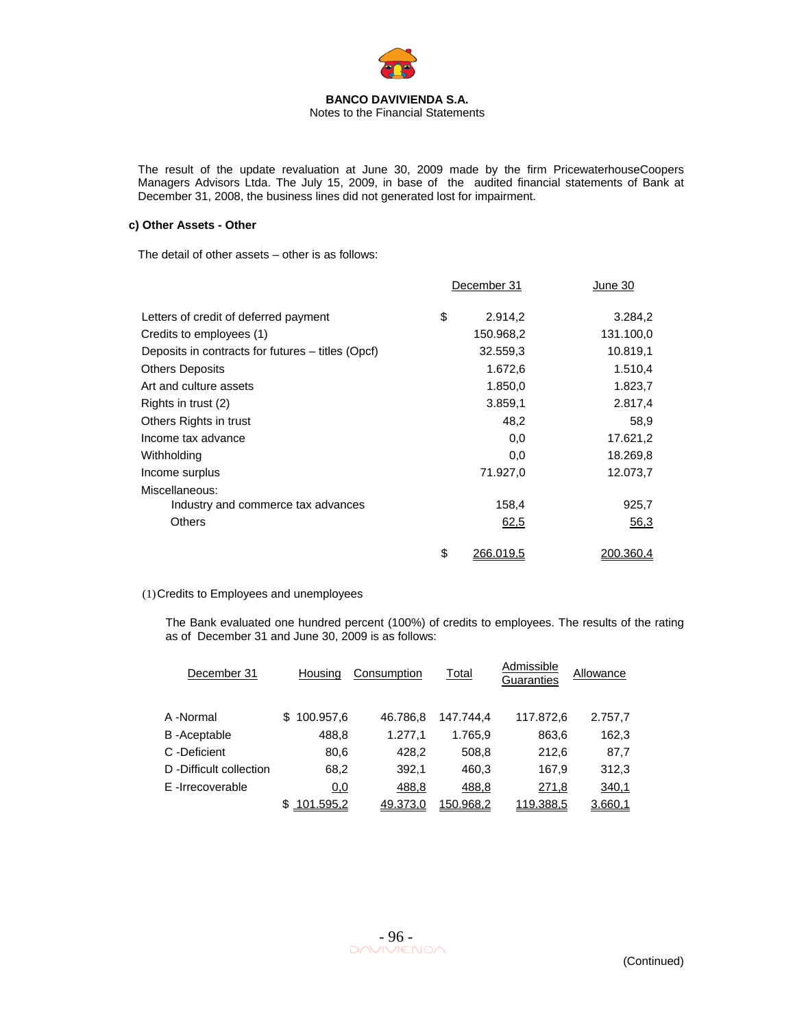The result of the update revaluation at June 30, 2009 made by the firm PricewaterhouseCoopers Managers Advisors Ltda. The July 15, 2009, in base of the audited financial statements of Bank at December 31, 2008, the business lines did not generated lost for impairment.

**c) Other Assets - Other**

The detail of other assets – other is as follows:

| | December 31 | June 30 |
|---|---|---|
| Letters of credit of deferred payment | $ 2.914,2 | 3.284,2 |
| Credits to employees (1) | 150.968,2 | 131.100,0 |
| Deposits in contracts for futures – titles (Opcf) | 32.559,3 | 10.819,1 |
| Others Deposits | 1.672,6 | 1.510,4 |
| Art and culture assets | 1.850,0 | 1.823,7 |
| Rights in trust (2) | 3.859,1 | 2.817,4 |
| Others Rights in trust | 48,2 | 58,9 |
| Income tax advance | 0,0 | 17.621,2 |
| Withholding | 0,0 | 18.269,8 |
| Income surplus | 71.927,0 | 12.073,7 |
| Miscellaneous: | | |
| Industry and commerce tax advances | 158,4 | 925,7 |
| Others | 62,5 | 56,3 |
| | $ 266.019,5 | 200.360,4 |

(1) Credits to Employees and unemployees

The Bank evaluated one hundred percent (100%) of credits to employees. The results of the rating as of December 31 and June 30, 2009 is as follows:

| December 31 | Housing | Consumption | Total | Admissible Guaranties | Allowance |
|---|---|---|---|---|---|
| A -Normal | $ 100.957,6 | 46.786,8 | 147.744,4 | 117.872,6 | 2.757,7 |
| B -Aceptable | 488,8 | 1.277,1 | 1.765,9 | 863,6 | 162,3 |
| C -Deficient | 80,6 | 428,2 | 508,8 | 212,6 | 87,7 |
| D -Difficult collection | 68,2 | 392,1 | 460,3 | 167,9 | 312,3 |
| E -Irrecoverable | 0,0 | 488,8 | 488,8 | 271,8 | 340,1 |
| | $ 101.595,2 | 49.373,0 | 150.968,2 | 119.388,5 | 3.660,1 |

(Continued)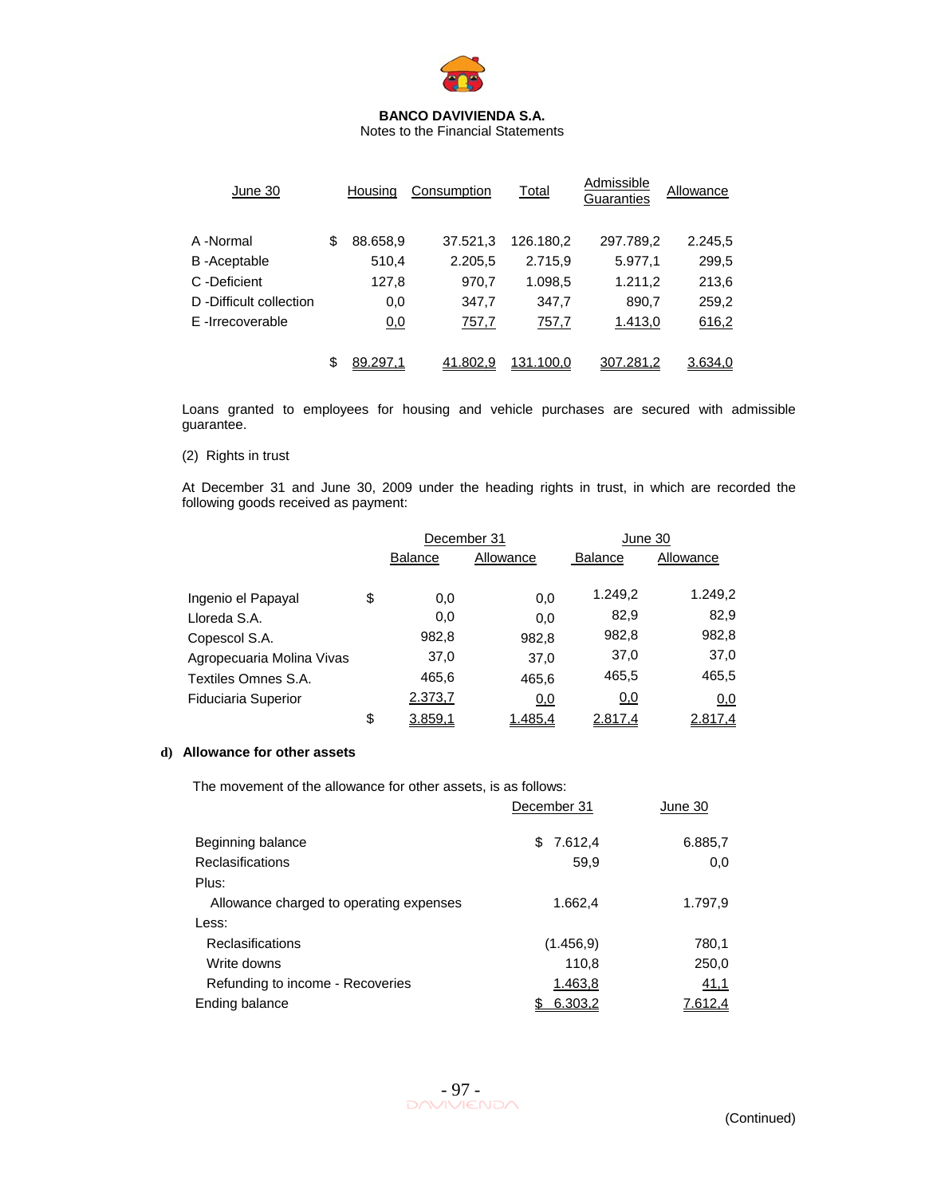| June 30 | | Housing | Consumption | Total | Admissible Guaranties | Allowance |
|---|---|---|---|---|---|---|
| A -Normal | $ | 88.658,9 | 37.521,3 | 126.180,2 | 297.789,2 | 2.245,5 |
| B -Aceptable | | 510,4 | 2.205,5 | 2.715,9 | 5.977,1 | 299,5 |
| C -Deficient | | 127,8 | 970,7 | 1.098,5 | 1.211,2 | 213,6 |
| D -Difficult collection | | 0,0 | 347,7 | 347,7 | 890,7 | 259,2 |
| E -Irrecoverable | | 0,0 | 757,7 | 757,7 | 1.413,0 | 616,2 |
| | $ | 89.297,1 | 41.802,9 | 131.100,0 | 307.281,2 | 3.634,0 |

Loans granted to employees for housing and vehicle purchases are secured with admissible guarantee.

(2) Rights in trust

At December 31 and June 30, 2009 under the heading rights in trust, in which are recorded the following goods received as payment:

| | | December 31 | | June 30 | |
|---|---|---|---|---|---|
| | | Balance | Allowance | Balance | Allowance |
| Ingenio el Papayal | $ | 0,0 | 0,0 | 1.249,2 | 1.249,2 |
| Lloreda S.A. | | 0,0 | 0,0 | 82,9 | 82,9 |
| Copescol S.A. | | 982,8 | 982,8 | 982,8 | 982,8 |
| Agropecuaria Molina Vivas | | 37,0 | 37,0 | 37,0 | 37,0 |
| Textiles Omnes S.A. | | 465,6 | 465,6 | 465,5 | 465,5 |
| Fiduciaria Superior | | 2.373,7 | 0,0 | 0,0 | 0,0 |
| | $ | 3.859,1 | 1.485,4 | 2.817,4 | 2.817,4 |

**d) Allowance for other assets**

The movement of the allowance for other assets, is as follows:

| | December 31 | June 30 |
|---|---|---|
| Beginning balance | $ 7.612,4 | 6.885,7 |
| Reclasifications | 59,9 | 0,0 |
| Plus: | | |
| Allowance charged to operating expenses | 1.662,4 | 1.797,9 |
| Less: | | |
| Reclasifications | (1.456,9) | 780,1 |
| Write downs | 110,8 | 250,0 |
| Refunding to income - Recoveries | 1.463,8 | 41,1 |
| Ending balance | $ 6.303,2 | 7.612,4 |

(Continued)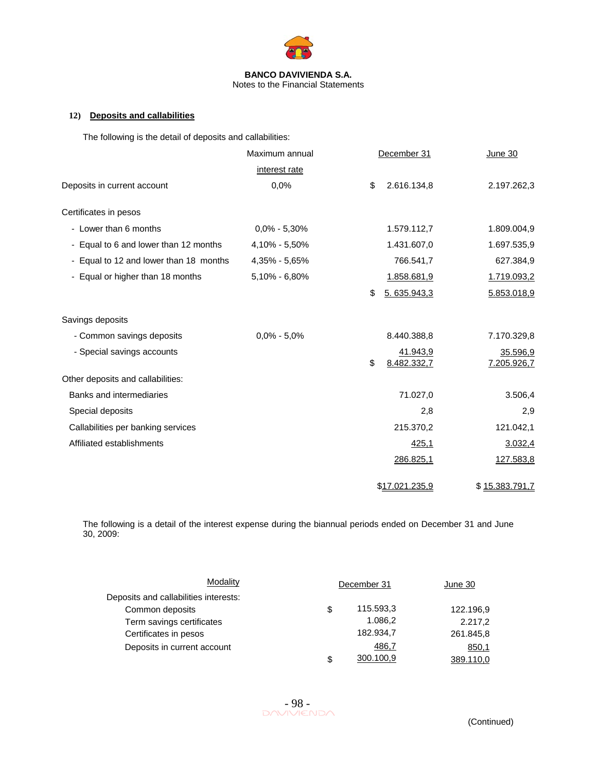**BANCO DAVIVIENDA S.A.**
Notes to the Financial Statements

## 12) Deposits and callabilities

The following is the detail of deposits and callabilities:

| | Maximum annual interest rate | December 31 | June 30 |
|---|---|---|---|
| Deposits in current account | 0,0% | $ 2.616.134,8 | 2.197.262,3 |
| Certificates in pesos | | | |
| - Lower than 6 months | 0,0% - 5,30% | 1.579.112,7 | 1.809.004,9 |
| - Equal to 6 and lower than 12 months | 4,10% - 5,50% | 1.431.607,0 | 1.697.535,9 |
| - Equal to 12 and lower than 18 months | 4,35% - 5,65% | 766.541,7 | 627.384,9 |
| - Equal or higher than 18 months | 5,10% - 6,80% | 1.858.681,9 | 1.719.093,2 |
| | | $ 5. 635.943,3 | 5.853.018,9 |
| Savings deposits | | | |
| - Common savings deposits | 0,0% - 5,0% | 8.440.388,8 | 7.170.329,8 |
| - Special savings accounts | | 41.943,9 | 35.596,9 |
| | | $ 8.482.332,7 | 7.205.926,7 |
| Other deposits and callabilities: | | | |
| Banks and intermediaries | | 71.027,0 | 3.506,4 |
| Special deposits | | 2,8 | 2,9 |
| Callabilities per banking services | | 215.370,2 | 121.042,1 |
| Affiliated establishments | | 425,1 | 3.032,4 |
| | | 286.825,1 | 127.583,8 |
| | | $17.021.235,9 | $ 15.383.791,7 |

The following is a detail of the interest expense during the biannual periods ended on December 31 and June 30, 2009:

| Modality | December 31 | June 30 |
|---|---|---|
| Deposits and callabilities interests: | | |
| Common deposits | $ 115.593,3 | 122.196,9 |
| Term savings certificates | 1.086,2 | 2.217,2 |
| Certificates in pesos | 182.934,7 | 261.845,8 |
| Deposits in current account | 486,7 | 850,1 |
| | $ 300.100,9 | 389.110,0 |

(Continued)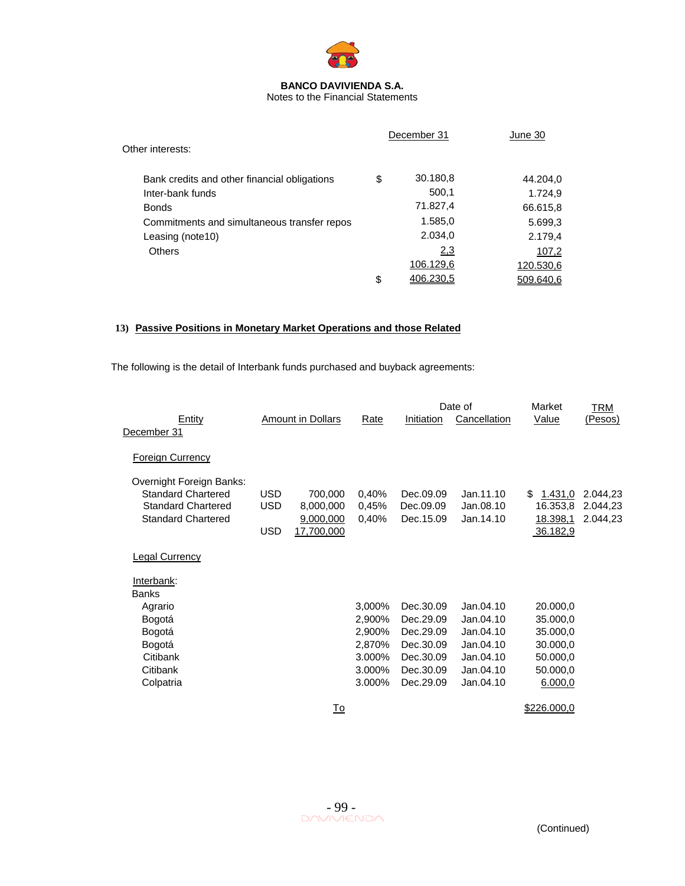**BANCO DAVIVIENDA S.A.**
Notes to the Financial Statements

| | | December 31 | June 30 |
|---|---|---|---|
| Other interests: | | | |
| Bank credits and other financial obligations | $ | 30.180,8 | 44.204,0 |
| Inter-bank funds | | 500,1 | 1.724,9 |
| Bonds | | 71.827,4 | 66.615,8 |
| Commitments and simultaneous transfer repos | | 1.585,0 | 5.699,3 |
| Leasing (note10) | | 2.034,0 | 2.179,4 |
| Others | | 2,3 | 107,2 |
| | | 106.129,6 | 120.530,6 |
| | $ | 406.230,5 | 509.640,6 |

## 13) Passive Positions in Monetary Market Operations and those Related

The following is the detail of Interbank funds purchased and buyback agreements:

| Entity | | Amount in Dollars | Rate | Date of Initiation | Date of Cancellation | Market Value | TRM (Pesos) |
|---|---|---|---|---|---|---|---|
| **December 31** | | | | | | | |
| Foreign Currency | | | | | | | |
| Overnight Foreign Banks: | | | | | | | |
| Standard Chartered | USD | 700,000 | 0,40% | Dec.09.09 | Jan.11.10 | $ 1.431,0 | 2.044,23 |
| Standard Chartered | USD | 8,000,000 | 0,45% | Dec.09.09 | Jan.08.10 | 16.353,8 | 2.044,23 |
| Standard Chartered | | 9,000,000 | 0,40% | Dec.15.09 | Jan.14.10 | 18.398,1 | 2.044,23 |
| | USD | 17,700,000 | | | | 36.182,9 | |
| Legal Currency | | | | | | | |
| Interbank: | | | | | | | |
| Banks | | | | | | | |
| Agrario | | | 3,000% | Dec.30.09 | Jan.04.10 | 20.000,0 | |
| Bogotá | | | 2,900% | Dec.29.09 | Jan.04.10 | 35.000,0 | |
| Bogotá | | | 2,900% | Dec.29.09 | Jan.04.10 | 35.000,0 | |
| Bogotá | | | 2,870% | Dec.30.09 | Jan.04.10 | 30.000,0 | |
| Citibank | | | 3.000% | Dec.30.09 | Jan.04.10 | 50.000,0 | |
| Citibank | | | 3.000% | Dec.30.09 | Jan.04.10 | 50.000,0 | |
| Colpatria | | | 3.000% | Dec.29.09 | Jan.04.10 | 6.000,0 | |
| | | To | | | | $226.000,0 | |

(Continued)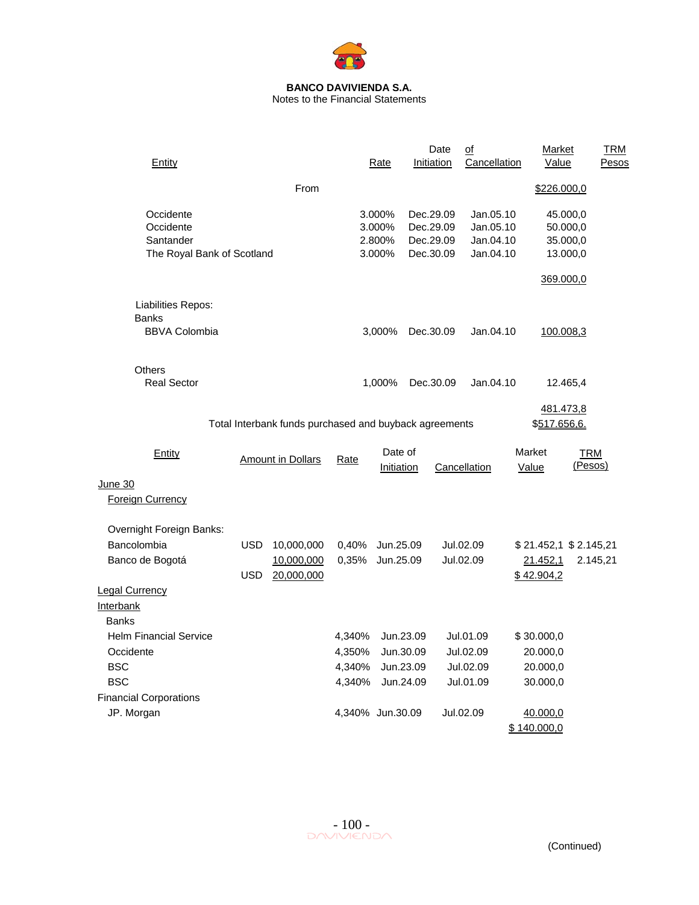**BANCO DAVIVIENDA S.A.**
Notes to the Financial Statements

| Entity | Rate | Date of Initiation | Cancellation | Market Value | TRM Pesos |
|---|---|---|---|---|---|
| From | | | | $226.000,0 | |
| Occidente | 3.000% | Dec.29.09 | Jan.05.10 | 45.000,0 | |
| Occidente | 3.000% | Dec.29.09 | Jan.05.10 | 50.000,0 | |
| Santander | 2.800% | Dec.29.09 | Jan.04.10 | 35.000,0 | |
| The Royal Bank of Scotland | 3.000% | Dec.30.09 | Jan.04.10 | 13.000,0 | |
| | | | | 369.000,0 | |
| Liabilities Repos: | | | | | |
| Banks | | | | | |
| BBVA Colombia | 3,000% | Dec.30.09 | Jan.04.10 | 100.008,3 | |
| Others | | | | | |
| Real Sector | 1,000% | Dec.30.09 | Jan.04.10 | 12.465,4 | |
| | | | | 481.473,8 | |
| Total Interbank funds purchased and buyback agreements | | | | $517.656,6. | |

| Entity | Amount in Dollars | Rate | Date of Initiation | Cancellation | Market Value | TRM (Pesos) |
|---|---|---|---|---|---|---|
| June 30 | | | | | | |
| Foreign Currency | | | | | | |
| Overnight Foreign Banks: | | | | | | |
| Bancolombia | USD 10,000,000 | 0,40% | Jun.25.09 | Jul.02.09 | $ 21.452,1 | $ 2.145,21 |
| Banco de Bogotá | 10,000,000 | 0,35% | Jun.25.09 | Jul.02.09 | 21.452,1 | 2.145,21 |
| | USD 20,000,000 | | | | $ 42.904,2 | |
| Legal Currency | | | | | | |
| Interbank | | | | | | |
| Banks | | | | | | |
| Helm Financial Service | | 4,340% | Jun.23.09 | Jul.01.09 | $ 30.000,0 | |
| Occidente | | 4,350% | Jun.30.09 | Jul.02.09 | 20.000,0 | |
| BSC | | 4,340% | Jun.23.09 | Jul.02.09 | 20.000,0 | |
| BSC | | 4,340% | Jun.24.09 | Jul.01.09 | 30.000,0 | |
| Financial Corporations | | | | | | |
| JP. Morgan | | 4,340% | Jun.30.09 | Jul.02.09 | 40.000,0 | |
| | | | | | $ 140.000,0 | |

(Continued)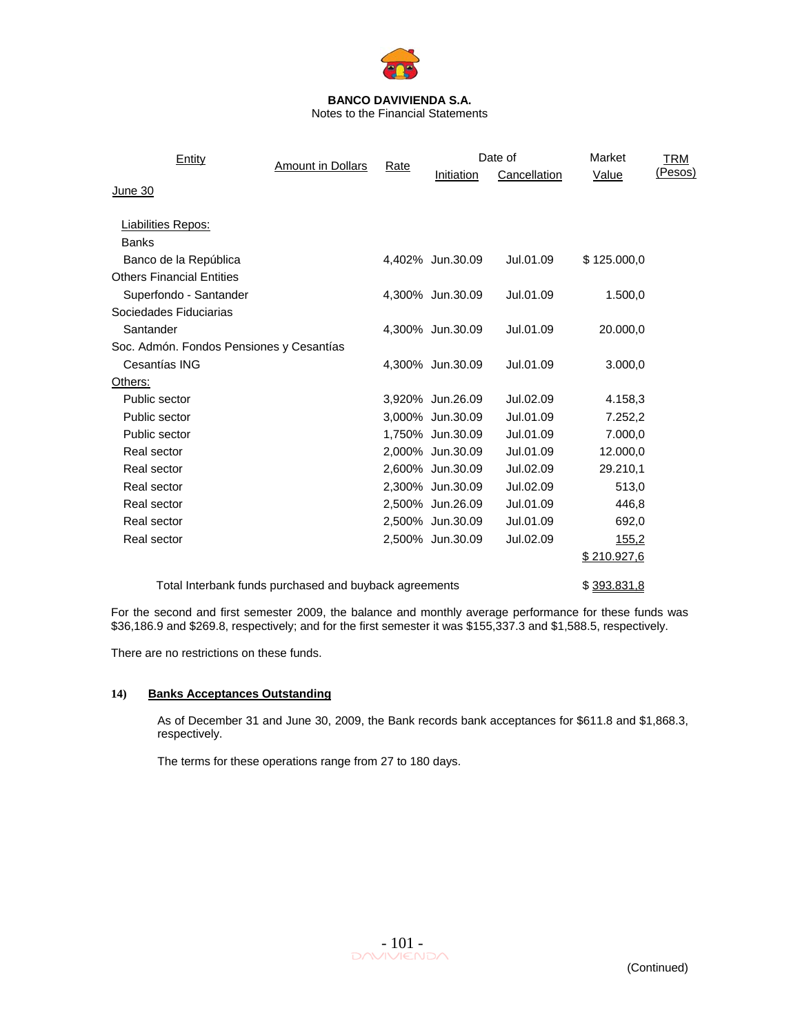**BANCO DAVIVIENDA S.A.**
Notes to the Financial Statements

| Entity | Amount in Dollars | Rate | Date of Initiation | Date of Cancellation | Market Value | TRM (Pesos) |
|---|---|---|---|---|---|---|
| June 30 | | | | | | |
| Liabilities Repos: | | | | | | |
| Banks | | | | | | |
| Banco de la República | | 4,402% | Jun.30.09 | Jul.01.09 | $ 125.000,0 | |
| Others Financial Entities | | | | | | |
| Superfondo - Santander | | 4,300% | Jun.30.09 | Jul.01.09 | 1.500,0 | |
| Sociedades Fiduciarias | | | | | | |
| Santander | | 4,300% | Jun.30.09 | Jul.01.09 | 20.000,0 | |
| Soc. Admón. Fondos Pensiones y Cesantías | | | | | | |
| Cesantías ING | | 4,300% | Jun.30.09 | Jul.01.09 | 3.000,0 | |
| Others: | | | | | | |
| Public sector | | 3,920% | Jun.26.09 | Jul.02.09 | 4.158,3 | |
| Public sector | | 3,000% | Jun.30.09 | Jul.01.09 | 7.252,2 | |
| Public sector | | 1,750% | Jun.30.09 | Jul.01.09 | 7.000,0 | |
| Real sector | | 2,000% | Jun.30.09 | Jul.01.09 | 12.000,0 | |
| Real sector | | 2,600% | Jun.30.09 | Jul.02.09 | 29.210,1 | |
| Real sector | | 2,300% | Jun.30.09 | Jul.02.09 | 513,0 | |
| Real sector | | 2,500% | Jun.26.09 | Jul.01.09 | 446,8 | |
| Real sector | | 2,500% | Jun.30.09 | Jul.01.09 | 692,0 | |
| Real sector | | 2,500% | Jun.30.09 | Jul.02.09 | 155,2 | |
| | | | | | $ 210.927,6 | |
| Total Interbank funds purchased and buyback agreements | | | | | $ 393.831,8 | |

For the second and first semester 2009, the balance and monthly average performance for these funds was $36,186.9 and $269.8, respectively; and for the first semester it was $155,337.3 and $1,588.5, respectively.

There are no restrictions on these funds.

## 14) Banks Acceptances Outstanding

As of December 31 and June 30, 2009, the Bank records bank acceptances for $611.8 and $1,868.3, respectively.

The terms for these operations range from 27 to 180 days.

(Continued)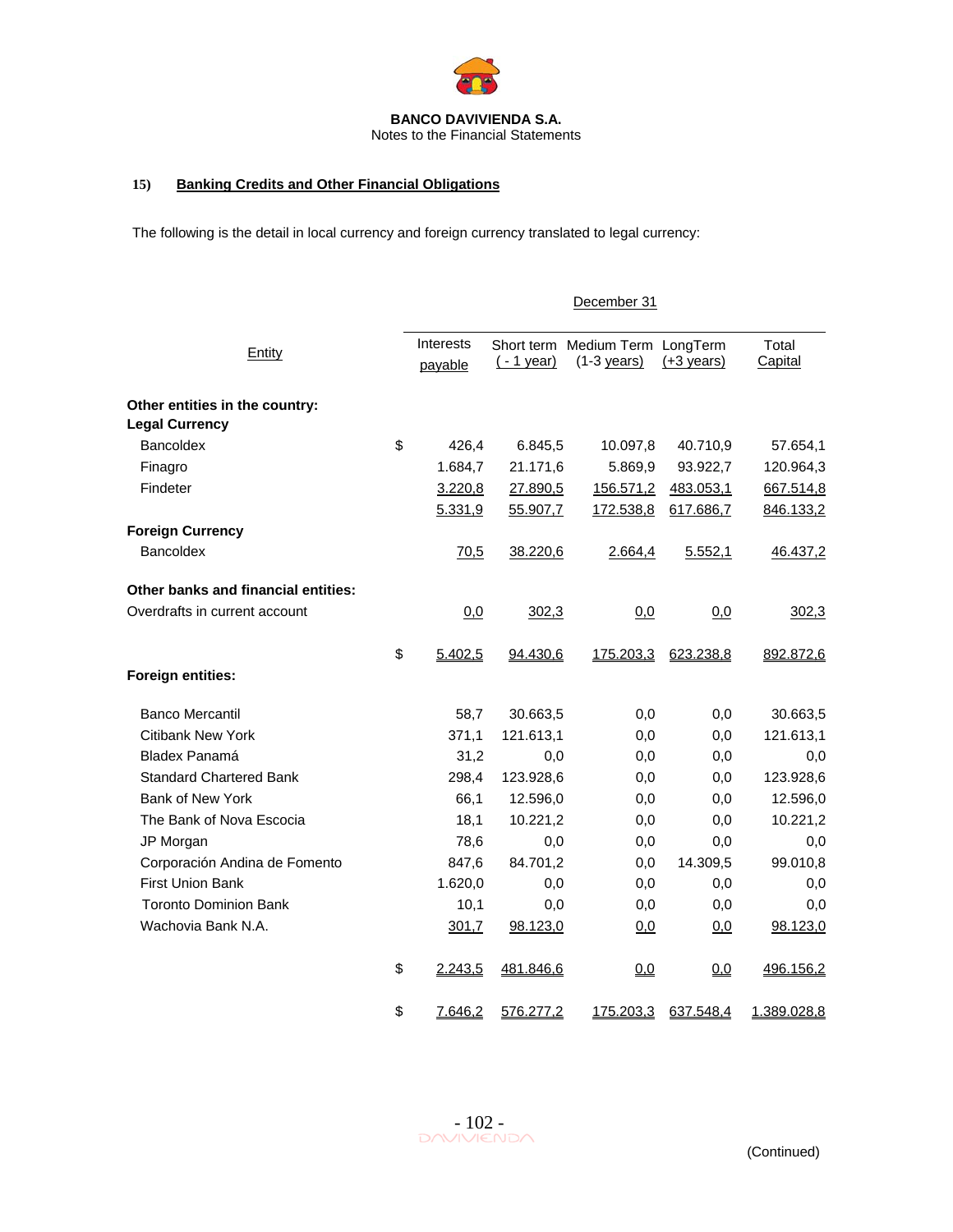**BANCO DAVIVIENDA S.A.**
Notes to the Financial Statements

## 15) Banking Credits and Other Financial Obligations

The following is the detail in local currency and foreign currency translated to legal currency:

| Entity | | December 31 | | | | |
|---|---|---|---|---|---|---|
| | | Interests payable | Short term ( - 1 year) | Medium Term (1-3 years) | LongTerm (+3 years) | Total Capital |
| **Other entities in the country:** | | | | | | |
| **Legal Currency** | | | | | | |
| Bancoldex | $ | 426,4 | 6.845,5 | 10.097,8 | 40.710,9 | 57.654,1 |
| Finagro | | 1.684,7 | 21.171,6 | 5.869,9 | 93.922,7 | 120.964,3 |
| Findeter | | 3.220,8 | 27.890,5 | 156.571,2 | 483.053,1 | 667.514,8 |
| | | 5.331,9 | 55.907,7 | 172.538,8 | 617.686,7 | 846.133,2 |
| **Foreign Currency** | | | | | | |
| Bancoldex | | 70,5 | 38.220,6 | 2.664,4 | 5.552,1 | 46.437,2 |
| **Other banks and financial entities:** | | | | | | |
| Overdrafts in current account | | 0,0 | 302,3 | 0,0 | 0,0 | 302,3 |
| | $ | 5.402,5 | 94.430,6 | 175.203,3 | 623.238,8 | 892.872,6 |
| **Foreign entities:** | | | | | | |
| Banco Mercantil | | 58,7 | 30.663,5 | 0,0 | 0,0 | 30.663,5 |
| Citibank New York | | 371,1 | 121.613,1 | 0,0 | 0,0 | 121.613,1 |
| Bladex Panamá | | 31,2 | 0,0 | 0,0 | 0,0 | 0,0 |
| Standard Chartered Bank | | 298,4 | 123.928,6 | 0,0 | 0,0 | 123.928,6 |
| Bank of New York | | 66,1 | 12.596,0 | 0,0 | 0,0 | 12.596,0 |
| The Bank of Nova Escocia | | 18,1 | 10.221,2 | 0,0 | 0,0 | 10.221,2 |
| JP Morgan | | 78,6 | 0,0 | 0,0 | 0,0 | 0,0 |
| Corporación Andina de Fomento | | 847,6 | 84.701,2 | 0,0 | 14.309,5 | 99.010,8 |
| First Union Bank | | 1.620,0 | 0,0 | 0,0 | 0,0 | 0,0 |
| Toronto Dominion Bank | | 10,1 | 0,0 | 0,0 | 0,0 | 0,0 |
| Wachovia Bank N.A. | | 301,7 | 98.123,0 | 0,0 | 0,0 | 98.123,0 |
| | $ | 2.243,5 | 481.846,6 | 0,0 | 0,0 | 496.156,2 |
| | $ | 7.646,2 | 576.277,2 | 175.203,3 | 637.548,4 | 1.389.028,8 |

(Continued)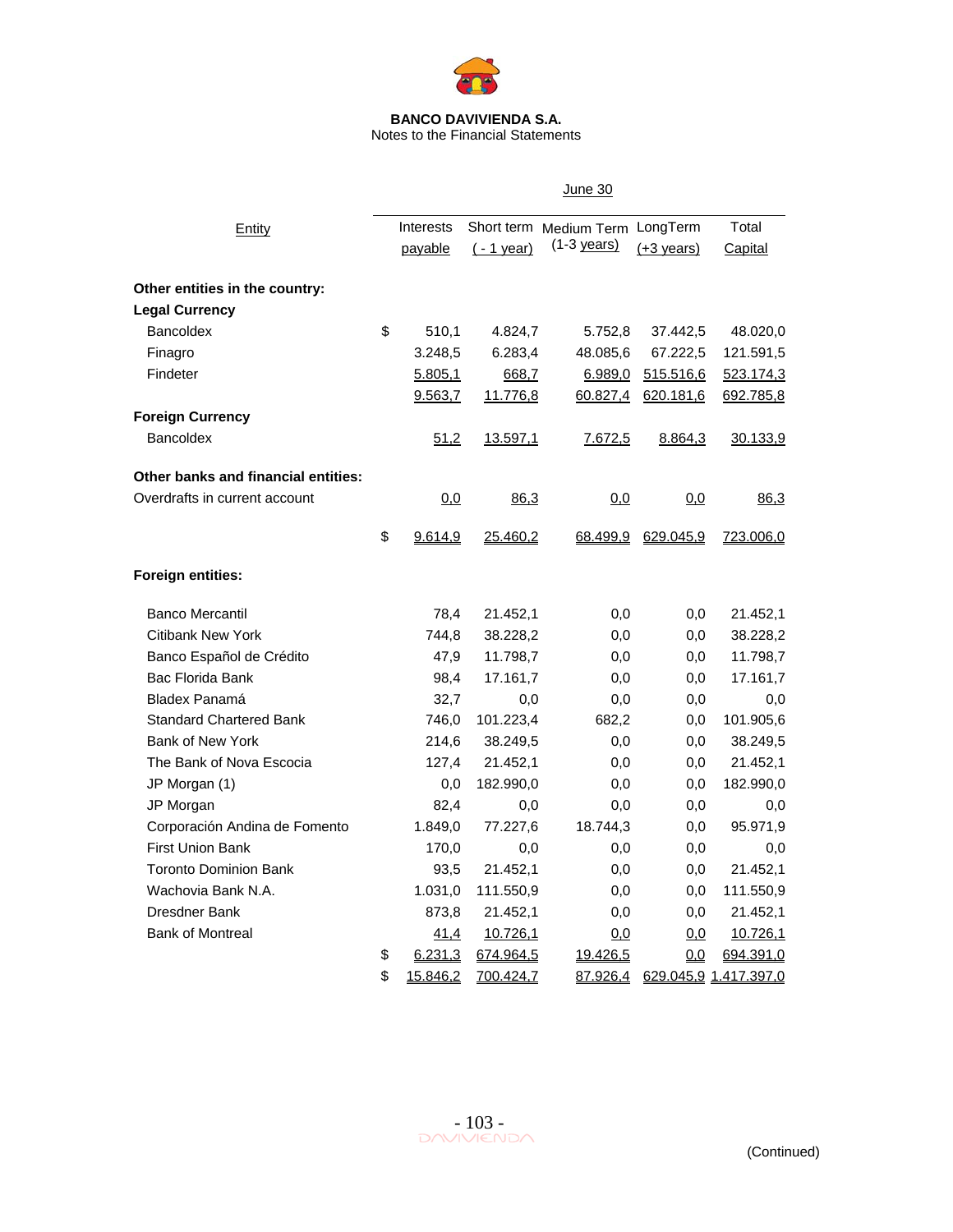**BANCO DAVIVIENDA S.A.**
Notes to the Financial Statements

| Entity | | June 30 | | | | |
|---|---|---|---|---|---|---|
| | | Interests payable | Short term ( - 1 year) | Medium Term (1-3 years) | LongTerm (+3 years) | Total Capital |
| **Other entities in the country:** | | | | | | |
| **Legal Currency** | | | | | | |
| Bancoldex | $ | 510,1 | 4.824,7 | 5.752,8 | 37.442,5 | 48.020,0 |
| Finagro | | 3.248,5 | 6.283,4 | 48.085,6 | 67.222,5 | 121.591,5 |
| Findeter | | 5.805,1 | 668,7 | 6.989,0 | 515.516,6 | 523.174,3 |
| | | 9.563,7 | 11.776,8 | 60.827,4 | 620.181,6 | 692.785,8 |
| **Foreign Currency** | | | | | | |
| Bancoldex | | 51,2 | 13.597,1 | 7.672,5 | 8.864,3 | 30.133,9 |
| **Other banks and financial entities:** | | | | | | |
| Overdrafts in current account | | 0,0 | 86,3 | 0,0 | 0,0 | 86,3 |
| | $ | 9.614,9 | 25.460,2 | 68.499,9 | 629.045,9 | 723.006,0 |
| **Foreign entities:** | | | | | | |
| Banco Mercantil | | 78,4 | 21.452,1 | 0,0 | 0,0 | 21.452,1 |
| Citibank New York | | 744,8 | 38.228,2 | 0,0 | 0,0 | 38.228,2 |
| Banco Español de Crédito | | 47,9 | 11.798,7 | 0,0 | 0,0 | 11.798,7 |
| Bac Florida Bank | | 98,4 | 17.161,7 | 0,0 | 0,0 | 17.161,7 |
| Bladex Panamá | | 32,7 | 0,0 | 0,0 | 0,0 | 0,0 |
| Standard Chartered Bank | | 746,0 | 101.223,4 | 682,2 | 0,0 | 101.905,6 |
| Bank of New York | | 214,6 | 38.249,5 | 0,0 | 0,0 | 38.249,5 |
| The Bank of Nova Escocia | | 127,4 | 21.452,1 | 0,0 | 0,0 | 21.452,1 |
| JP Morgan (1) | | 0,0 | 182.990,0 | 0,0 | 0,0 | 182.990,0 |
| JP Morgan | | 82,4 | 0,0 | 0,0 | 0,0 | 0,0 |
| Corporación Andina de Fomento | | 1.849,0 | 77.227,6 | 18.744,3 | 0,0 | 95.971,9 |
| First Union Bank | | 170,0 | 0,0 | 0,0 | 0,0 | 0,0 |
| Toronto Dominion Bank | | 93,5 | 21.452,1 | 0,0 | 0,0 | 21.452,1 |
| Wachovia Bank N.A. | | 1.031,0 | 111.550,9 | 0,0 | 0,0 | 111.550,9 |
| Dresdner Bank | | 873,8 | 21.452,1 | 0,0 | 0,0 | 21.452,1 |
| Bank of Montreal | | 41,4 | 10.726,1 | 0,0 | 0,0 | 10.726,1 |
| | $ | 6.231,3 | 674.964,5 | 19.426,5 | 0,0 | 694.391,0 |
| | $ | 15.846,2 | 700.424,7 | 87.926,4 | 629.045,9 | 1.417.397,0 |

(Continued)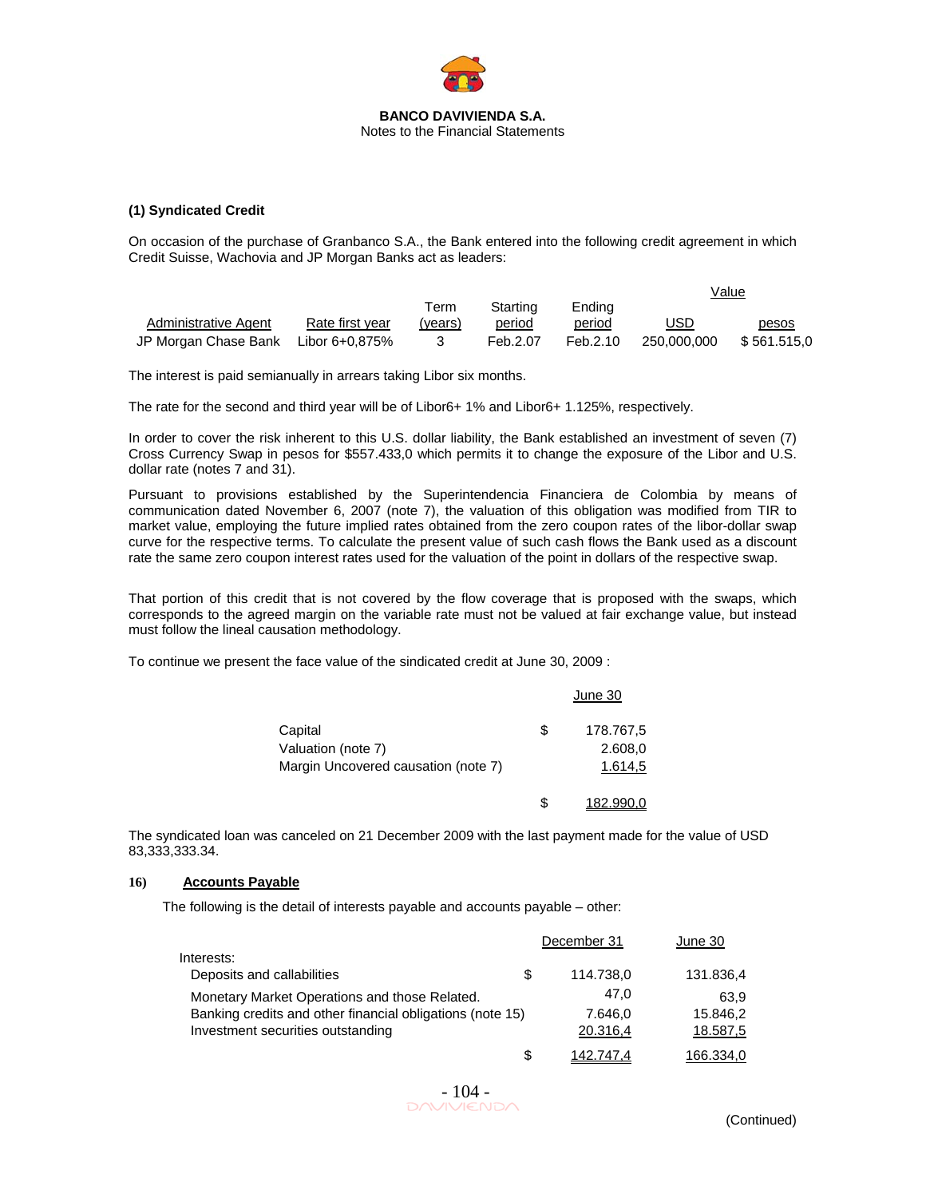### (1) Syndicated Credit

On occasion of the purchase of Granbanco S.A., the Bank entered into the following credit agreement in which Credit Suisse, Wachovia and JP Morgan Banks act as leaders:

| Administrative Agent | Rate first year | Term (years) | Starting period | Ending period | Value USD | Value pesos |
|---|---|---|---|---|---|---|
| JP Morgan Chase Bank | Libor 6+0,875% | 3 | Feb.2.07 | Feb.2.10 | 250,000,000 | $ 561.515,0 |

The interest is paid semianually in arrears taking Libor six months.

The rate for the second and third year will be of Libor6+ 1% and Libor6+ 1.125%, respectively.

In order to cover the risk inherent to this U.S. dollar liability, the Bank established an investment of seven (7) Cross Currency Swap in pesos for $557.433,0 which permits it to change the exposure of the Libor and U.S. dollar rate (notes 7 and 31).

Pursuant to provisions established by the Superintendencia Financiera de Colombia by means of communication dated November 6, 2007 (note 7), the valuation of this obligation was modified from TIR to market value, employing the future implied rates obtained from the zero coupon rates of the libor-dollar swap curve for the respective terms. To calculate the present value of such cash flows the Bank used as a discount rate the same zero coupon interest rates used for the valuation of the point in dollars of the respective swap.

That portion of this credit that is not covered by the flow coverage that is proposed with the swaps, which corresponds to the agreed margin on the variable rate must not be valued at fair exchange value, but instead must follow the lineal causation methodology.

To continue we present the face value of the sindicated credit at June 30, 2009 :

| | | June 30 |
|---|---|---|
| Capital | $ | 178.767,5 |
| Valuation (note 7) | | 2.608,0 |
| Margin Uncovered causation (note 7) | | 1.614,5 |
| | $ | 182.990,0 |

The syndicated loan was canceled on 21 December 2009 with the last payment made for the value of USD 83,333,333.34.

## 16) Accounts Payable

The following is the detail of interests payable and accounts payable – other:

| | | December 31 | June 30 |
|---|---|---|---|
| Interests: | | | |
| Deposits and callabilities | $ | 114.738,0 | 131.836,4 |
| Monetary Market Operations and those Related. | | 47,0 | 63,9 |
| Banking credits and other financial obligations (note 15) | | 7.646,0 | 15.846,2 |
| Investment securities outstanding | | 20.316,4 | 18.587,5 |
| | $ | 142.747,4 | 166.334,0 |

(Continued)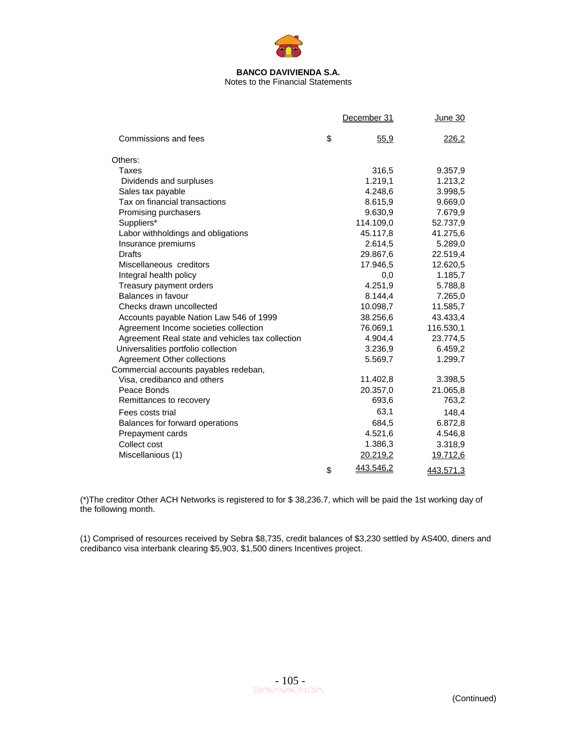**BANCO DAVIVIENDA S.A.**
Notes to the Financial Statements

| | | December 31 | June 30 |
|---|---|---|---|
| Commissions and fees | $ | 55,9 | 226,2 |
| Others: | | | |
| Taxes | | 316,5 | 9.357,9 |
| Dividends and surpluses | | 1.219,1 | 1.213,2 |
| Sales tax payable | | 4.248,6 | 3.998,5 |
| Tax on financial transactions | | 8.615,9 | 9.669,0 |
| Promising purchasers | | 9.630,9 | 7.679,9 |
| Suppliers* | | 114.109,0 | 52.737,9 |
| Labor withholdings and obligations | | 45.117,8 | 41.275,6 |
| Insurance premiums | | 2.614,5 | 5.289,0 |
| Drafts | | 29.867,6 | 22.519,4 |
| Miscellaneous creditors | | 17.946,5 | 12.620,5 |
| Integral health policy | | 0,0 | 1.185,7 |
| Treasury payment orders | | 4.251,9 | 5.788,8 |
| Balances in favour | | 8.144,4 | 7.265,0 |
| Checks drawn uncollected | | 10.098,7 | 11.585,7 |
| Accounts payable Nation Law 546 of 1999 | | 38.256,6 | 43.433,4 |
| Agreement Income societies collection | | 76.069,1 | 116.530,1 |
| Agreement Real state and vehicles tax collection | | 4.904,4 | 23.774,5 |
| Universalities portfolio collection | | 3.236,9 | 6.459,2 |
| Agreement Other collections | | 5.569,7 | 1.299,7 |
| Commercial accounts payables redeban, Visa, credibanco and others | | 11.402,8 | 3.398,5 |
| Peace Bonds | | 20.357,0 | 21.065,8 |
| Remittances to recovery | | 693,6 | 763,2 |
| Fees costs trial | | 63,1 | 148,4 |
| Balances for forward operations | | 684,5 | 6.872,8 |
| Prepayment cards | | 4.521,6 | 4.546,8 |
| Collect cost | | 1.386,3 | 3.318,9 |
| Miscellanious (1) | | 20.219,2 | 19.712,6 |
| | $ | 443.546,2 | 443.571,3 |

(*)The creditor Other ACH Networks is registered to for $ 38,236.7, which will be paid the 1st working day of the following month.

(1) Comprised of resources received by Sebra $8,735, credit balances of $3,230 settled by AS400, diners and credibanco visa interbank clearing $5,903, $1,500 diners Incentives project.

(Continued)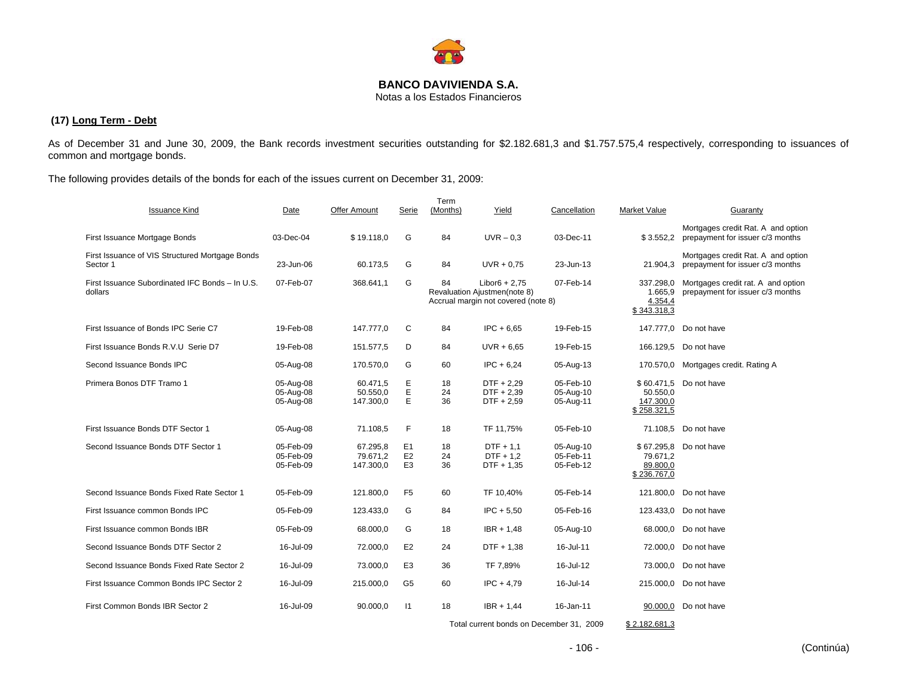**BANCO DAVIVIENDA S.A.**
Notas a los Estados Financieros

## (17) Long Term - Debt

As of December 31 and June 30, 2009, the Bank records investment securities outstanding for $2.182.681,3 and $1.757.575,4 respectively, corresponding to issuances of common and mortgage bonds.

The following provides details of the bonds for each of the issues current on December 31, 2009:

| Issuance Kind | Date | Offer Amount | Serie | Term (Months) | Yield | Cancellation | Market Value | Guaranty |
|---|---|---|---|---|---|---|---|---|
| First Issuance Mortgage Bonds | 03-Dec-04 | $ 19.118,0 | G | 84 | UVR – 0,3 | 03-Dec-11 | $ 3.552,2 | Mortgages credit Rat. A and option prepayment for issuer c/3 months |
| First Issuance of VIS Structured Mortgage Bonds Sector 1 | 23-Jun-06 | 60.173,5 | G | 84 | UVR + 0,75 | 23-Jun-13 | 21.904,3 | Mortgages credit Rat. A and option prepayment for issuer c/3 months |
| First Issuance Subordinated IFC Bonds – In U.S. dollars | 07-Feb-07 | 368.641,1 | G | 84 | Libor6 + 2,75 | 07-Feb-14 | 337.298,0 | Mortgages credit rat. A and option prepayment for issuer c/3 months |
| | | | | Revaluation Ajustmen(note 8) | | | 1.665,9 | |
| | | | | Accrual margin not covered (note 8) | | | 4.354,4 | |
| | | | | | | | $ 343.318,3 | |
| First Issuance of Bonds IPC Serie C7 | 19-Feb-08 | 147.777,0 | C | 84 | IPC + 6,65 | 19-Feb-15 | 147.777,0 | Do not have |
| First Issuance Bonds R.V.U Serie D7 | 19-Feb-08 | 151.577,5 | D | 84 | UVR + 6,65 | 19-Feb-15 | 166.129,5 | Do not have |
| Second Issuance Bonds IPC | 05-Aug-08 | 170.570,0 | G | 60 | IPC + 6,24 | 05-Aug-13 | 170.570,0 | Mortgages credit. Rating A |
| Primera Bonos DTF Tramo 1 | 05-Aug-08 | 60.471,5 | E | 18 | DTF + 2,29 | 05-Feb-10 | $ 60.471,5 | Do not have |
| | 05-Aug-08 | 50.550,0 | E | 24 | DTF + 2,39 | 05-Aug-10 | 50.550,0 | |
| | 05-Aug-08 | 147.300,0 | E | 36 | DTF + 2,59 | 05-Aug-11 | 147.300,0 | |
| | | | | | | | $ 258.321,5 | |
| First Issuance Bonds DTF Sector 1 | 05-Aug-08 | 71.108,5 | F | 18 | TF 11,75% | 05-Feb-10 | 71.108,5 | Do not have |
| Second Issuance Bonds DTF Sector 1 | 05-Feb-09 | 67.295,8 | E1 | 18 | DTF + 1,1 | 05-Aug-10 | $ 67.295,8 | Do not have |
| | 05-Feb-09 | 79.671,2 | E2 | 24 | DTF + 1,2 | 05-Feb-11 | 79.671,2 | |
| | 05-Feb-09 | 147.300,0 | E3 | 36 | DTF + 1,35 | 05-Feb-12 | 89.800,0 | |
| | | | | | | | $ 236.767,0 | |
| Second Issuance Bonds Fixed Rate Sector 1 | 05-Feb-09 | 121.800,0 | F5 | 60 | TF 10,40% | 05-Feb-14 | 121.800,0 | Do not have |
| First Issuance common Bonds IPC | 05-Feb-09 | 123.433,0 | G | 84 | IPC + 5,50 | 05-Feb-16 | 123.433,0 | Do not have |
| First Issuance common Bonds IBR | 05-Feb-09 | 68.000,0 | G | 18 | IBR + 1,48 | 05-Aug-10 | 68.000,0 | Do not have |
| Second Issuance Bonds DTF Sector 2 | 16-Jul-09 | 72.000,0 | E2 | 24 | DTF + 1,38 | 16-Jul-11 | 72.000,0 | Do not have |
| Second Issuance Bonds Fixed Rate Sector 2 | 16-Jul-09 | 73.000,0 | E3 | 36 | TF 7,89% | 16-Jul-12 | 73.000,0 | Do not have |
| First Issuance Common Bonds IPC Sector 2 | 16-Jul-09 | 215.000,0 | G5 | 60 | IPC + 4,79 | 16-Jul-14 | 215.000,0 | Do not have |
| First Common Bonds IBR Sector 2 | 16-Jul-09 | 90.000,0 | I1 | 18 | IBR + 1,44 | 16-Jan-11 | 90.000,0 | Do not have |
| | | | | | Total current bonds on December 31, 2009 | | $ 2.182.681,3 | |

(Continúa)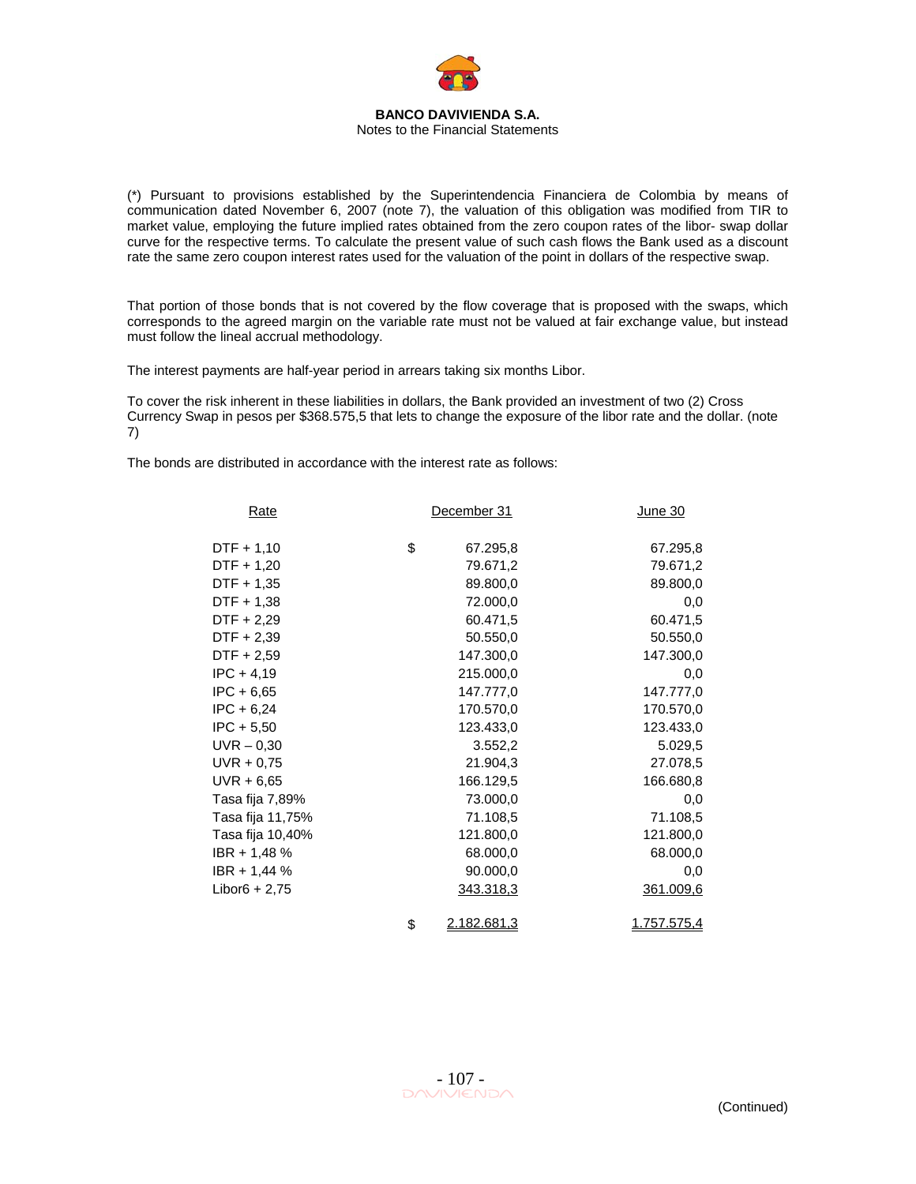(*) Pursuant to provisions established by the Superintendencia Financiera de Colombia by means of communication dated November 6, 2007 (note 7), the valuation of this obligation was modified from TIR to market value, employing the future implied rates obtained from the zero coupon rates of the libor- swap dollar curve for the respective terms. To calculate the present value of such cash flows the Bank used as a discount rate the same zero coupon interest rates used for the valuation of the point in dollars of the respective swap.

That portion of those bonds that is not covered by the flow coverage that is proposed with the swaps, which corresponds to the agreed margin on the variable rate must not be valued at fair exchange value, but instead must follow the lineal accrual methodology.

The interest payments are half-year period in arrears taking six months Libor.

To cover the risk inherent in these liabilities in dollars, the Bank provided an investment of two (2) Cross Currency Swap in pesos per $368.575,5 that lets to change the exposure of the libor rate and the dollar. (note 7)

The bonds are distributed in accordance with the interest rate as follows:

| Rate | December 31 | June 30 |
|---|---|---|
| DTF + 1,10 | $ 67.295,8 | 67.295,8 |
| DTF + 1,20 | 79.671,2 | 79.671,2 |
| DTF + 1,35 | 89.800,0 | 89.800,0 |
| DTF + 1,38 | 72.000,0 | 0,0 |
| DTF + 2,29 | 60.471,5 | 60.471,5 |
| DTF + 2,39 | 50.550,0 | 50.550,0 |
| DTF + 2,59 | 147.300,0 | 147.300,0 |
| IPC + 4,19 | 215.000,0 | 0,0 |
| IPC + 6,65 | 147.777,0 | 147.777,0 |
| IPC + 6,24 | 170.570,0 | 170.570,0 |
| IPC + 5,50 | 123.433,0 | 123.433,0 |
| UVR – 0,30 | 3.552,2 | 5.029,5 |
| UVR + 0,75 | 21.904,3 | 27.078,5 |
| UVR + 6,65 | 166.129,5 | 166.680,8 |
| Tasa fija 7,89% | 73.000,0 | 0,0 |
| Tasa fija 11,75% | 71.108,5 | 71.108,5 |
| Tasa fija 10,40% | 121.800,0 | 121.800,0 |
| IBR + 1,48 % | 68.000,0 | 68.000,0 |
| IBR + 1,44 % | 90.000,0 | 0,0 |
| Libor6 + 2,75 | 343.318,3 | 361.009,6 |
| | $ 2.182.681,3 | 1.757.575,4 |

(Continued)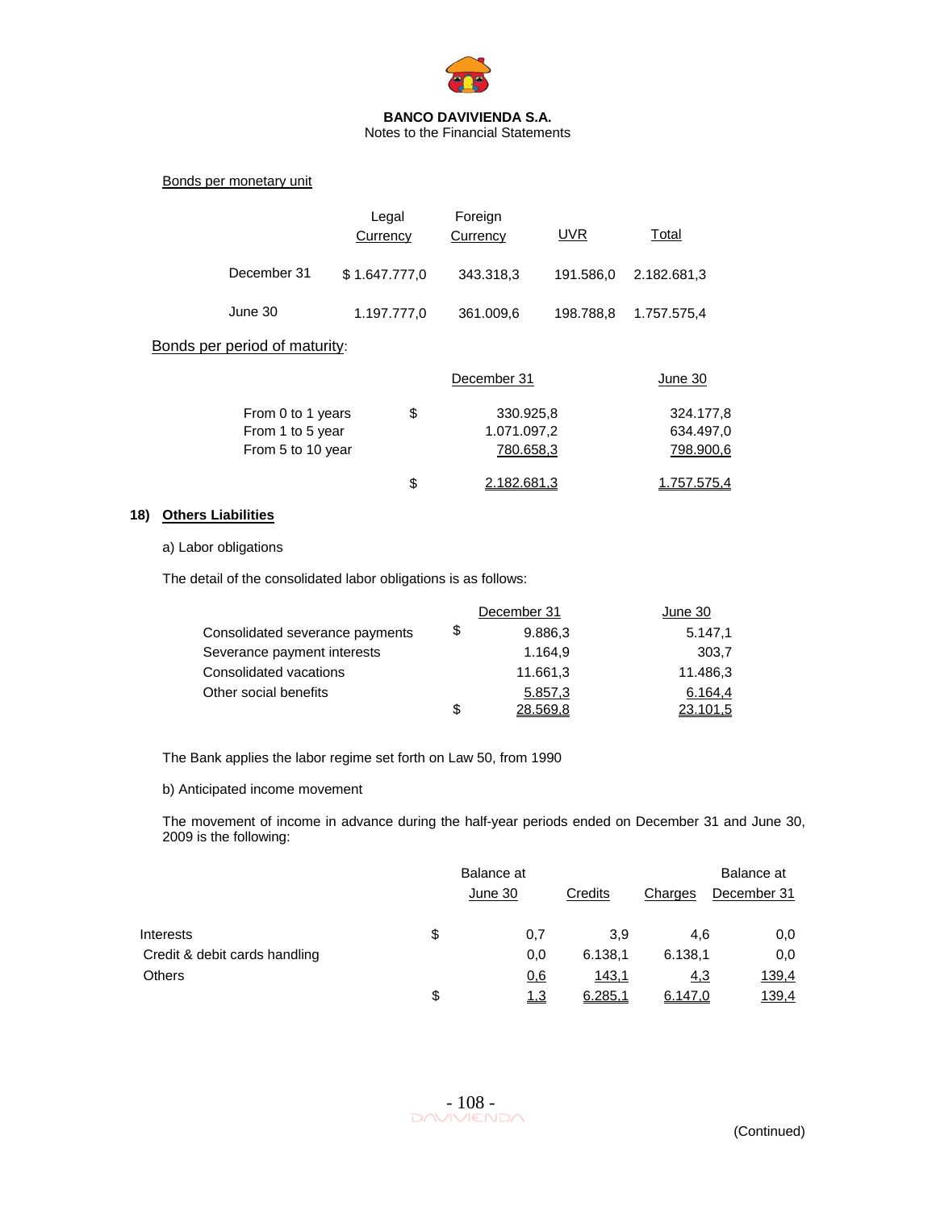**Bonds per monetary unit**

| | Legal Currency | Foreign Currency | UVR | Total |
|---|---|---|---|---|
| December 31 | $ 1.647.777,0 | 343.318,3 | 191.586,0 | 2.182.681,3 |
| June 30 | 1.197.777,0 | 361.009,6 | 198.788,8 | 1.757.575,4 |

**Bonds per period of maturity**:

| | | December 31 | June 30 |
|---|---|---|---|
| From 0 to 1 years | $ | 330.925,8 | 324.177,8 |
| From 1 to 5 year | | 1.071.097,2 | 634.497,0 |
| From 5 to 10 year | | 780.658,3 | 798.900,6 |
| | $ | 2.182.681,3 | 1.757.575,4 |

## 18) Others Liabilities

a) Labor obligations

The detail of the consolidated labor obligations is as follows:

| | | December 31 | June 30 |
|---|---|---|---|
| Consolidated severance payments | $ | 9.886,3 | 5.147,1 |
| Severance payment interests | | 1.164,9 | 303,7 |
| Consolidated vacations | | 11.661,3 | 11.486,3 |
| Other social benefits | | 5.857,3 | 6.164,4 |
| | $ | 28.569,8 | 23.101,5 |

The Bank applies the labor regime set forth on Law 50, from 1990

b) Anticipated income movement

The movement of income in advance during the half-year periods ended on December 31 and June 30, 2009 is the following:

| | | Balance at June 30 | Credits | Charges | Balance at December 31 |
|---|---|---|---|---|---|
| Interests | $ | 0,7 | 3,9 | 4,6 | 0,0 |
| Credit & debit cards handling | | 0,0 | 6.138,1 | 6.138,1 | 0,0 |
| Others | | 0,6 | 143,1 | 4,3 | 139,4 |
| | $ | 1,3 | 6.285,1 | 6.147,0 | 139,4 |

(Continued)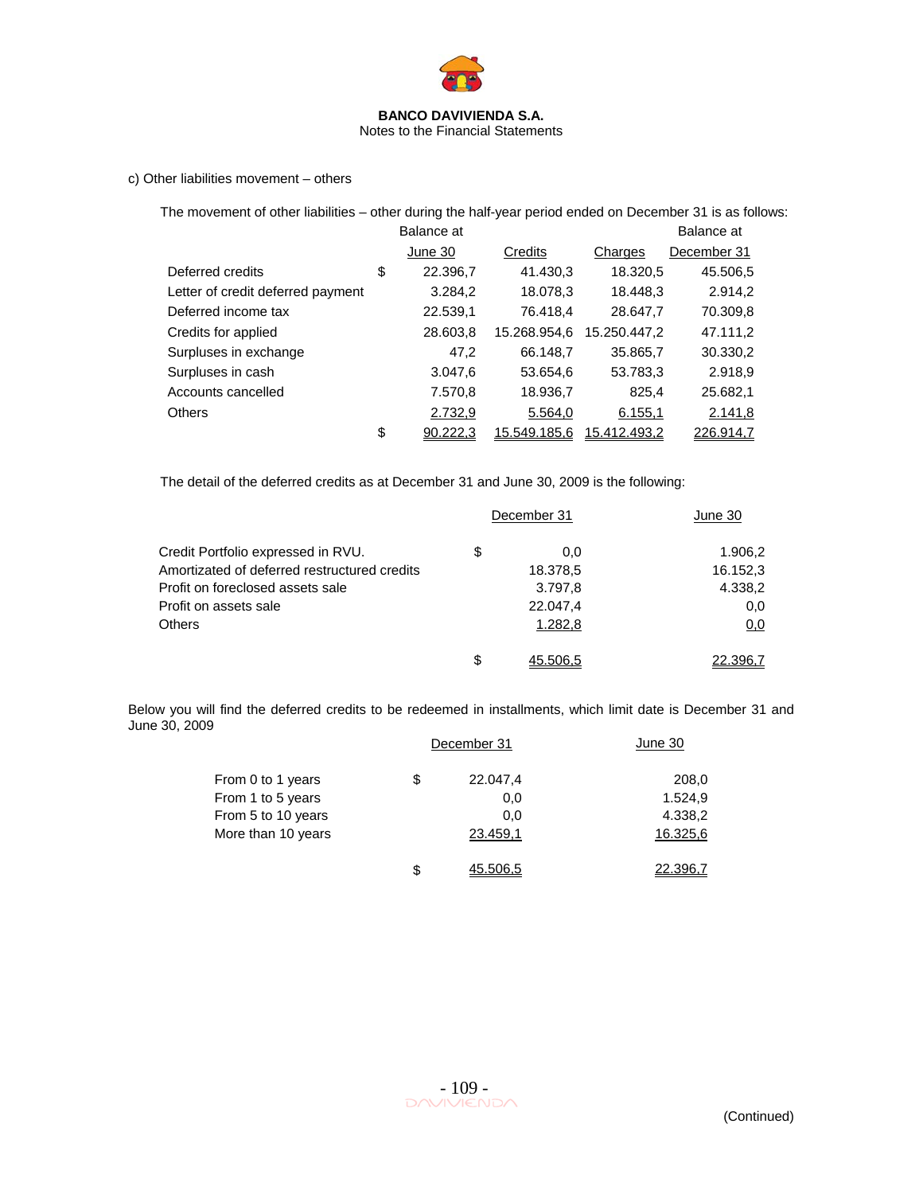c) Other liabilities movement – others

The movement of other liabilities – other during the half-year period ended on December 31 is as follows:

| | | Balance at June 30 | Credits | Charges | Balance at December 31 |
|---|---|---|---|---|---|
| Deferred credits | $ | 22.396,7 | 41.430,3 | 18.320,5 | 45.506,5 |
| Letter of credit deferred payment | | 3.284,2 | 18.078,3 | 18.448,3 | 2.914,2 |
| Deferred income tax | | 22.539,1 | 76.418,4 | 28.647,7 | 70.309,8 |
| Credits for applied | | 28.603,8 | 15.268.954,6 | 15.250.447,2 | 47.111,2 |
| Surpluses in exchange | | 47,2 | 66.148,7 | 35.865,7 | 30.330,2 |
| Surpluses in cash | | 3.047,6 | 53.654,6 | 53.783,3 | 2.918,9 |
| Accounts cancelled | | 7.570,8 | 18.936,7 | 825,4 | 25.682,1 |
| Others | | 2.732,9 | 5.564,0 | 6.155,1 | 2.141,8 |
| | $ | 90.222,3 | 15.549.185,6 | 15.412.493,2 | 226.914,7 |

The detail of the deferred credits as at December 31 and June 30, 2009 is the following:

| | | December 31 | June 30 |
|---|---|---|---|
| Credit Portfolio expressed in RVU. | $ | 0,0 | 1.906,2 |
| Amortizated of deferred restructured credits | | 18.378,5 | 16.152,3 |
| Profit on foreclosed assets sale | | 3.797,8 | 4.338,2 |
| Profit on assets sale | | 22.047,4 | 0,0 |
| Others | | 1.282,8 | 0,0 |
| | $ | 45.506,5 | 22.396,7 |

Below you will find the deferred credits to be redeemed in installments, which limit date is December 31 and June 30, 2009

| | | December 31 | June 30 |
|---|---|---|---|
| From 0 to 1 years | $ | 22.047,4 | 208,0 |
| From 1 to 5 years | | 0,0 | 1.524,9 |
| From 5 to 10 years | | 0,0 | 4.338,2 |
| More than 10 years | | 23.459,1 | 16.325,6 |
| | $ | 45.506,5 | 22.396,7 |

(Continued)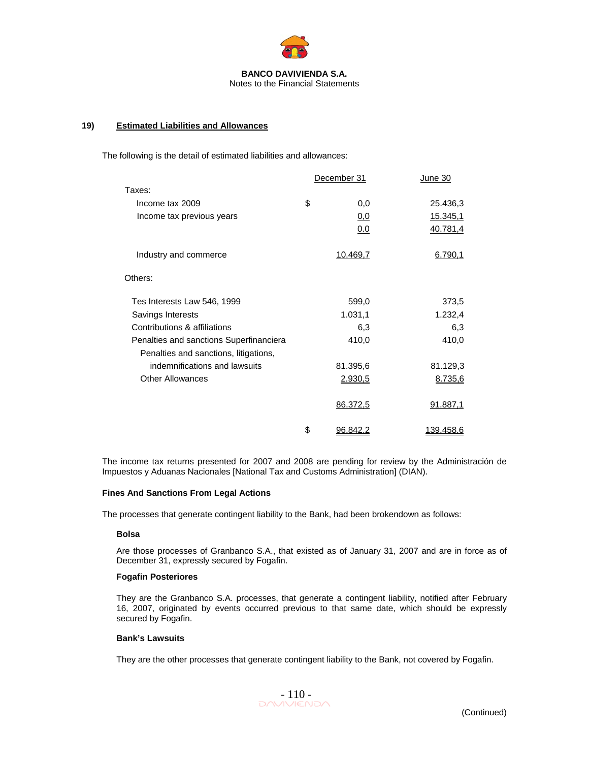## 19) Estimated Liabilities and Allowances

The following is the detail of estimated liabilities and allowances:

| | | December 31 | June 30 |
|---|---|---|---|
| Taxes: | | | |
| Income tax 2009 | $ | 0,0 | 25.436,3 |
| Income tax previous years | | 0,0 | 15.345,1 |
| | | 0.0 | 40.781,4 |
| Industry and commerce | | 10.469,7 | 6.790,1 |
| Others: | | | |
| Tes Interests Law 546, 1999 | | 599,0 | 373,5 |
| Savings Interests | | 1.031,1 | 1.232,4 |
| Contributions & affiliations | | 6,3 | 6,3 |
| Penalties and sanctions Superfinanciera | | 410,0 | 410,0 |
| Penalties and sanctions, litigations, indemnifications and lawsuits | | 81.395,6 | 81.129,3 |
| Other Allowances | | 2.930,5 | 8.735,6 |
| | | 86.372,5 | 91.887,1 |
| | $ | 96.842,2 | 139.458,6 |

The income tax returns presented for 2007 and 2008 are pending for review by the Administración de Impuestos y Aduanas Nacionales [National Tax and Customs Administration] (DIAN).

**Fines And Sanctions From Legal Actions**

The processes that generate contingent liability to the Bank, had been brokendown as follows:

**Bolsa**

Are those processes of Granbanco S.A., that existed as of January 31, 2007 and are in force as of December 31, expressly secured by Fogafin.

**Fogafin Posteriores**

They are the Granbanco S.A. processes, that generate a contingent liability, notified after February 16, 2007, originated by events occurred previous to that same date, which should be expressly secured by Fogafin.

**Bank's Lawsuits**

They are the other processes that generate contingent liability to the Bank, not covered by Fogafin.

(Continued)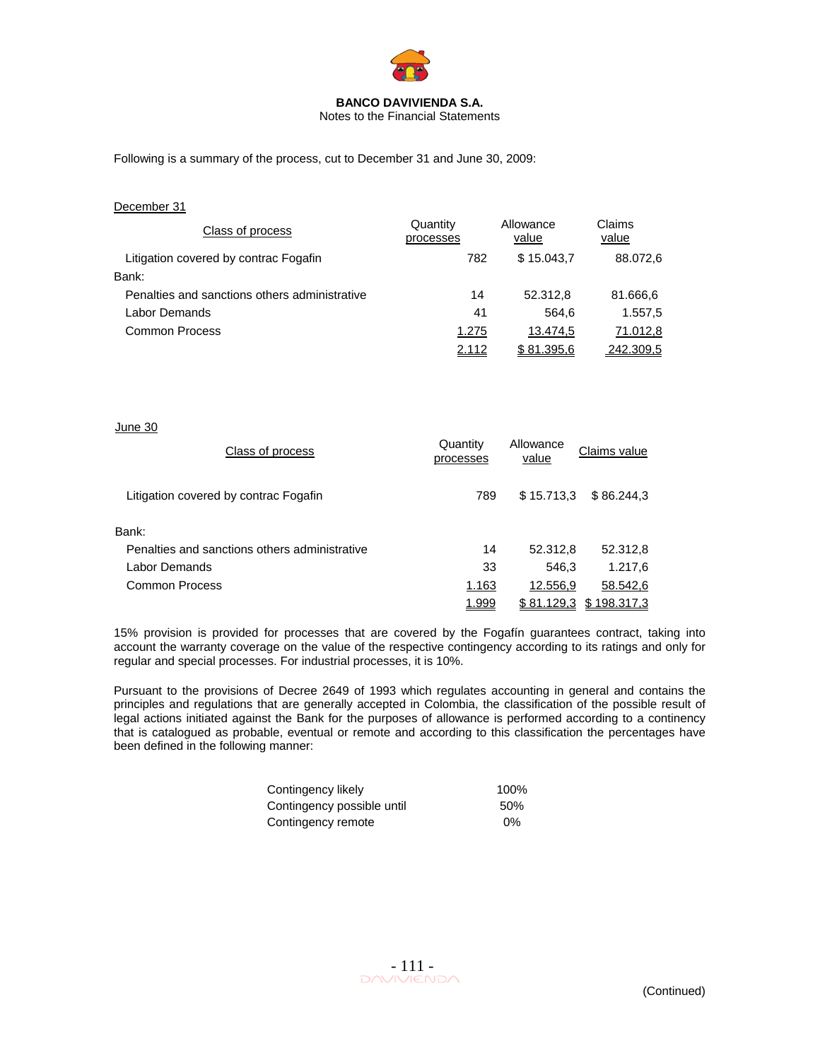**BANCO DAVIVIENDA S.A.**
Notes to the Financial Statements

Following is a summary of the process, cut to December 31 and June 30, 2009:

December 31

| Class of process | Quantity processes | Allowance value | Claims value |
|---|---|---|---|
| Litigation covered by contrac Fogafin | 782 | $ 15.043,7 | 88.072,6 |
| Bank: | | | |
| Penalties and sanctions others administrative | 14 | 52.312,8 | 81.666,6 |
| Labor Demands | 41 | 564,6 | 1.557,5 |
| Common Process | 1.275 | 13.474,5 | 71.012,8 |
| | 2.112 | $ 81.395,6 | 242.309,5 |

June 30

| Class of process | Quantity processes | Allowance value | Claims value |
|---|---|---|---|
| Litigation covered by contrac Fogafin | 789 | $ 15.713,3 | $ 86.244,3 |
| Bank: | | | |
| Penalties and sanctions others administrative | 14 | 52.312,8 | 52.312,8 |
| Labor Demands | 33 | 546,3 | 1.217,6 |
| Common Process | 1.163 | 12.556,9 | 58.542,6 |
| | 1.999 | $ 81.129,3 | $ 198.317,3 |

15% provision is provided for processes that are covered by the Fogafín guarantees contract, taking into account the warranty coverage on the value of the respective contingency according to its ratings and only for regular and special processes. For industrial processes, it is 10%.

Pursuant to the provisions of Decree 2649 of 1993 which regulates accounting in general and contains the principles and regulations that are generally accepted in Colombia, the classification of the possible result of legal actions initiated against the Bank for the purposes of allowance is performed according to a continency that is catalogued as probable, eventual or remote and according to this classification the percentages have been defined in the following manner:

| | |
|---|---|
| Contingency likely | 100% |
| Contingency possible until | 50% |
| Contingency remote | 0% |

(Continued)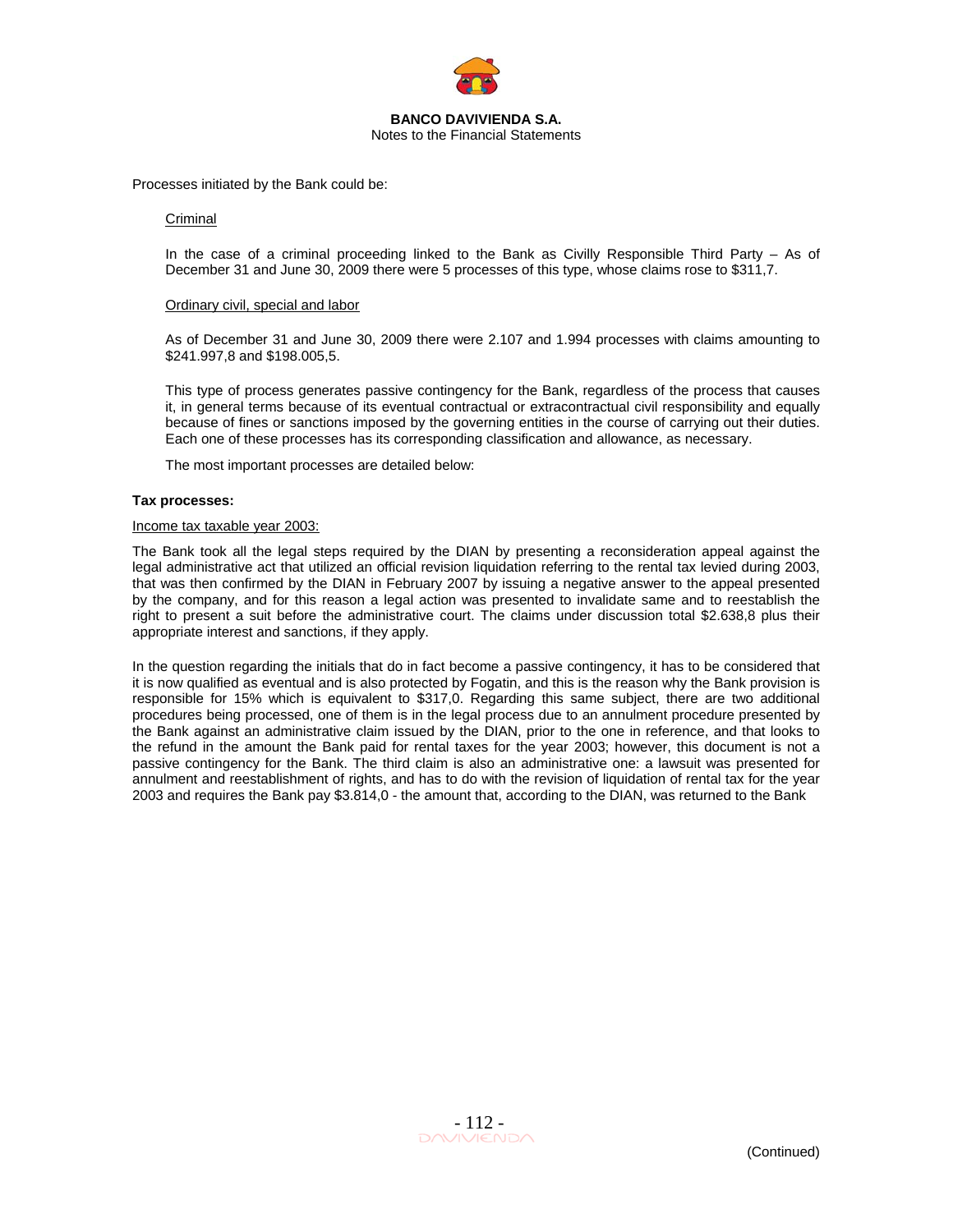Processes initiated by the Bank could be:

Criminal

In the case of a criminal proceeding linked to the Bank as Civilly Responsible Third Party – As of December 31 and June 30, 2009 there were 5 processes of this type, whose claims rose to $311,7.

Ordinary civil, special and labor

As of December 31 and June 30, 2009 there were 2.107 and 1.994 processes with claims amounting to $241.997,8 and $198.005,5.

This type of process generates passive contingency for the Bank, regardless of the process that causes it, in general terms because of its eventual contractual or extracontractual civil responsibility and equally because of fines or sanctions imposed by the governing entities in the course of carrying out their duties. Each one of these processes has its corresponding classification and allowance, as necessary.

The most important processes are detailed below:

**Tax processes:**

Income tax taxable year 2003:

The Bank took all the legal steps required by the DIAN by presenting a reconsideration appeal against the legal administrative act that utilized an official revision liquidation referring to the rental tax levied during 2003, that was then confirmed by the DIAN in February 2007 by issuing a negative answer to the appeal presented by the company, and for this reason a legal action was presented to invalidate same and to reestablish the right to present a suit before the administrative court. The claims under discussion total $2.638,8 plus their appropriate interest and sanctions, if they apply.

In the question regarding the initials that do in fact become a passive contingency, it has to be considered that it is now qualified as eventual and is also protected by Fogatin, and this is the reason why the Bank provision is responsible for 15% which is equivalent to $317,0. Regarding this same subject, there are two additional procedures being processed, one of them is in the legal process due to an annulment procedure presented by the Bank against an administrative claim issued by the DIAN, prior to the one in reference, and that looks to the refund in the amount the Bank paid for rental taxes for the year 2003; however, this document is not a passive contingency for the Bank. The third claim is also an administrative one: a lawsuit was presented for annulment and reestablishment of rights, and has to do with the revision of liquidation of rental tax for the year 2003 and requires the Bank pay $3.814,0 - the amount that, according to the DIAN, was returned to the Bank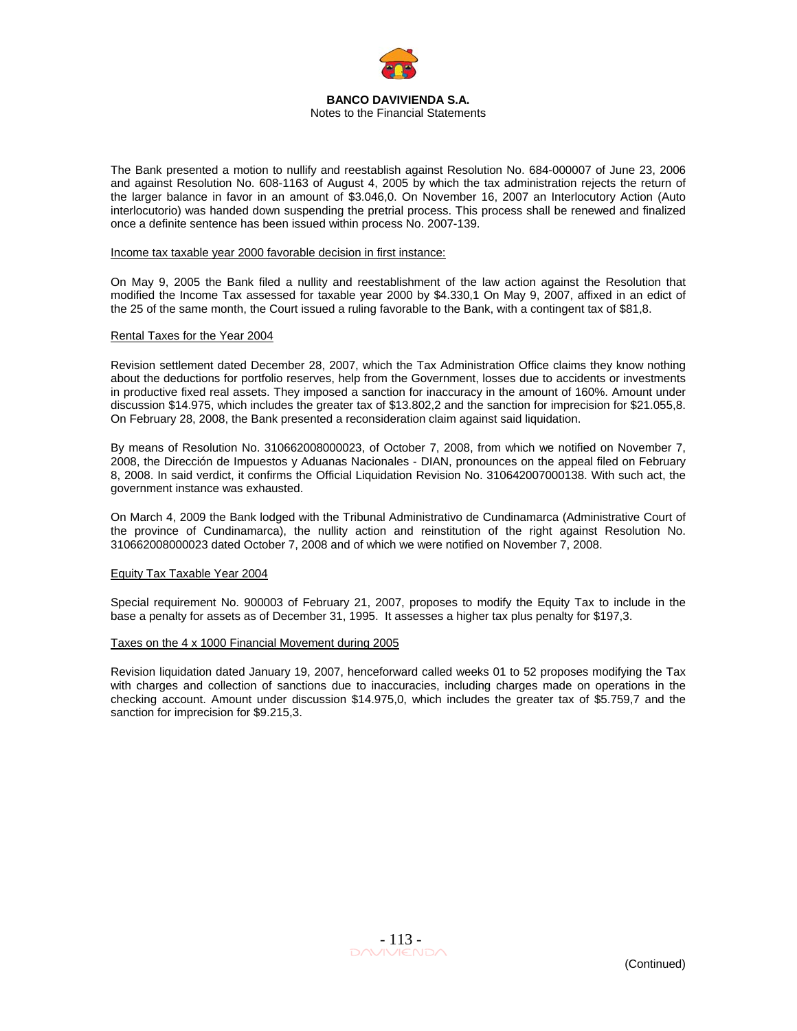The Bank presented a motion to nullify and reestablish against Resolution No. 684-000007 of June 23, 2006 and against Resolution No. 608-1163 of August 4, 2005 by which the tax administration rejects the return of the larger balance in favor in an amount of $3.046,0. On November 16, 2007 an Interlocutory Action (Auto interlocutorio) was handed down suspending the pretrial process. This process shall be renewed and finalized once a definite sentence has been issued within process No. 2007-139.

Income tax taxable year 2000 favorable decision in first instance:

On May 9, 2005 the Bank filed a nullity and reestablishment of the law action against the Resolution that modified the Income Tax assessed for taxable year 2000 by $4.330,1 On May 9, 2007, affixed in an edict of the 25 of the same month, the Court issued a ruling favorable to the Bank, with a contingent tax of $81,8.

Rental Taxes for the Year 2004

Revision settlement dated December 28, 2007, which the Tax Administration Office claims they know nothing about the deductions for portfolio reserves, help from the Government, losses due to accidents or investments in productive fixed real assets. They imposed a sanction for inaccuracy in the amount of 160%. Amount under discussion $14.975, which includes the greater tax of $13.802,2 and the sanction for imprecision for $21.055,8. On February 28, 2008, the Bank presented a reconsideration claim against said liquidation.

By means of Resolution No. 310662008000023, of October 7, 2008, from which we notified on November 7, 2008, the Dirección de Impuestos y Aduanas Nacionales - DIAN, pronounces on the appeal filed on February 8, 2008. In said verdict, it confirms the Official Liquidation Revision No. 310642007000138. With such act, the government instance was exhausted.

On March 4, 2009 the Bank lodged with the Tribunal Administrativo de Cundinamarca (Administrative Court of the province of Cundinamarca), the nullity action and reinstitution of the right against Resolution No. 310662008000023 dated October 7, 2008 and of which we were notified on November 7, 2008.

Equity Tax Taxable Year 2004

Special requirement No. 900003 of February 21, 2007, proposes to modify the Equity Tax to include in the base a penalty for assets as of December 31, 1995. It assesses a higher tax plus penalty for $197,3.

Taxes on the 4 x 1000 Financial Movement during 2005

Revision liquidation dated January 19, 2007, henceforward called weeks 01 to 52 proposes modifying the Tax with charges and collection of sanctions due to inaccuracies, including charges made on operations in the checking account. Amount under discussion $14.975,0, which includes the greater tax of $5.759,7 and the sanction for imprecision for $9.215,3.

(Continued)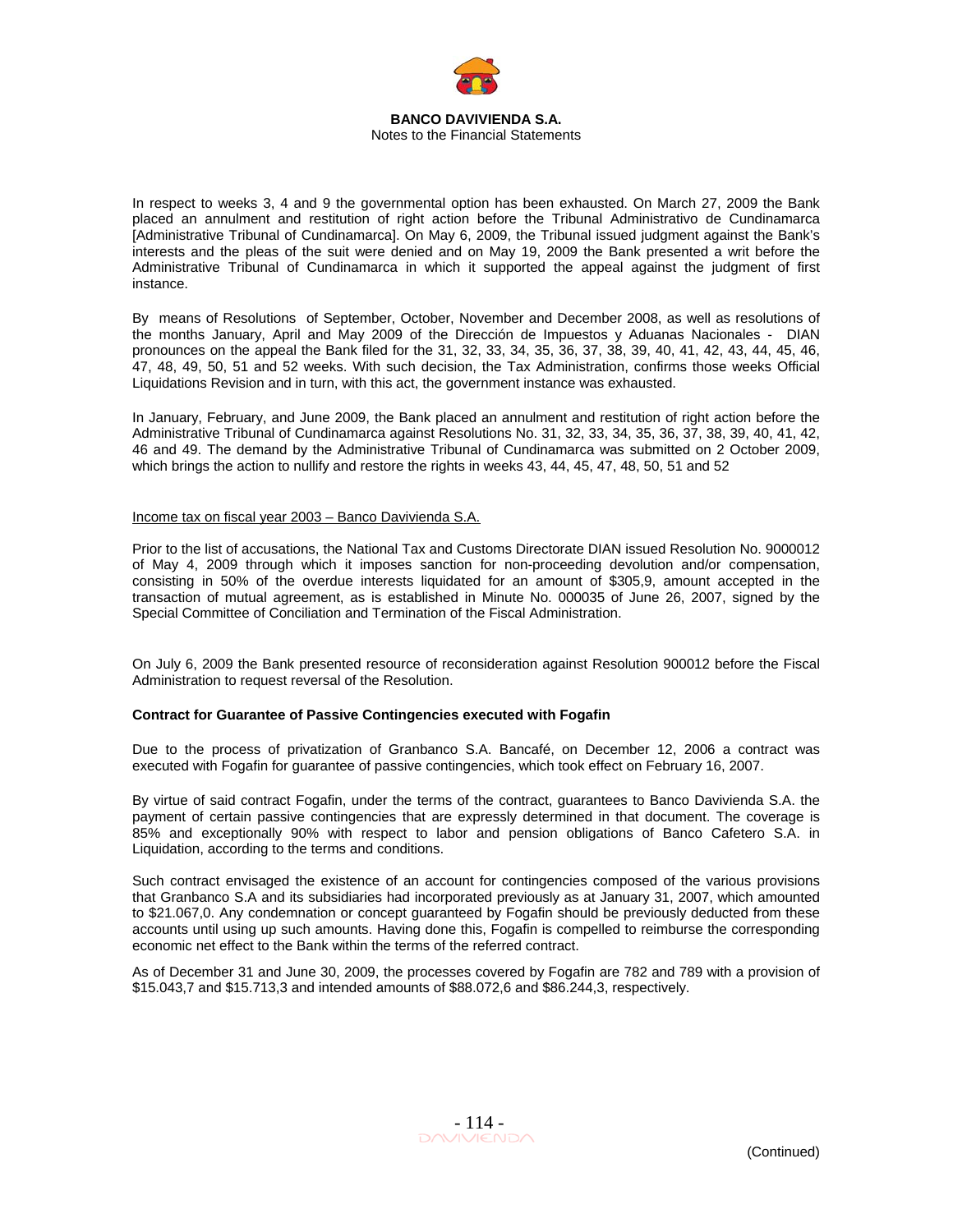In respect to weeks 3, 4 and 9 the governmental option has been exhausted. On March 27, 2009 the Bank placed an annulment and restitution of right action before the Tribunal Administrativo de Cundinamarca [Administrative Tribunal of Cundinamarca]. On May 6, 2009, the Tribunal issued judgment against the Bank's interests and the pleas of the suit were denied and on May 19, 2009 the Bank presented a writ before the Administrative Tribunal of Cundinamarca in which it supported the appeal against the judgment of first instance.

By means of Resolutions of September, October, November and December 2008, as well as resolutions of the months January, April and May 2009 of the Dirección de Impuestos y Aduanas Nacionales - DIAN pronounces on the appeal the Bank filed for the 31, 32, 33, 34, 35, 36, 37, 38, 39, 40, 41, 42, 43, 44, 45, 46, 47, 48, 49, 50, 51 and 52 weeks. With such decision, the Tax Administration, confirms those weeks Official Liquidations Revision and in turn, with this act, the government instance was exhausted.

In January, February, and June 2009, the Bank placed an annulment and restitution of right action before the Administrative Tribunal of Cundinamarca against Resolutions No. 31, 32, 33, 34, 35, 36, 37, 38, 39, 40, 41, 42, 46 and 49. The demand by the Administrative Tribunal of Cundinamarca was submitted on 2 October 2009, which brings the action to nullify and restore the rights in weeks 43, 44, 45, 47, 48, 50, 51 and 52

Income tax on fiscal year 2003 – Banco Davivienda S.A.

Prior to the list of accusations, the National Tax and Customs Directorate DIAN issued Resolution No. 9000012 of May 4, 2009 through which it imposes sanction for non-proceeding devolution and/or compensation, consisting in 50% of the overdue interests liquidated for an amount of $305,9, amount accepted in the transaction of mutual agreement, as is established in Minute No. 000035 of June 26, 2007, signed by the Special Committee of Conciliation and Termination of the Fiscal Administration.

On July 6, 2009 the Bank presented resource of reconsideration against Resolution 900012 before the Fiscal Administration to request reversal of the Resolution.

**Contract for Guarantee of Passive Contingencies executed with Fogafin**

Due to the process of privatization of Granbanco S.A. Bancafé, on December 12, 2006 a contract was executed with Fogafin for guarantee of passive contingencies, which took effect on February 16, 2007.

By virtue of said contract Fogafin, under the terms of the contract, guarantees to Banco Davivienda S.A. the payment of certain passive contingencies that are expressly determined in that document. The coverage is 85% and exceptionally 90% with respect to labor and pension obligations of Banco Cafetero S.A. in Liquidation, according to the terms and conditions.

Such contract envisaged the existence of an account for contingencies composed of the various provisions that Granbanco S.A and its subsidiaries had incorporated previously as at January 31, 2007, which amounted to $21.067,0. Any condemnation or concept guaranteed by Fogafin should be previously deducted from these accounts until using up such amounts. Having done this, Fogafin is compelled to reimburse the corresponding economic net effect to the Bank within the terms of the referred contract.

As of December 31 and June 30, 2009, the processes covered by Fogafin are 782 and 789 with a provision of $15.043,7 and $15.713,3 and intended amounts of $88.072,6 and $86.244,3, respectively.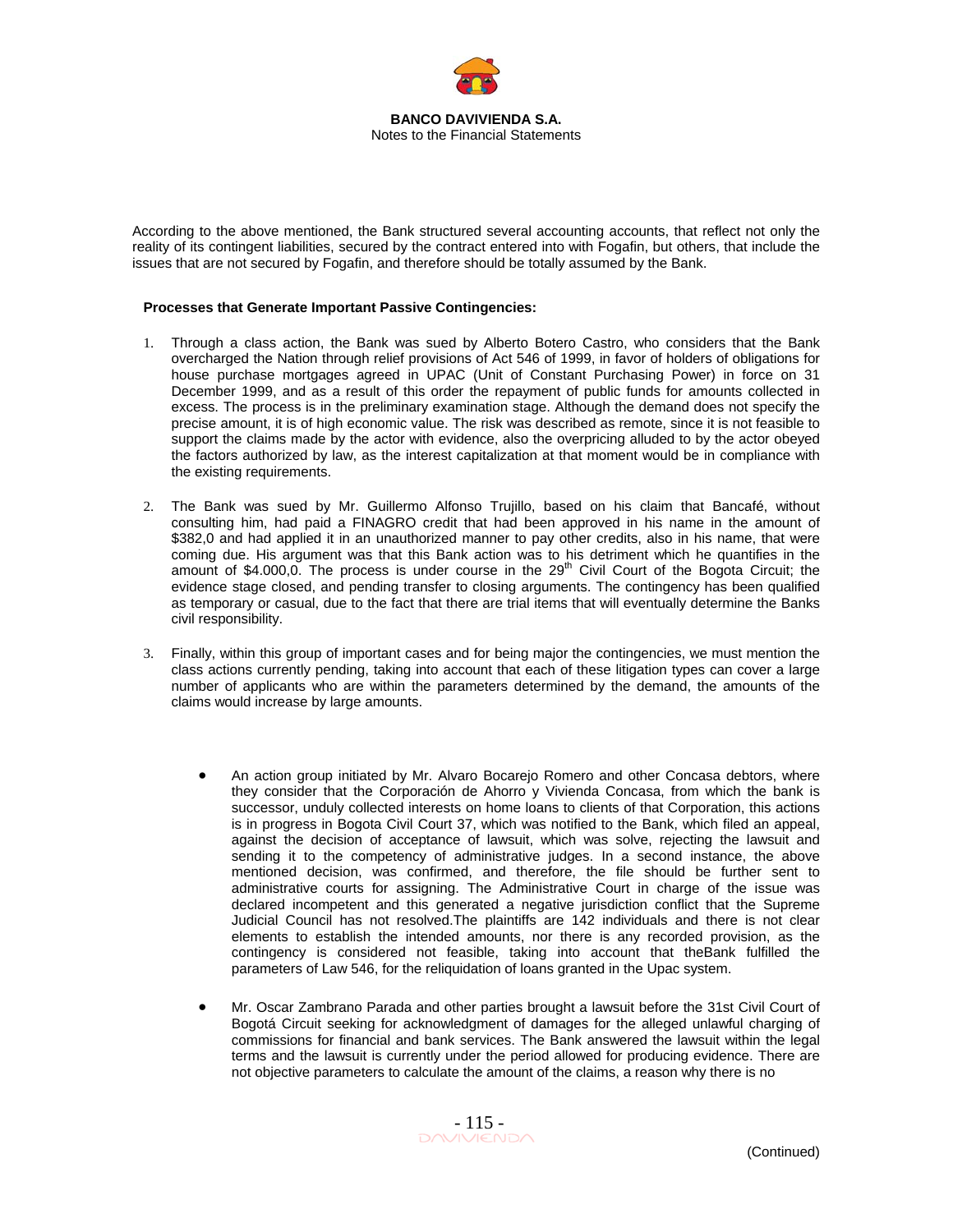According to the above mentioned, the Bank structured several accounting accounts, that reflect not only the reality of its contingent liabilities, secured by the contract entered into with Fogafin, but others, that include the issues that are not secured by Fogafin, and therefore should be totally assumed by the Bank.

**Processes that Generate Important Passive Contingencies:**

1. Through a class action, the Bank was sued by Alberto Botero Castro, who considers that the Bank overcharged the Nation through relief provisions of Act 546 of 1999, in favor of holders of obligations for house purchase mortgages agreed in UPAC (Unit of Constant Purchasing Power) in force on 31 December 1999, and as a result of this order the repayment of public funds for amounts collected in excess. The process is in the preliminary examination stage. Although the demand does not specify the precise amount, it is of high economic value. The risk was described as remote, since it is not feasible to support the claims made by the actor with evidence, also the overpricing alluded to by the actor obeyed the factors authorized by law, as the interest capitalization at that moment would be in compliance with the existing requirements.

2. The Bank was sued by Mr. Guillermo Alfonso Trujillo, based on his claim that Bancafé, without consulting him, had paid a FINAGRO credit that had been approved in his name in the amount of $382,0 and had applied it in an unauthorized manner to pay other credits, also in his name, that were coming due. His argument was that this Bank action was to his detriment which he quantifies in the amount of $4.000,0. The process is under course in the 29th Civil Court of the Bogota Circuit; the evidence stage closed, and pending transfer to closing arguments. The contingency has been qualified as temporary or casual, due to the fact that there are trial items that will eventually determine the Banks civil responsibility.

3. Finally, within this group of important cases and for being major the contingencies, we must mention the class actions currently pending, taking into account that each of these litigation types can cover a large number of applicants who are within the parameters determined by the demand, the amounts of the claims would increase by large amounts.

   - An action group initiated by Mr. Alvaro Bocarejo Romero and other Concasa debtors, where they consider that the Corporación de Ahorro y Vivienda Concasa, from which the bank is successor, unduly collected interests on home loans to clients of that Corporation, this actions is in progress in Bogota Civil Court 37, which was notified to the Bank, which filed an appeal, against the decision of acceptance of lawsuit, which was solve, rejecting the lawsuit and sending it to the competency of administrative judges. In a second instance, the above mentioned decision, was confirmed, and therefore, the file should be further sent to administrative courts for assigning. The Administrative Court in charge of the issue was declared incompetent and this generated a negative jurisdiction conflict that the Supreme Judicial Council has not resolved.The plaintiffs are 142 individuals and there is not clear elements to establish the intended amounts, nor there is any recorded provision, as the contingency is considered not feasible, taking into account that theBank fulfilled the parameters of Law 546, for the reliquidation of loans granted in the Upac system.

   - Mr. Oscar Zambrano Parada and other parties brought a lawsuit before the 31st Civil Court of Bogotá Circuit seeking for acknowledgment of damages for the alleged unlawful charging of commissions for financial and bank services. The Bank answered the lawsuit within the legal terms and the lawsuit is currently under the period allowed for producing evidence. There are not objective parameters to calculate the amount of the claims, a reason why there is no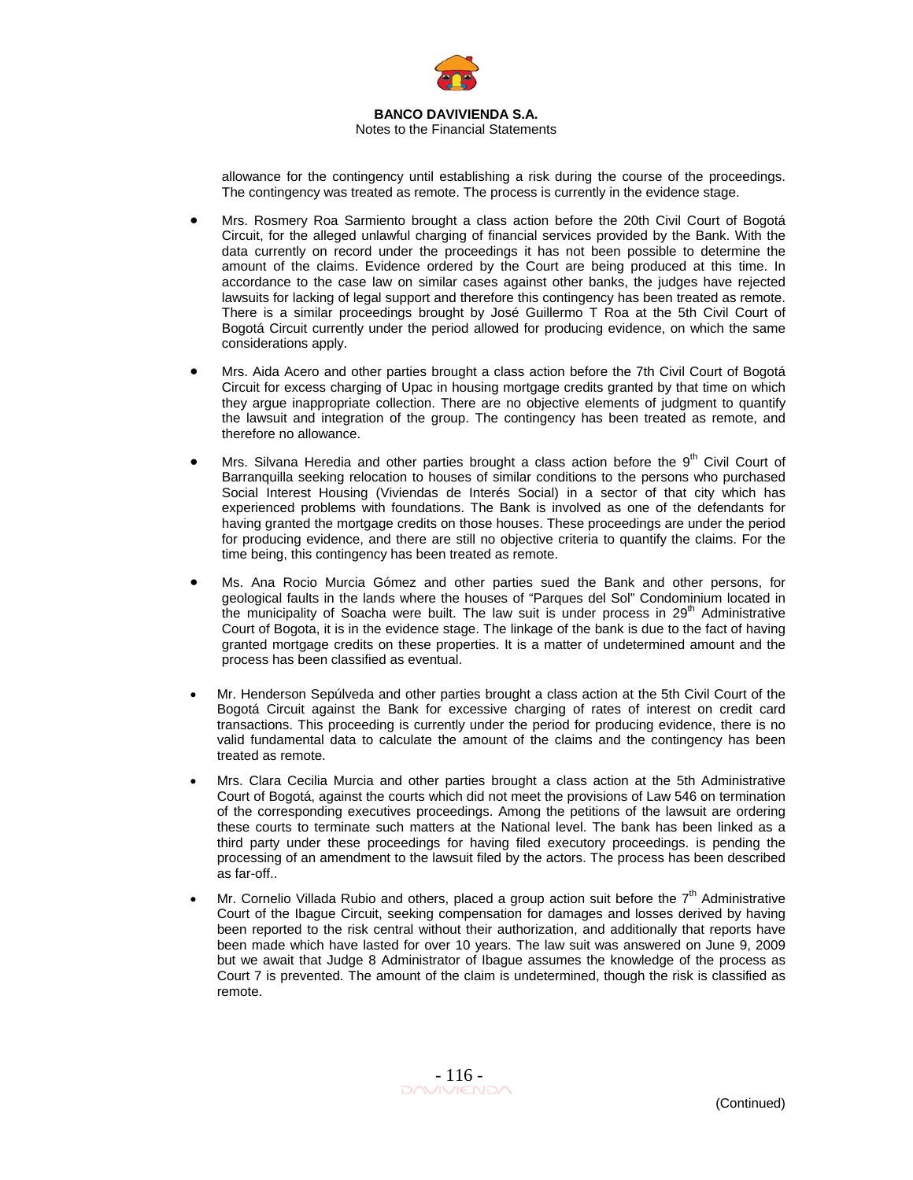allowance for the contingency until establishing a risk during the course of the proceedings. The contingency was treated as remote. The process is currently in the evidence stage.

- Mrs. Rosmery Roa Sarmiento brought a class action before the 20th Civil Court of Bogotá Circuit, for the alleged unlawful charging of financial services provided by the Bank. With the data currently on record under the proceedings it has not been possible to determine the amount of the claims. Evidence ordered by the Court are being produced at this time. In accordance to the case law on similar cases against other banks, the judges have rejected lawsuits for lacking of legal support and therefore this contingency has been treated as remote. There is a similar proceedings brought by José Guillermo T Roa at the 5th Civil Court of Bogotá Circuit currently under the period allowed for producing evidence, on which the same considerations apply.

- Mrs. Aida Acero and other parties brought a class action before the 7th Civil Court of Bogotá Circuit for excess charging of Upac in housing mortgage credits granted by that time on which they argue inappropriate collection. There are no objective elements of judgment to quantify the lawsuit and integration of the group. The contingency has been treated as remote, and therefore no allowance.

- Mrs. Silvana Heredia and other parties brought a class action before the 9th Civil Court of Barranquilla seeking relocation to houses of similar conditions to the persons who purchased Social Interest Housing (Viviendas de Interés Social) in a sector of that city which has experienced problems with foundations. The Bank is involved as one of the defendants for having granted the mortgage credits on those houses. These proceedings are under the period for producing evidence, and there are still no objective criteria to quantify the claims. For the time being, this contingency has been treated as remote.

- Ms. Ana Rocio Murcia Gómez and other parties sued the Bank and other persons, for geological faults in the lands where the houses of "Parques del Sol" Condominium located in the municipality of Soacha were built. The law suit is under process in 29th Administrative Court of Bogota, it is in the evidence stage. The linkage of the bank is due to the fact of having granted mortgage credits on these properties. It is a matter of undetermined amount and the process has been classified as eventual.

- Mr. Henderson Sepúlveda and other parties brought a class action at the 5th Civil Court of the Bogotá Circuit against the Bank for excessive charging of rates of interest on credit card transactions. This proceeding is currently under the period for producing evidence, there is no valid fundamental data to calculate the amount of the claims and the contingency has been treated as remote.

- Mrs. Clara Cecilia Murcia and other parties brought a class action at the 5th Administrative Court of Bogotá, against the courts which did not meet the provisions of Law 546 on termination of the corresponding executives proceedings. Among the petitions of the lawsuit are ordering these courts to terminate such matters at the National level. The bank has been linked as a third party under these proceedings for having filed executory proceedings. is pending the processing of an amendment to the lawsuit filed by the actors. The process has been described as far-off..

- Mr. Cornelio Villada Rubio and others, placed a group action suit before the 7th Administrative Court of the Ibague Circuit, seeking compensation for damages and losses derived by having been reported to the risk central without their authorization, and additionally that reports have been made which have lasted for over 10 years. The law suit was answered on June 9, 2009 but we await that Judge 8 Administrator of Ibague assumes the knowledge of the process as Court 7 is prevented. The amount of the claim is undetermined, though the risk is classified as remote.

(Continued)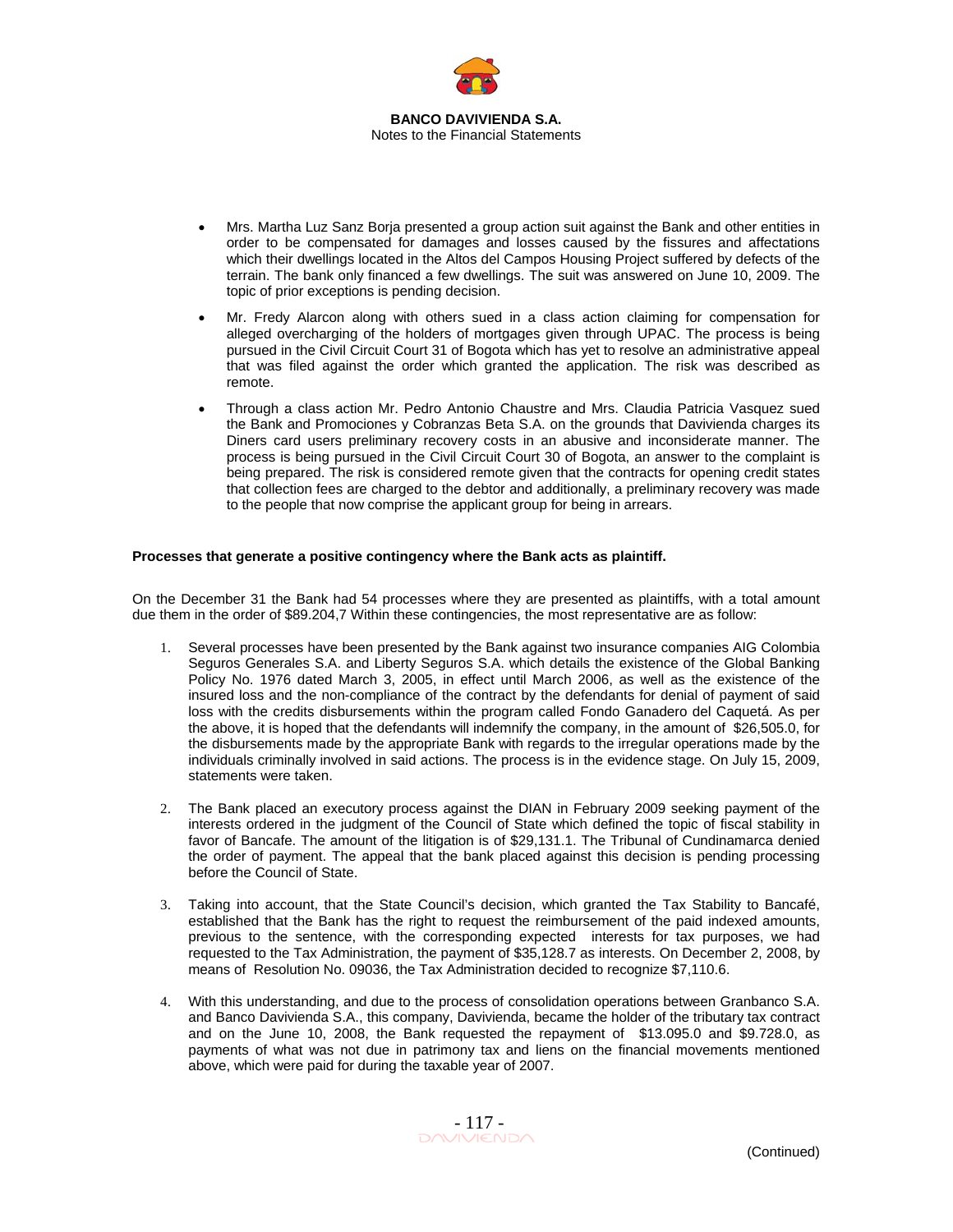- Mrs. Martha Luz Sanz Borja presented a group action suit against the Bank and other entities in order to be compensated for damages and losses caused by the fissures and affectations which their dwellings located in the Altos del Campos Housing Project suffered by defects of the terrain. The bank only financed a few dwellings. The suit was answered on June 10, 2009. The topic of prior exceptions is pending decision.
- Mr. Fredy Alarcon along with others sued in a class action claiming for compensation for alleged overcharging of the holders of mortgages given through UPAC. The process is being pursued in the Civil Circuit Court 31 of Bogota which has yet to resolve an administrative appeal that was filed against the order which granted the application. The risk was described as remote.
- Through a class action Mr. Pedro Antonio Chaustre and Mrs. Claudia Patricia Vasquez sued the Bank and Promociones y Cobranzas Beta S.A. on the grounds that Davivienda charges its Diners card users preliminary recovery costs in an abusive and inconsiderate manner. The process is being pursued in the Civil Circuit Court 30 of Bogota, an answer to the complaint is being prepared. The risk is considered remote given that the contracts for opening credit states that collection fees are charged to the debtor and additionally, a preliminary recovery was made to the people that now comprise the applicant group for being in arrears.

**Processes that generate a positive contingency where the Bank acts as plaintiff.**

On the December 31 the Bank had 54 processes where they are presented as plaintiffs, with a total amount due them in the order of $89.204,7 Within these contingencies, the most representative are as follow:

1. Several processes have been presented by the Bank against two insurance companies AIG Colombia Seguros Generales S.A. and Liberty Seguros S.A. which details the existence of the Global Banking Policy No. 1976 dated March 3, 2005, in effect until March 2006, as well as the existence of the insured loss and the non-compliance of the contract by the defendants for denial of payment of said loss with the credits disbursements within the program called Fondo Ganadero del Caquetá. As per the above, it is hoped that the defendants will indemnify the company, in the amount of $26,505.0, for the disbursements made by the appropriate Bank with regards to the irregular operations made by the individuals criminally involved in said actions. The process is in the evidence stage. On July 15, 2009, statements were taken.

2. The Bank placed an executory process against the DIAN in February 2009 seeking payment of the interests ordered in the judgment of the Council of State which defined the topic of fiscal stability in favor of Bancafe. The amount of the litigation is of $29,131.1. The Tribunal of Cundinamarca denied the order of payment. The appeal that the bank placed against this decision is pending processing before the Council of State.

3. Taking into account, that the State Council's decision, which granted the Tax Stability to Bancafé, established that the Bank has the right to request the reimbursement of the paid indexed amounts, previous to the sentence, with the corresponding expected interests for tax purposes, we had requested to the Tax Administration, the payment of $35,128.7 as interests. On December 2, 2008, by means of Resolution No. 09036, the Tax Administration decided to recognize $7,110.6.

4. With this understanding, and due to the process of consolidation operations between Granbanco S.A. and Banco Davivienda S.A., this company, Davivienda, became the holder of the tributary tax contract and on the June 10, 2008, the Bank requested the repayment of $13.095.0 and $9.728.0, as payments of what was not due in patrimony tax and liens on the financial movements mentioned above, which were paid for during the taxable year of 2007.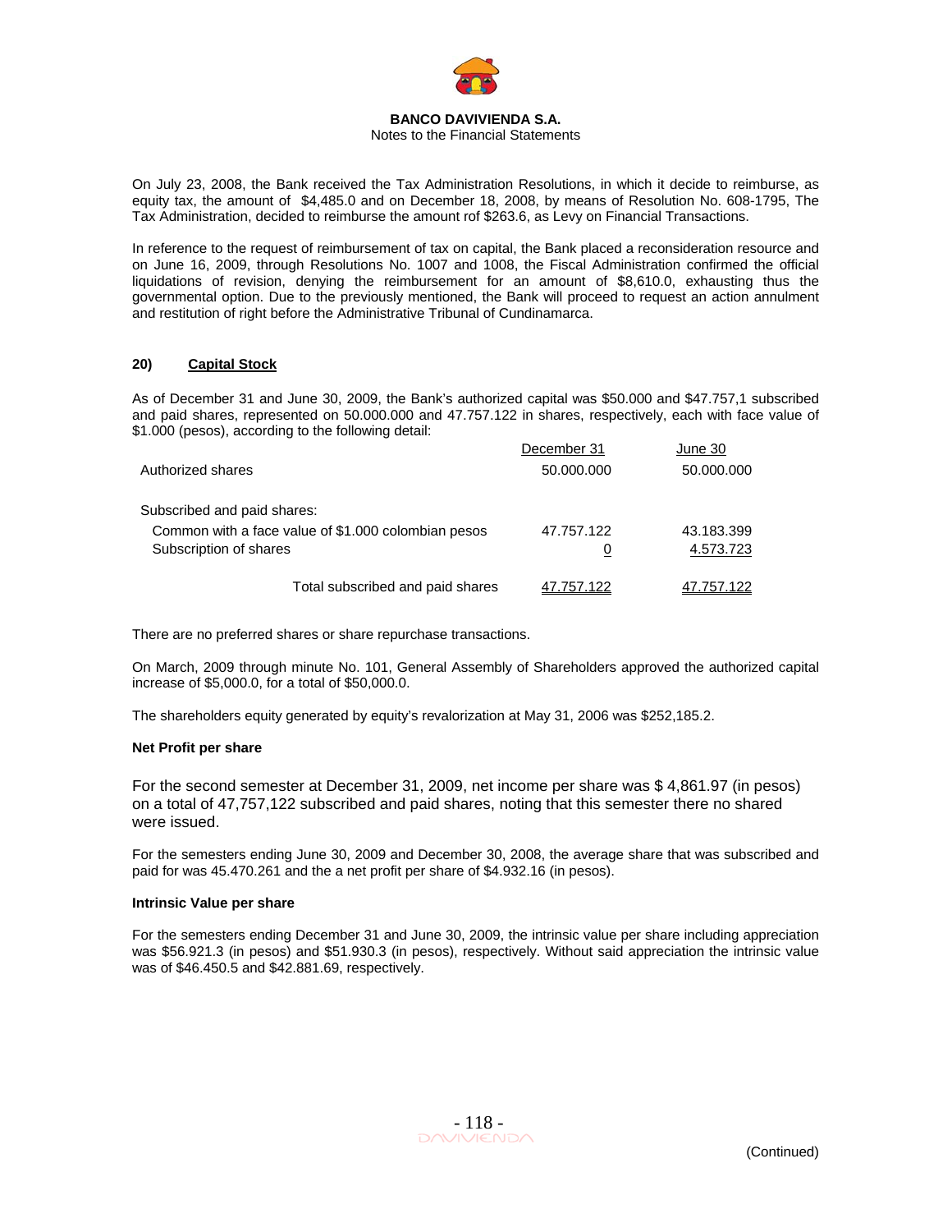On July 23, 2008, the Bank received the Tax Administration Resolutions, in which it decide to reimburse, as equity tax, the amount of $4,485.0 and on December 18, 2008, by means of Resolution No. 608-1795, The Tax Administration, decided to reimburse the amount rof $263.6, as Levy on Financial Transactions.

In reference to the request of reimbursement of tax on capital, the Bank placed a reconsideration resource and on June 16, 2009, through Resolutions No. 1007 and 1008, the Fiscal Administration confirmed the official liquidations of revision, denying the reimbursement for an amount of $8,610.0, exhausting thus the governmental option. Due to the previously mentioned, the Bank will proceed to request an action annulment and restitution of right before the Administrative Tribunal of Cundinamarca.

## 20) Capital Stock

As of December 31 and June 30, 2009, the Bank's authorized capital was $50.000 and $47.757,1 subscribed and paid shares, represented on 50.000.000 and 47.757.122 in shares, respectively, each with face value of $1.000 (pesos), according to the following detail:

| | December 31 | June 30 |
|---|---|---|
| Authorized shares | 50.000.000 | 50.000.000 |
| Subscribed and paid shares: | | |
| Common with a face value of $1.000 colombian pesos | 47.757.122 | 43.183.399 |
| Subscription of shares | 0 | 4.573.723 |
| Total subscribed and paid shares | 47.757.122 | 47.757.122 |

There are no preferred shares or share repurchase transactions.

On March, 2009 through minute No. 101, General Assembly of Shareholders approved the authorized capital increase of $5,000.0, for a total of $50,000.0.

The shareholders equity generated by equity's revalorization at May 31, 2006 was $252,185.2.

### Net Profit per share

For the second semester at December 31, 2009, net income per share was $ 4,861.97 (in pesos) on a total of 47,757,122 subscribed and paid shares, noting that this semester there no shared were issued.

For the semesters ending June 30, 2009 and December 30, 2008, the average share that was subscribed and paid for was 45.470.261 and the a net profit per share of $4.932.16 (in pesos).

### Intrinsic Value per share

For the semesters ending December 31 and June 30, 2009, the intrinsic value per share including appreciation was $56.921.3 (in pesos) and $51.930.3 (in pesos), respectively. Without said appreciation the intrinsic value was of $46.450.5 and $42.881.69, respectively.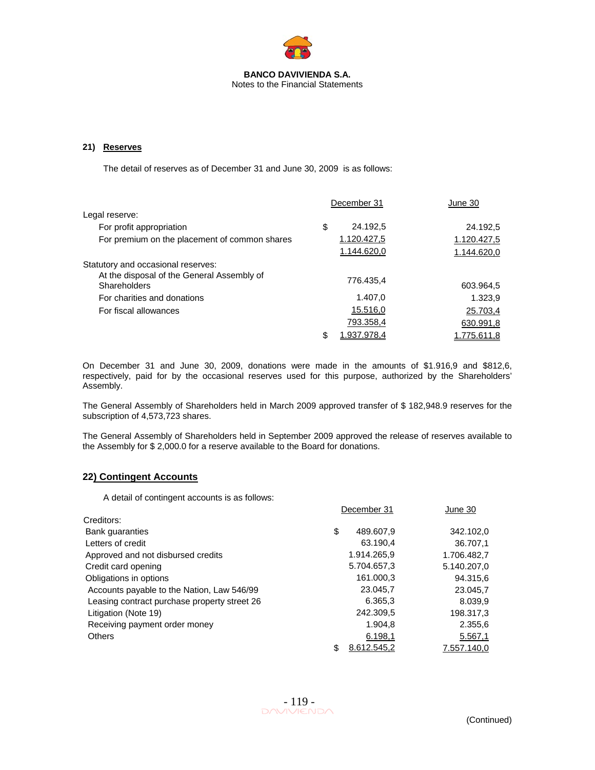## 21) Reserves

The detail of reserves as of December 31 and June 30, 2009 is as follows:

| | December 31 | June 30 |
|---|---|---|
| Legal reserve: | | |
| For profit appropriation | $ 24.192,5 | 24.192,5 |
| For premium on the placement of common shares | 1.120.427,5 | 1.120.427,5 |
| | 1.144.620,0 | 1.144.620,0 |
| Statutory and occasional reserves: | | |
| At the disposal of the General Assembly of Shareholders | 776.435,4 | 603.964,5 |
| For charities and donations | 1.407,0 | 1.323,9 |
| For fiscal allowances | 15.516,0 | 25.703,4 |
| | 793.358,4 | 630.991,8 |
| | $ 1.937.978,4 | 1.775.611,8 |

On December 31 and June 30, 2009, donations were made in the amounts of $1.916,9 and $812,6, respectively, paid for by the occasional reserves used for this purpose, authorized by the Shareholders' Assembly.

The General Assembly of Shareholders held in March 2009 approved transfer of $ 182,948.9 reserves for the subscription of 4,573,723 shares.

The General Assembly of Shareholders held in September 2009 approved the release of reserves available to the Assembly for $ 2,000.0 for a reserve available to the Board for donations.

## 22) Contingent Accounts

A detail of contingent accounts is as follows:

| | December 31 | June 30 |
|---|---|---|
| Creditors: | | |
| Bank guaranties | $ 489.607,9 | 342.102,0 |
| Letters of credit | 63.190,4 | 36.707,1 |
| Approved and not disbursed credits | 1.914.265,9 | 1.706.482,7 |
| Credit card opening | 5.704.657,3 | 5.140.207,0 |
| Obligations in options | 161.000,3 | 94.315,6 |
| Accounts payable to the Nation, Law 546/99 | 23.045,7 | 23.045,7 |
| Leasing contract purchase property street 26 | 6.365,3 | 8.039,9 |
| Litigation (Note 19) | 242.309,5 | 198.317,3 |
| Receiving payment order money | 1.904,8 | 2.355,6 |
| Others | 6.198,1 | 5.567,1 |
| | $ 8.612.545,2 | 7.557.140,0 |

(Continued)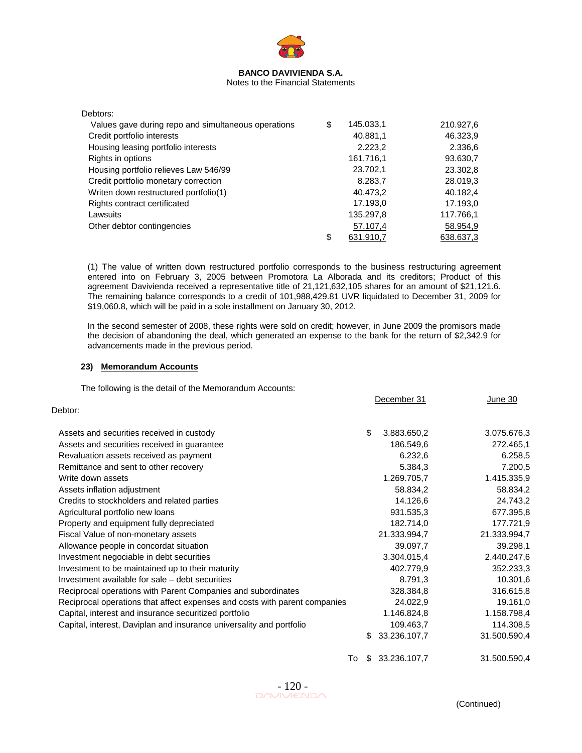**BANCO DAVIVIENDA S.A.**
Notes to the Financial Statements

| Debtors: | | | |
|---|---|---|---|
| Values gave during repo and simultaneous operations | $ | 145.033,1 | 210.927,6 |
| Credit portfolio interests | | 40.881,1 | 46.323,9 |
| Housing leasing portfolio interests | | 2.223,2 | 2.336,6 |
| Rights in options | | 161.716,1 | 93.630,7 |
| Housing portfolio relieves Law 546/99 | | 23.702,1 | 23.302,8 |
| Credit portfolio monetary correction | | 8.283,7 | 28.019,3 |
| Writen down restructured portfolio(1) | | 40.473,2 | 40.182,4 |
| Rights contract certificated | | 17.193,0 | 17.193,0 |
| Lawsuits | | 135.297,8 | 117.766,1 |
| Other debtor contingencies | | 57.107,4 | 58.954,9 |
| | $ | 631.910,7 | 638.637,3 |

(1) The value of written down restructured portfolio corresponds to the business restructuring agreement entered into on February 3, 2005 between Promotora La Alborada and its creditors; Product of this agreement Davivienda received a representative title of 21,121,632,105 shares for an amount of $21,121.6. The remaining balance corresponds to a credit of 101,988,429.81 UVR liquidated to December 31, 2009 for $19,060.8, which will be paid in a sole installment on January 30, 2012.

In the second semester of 2008, these rights were sold on credit; however, in June 2009 the promisors made the decision of abandoning the deal, which generated an expense to the bank for the return of $2,342.9 for advancements made in the previous period.

**23) Memorandum Accounts**

The following is the detail of the Memorandum Accounts:

| | | December 31 | June 30 |
|---|---|---|---|
| Debtor: | | | |
| Assets and securities received in custody | $ | 3.883.650,2 | 3.075.676,3 |
| Assets and securities received in guarantee | | 186.549,6 | 272.465,1 |
| Revaluation assets received as payment | | 6.232,6 | 6.258,5 |
| Remittance and sent to other recovery | | 5.384,3 | 7.200,5 |
| Write down assets | | 1.269.705,7 | 1.415.335,9 |
| Assets inflation adjustment | | 58.834,2 | 58.834,2 |
| Credits to stockholders and related parties | | 14.126,6 | 24.743,2 |
| Agricultural portfolio new loans | | 931.535,3 | 677.395,8 |
| Property and equipment fully depreciated | | 182.714,0 | 177.721,9 |
| Fiscal Value of non-monetary assets | | 21.333.994,7 | 21.333.994,7 |
| Allowance people in concordat situation | | 39.097,7 | 39.298,1 |
| Investment negociable in debt securities | | 3.304.015,4 | 2.440.247,6 |
| Investment to be maintained up to their maturity | | 402.779,9 | 352.233,3 |
| Investment available for sale – debt securities | | 8.791,3 | 10.301,6 |
| Reciprocal operations with Parent Companies and subordinates | | 328.384,8 | 316.615,8 |
| Reciprocal operations that affect expenses and costs with parent companies | | 24.022,9 | 19.161,0 |
| Capital, interest and insurance securitized portfolio | | 1.146.824,8 | 1.158.798,4 |
| Capital, interest, Daviplan and insurance universality and portfolio | | 109.463,7 | 114.308,5 |
| | $ | 33.236.107,7 | 31.500.590,4 |
| To | $ | 33.236.107,7 | 31.500.590,4 |

(Continued)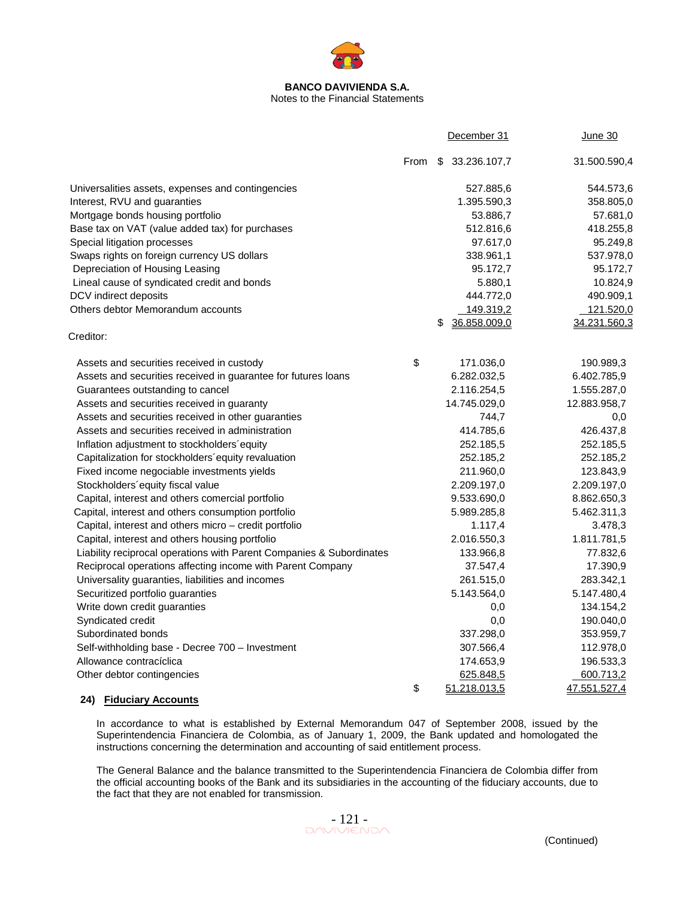**BANCO DAVIVIENDA S.A.**
Notes to the Financial Statements

| | | December 31 | June 30 |
|---|---|---|---|
| | From | $ 33.236.107,7 | 31.500.590,4 |
| Universalities assets, expenses and contingencies | | 527.885,6 | 544.573,6 |
| Interest, RVU and guaranties | | 1.395.590,3 | 358.805,0 |
| Mortgage bonds housing portfolio | | 53.886,7 | 57.681,0 |
| Base tax on VAT (value added tax) for purchases | | 512.816,6 | 418.255,8 |
| Special litigation processes | | 97.617,0 | 95.249,8 |
| Swaps rights on foreign currency US dollars | | 338.961,1 | 537.978,0 |
| Depreciation of Housing Leasing | | 95.172,7 | 95.172,7 |
| Lineal cause of syndicated credit and bonds | | 5.880,1 | 10.824,9 |
| DCV indirect deposits | | 444.772,0 | 490.909,1 |
| Others debtor Memorandum accounts | | 149.319,2 | 121.520,0 |
| | | $ 36.858.009,0 | 34.231.560,3 |
| Creditor: | | | |
| Assets and securities received in custody | $ | 171.036,0 | 190.989,3 |
| Assets and securities received in guarantee for futures loans | | 6.282.032,5 | 6.402.785,9 |
| Guarantees outstanding to cancel | | 2.116.254,5 | 1.555.287,0 |
| Assets and securities received in guaranty | | 14.745.029,0 | 12.883.958,7 |
| Assets and securities received in other guaranties | | 744,7 | 0,0 |
| Assets and securities received in administration | | 414.785,6 | 426.437,8 |
| Inflation adjustment to stockholders´equity | | 252.185,5 | 252.185,5 |
| Capitalization for stockholders´equity revaluation | | 252.185,2 | 252.185,2 |
| Fixed income negociable investments yields | | 211.960,0 | 123.843,9 |
| Stockholders´equity fiscal value | | 2.209.197,0 | 2.209.197,0 |
| Capital, interest and others comercial portfolio | | 9.533.690,0 | 8.862.650,3 |
| Capital, interest and others consumption portfolio | | 5.989.285,8 | 5.462.311,3 |
| Capital, interest and others micro – credit portfolio | | 1.117,4 | 3.478,3 |
| Capital, interest and others housing portfolio | | 2.016.550,3 | 1.811.781,5 |
| Liability reciprocal operations with Parent Companies & Subordinates | | 133.966,8 | 77.832,6 |
| Reciprocal operations affecting income with Parent Company | | 37.547,4 | 17.390,9 |
| Universality guaranties, liabilities and incomes | | 261.515,0 | 283.342,1 |
| Securitized portfolio guaranties | | 5.143.564,0 | 5.147.480,4 |
| Write down credit guaranties | | 0,0 | 134.154,2 |
| Syndicated credit | | 0,0 | 190.040,0 |
| Subordinated bonds | | 337.298,0 | 353.959,7 |
| Self-withholding base - Decree 700 – Investment | | 307.566,4 | 112.978,0 |
| Allowance contracíclica | | 174.653,9 | 196.533,3 |
| Other debtor contingencies | | 625.848,5 | 600.713,2 |
| | $ | 51.218.013,5 | 47.551.527,4 |

## 24) Fiduciary Accounts

In accordance to what is established by External Memorandum 047 of September 2008, issued by the Superintendencia Financiera de Colombia, as of January 1, 2009, the Bank updated and homologated the instructions concerning the determination and accounting of said entitlement process.

The General Balance and the balance transmitted to the Superintendencia Financiera de Colombia differ from the official accounting books of the Bank and its subsidiaries in the accounting of the fiduciary accounts, due to the fact that they are not enabled for transmission.

(Continued)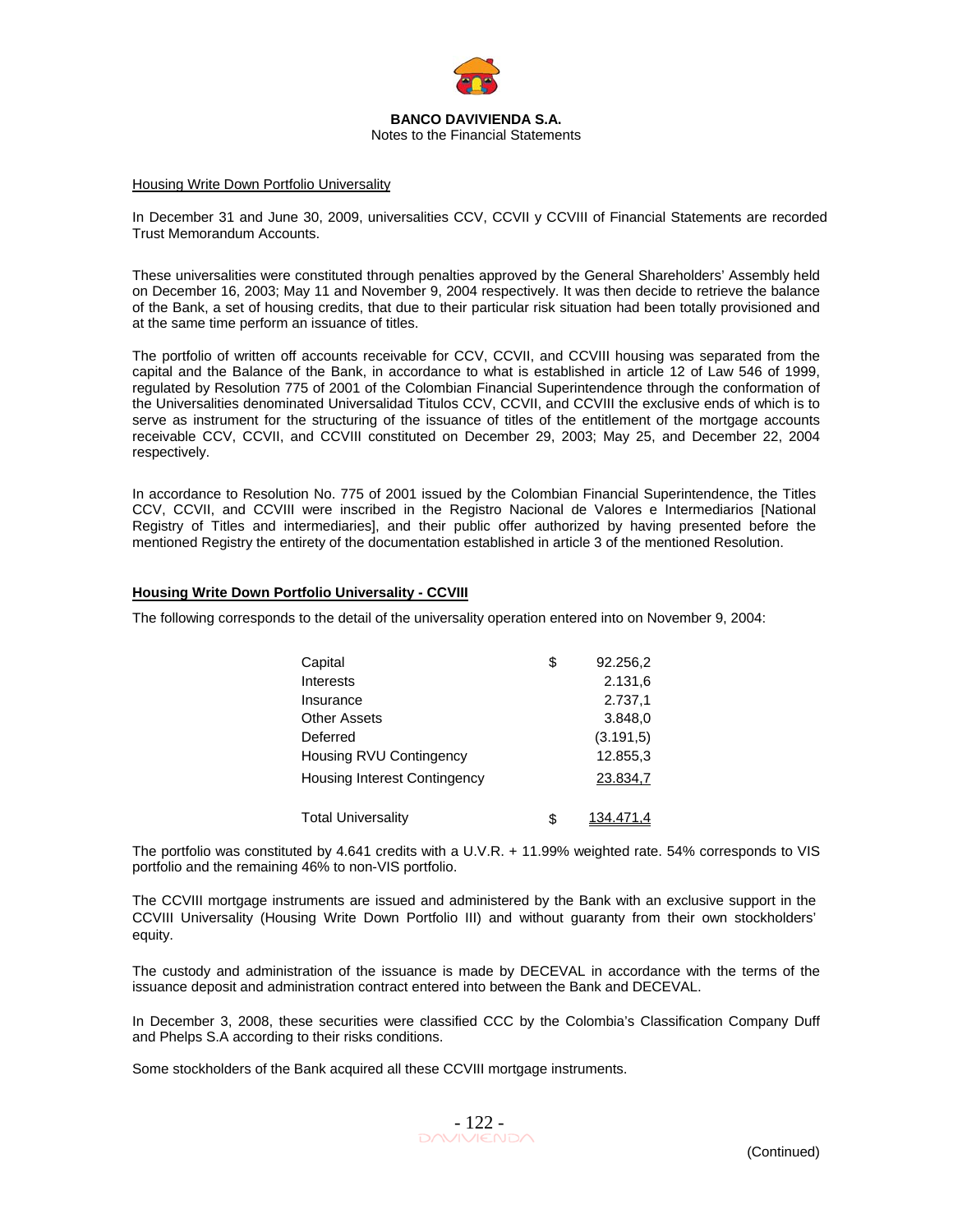Housing Write Down Portfolio Universality

In December 31 and June 30, 2009, universalities CCV, CCVII y CCVIII of Financial Statements are recorded Trust Memorandum Accounts.

These universalities were constituted through penalties approved by the General Shareholders' Assembly held on December 16, 2003; May 11 and November 9, 2004 respectively. It was then decide to retrieve the balance of the Bank, a set of housing credits, that due to their particular risk situation had been totally provisioned and at the same time perform an issuance of titles.

The portfolio of written off accounts receivable for CCV, CCVII, and CCVIII housing was separated from the capital and the Balance of the Bank, in accordance to what is established in article 12 of Law 546 of 1999, regulated by Resolution 775 of 2001 of the Colombian Financial Superintendence through the conformation of the Universalities denominated Universalidad Titulos CCV, CCVII, and CCVIII the exclusive ends of which is to serve as instrument for the structuring of the issuance of titles of the entitlement of the mortgage accounts receivable CCV, CCVII, and CCVIII constituted on December 29, 2003; May 25, and December 22, 2004 respectively.

In accordance to Resolution No. 775 of 2001 issued by the Colombian Financial Superintendence, the Titles CCV, CCVII, and CCVIII were inscribed in the Registro Nacional de Valores e Intermediarios [National Registry of Titles and intermediaries], and their public offer authorized by having presented before the mentioned Registry the entirety of the documentation established in article 3 of the mentioned Resolution.

**Housing Write Down Portfolio Universality - CCVIII**

The following corresponds to the detail of the universality operation entered into on November 9, 2004:

| | | |
|---|---|---|
| Capital | $ | 92.256,2 |
| Interests | | 2.131,6 |
| Insurance | | 2.737,1 |
| Other Assets | | 3.848,0 |
| Deferred | | (3.191,5) |
| Housing RVU Contingency | | 12.855,3 |
| Housing Interest Contingency | | 23.834,7 |
| Total Universality | $ | 134.471,4 |

The portfolio was constituted by 4.641 credits with a U.V.R. + 11.99% weighted rate. 54% corresponds to VIS portfolio and the remaining 46% to non-VIS portfolio.

The CCVIII mortgage instruments are issued and administered by the Bank with an exclusive support in the CCVIII Universality (Housing Write Down Portfolio III) and without guaranty from their own stockholders' equity.

The custody and administration of the issuance is made by DECEVAL in accordance with the terms of the issuance deposit and administration contract entered into between the Bank and DECEVAL.

In December 3, 2008, these securities were classified CCC by the Colombia's Classification Company Duff and Phelps S.A according to their risks conditions.

Some stockholders of the Bank acquired all these CCVIII mortgage instruments.

(Continued)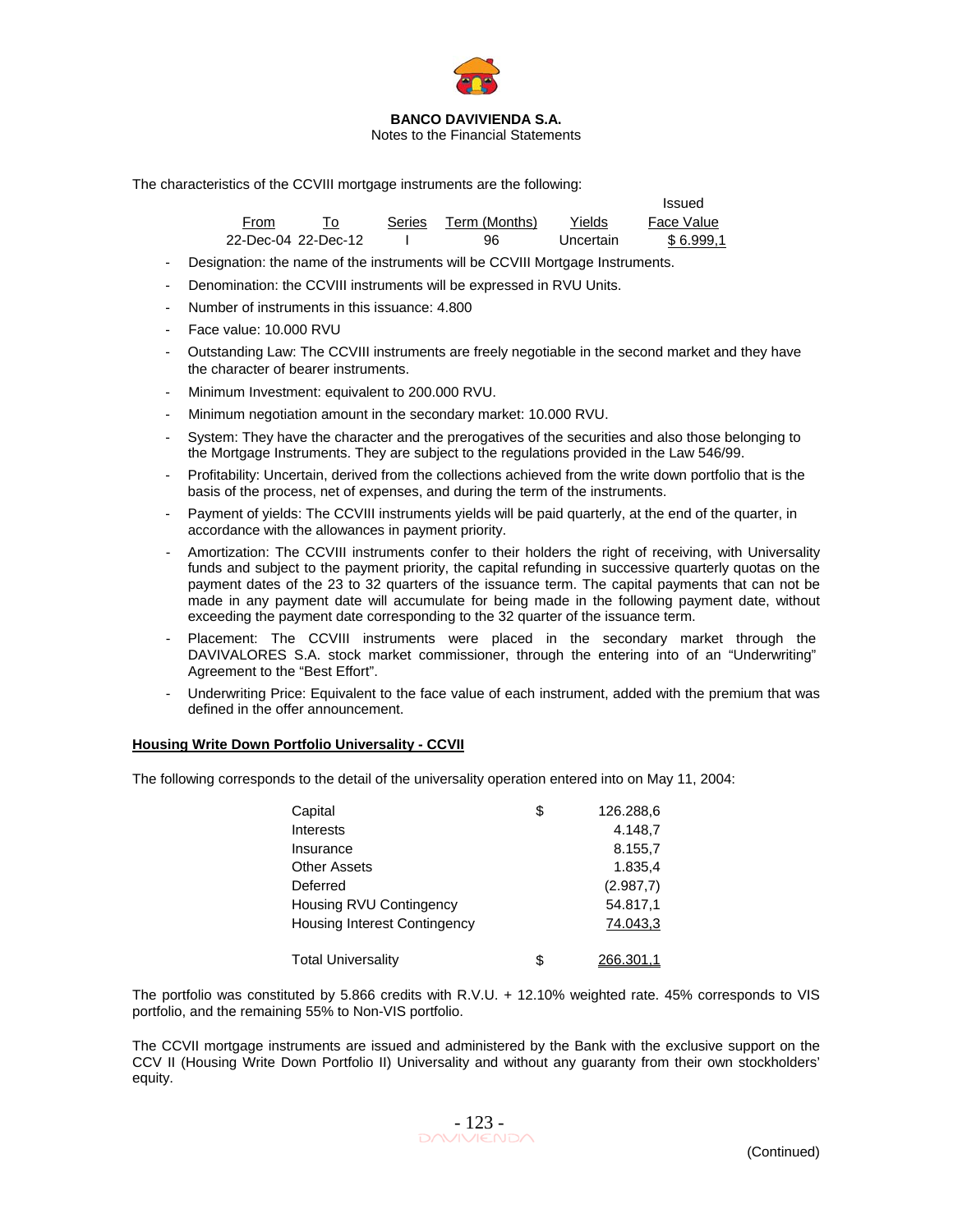The characteristics of the CCVIII mortgage instruments are the following:

| From | To | Series | Term (Months) | Yields | Issued Face Value |
|---|---|---|---|---|---|
| 22-Dec-04 | 22-Dec-12 | I | 96 | Uncertain | $ 6.999,1 |

- Designation: the name of the instruments will be CCVIII Mortgage Instruments.
- Denomination: the CCVIII instruments will be expressed in RVU Units.
- Number of instruments in this issuance: 4.800
- Face value: 10.000 RVU
- Outstanding Law: The CCVIII instruments are freely negotiable in the second market and they have the character of bearer instruments.
- Minimum Investment: equivalent to 200.000 RVU.
- Minimum negotiation amount in the secondary market: 10.000 RVU.
- System: They have the character and the prerogatives of the securities and also those belonging to the Mortgage Instruments. They are subject to the regulations provided in the Law 546/99.
- Profitability: Uncertain, derived from the collections achieved from the write down portfolio that is the basis of the process, net of expenses, and during the term of the instruments.
- Payment of yields: The CCVIII instruments yields will be paid quarterly, at the end of the quarter, in accordance with the allowances in payment priority.
- Amortization: The CCVIII instruments confer to their holders the right of receiving, with Universality funds and subject to the payment priority, the capital refunding in successive quarterly quotas on the payment dates of the 23 to 32 quarters of the issuance term. The capital payments that can not be made in any payment date will accumulate for being made in the following payment date, without exceeding the payment date corresponding to the 32 quarter of the issuance term.
- Placement: The CCVIII instruments were placed in the secondary market through the DAVIVALORES S.A. stock market commissioner, through the entering into of an "Underwriting" Agreement to the "Best Effort".
- Underwriting Price: Equivalent to the face value of each instrument, added with the premium that was defined in the offer announcement.

**Housing Write Down Portfolio Universality - CCVII**

The following corresponds to the detail of the universality operation entered into on May 11, 2004:

| | | |
|---|---|---|
| Capital | $ | 126.288,6 |
| Interests | | 4.148,7 |
| Insurance | | 8.155,7 |
| Other Assets | | 1.835,4 |
| Deferred | | (2.987,7) |
| Housing RVU Contingency | | 54.817,1 |
| Housing Interest Contingency | | 74.043,3 |
| Total Universality | $ | 266.301,1 |

The portfolio was constituted by 5.866 credits with R.V.U. + 12.10% weighted rate. 45% corresponds to VIS portfolio, and the remaining 55% to Non-VIS portfolio.

The CCVII mortgage instruments are issued and administered by the Bank with the exclusive support on the CCV II (Housing Write Down Portfolio II) Universality and without any guaranty from their own stockholders' equity.

(Continued)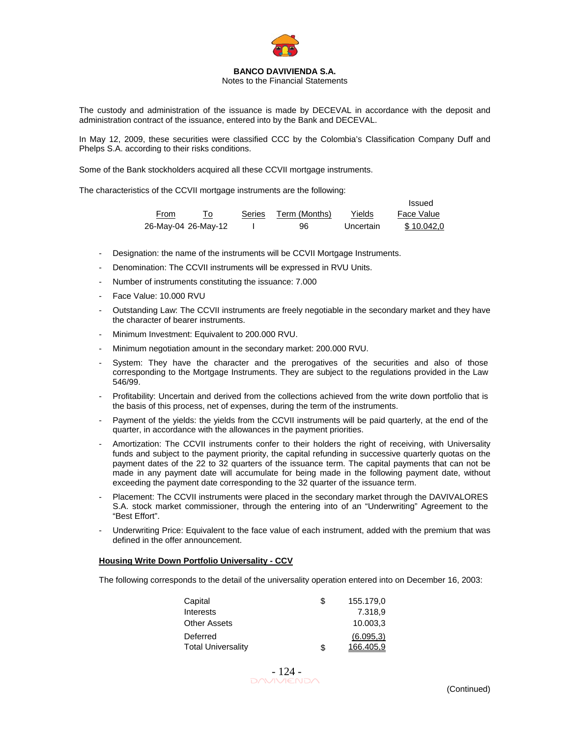The custody and administration of the issuance is made by DECEVAL in accordance with the deposit and administration contract of the issuance, entered into by the Bank and DECEVAL.

In May 12, 2009, these securities were classified CCC by the Colombia's Classification Company Duff and Phelps S.A. according to their risks conditions.

Some of the Bank stockholders acquired all these CCVII mortgage instruments.

The characteristics of the CCVII mortgage instruments are the following:

| From | To | Series | Term (Months) | Yields | Issued Face Value |
|---|---|---|---|---|---|
| 26-May-04 | 26-May-12 | I | 96 | Uncertain | $ 10.042,0 |

- Designation: the name of the instruments will be CCVII Mortgage Instruments.
- Denomination: The CCVII instruments will be expressed in RVU Units.
- Number of instruments constituting the issuance: 7.000
- Face Value: 10.000 RVU
- Outstanding Law: The CCVII instruments are freely negotiable in the secondary market and they have the character of bearer instruments.
- Minimum Investment: Equivalent to 200.000 RVU.
- Minimum negotiation amount in the secondary market: 200.000 RVU.
- System: They have the character and the prerogatives of the securities and also of those corresponding to the Mortgage Instruments. They are subject to the regulations provided in the Law 546/99.
- Profitability: Uncertain and derived from the collections achieved from the write down portfolio that is the basis of this process, net of expenses, during the term of the instruments.
- Payment of the yields: the yields from the CCVII instruments will be paid quarterly, at the end of the quarter, in accordance with the allowances in the payment priorities.
- Amortization: The CCVII instruments confer to their holders the right of receiving, with Universality funds and subject to the payment priority, the capital refunding in successive quarterly quotas on the payment dates of the 22 to 32 quarters of the issuance term. The capital payments that can not be made in any payment date will accumulate for being made in the following payment date, without exceeding the payment date corresponding to the 32 quarter of the issuance term.
- Placement: The CCVII instruments were placed in the secondary market through the DAVIVALORES S.A. stock market commissioner, through the entering into of an "Underwriting" Agreement to the "Best Effort".
- Underwriting Price: Equivalent to the face value of each instrument, added with the premium that was defined in the offer announcement.

**Housing Write Down Portfolio Universality - CCV**

The following corresponds to the detail of the universality operation entered into on December 16, 2003:

| | | |
|---|---|---|
| Capital | $ | 155.179,0 |
| Interests | | 7.318,9 |
| Other Assets | | 10.003,3 |
| Deferred | | (6.095,3) |
| Total Universality | $ | 166.405,9 |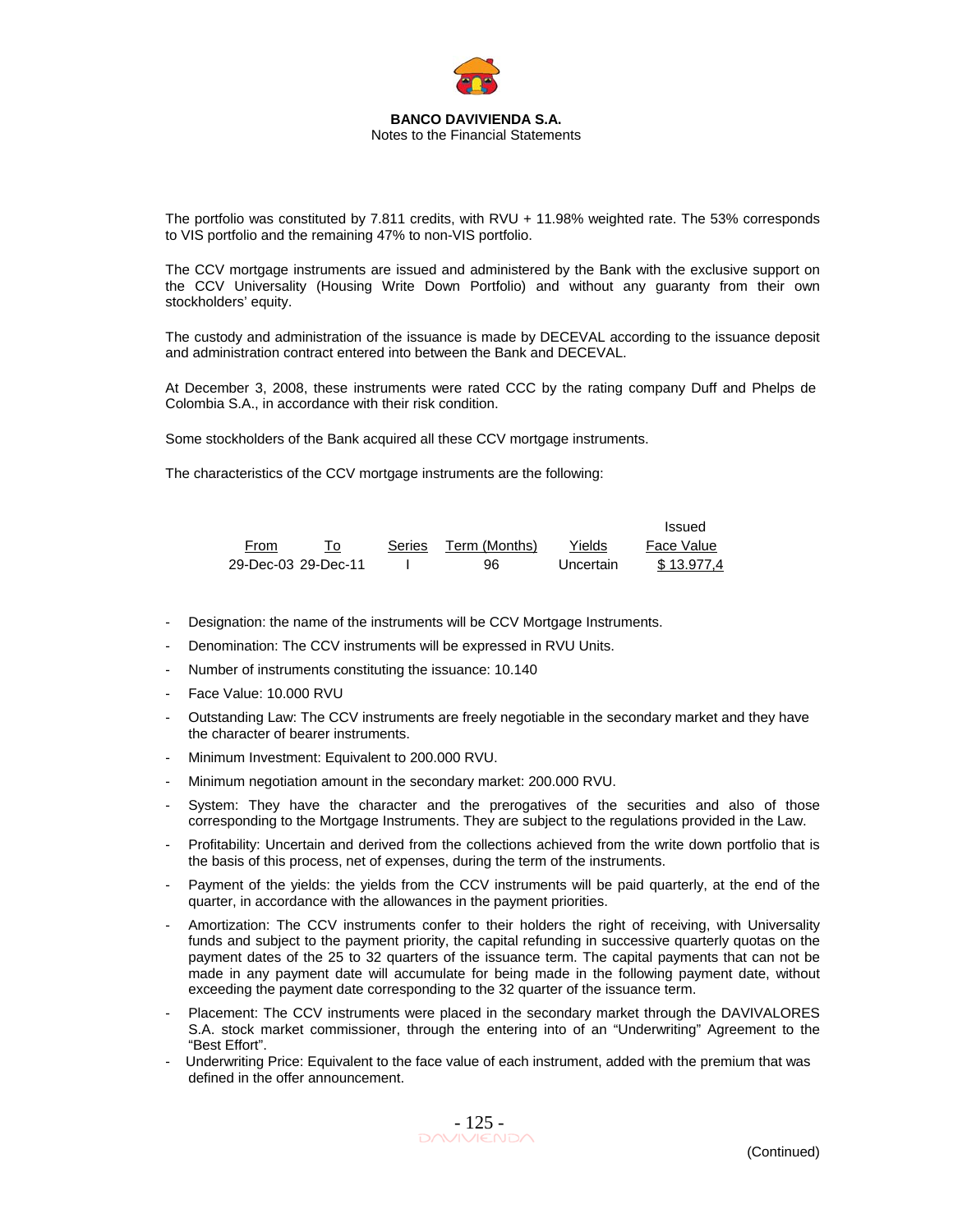The portfolio was constituted by 7.811 credits, with RVU + 11.98% weighted rate. The 53% corresponds to VIS portfolio and the remaining 47% to non-VIS portfolio.

The CCV mortgage instruments are issued and administered by the Bank with the exclusive support on the CCV Universality (Housing Write Down Portfolio) and without any guaranty from their own stockholders' equity.

The custody and administration of the issuance is made by DECEVAL according to the issuance deposit and administration contract entered into between the Bank and DECEVAL.

At December 3, 2008, these instruments were rated CCC by the rating company Duff and Phelps de Colombia S.A., in accordance with their risk condition.

Some stockholders of the Bank acquired all these CCV mortgage instruments.

The characteristics of the CCV mortgage instruments are the following:

| From | To | Series | Term (Months) | Yields | Issued Face Value |
|---|---|---|---|---|---|
| 29-Dec-03 | 29-Dec-11 | I | 96 | Uncertain | $ 13.977,4 |

- Designation: the name of the instruments will be CCV Mortgage Instruments.
- Denomination: The CCV instruments will be expressed in RVU Units.
- Number of instruments constituting the issuance: 10.140
- Face Value: 10.000 RVU
- Outstanding Law: The CCV instruments are freely negotiable in the secondary market and they have the character of bearer instruments.
- Minimum Investment: Equivalent to 200.000 RVU.
- Minimum negotiation amount in the secondary market: 200.000 RVU.
- System: They have the character and the prerogatives of the securities and also of those corresponding to the Mortgage Instruments. They are subject to the regulations provided in the Law.
- Profitability: Uncertain and derived from the collections achieved from the write down portfolio that is the basis of this process, net of expenses, during the term of the instruments.
- Payment of the yields: the yields from the CCV instruments will be paid quarterly, at the end of the quarter, in accordance with the allowances in the payment priorities.
- Amortization: The CCV instruments confer to their holders the right of receiving, with Universality funds and subject to the payment priority, the capital refunding in successive quarterly quotas on the payment dates of the 25 to 32 quarters of the issuance term. The capital payments that can not be made in any payment date will accumulate for being made in the following payment date, without exceeding the payment date corresponding to the 32 quarter of the issuance term.
- Placement: The CCV instruments were placed in the secondary market through the DAVIVALORES S.A. stock market commissioner, through the entering into of an "Underwriting" Agreement to the "Best Effort".
- Underwriting Price: Equivalent to the face value of each instrument, added with the premium that was defined in the offer announcement.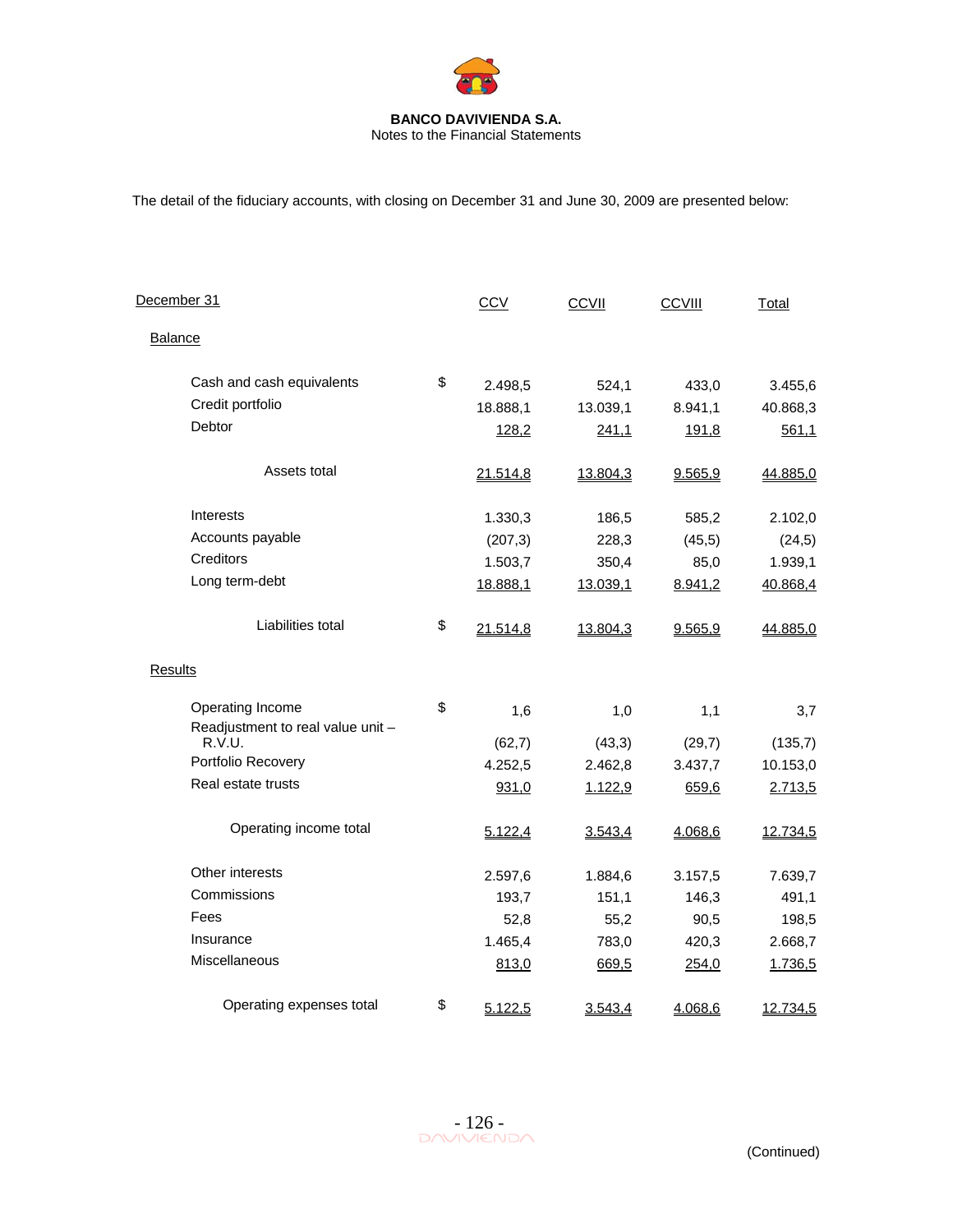**BANCO DAVIVIENDA S.A.**
Notes to the Financial Statements

The detail of the fiduciary accounts, with closing on December 31 and June 30, 2009 are presented below:

| December 31 | | CCV | CCVII | CCVIII | Total |
|---|---|---|---|---|---|
| Balance | | | | | |
| Cash and cash equivalents | $ | 2.498,5 | 524,1 | 433,0 | 3.455,6 |
| Credit portfolio | | 18.888,1 | 13.039,1 | 8.941,1 | 40.868,3 |
| Debtor | | 128,2 | 241,1 | 191,8 | 561,1 |
| Assets total | | 21.514,8 | 13.804,3 | 9.565,9 | 44.885,0 |
| Interests | | 1.330,3 | 186,5 | 585,2 | 2.102,0 |
| Accounts payable | | (207,3) | 228,3 | (45,5) | (24,5) |
| Creditors | | 1.503,7 | 350,4 | 85,0 | 1.939,1 |
| Long term-debt | | 18.888,1 | 13.039,1 | 8.941,2 | 40.868,4 |
| Liabilities total | $ | 21.514,8 | 13.804,3 | 9.565,9 | 44.885,0 |
| Results | | | | | |
| Operating Income | $ | 1,6 | 1,0 | 1,1 | 3,7 |
| Readjustment to real value unit – R.V.U. | | (62,7) | (43,3) | (29,7) | (135,7) |
| Portfolio Recovery | | 4.252,5 | 2.462,8 | 3.437,7 | 10.153,0 |
| Real estate trusts | | 931,0 | 1.122,9 | 659,6 | 2.713,5 |
| Operating income total | | 5.122,4 | 3.543,4 | 4.068,6 | 12.734,5 |
| Other interests | | 2.597,6 | 1.884,6 | 3.157,5 | 7.639,7 |
| Commissions | | 193,7 | 151,1 | 146,3 | 491,1 |
| Fees | | 52,8 | 55,2 | 90,5 | 198,5 |
| Insurance | | 1.465,4 | 783,0 | 420,3 | 2.668,7 |
| Miscellaneous | | 813,0 | 669,5 | 254,0 | 1.736,5 |
| Operating expenses total | $ | 5.122,5 | 3.543,4 | 4.068,6 | 12.734,5 |

(Continued)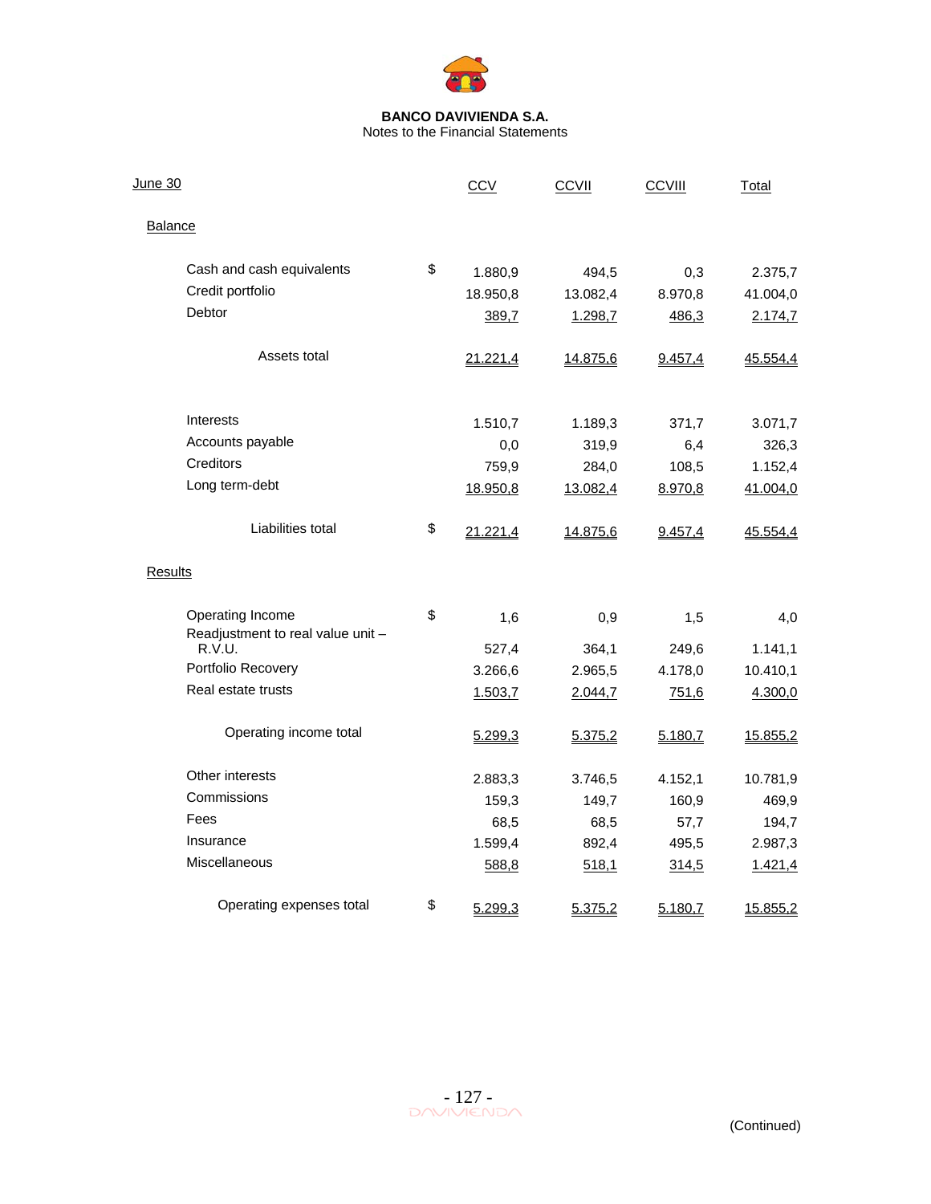**BANCO DAVIVIENDA S.A.**
Notes to the Financial Statements

| June 30 | | CCV | CCVII | CCVIII | Total |
|---|---|---|---|---|---|
| **Balance** | | | | | |
| Cash and cash equivalents | $ | 1.880,9 | 494,5 | 0,3 | 2.375,7 |
| Credit portfolio | | 18.950,8 | 13.082,4 | 8.970,8 | 41.004,0 |
| Debtor | | 389,7 | 1.298,7 | 486,3 | 2.174,7 |
| Assets total | | 21.221,4 | 14.875,6 | 9.457,4 | 45.554,4 |
| Interests | | 1.510,7 | 1.189,3 | 371,7 | 3.071,7 |
| Accounts payable | | 0,0 | 319,9 | 6,4 | 326,3 |
| Creditors | | 759,9 | 284,0 | 108,5 | 1.152,4 |
| Long term-debt | | 18.950,8 | 13.082,4 | 8.970,8 | 41.004,0 |
| Liabilities total | $ | 21.221,4 | 14.875,6 | 9.457,4 | 45.554,4 |
| **Results** | | | | | |
| Operating Income | $ | 1,6 | 0,9 | 1,5 | 4,0 |
| Readjustment to real value unit – R.V.U. | | 527,4 | 364,1 | 249,6 | 1.141,1 |
| Portfolio Recovery | | 3.266,6 | 2.965,5 | 4.178,0 | 10.410,1 |
| Real estate trusts | | 1.503,7 | 2.044,7 | 751,6 | 4.300,0 |
| Operating income total | | 5.299,3 | 5.375,2 | 5.180,7 | 15.855,2 |
| Other interests | | 2.883,3 | 3.746,5 | 4.152,1 | 10.781,9 |
| Commissions | | 159,3 | 149,7 | 160,9 | 469,9 |
| Fees | | 68,5 | 68,5 | 57,7 | 194,7 |
| Insurance | | 1.599,4 | 892,4 | 495,5 | 2.987,3 |
| Miscellaneous | | 588,8 | 518,1 | 314,5 | 1.421,4 |
| Operating expenses total | $ | 5.299,3 | 5.375,2 | 5.180,7 | 15.855,2 |

(Continued)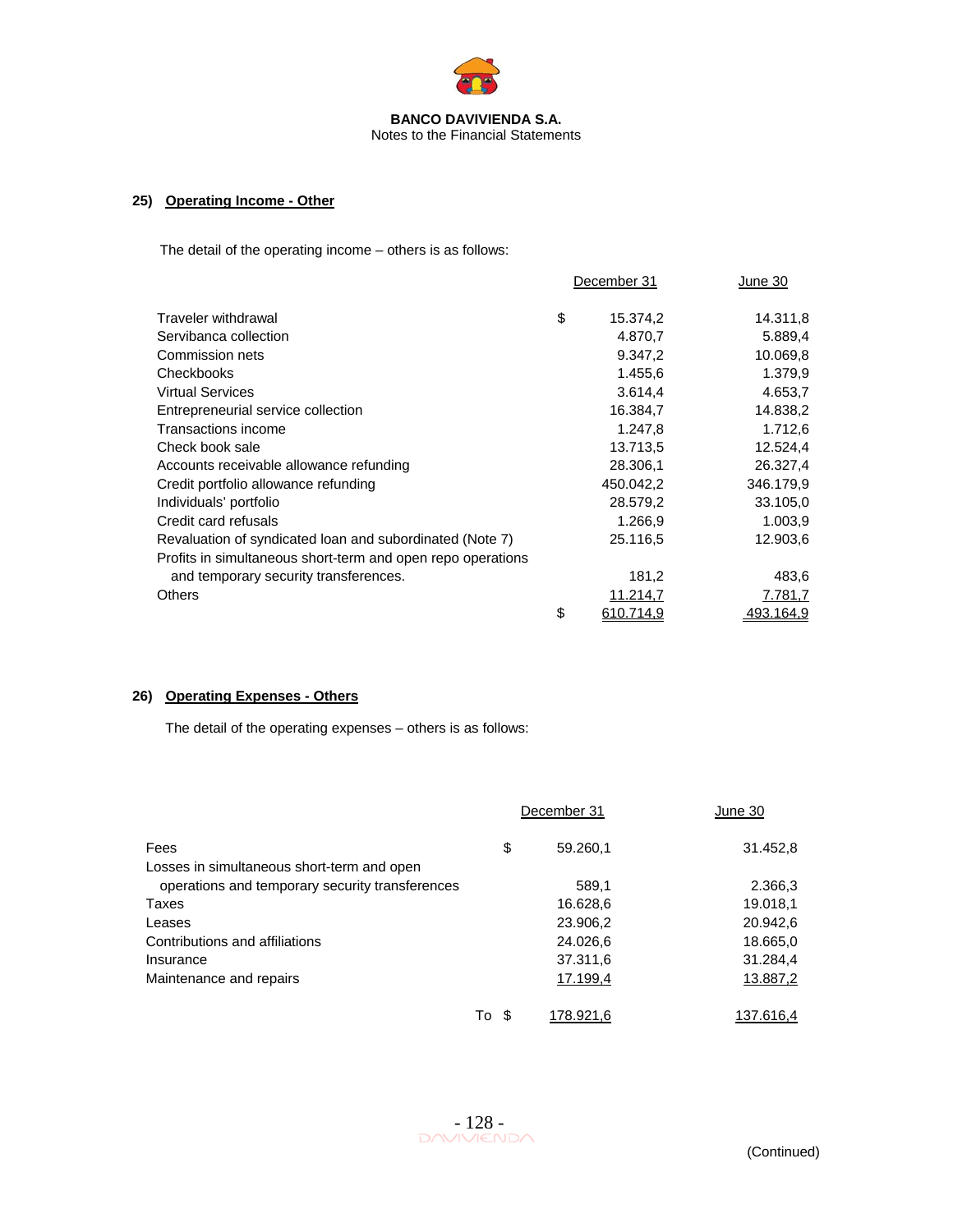**BANCO DAVIVIENDA S.A.**
Notes to the Financial Statements

## 25) Operating Income - Other

The detail of the operating income – others is as follows:

| | | December 31 | June 30 |
|---|---|---|---|
| Traveler withdrawal | $ | 15.374,2 | 14.311,8 |
| Servibanca collection | | 4.870,7 | 5.889,4 |
| Commission nets | | 9.347,2 | 10.069,8 |
| Checkbooks | | 1.455,6 | 1.379,9 |
| Virtual Services | | 3.614,4 | 4.653,7 |
| Entrepreneurial service collection | | 16.384,7 | 14.838,2 |
| Transactions income | | 1.247,8 | 1.712,6 |
| Check book sale | | 13.713,5 | 12.524,4 |
| Accounts receivable allowance refunding | | 28.306,1 | 26.327,4 |
| Credit portfolio allowance refunding | | 450.042,2 | 346.179,9 |
| Individuals' portfolio | | 28.579,2 | 33.105,0 |
| Credit card refusals | | 1.266,9 | 1.003,9 |
| Revaluation of syndicated loan and subordinated (Note 7) | | 25.116,5 | 12.903,6 |
| Profits in simultaneous short-term and open repo operations and temporary security transferences. | | 181,2 | 483,6 |
| Others | | 11.214,7 | 7.781,7 |
| | $ | 610.714,9 | 493.164,9 |

## 26) Operating Expenses - Others

The detail of the operating expenses – others is as follows:

| | | December 31 | June 30 |
|---|---|---|---|
| Fees | $ | 59.260,1 | 31.452,8 |
| Losses in simultaneous short-term and open operations and temporary security transferences | | 589,1 | 2.366,3 |
| Taxes | | 16.628,6 | 19.018,1 |
| Leases | | 23.906,2 | 20.942,6 |
| Contributions and affiliations | | 24.026,6 | 18.665,0 |
| Insurance | | 37.311,6 | 31.284,4 |
| Maintenance and repairs | | 17.199,4 | 13.887,2 |
| To | $ | 178.921,6 | 137.616,4 |

(Continued)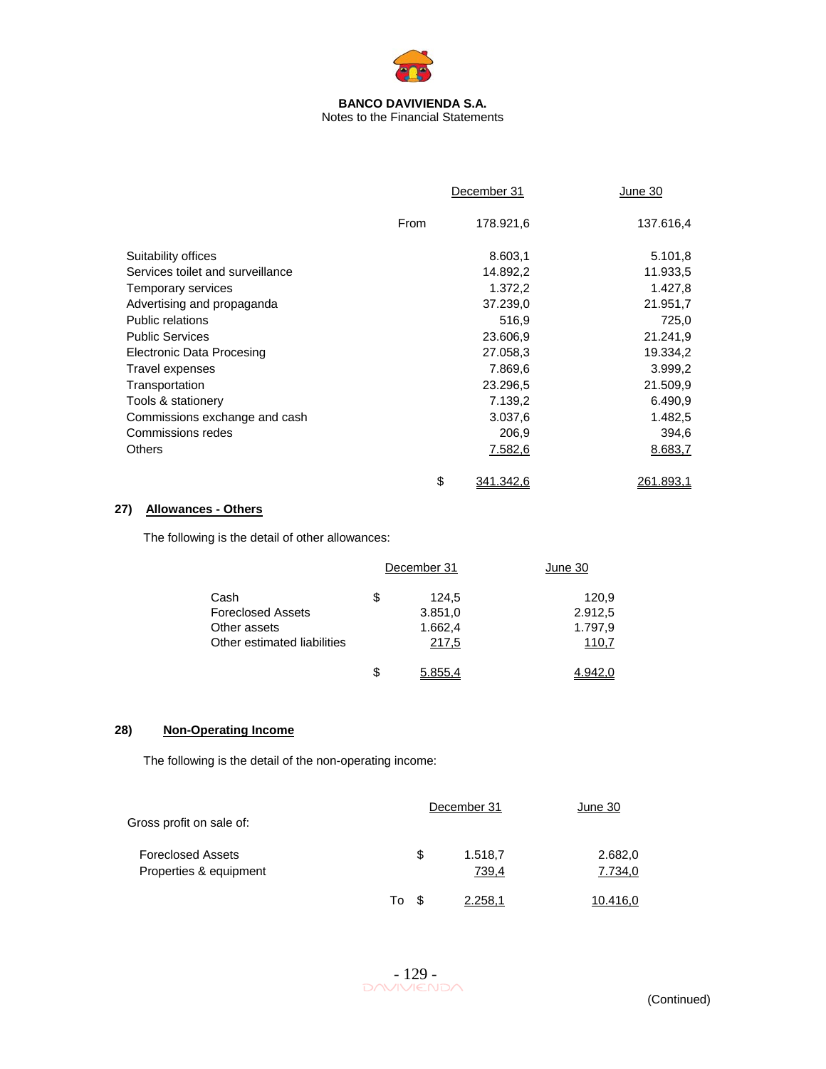|  | | December 31 | June 30 |
|---|---|---|---|
|  | From | 178.921,6 | 137.616,4 |
| Suitability offices | | 8.603,1 | 5.101,8 |
| Services toilet and surveillance | | 14.892,2 | 11.933,5 |
| Temporary services | | 1.372,2 | 1.427,8 |
| Advertising and propaganda | | 37.239,0 | 21.951,7 |
| Public relations | | 516,9 | 725,0 |
| Public Services | | 23.606,9 | 21.241,9 |
| Electronic Data Procesing | | 27.058,3 | 19.334,2 |
| Travel expenses | | 7.869,6 | 3.999,2 |
| Transportation | | 23.296,5 | 21.509,9 |
| Tools & stationery | | 7.139,2 | 6.490,9 |
| Commissions exchange and cash | | 3.037,6 | 1.482,5 |
| Commissions redes | | 206,9 | 394,6 |
| Others | | 7.582,6 | 8.683,7 |
|  | $ | 341.342,6 | 261.893,1 |

## 27) Allowances - Others

The following is the detail of other allowances:

|  | | December 31 | June 30 |
|---|---|---|---|
| Cash | $ | 124,5 | 120,9 |
| Foreclosed Assets | | 3.851,0 | 2.912,5 |
| Other assets | | 1.662,4 | 1.797,9 |
| Other estimated liabilities | | 217,5 | 110,7 |
|  | $ | 5.855,4 | 4.942,0 |

## 28) Non-Operating Income

The following is the detail of the non-operating income:

| Gross profit on sale of: | | December 31 | June 30 |
|---|---|---|---|
| Foreclosed Assets | $ | 1.518,7 | 2.682,0 |
| Properties & equipment | | 739,4 | 7.734,0 |
|  | To $ | 2.258,1 | 10.416,0 |

(Continued)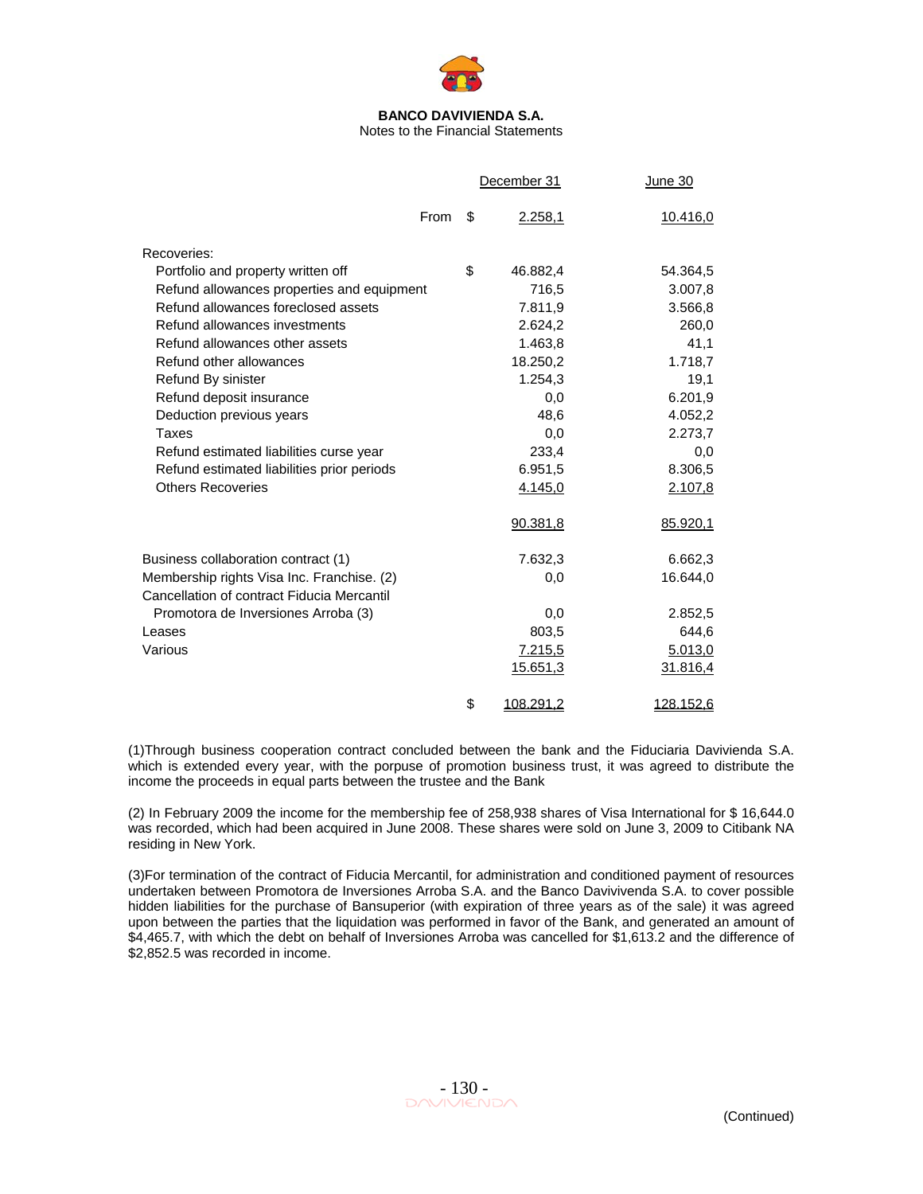**BANCO DAVIVIENDA S.A.**
Notes to the Financial Statements

| | | December 31 | June 30 |
|---|---|---|---|
| From | $ | 2.258,1 | 10.416,0 |
| Recoveries: | | | |
| Portfolio and property written off | $ | 46.882,4 | 54.364,5 |
| Refund allowances properties and equipment | | 716,5 | 3.007,8 |
| Refund allowances foreclosed assets | | 7.811,9 | 3.566,8 |
| Refund allowances investments | | 2.624,2 | 260,0 |
| Refund allowances other assets | | 1.463,8 | 41,1 |
| Refund other allowances | | 18.250,2 | 1.718,7 |
| Refund By sinister | | 1.254,3 | 19,1 |
| Refund deposit insurance | | 0,0 | 6.201,9 |
| Deduction previous years | | 48,6 | 4.052,2 |
| Taxes | | 0,0 | 2.273,7 |
| Refund estimated liabilities curse year | | 233,4 | 0,0 |
| Refund estimated liabilities prior periods | | 6.951,5 | 8.306,5 |
| Others Recoveries | | 4.145,0 | 2.107,8 |
| | | 90.381,8 | 85.920,1 |
| Business collaboration contract (1) | | 7.632,3 | 6.662,3 |
| Membership rights Visa Inc. Franchise. (2) | | 0,0 | 16.644,0 |
| Cancellation of contract Fiducia Mercantil Promotora de Inversiones Arroba (3) | | 0,0 | 2.852,5 |
| Leases | | 803,5 | 644,6 |
| Various | | 7.215,5 | 5.013,0 |
| | | 15.651,3 | 31.816,4 |
| | $ | 108.291,2 | 128.152,6 |

(1)Through business cooperation contract concluded between the bank and the Fiduciaria Davivienda S.A. which is extended every year, with the porpuse of promotion business trust, it was agreed to distribute the income the proceeds in equal parts between the trustee and the Bank

(2) In February 2009 the income for the membership fee of 258,938 shares of Visa International for $ 16,644.0 was recorded, which had been acquired in June 2008. These shares were sold on June 3, 2009 to Citibank NA residing in New York.

(3)For termination of the contract of Fiducia Mercantil, for administration and conditioned payment of resources undertaken between Promotora de Inversiones Arroba S.A. and the Banco Davivivenda S.A. to cover possible hidden liabilities for the purchase of Bansuperior (with expiration of three years as of the sale) it was agreed upon between the parties that the liquidation was performed in favor of the Bank, and generated an amount of $4,465.7, with which the debt on behalf of Inversiones Arroba was cancelled for $1,613.2 and the difference of $2,852.5 was recorded in income.

(Continued)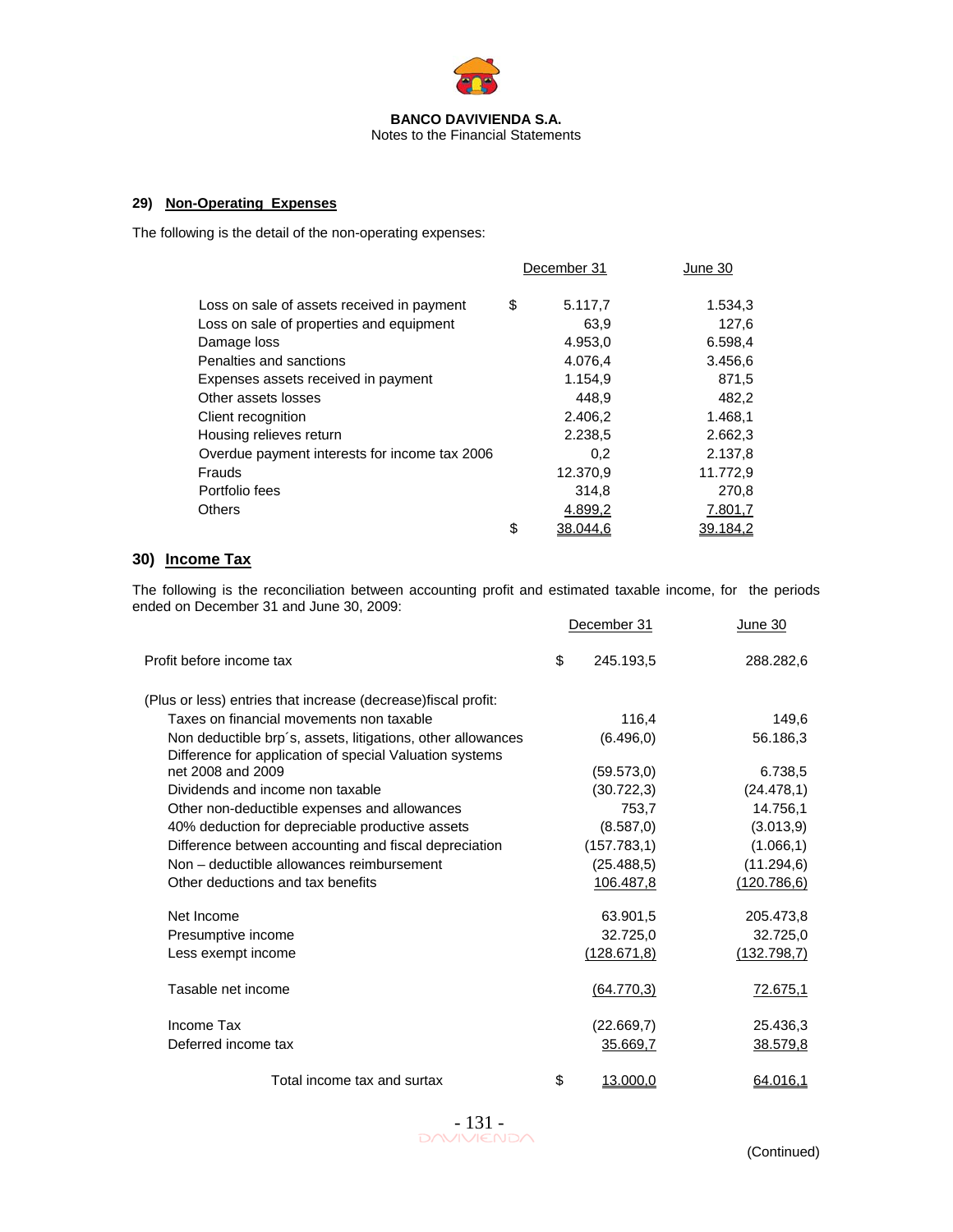**BANCO DAVIVIENDA S.A.**
Notes to the Financial Statements

## 29) Non-Operating Expenses

The following is the detail of the non-operating expenses:

| | | December 31 | June 30 |
|---|---|---|---|
| Loss on sale of assets received in payment | $ | 5.117,7 | 1.534,3 |
| Loss on sale of properties and equipment | | 63,9 | 127,6 |
| Damage loss | | 4.953,0 | 6.598,4 |
| Penalties and sanctions | | 4.076,4 | 3.456,6 |
| Expenses assets received in payment | | 1.154,9 | 871,5 |
| Other assets losses | | 448,9 | 482,2 |
| Client recognition | | 2.406,2 | 1.468,1 |
| Housing relieves return | | 2.238,5 | 2.662,3 |
| Overdue payment interests for income tax 2006 | | 0,2 | 2.137,8 |
| Frauds | | 12.370,9 | 11.772,9 |
| Portfolio fees | | 314,8 | 270,8 |
| Others | | 4.899,2 | 7.801,7 |
| | $ | 38.044,6 | 39.184,2 |

## 30) Income Tax

The following is the reconciliation between accounting profit and estimated taxable income, for the periods ended on December 31 and June 30, 2009:

| | | December 31 | June 30 |
|---|---|---|---|
| Profit before income tax | $ | 245.193,5 | 288.282,6 |
| (Plus or less) entries that increase (decrease)fiscal profit: | | | |
| Taxes on financial movements non taxable | | 116,4 | 149,6 |
| Non deductible brp´s, assets, litigations, other allowances | | (6.496,0) | 56.186,3 |
| Difference for application of special Valuation systems net 2008 and 2009 | | (59.573,0) | 6.738,5 |
| Dividends and income non taxable | | (30.722,3) | (24.478,1) |
| Other non-deductible expenses and allowances | | 753,7 | 14.756,1 |
| 40% deduction for depreciable productive assets | | (8.587,0) | (3.013,9) |
| Difference between accounting and fiscal depreciation | | (157.783,1) | (1.066,1) |
| Non – deductible allowances reimbursement | | (25.488,5) | (11.294,6) |
| Other deductions and tax benefits | | 106.487,8 | (120.786,6) |
| Net Income | | 63.901,5 | 205.473,8 |
| Presumptive income | | 32.725,0 | 32.725,0 |
| Less exempt income | | (128.671,8) | (132.798,7) |
| Tasable net income | | (64.770,3) | 72.675,1 |
| Income Tax | | (22.669,7) | 25.436,3 |
| Deferred income tax | | 35.669,7 | 38.579,8 |
| Total income tax and surtax | $ | 13.000,0 | 64.016,1 |

(Continued)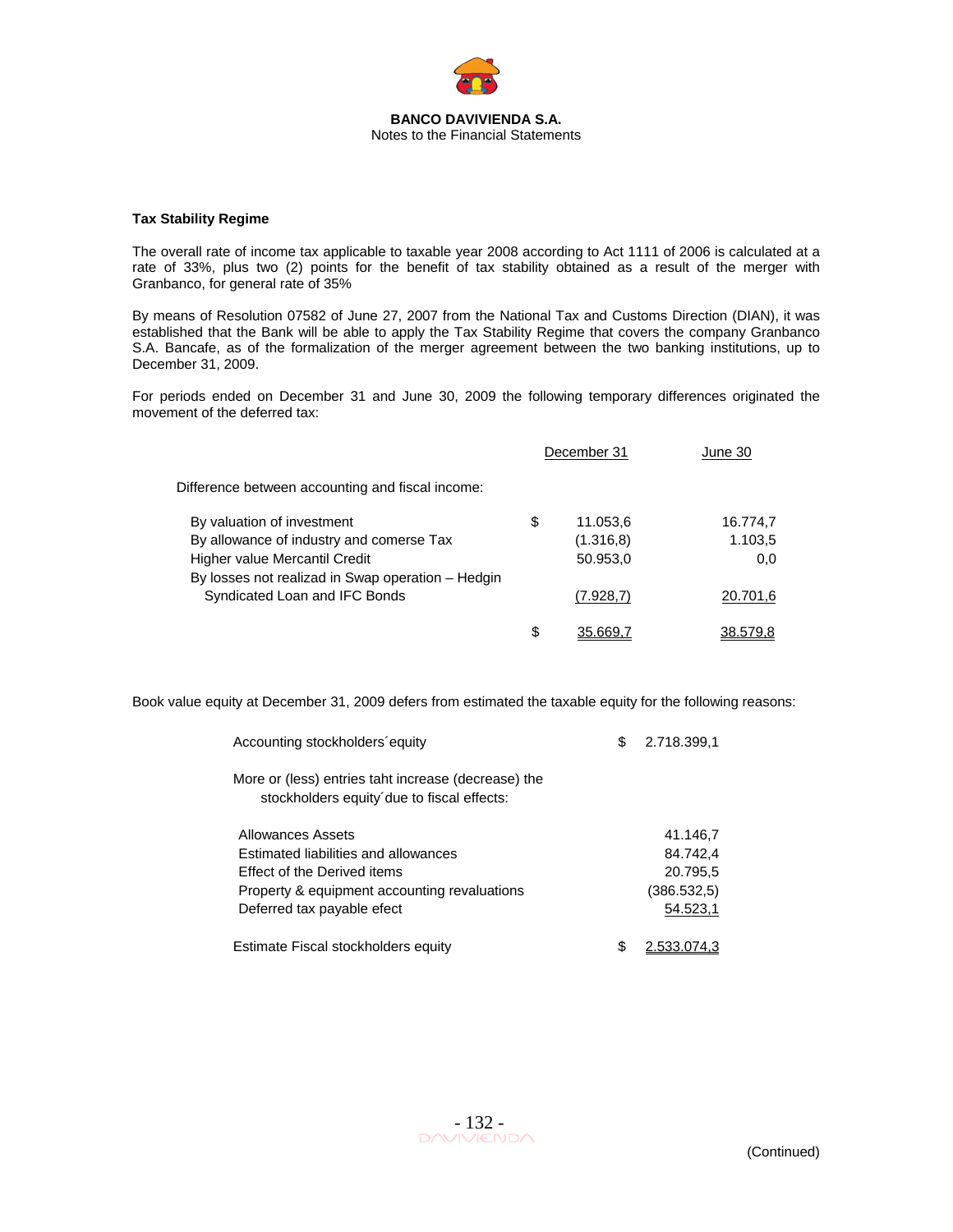**Tax Stability Regime**

The overall rate of income tax applicable to taxable year 2008 according to Act 1111 of 2006 is calculated at a rate of 33%, plus two (2) points for the benefit of tax stability obtained as a result of the merger with Granbanco, for general rate of 35%

By means of Resolution 07582 of June 27, 2007 from the National Tax and Customs Direction (DIAN), it was established that the Bank will be able to apply the Tax Stability Regime that covers the company Granbanco S.A. Bancafe, as of the formalization of the merger agreement between the two banking institutions, up to December 31, 2009.

For periods ended on December 31 and June 30, 2009 the following temporary differences originated the movement of the deferred tax:

| | | December 31 | June 30 |
|---|---|---|---|
| Difference between accounting and fiscal income: | | | |
| By valuation of investment | $ | 11.053,6 | 16.774,7 |
| By allowance of industry and comerse Tax | | (1.316,8) | 1.103,5 |
| Higher value Mercantil Credit | | 50.953,0 | 0,0 |
| By losses not realizad in Swap operation – Hedgin Syndicated Loan and IFC Bonds | | (7.928,7) | 20.701,6 |
| | $ | 35.669,7 | 38.579,8 |

Book value equity at December 31, 2009 defers from estimated the taxable equity for the following reasons:

| | | |
|---|---|---|
| Accounting stockholders´equity | $ | 2.718.399,1 |
| More or (less) entries taht increase (decrease) the stockholders equity´due to fiscal effects: | | |
| Allowances Assets | | 41.146,7 |
| Estimated liabilities and allowances | | 84.742,4 |
| Effect of the Derived items | | 20.795,5 |
| Property & equipment accounting revaluations | | (386.532,5) |
| Deferred tax payable efect | | 54.523,1 |
| Estimate Fiscal stockholders equity | $ | 2.533.074,3 |

(Continued)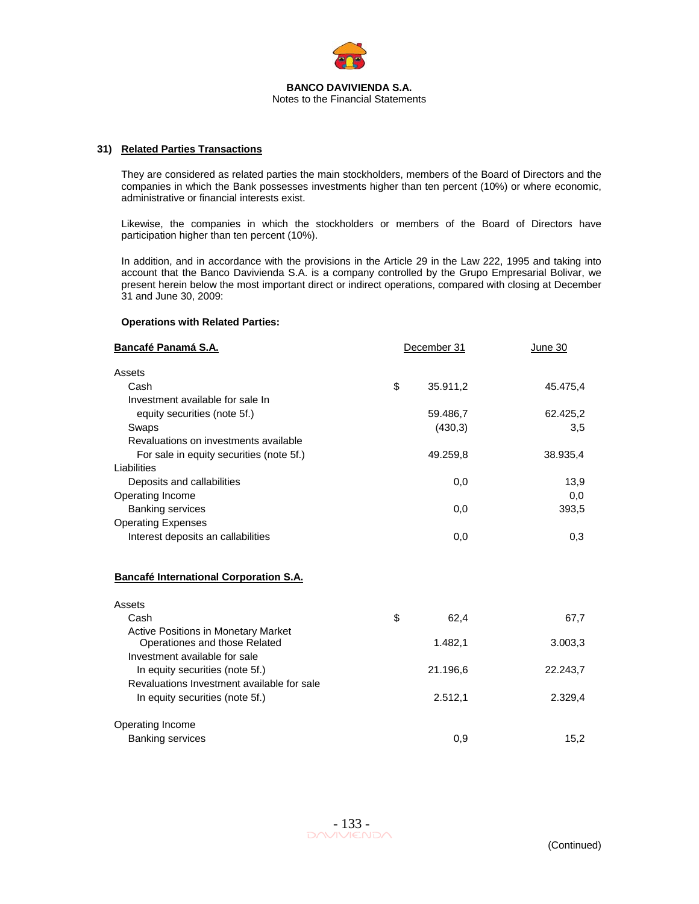**BANCO DAVIVIENDA S.A.**
Notes to the Financial Statements

## 31) Related Parties Transactions

They are considered as related parties the main stockholders, members of the Board of Directors and the companies in which the Bank possesses investments higher than ten percent (10%) or where economic, administrative or financial interests exist.

Likewise, the companies in which the stockholders or members of the Board of Directors have participation higher than ten percent (10%).

In addition, and in accordance with the provisions in the Article 29 in the Law 222, 1995 and taking into account that the Banco Davivienda S.A. is a company controlled by the Grupo Empresarial Bolivar, we present herein below the most important direct or indirect operations, compared with closing at December 31 and June 30, 2009:

**Operations with Related Parties:**

| **Bancafé Panamá S.A.** | | December 31 | June 30 |
|---|---|---|---|
| Assets | | | |
| Cash | $ | 35.911,2 | 45.475,4 |
| Investment available for sale In equity securities (note 5f.) | | 59.486,7 | 62.425,2 |
| Swaps | | (430,3) | 3,5 |
| Revaluations on investments available For sale in equity securities (note 5f.) | | 49.259,8 | 38.935,4 |
| Liabilities | | | |
| Deposits and callabilities | | 0,0 | 13,9 |
| Operating Income | | | 0,0 |
| Banking services | | 0,0 | 393,5 |
| Operating Expenses | | | |
| Interest deposits an callabilities | | 0,0 | 0,3 |

| **Bancafé International Corporation S.A.** | | December 31 | June 30 |
|---|---|---|---|
| Assets | | | |
| Cash | $ | 62,4 | 67,7 |
| Active Positions in Monetary Market Operationes and those Related | | 1.482,1 | 3.003,3 |
| Investment available for sale In equity securities (note 5f.) | | 21.196,6 | 22.243,7 |
| Revaluations Investment available for sale In equity securities (note 5f.) | | 2.512,1 | 2.329,4 |
| Operating Income | | | |
| Banking services | | 0,9 | 15,2 |

(Continued)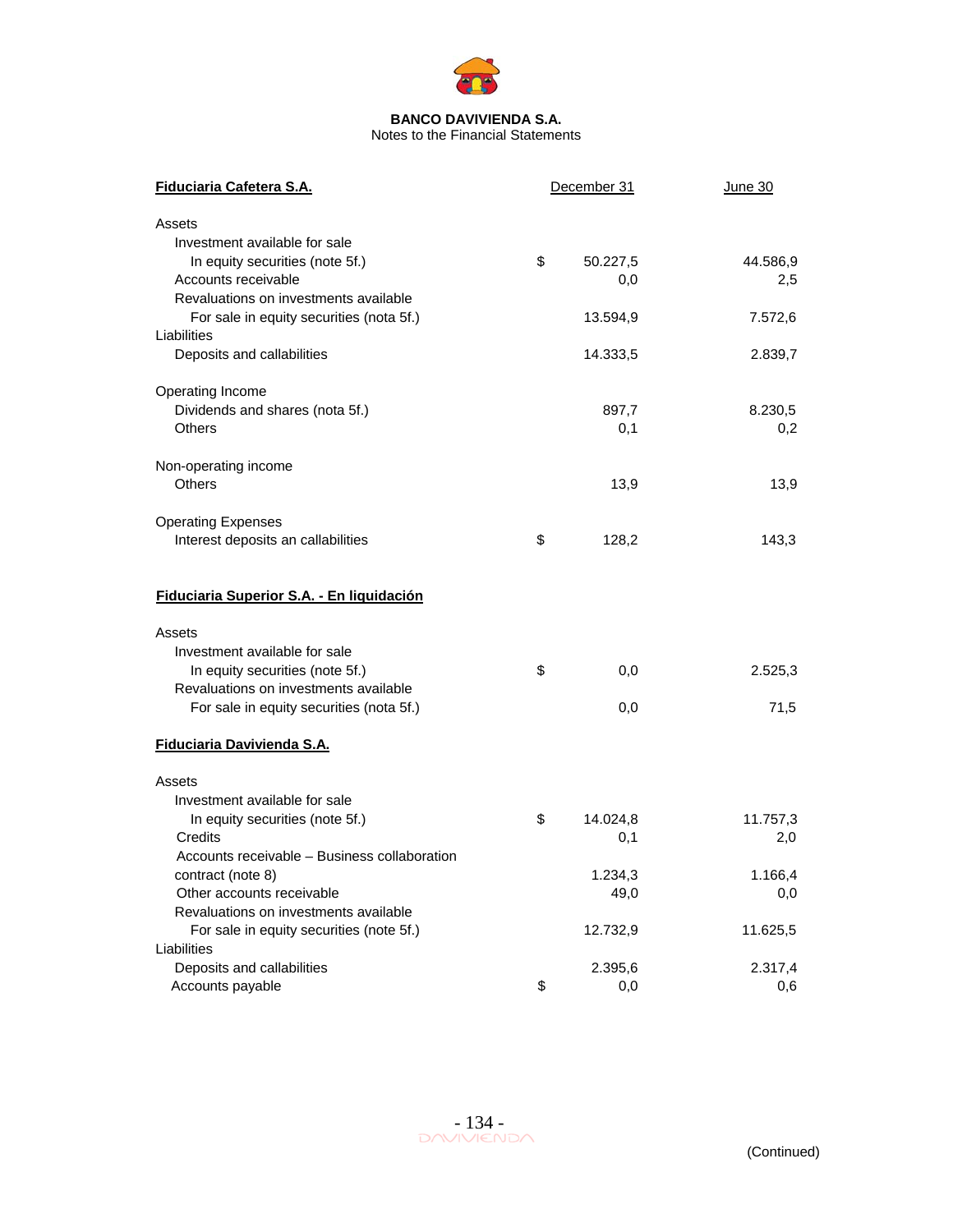**BANCO DAVIVIENDA S.A.**
Notes to the Financial Statements

| Fiduciaria Cafetera S.A. | | December 31 | June 30 |
|---|---|---|---|
| Assets | | | |
| Investment available for sale | | | |
| In equity securities (note 5f.) | $ | 50.227,5 | 44.586,9 |
| Accounts receivable | | 0,0 | 2,5 |
| Revaluations on investments available For sale in equity securities (nota 5f.) | | 13.594,9 | 7.572,6 |
| Liabilities | | | |
| Deposits and callabilities | | 14.333,5 | 2.839,7 |
| Operating Income | | | |
| Dividends and shares (nota 5f.) | | 897,7 | 8.230,5 |
| Others | | 0,1 | 0,2 |
| Non-operating income | | | |
| Others | | 13,9 | 13,9 |
| Operating Expenses | | | |
| Interest deposits an callabilities | $ | 128,2 | 143,3 |

| Fiduciaria Superior S.A. - En liquidación | | | |
|---|---|---|---|
| Assets | | | |
| Investment available for sale | | | |
| In equity securities (note 5f.) | $ | 0,0 | 2.525,3 |
| Revaluations on investments available For sale in equity securities (nota 5f.) | | 0,0 | 71,5 |

| Fiduciaria Davivienda S.A. | | | |
|---|---|---|---|
| Assets | | | |
| Investment available for sale | | | |
| In equity securities (note 5f.) | $ | 14.024,8 | 11.757,3 |
| Credits | | 0,1 | 2,0 |
| Accounts receivable – Business collaboration contract (note 8) | | 1.234,3 | 1.166,4 |
| Other accounts receivable | | 49,0 | 0,0 |
| Revaluations on investments available For sale in equity securities (note 5f.) | | 12.732,9 | 11.625,5 |
| Liabilities | | | |
| Deposits and callabilities | | 2.395,6 | 2.317,4 |
| Accounts payable | $ | 0,0 | 0,6 |

(Continued)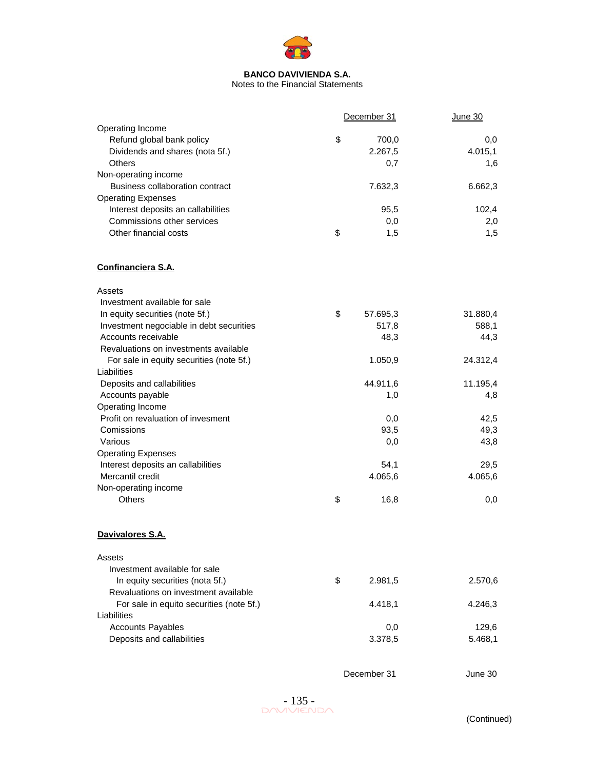**BANCO DAVIVIENDA S.A.**
Notes to the Financial Statements

| | | December 31 | June 30 |
|---|---|---|---|
| Operating Income | | | |
| Refund global bank policy | $ | 700,0 | 0,0 |
| Dividends and shares (nota 5f.) | | 2.267,5 | 4.015,1 |
| Others | | 0,7 | 1,6 |
| Non-operating income | | | |
| Business collaboration contract | | 7.632,3 | 6.662,3 |
| Operating Expenses | | | |
| Interest deposits an callabilities | | 95,5 | 102,4 |
| Commissions other services | | 0,0 | 2,0 |
| Other financial costs | $ | 1,5 | 1,5 |

**Confinanciera S.A.**

| | | December 31 | June 30 |
|---|---|---|---|
| Assets | | | |
| Investment available for sale | | | |
| In equity securities (note 5f.) | $ | 57.695,3 | 31.880,4 |
| Investment negociable in debt securities | | 517,8 | 588,1 |
| Accounts receivable | | 48,3 | 44,3 |
| Revaluations on investments available | | | |
| For sale in equity securities (note 5f.) | | 1.050,9 | 24.312,4 |
| Liabilities | | | |
| Deposits and callabilities | | 44.911,6 | 11.195,4 |
| Accounts payable | | 1,0 | 4,8 |
| Operating Income | | | |
| Profit on revaluation of invesment | | 0,0 | 42,5 |
| Comissions | | 93,5 | 49,3 |
| Various | | 0,0 | 43,8 |
| Operating Expenses | | | |
| Interest deposits an callabilities | | 54,1 | 29,5 |
| Mercantil credit | | 4.065,6 | 4.065,6 |
| Non-operating income | | | |
| Others | $ | 16,8 | 0,0 |

**Davivalores S.A.**

| | | December 31 | June 30 |
|---|---|---|---|
| Assets | | | |
| Investment available for sale | | | |
| In equity securities (nota 5f.) | $ | 2.981,5 | 2.570,6 |
| Revaluations on investment available | | | |
| For sale in equito securities (note 5f.) | | 4.418,1 | 4.246,3 |
| Liabilities | | | |
| Accounts Payables | | 0,0 | 129,6 |
| Deposits and callabilities | | 3.378,5 | 5.468,1 |

December 31 &nbsp;&nbsp;&nbsp; June 30

(Continued)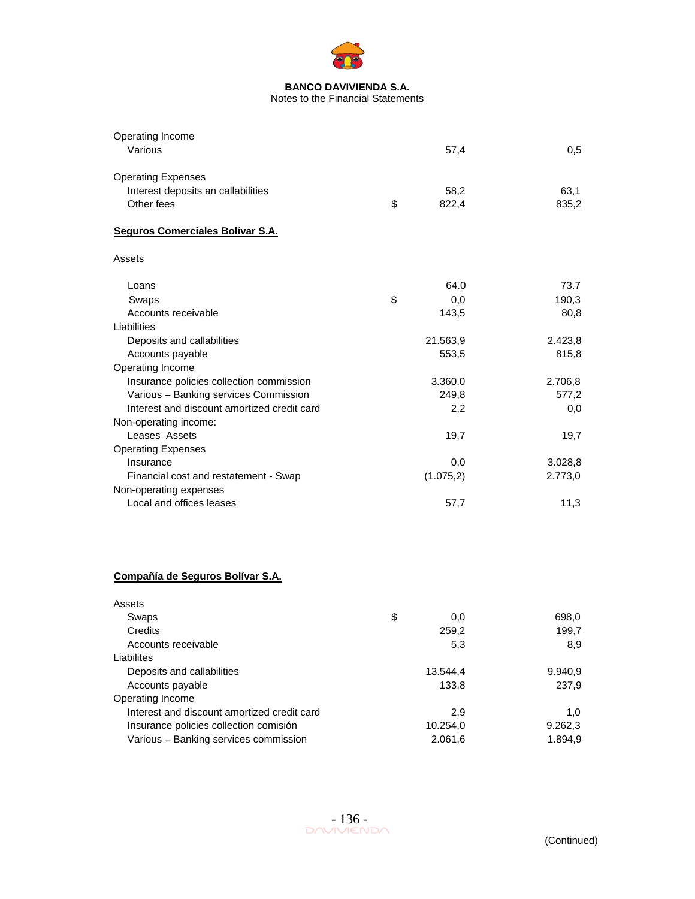| | | | |
|---|---|---|---|
| Operating Income | | | |
| Various | | 57,4 | 0,5 |
| | | | |
| Operating Expenses | | | |
| Interest deposits an callabilities | | 58,2 | 63,1 |
| Other fees | $ | 822,4 | 835,2 |

**Seguros Comerciales Bolívar S.A.**

| | | | |
|---|---|---|---|
| Assets | | | |
| Loans | | 64.0 | 73.7 |
| Swaps | $ | 0,0 | 190,3 |
| Accounts receivable | | 143,5 | 80,8 |
| Liabilities | | | |
| Deposits and callabilities | | 21.563,9 | 2.423,8 |
| Accounts payable | | 553,5 | 815,8 |
| Operating Income | | | |
| Insurance policies collection commission | | 3.360,0 | 2.706,8 |
| Various – Banking services Commission | | 249,8 | 577,2 |
| Interest and discount amortized credit card | | 2,2 | 0,0 |
| Non-operating income: | | | |
| Leases Assets | | 19,7 | 19,7 |
| Operating Expenses | | | |
| Insurance | | 0,0 | 3.028,8 |
| Financial cost and restatement - Swap | | (1.075,2) | 2.773,0 |
| Non-operating expenses | | | |
| Local and offices leases | | 57,7 | 11,3 |

**Compañía de Seguros Bolívar S.A.**

| | | | |
|---|---|---|---|
| Assets | | | |
| Swaps | $ | 0,0 | 698,0 |
| Credits | | 259,2 | 199,7 |
| Accounts receivable | | 5,3 | 8,9 |
| Liabilites | | | |
| Deposits and callabilities | | 13.544,4 | 9.940,9 |
| Accounts payable | | 133,8 | 237,9 |
| Operating Income | | | |
| Interest and discount amortized credit card | | 2,9 | 1,0 |
| Insurance policies collection comisión | | 10.254,0 | 9.262,3 |
| Various – Banking services commission | | 2.061,6 | 1.894,9 |

(Continued)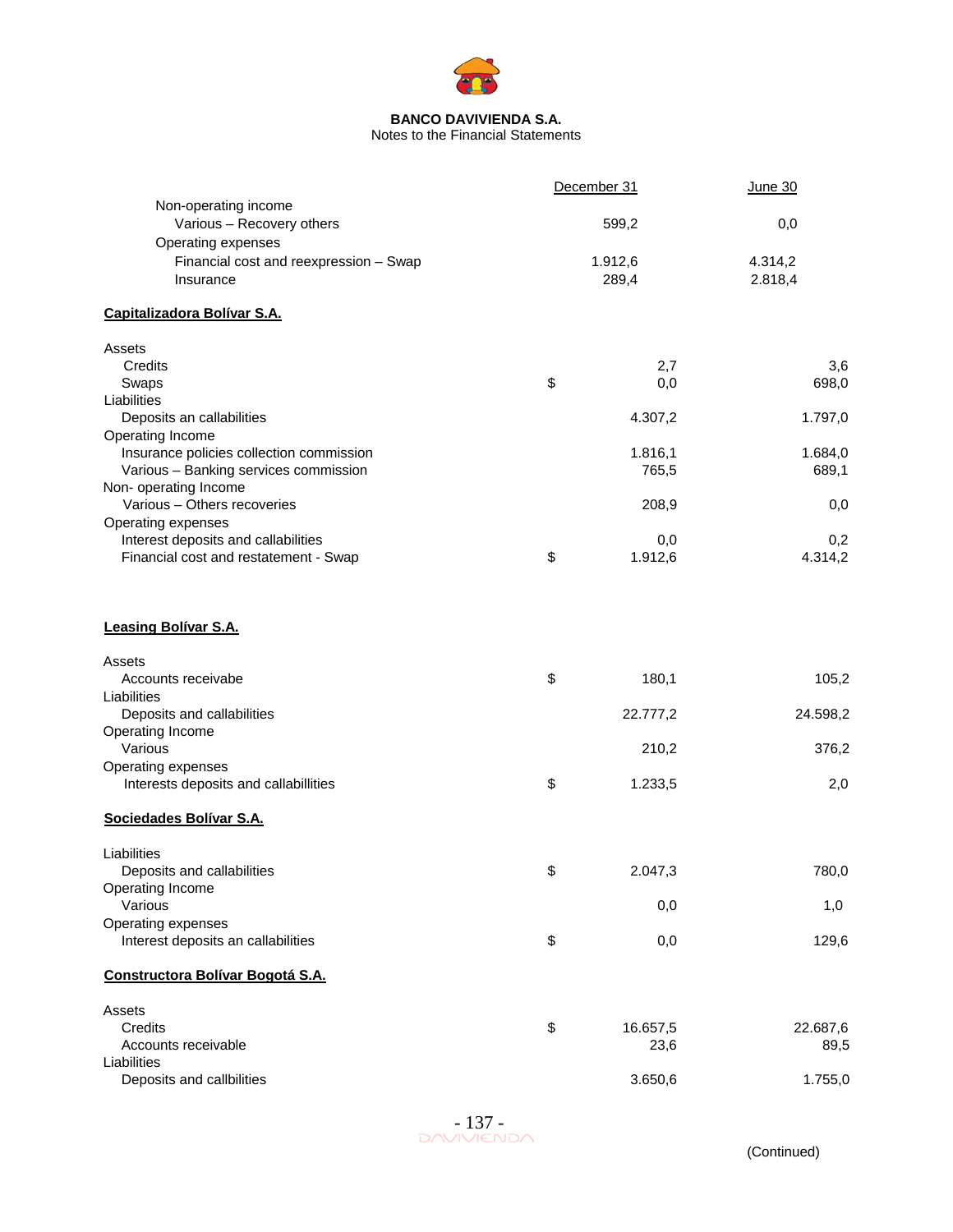| | December 31 | June 30 |
|---|---|---|
| Non-operating income | | |
| Various – Recovery others | 599,2 | 0,0 |
| Operating expenses | | |
| Financial cost and reexpression – Swap | 1.912,6 | 4.314,2 |
| Insurance | 289,4 | 2.818,4 |

**Capitalizadora Bolívar S.A.**

| | | | |
|---|---|---|---|
| Assets | | | |
| Credits | | 2,7 | 3,6 |
| Swaps | $ | 0,0 | 698,0 |
| Liabilities | | | |
| Deposits an callabilities | | 4.307,2 | 1.797,0 |
| Operating Income | | | |
| Insurance policies collection commission | | 1.816,1 | 1.684,0 |
| Various – Banking services commission | | 765,5 | 689,1 |
| Non- operating Income | | | |
| Various – Others recoveries | | 208,9 | 0,0 |
| Operating expenses | | | |
| Interest deposits and callabilities | | 0,0 | 0,2 |
| Financial cost and restatement - Swap | $ | 1.912,6 | 4.314,2 |

**Leasing Bolívar S.A.**

| | | | |
|---|---|---|---|
| Assets | | | |
| Accounts receivabe | $ | 180,1 | 105,2 |
| Liabilities | | | |
| Deposits and callabilities | | 22.777,2 | 24.598,2 |
| Operating Income | | | |
| Various | | 210,2 | 376,2 |
| Operating expenses | | | |
| Interests deposits and callabillities | $ | 1.233,5 | 2,0 |

**Sociedades Bolívar S.A.**

| | | | |
|---|---|---|---|
| Liabilities | | | |
| Deposits and callabilities | $ | 2.047,3 | 780,0 |
| Operating Income | | | |
| Various | | 0,0 | 1,0 |
| Operating expenses | | | |
| Interest deposits an callabilities | $ | 0,0 | 129,6 |

**Constructora Bolívar Bogotá S.A.**

| | | | |
|---|---|---|---|
| Assets | | | |
| Credits | $ | 16.657,5 | 22.687,6 |
| Accounts receivable | | 23,6 | 89,5 |
| Liabilities | | | |
| Deposits and callbilities | | 3.650,6 | 1.755,0 |

(Continued)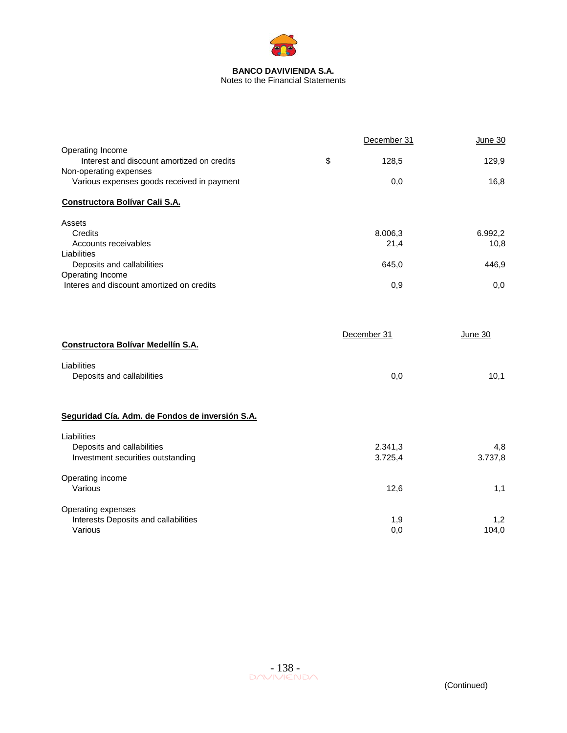| | | December 31 | June 30 |
|---|---|---|---|
| Operating Income | | | |
| Interest and discount amortized on credits | $ | 128,5 | 129,9 |
| Non-operating expenses | | | |
| Various expenses goods received in payment | | 0,0 | 16,8 |

**Constructora Bolívar Cali S.A.**

| | December 31 | June 30 |
|---|---|---|
| Assets | | |
| Credits | 8.006,3 | 6.992,2 |
| Accounts receivables | 21,4 | 10,8 |
| Liabilities | | |
| Deposits and callabilities | 645,0 | 446,9 |
| Operating Income | | |
| Interes and discount amortized on credits | 0,9 | 0,0 |

| **Constructora Bolívar Medellín S.A.** | December 31 | June 30 |
|---|---|---|
| Liabilities | | |
| Deposits and callabilities | 0,0 | 10,1 |

**Seguridad Cía. Adm. de Fondos de inversión S.A.**

| | December 31 | June 30 |
|---|---|---|
| Liabilities | | |
| Deposits and callabilities | 2.341,3 | 4,8 |
| Investment securities outstanding | 3.725,4 | 3.737,8 |
| Operating income | | |
| Various | 12,6 | 1,1 |
| Operating expenses | | |
| Interests Deposits and callabilities | 1,9 | 1,2 |
| Various | 0,0 | 104,0 |

(Continued)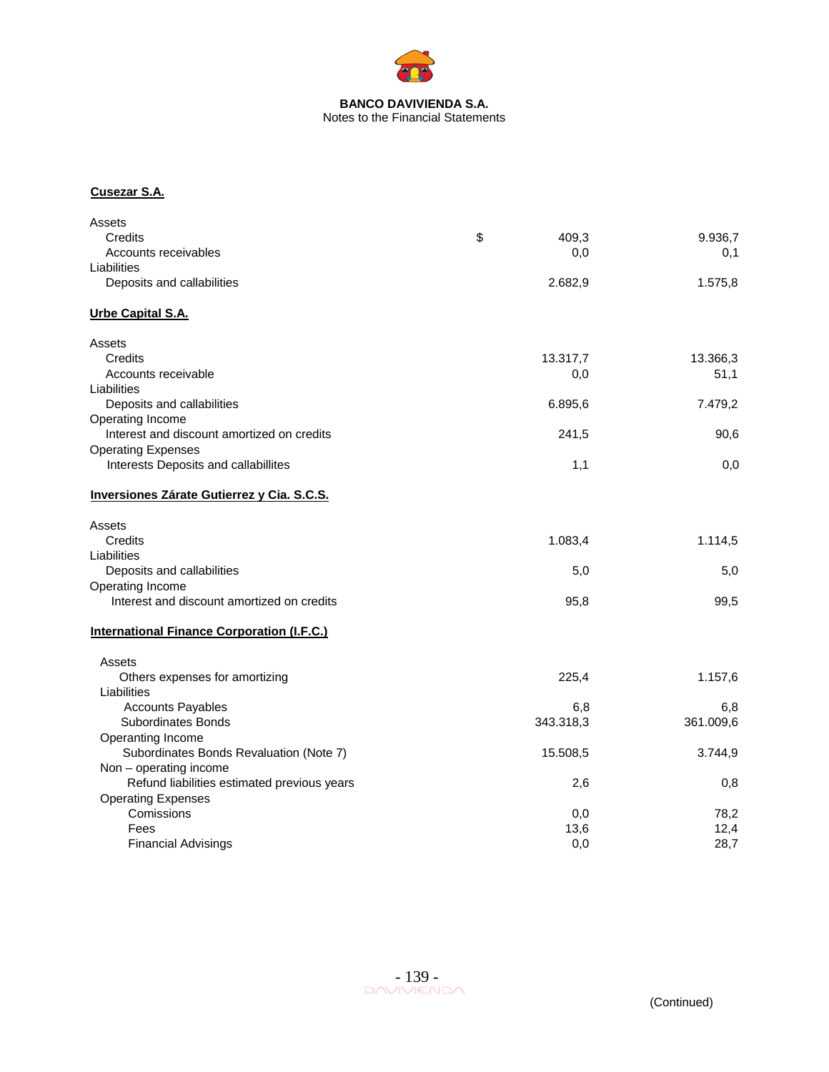**BANCO DAVIVIENDA S.A.**
Notes to the Financial Statements

**Cusezar S.A.**

| | | | |
|---|---|---|---|
| Assets | | | |
| Credits | $ | 409,3 | 9.936,7 |
| Accounts receivables | | 0,0 | 0,1 |
| Liabilities | | | |
| Deposits and callabilities | | 2.682,9 | 1.575,8 |

**Urbe Capital S.A.**

| | | |
|---|---|---|
| Assets | | |
| Credits | 13.317,7 | 13.366,3 |
| Accounts receivable | 0,0 | 51,1 |
| Liabilities | | |
| Deposits and callabilities | 6.895,6 | 7.479,2 |
| Operating Income | | |
| Interest and discount amortized on credits | 241,5 | 90,6 |
| Operating Expenses | | |
| Interests Deposits and callabillites | 1,1 | 0,0 |

**Inversiones Zárate Gutierrez y Cia. S.C.S.**

| | | |
|---|---|---|
| Assets | | |
| Credits | 1.083,4 | 1.114,5 |
| Liabilities | | |
| Deposits and callabilities | 5,0 | 5,0 |
| Operating Income | | |
| Interest and discount amortized on credits | 95,8 | 99,5 |

**International Finance Corporation (I.F.C.)**

| | | |
|---|---|---|
| Assets | | |
| Others expenses for amortizing | 225,4 | 1.157,6 |
| Liabilities | | |
| Accounts Payables | 6,8 | 6,8 |
| Subordinates Bonds | 343.318,3 | 361.009,6 |
| Operanting Income | | |
| Subordinates Bonds Revaluation (Note 7) | 15.508,5 | 3.744,9 |
| Non – operating income | | |
| Refund liabilities estimated previous years | 2,6 | 0,8 |
| Operating Expenses | | |
| Comissions | 0,0 | 78,2 |
| Fees | 13,6 | 12,4 |
| Financial Advisings | 0,0 | 28,7 |

(Continued)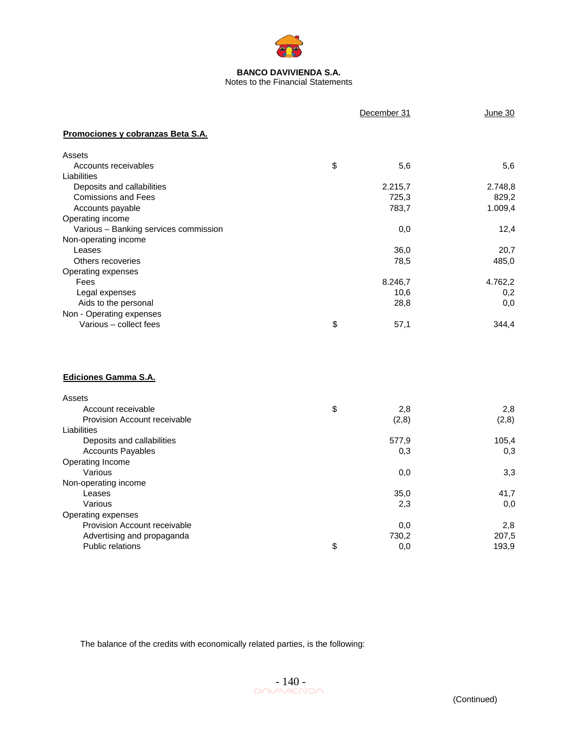**BANCO DAVIVIENDA S.A.**
Notes to the Financial Statements

| | | December 31 | June 30 |
|---|---|---|---|
| **Promociones y cobranzas Beta S.A.** | | | |
| Assets | | | |
| Accounts receivables | $ | 5,6 | 5,6 |
| Liabilities | | | |
| Deposits and callabilities | | 2.215,7 | 2.748,8 |
| Comissions and Fees | | 725,3 | 829,2 |
| Accounts payable | | 783,7 | 1.009,4 |
| Operating income | | | |
| Various – Banking services commission | | 0,0 | 12,4 |
| Non-operating income | | | |
| Leases | | 36,0 | 20,7 |
| Others recoveries | | 78,5 | 485,0 |
| Operating expenses | | | |
| Fees | | 8.246,7 | 4.762,2 |
| Legal expenses | | 10,6 | 0,2 |
| Aids to the personal | | 28,8 | 0,0 |
| Non - Operating expenses | | | |
| Various – collect fees | $ | 57,1 | 344,4 |

| | | December 31 | June 30 |
|---|---|---|---|
| **Ediciones Gamma S.A.** | | | |
| Assets | | | |
| Account receivable | $ | 2,8 | 2,8 |
| Provision Account receivable | | (2,8) | (2,8) |
| Liabilities | | | |
| Deposits and callabilities | | 577,9 | 105,4 |
| Accounts Payables | | 0,3 | 0,3 |
| Operating Income | | | |
| Various | | 0,0 | 3,3 |
| Non-operating income | | | |
| Leases | | 35,0 | 41,7 |
| Various | | 2,3 | 0,0 |
| Operating expenses | | | |
| Provision Account receivable | | 0,0 | 2,8 |
| Advertising and propaganda | | 730,2 | 207,5 |
| Public relations | $ | 0,0 | 193,9 |

The balance of the credits with economically related parties, is the following:

(Continued)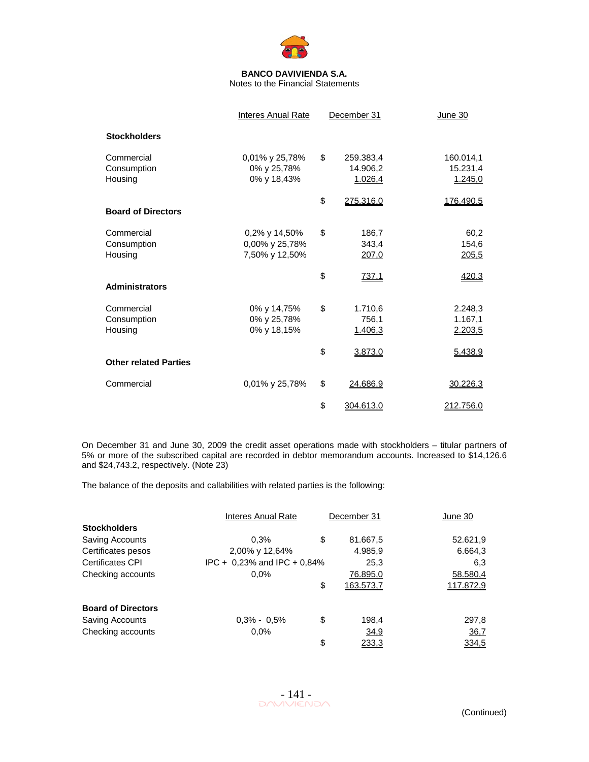**BANCO DAVIVIENDA S.A.**
Notes to the Financial Statements

| | Interes Anual Rate | | December 31 | June 30 |
|---|---|---|---|---|
| **Stockholders** | | | | |
| Commercial | 0,01% y 25,78% | $ | 259.383,4 | 160.014,1 |
| Consumption | 0% y 25,78% | | 14.906,2 | 15.231,4 |
| Housing | 0% y 18,43% | | 1.026,4 | 1.245,0 |
| | | $ | 275.316,0 | 176.490,5 |
| **Board of Directors** | | | | |
| Commercial | 0,2% y 14,50% | $ | 186,7 | 60,2 |
| Consumption | 0,00% y 25,78% | | 343,4 | 154,6 |
| Housing | 7,50% y 12,50% | | 207,0 | 205,5 |
| | | $ | 737,1 | 420,3 |
| **Administrators** | | | | |
| Commercial | 0% y 14,75% | $ | 1.710,6 | 2.248,3 |
| Consumption | 0% y 25,78% | | 756,1 | 1.167,1 |
| Housing | 0% y 18,15% | | 1.406,3 | 2.203,5 |
| | | $ | 3.873,0 | 5.438,9 |
| **Other related Parties** | | | | |
| Commercial | 0,01% y 25,78% | $ | 24.686,9 | 30.226,3 |
| | | $ | 304.613,0 | 212.756,0 |

On December 31 and June 30, 2009 the credit asset operations made with stockholders – titular partners of 5% or more of the subscribed capital are recorded in debtor memorandum accounts. Increased to $14,126.6 and $24,743.2, respectively. (Note 23)

The balance of the deposits and callabilities with related parties is the following:

| | Interes Anual Rate | | December 31 | June 30 |
|---|---|---|---|---|
| **Stockholders** | | | | |
| Saving Accounts | 0,3% | $ | 81.667,5 | 52.621,9 |
| Certificates pesos | 2,00% y 12,64% | | 4.985,9 | 6.664,3 |
| Certificates CPI | IPC + 0,23% and IPC + 0,84% | | 25,3 | 6,3 |
| Checking accounts | 0,0% | | 76.895,0 | 58.580,4 |
| | | $ | 163.573,7 | 117.872,9 |
| **Board of Directors** | | | | |
| Saving Accounts | 0,3% - 0,5% | $ | 198,4 | 297,8 |
| Checking accounts | 0,0% | | 34,9 | 36,7 |
| | | $ | 233,3 | 334,5 |

(Continued)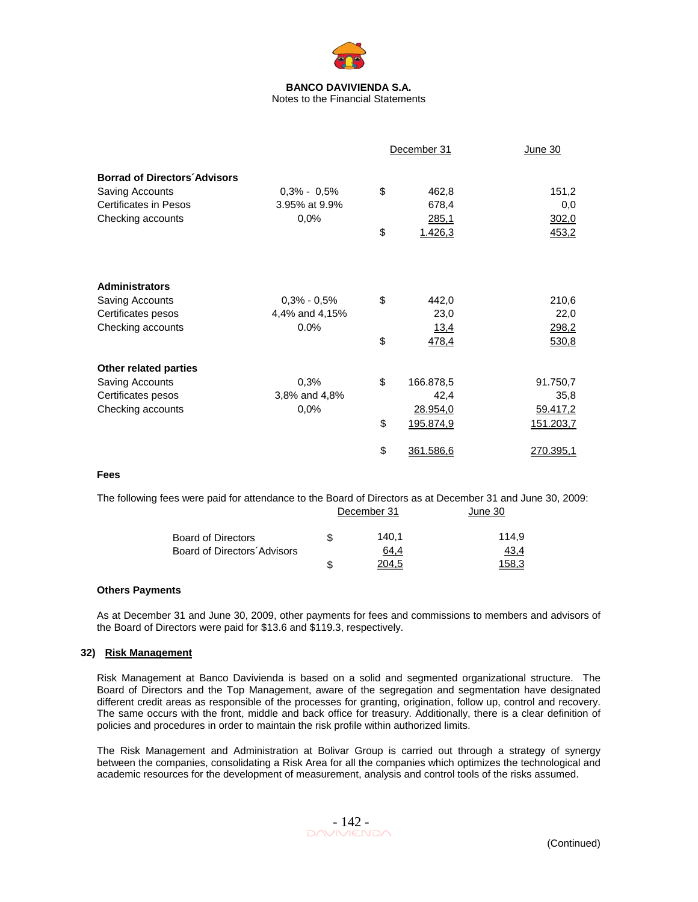|  |  |  | December 31 | June 30 |
|---|---|---|---|---|
| **Borrad of Directors´Advisors** |  |  |  |  |
| Saving Accounts | 0,3% - 0,5% | $ | 462,8 | 151,2 |
| Certificates in Pesos | 3.95% at 9.9% |  | 678,4 | 0,0 |
| Checking accounts | 0,0% |  | 285,1 | 302,0 |
|  |  | $ | 1.426,3 | 453,2 |
| **Administrators** |  |  |  |  |
| Saving Accounts | 0,3% - 0,5% | $ | 442,0 | 210,6 |
| Certificates pesos | 4,4% and 4,15% |  | 23,0 | 22,0 |
| Checking accounts | 0.0% |  | 13,4 | 298,2 |
|  |  | $ | 478,4 | 530,8 |
| **Other related parties** |  |  |  |  |
| Saving Accounts | 0,3% | $ | 166.878,5 | 91.750,7 |
| Certificates pesos | 3,8% and 4,8% |  | 42,4 | 35,8 |
| Checking accounts | 0,0% |  | 28.954,0 | 59.417,2 |
|  |  | $ | 195.874,9 | 151.203,7 |
|  |  | $ | 361.586,6 | 270.395,1 |

**Fees**

The following fees were paid for attendance to the Board of Directors as at December 31 and June 30, 2009:

|  |  | December 31 | June 30 |
|---|---|---|---|
| Board of Directors | $ | 140,1 | 114,9 |
| Board of Directors´Advisors |  | 64,4 | 43,4 |
|  | $ | 204,5 | 158,3 |

**Others Payments**

As at December 31 and June 30, 2009, other payments for fees and commissions to members and advisors of the Board of Directors were paid for $13.6 and $119.3, respectively.

## 32) Risk Management

Risk Management at Banco Davivienda is based on a solid and segmented organizational structure. The Board of Directors and the Top Management, aware of the segregation and segmentation have designated different credit areas as responsible of the processes for granting, origination, follow up, control and recovery. The same occurs with the front, middle and back office for treasury. Additionally, there is a clear definition of policies and procedures in order to maintain the risk profile within authorized limits.

The Risk Management and Administration at Bolivar Group is carried out through a strategy of synergy between the companies, consolidating a Risk Area for all the companies which optimizes the technological and academic resources for the development of measurement, analysis and control tools of the risks assumed.

(Continued)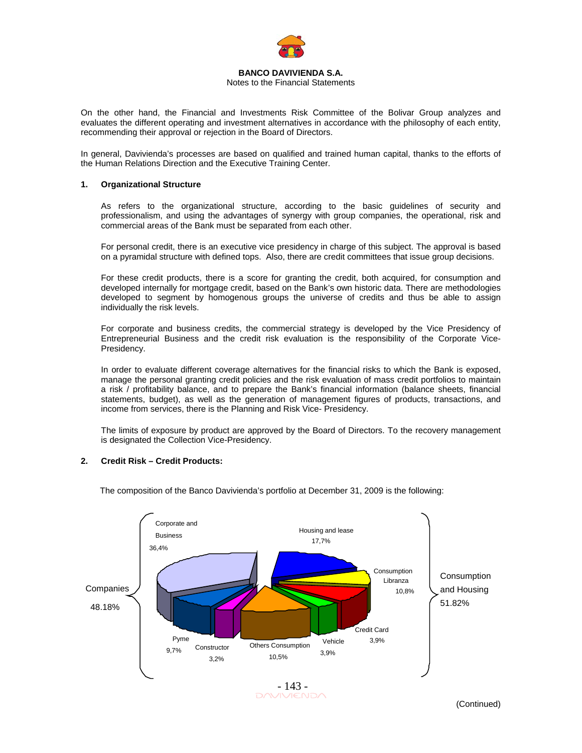On the other hand, the Financial and Investments Risk Committee of the Bolivar Group analyzes and evaluates the different operating and investment alternatives in accordance with the philosophy of each entity, recommending their approval or rejection in the Board of Directors.

In general, Davivienda's processes are based on qualified and trained human capital, thanks to the efforts of the Human Relations Direction and the Executive Training Center.

## 1. Organizational Structure

As refers to the organizational structure, according to the basic guidelines of security and professionalism, and using the advantages of synergy with group companies, the operational, risk and commercial areas of the Bank must be separated from each other.

For personal credit, there is an executive vice presidency in charge of this subject. The approval is based on a pyramidal structure with defined tops. Also, there are credit committees that issue group decisions.

For these credit products, there is a score for granting the credit, both acquired, for consumption and developed internally for mortgage credit, based on the Bank's own historic data. There are methodologies developed to segment by homogenous groups the universe of credits and thus be able to assign individually the risk levels.

For corporate and business credits, the commercial strategy is developed by the Vice Presidency of Entrepreneurial Business and the credit risk evaluation is the responsibility of the Corporate Vice-Presidency.

In order to evaluate different coverage alternatives for the financial risks to which the Bank is exposed, manage the personal granting credit policies and the risk evaluation of mass credit portfolios to maintain a risk / profitability balance, and to prepare the Bank's financial information (balance sheets, financial statements, budget), as well as the generation of management figures of products, transactions, and income from services, there is the Planning and Risk Vice- Presidency.

The limits of exposure by product are approved by the Board of Directors. To the recovery management is designated the Collection Vice-Presidency.

## 2. Credit Risk – Credit Products:

The composition of the Banco Davivienda's portfolio at December 31, 2009 is the following:

| Group | Segment | Share |
|---|---|---|
| Companies 48.18% | Corporate and Business | 36,4% |
| | Pyme | 9,7% |
| | Constructor | 3,2% |
| Consumption and Housing 51.82% | Housing and lease | 17,7% |
| | Consumption Libranza | 10,8% |
| | Credit Card | 3,9% |
| | Vehicle | 3,9% |
| | Others Consumption | 10,5% |

(Continued)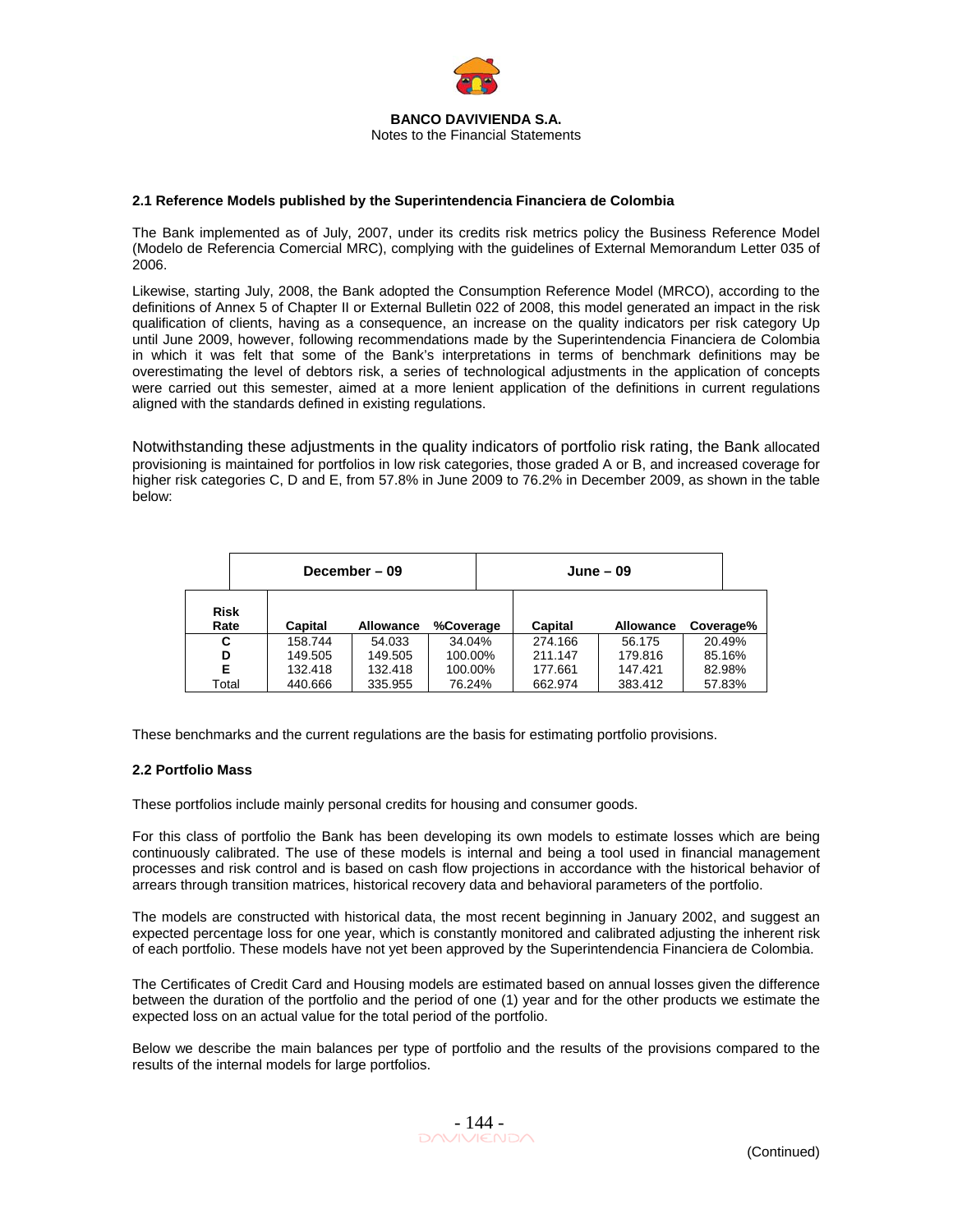## 2.1 Reference Models published by the Superintendencia Financiera de Colombia

The Bank implemented as of July, 2007, under its credits risk metrics policy the Business Reference Model (Modelo de Referencia Comercial MRC), complying with the guidelines of External Memorandum Letter 035 of 2006.

Likewise, starting July, 2008, the Bank adopted the Consumption Reference Model (MRCO), according to the definitions of Annex 5 of Chapter II or External Bulletin 022 of 2008, this model generated an impact in the risk qualification of clients, having as a consequence, an increase on the quality indicators per risk category Up until June 2009, however, following recommendations made by the Superintendencia Financiera de Colombia in which it was felt that some of the Bank's interpretations in terms of benchmark definitions may be overestimating the level of debtors risk, a series of technological adjustments in the application of concepts were carried out this semester, aimed at a more lenient application of the definitions in current regulations aligned with the standards defined in existing regulations.

Notwithstanding these adjustments in the quality indicators of portfolio risk rating, the Bank allocated provisioning is maintained for portfolios in low risk categories, those graded A or B, and increased coverage for higher risk categories C, D and E, from 57.8% in June 2009 to 76.2% in December 2009, as shown in the table below:

| | December – 09 | | | June – 09 | | |
|---|---|---|---|---|---|---|
| **Risk Rate** | **Capital** | **Allowance** | **%Coverage** | **Capital** | **Allowance** | **Coverage%** |
| **C** | 158.744 | 54.033 | 34.04% | 274.166 | 56.175 | 20.49% |
| **D** | 149.505 | 149.505 | 100.00% | 211.147 | 179.816 | 85.16% |
| **E** | 132.418 | 132.418 | 100.00% | 177.661 | 147.421 | 82.98% |
| Total | 440.666 | 335.955 | 76.24% | 662.974 | 383.412 | 57.83% |

These benchmarks and the current regulations are the basis for estimating portfolio provisions.

## 2.2 Portfolio Mass

These portfolios include mainly personal credits for housing and consumer goods.

For this class of portfolio the Bank has been developing its own models to estimate losses which are being continuously calibrated. The use of these models is internal and being a tool used in financial management processes and risk control and is based on cash flow projections in accordance with the historical behavior of arrears through transition matrices, historical recovery data and behavioral parameters of the portfolio.

The models are constructed with historical data, the most recent beginning in January 2002, and suggest an expected percentage loss for one year, which is constantly monitored and calibrated adjusting the inherent risk of each portfolio. These models have not yet been approved by the Superintendencia Financiera de Colombia.

The Certificates of Credit Card and Housing models are estimated based on annual losses given the difference between the duration of the portfolio and the period of one (1) year and for the other products we estimate the expected loss on an actual value for the total period of the portfolio.

Below we describe the main balances per type of portfolio and the results of the provisions compared to the results of the internal models for large portfolios.

(Continued)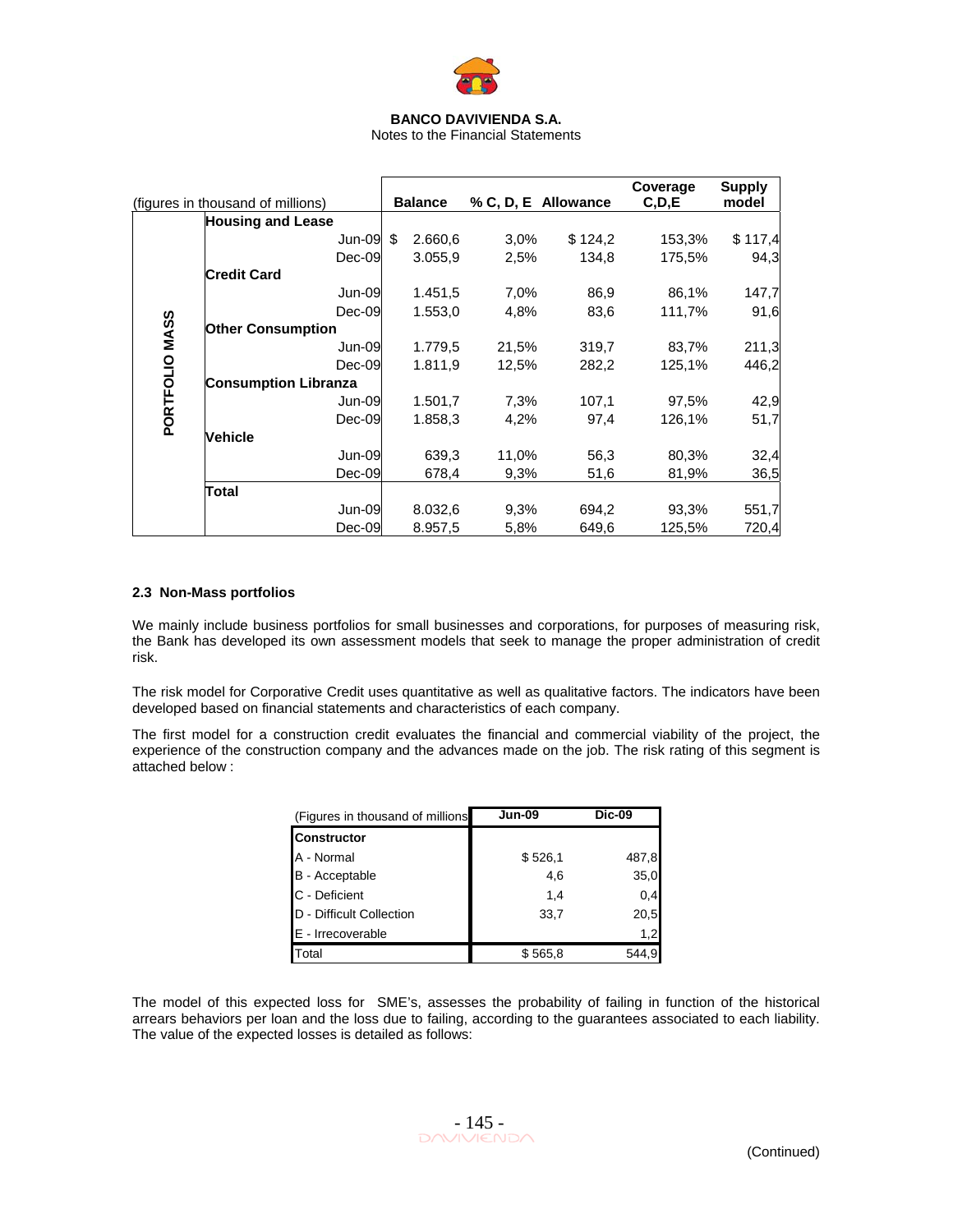| (figures in thousand of millions) | | Balance | % C, D, E | Allowance | Coverage C,D,E | Supply model |
|---|---|---|---|---|---|---|
| PORTFOLIO MASS | **Housing and Lease** | | | | | |
| | Jun-09 | $ 2.660,6 | 3,0% | $ 124,2 | 153,3% | $ 117,4 |
| | Dec-09 | 3.055,9 | 2,5% | 134,8 | 175,5% | 94,3 |
| | **Credit Card** | | | | | |
| | Jun-09 | 1.451,5 | 7,0% | 86,9 | 86,1% | 147,7 |
| | Dec-09 | 1.553,0 | 4,8% | 83,6 | 111,7% | 91,6 |
| | **Other Consumption** | | | | | |
| | Jun-09 | 1.779,5 | 21,5% | 319,7 | 83,7% | 211,3 |
| | Dec-09 | 1.811,9 | 12,5% | 282,2 | 125,1% | 446,2 |
| | **Consumption Libranza** | | | | | |
| | Jun-09 | 1.501,7 | 7,3% | 107,1 | 97,5% | 42,9 |
| | Dec-09 | 1.858,3 | 4,2% | 97,4 | 126,1% | 51,7 |
| | **Vehicle** | | | | | |
| | Jun-09 | 639,3 | 11,0% | 56,3 | 80,3% | 32,4 |
| | Dec-09 | 678,4 | 9,3% | 51,6 | 81,9% | 36,5 |
| | **Total** | | | | | |
| | Jun-09 | 8.032,6 | 9,3% | 694,2 | 93,3% | 551,7 |
| | Dec-09 | 8.957,5 | 5,8% | 649,6 | 125,5% | 720,4 |

### 2.3 Non-Mass portfolios

We mainly include business portfolios for small businesses and corporations, for purposes of measuring risk, the Bank has developed its own assessment models that seek to manage the proper administration of credit risk.

The risk model for Corporative Credit uses quantitative as well as qualitative factors. The indicators have been developed based on financial statements and characteristics of each company.

The first model for a construction credit evaluates the financial and commercial viability of the project, the experience of the construction company and the advances made on the job. The risk rating of this segment is attached below :

| (Figures in thousand of millions) | Jun-09 | Dic-09 |
|---|---|---|
| **Constructor** | | |
| A - Normal | $ 526,1 | 487,8 |
| B - Acceptable | 4,6 | 35,0 |
| C - Deficient | 1,4 | 0,4 |
| D - Difficult Collection | 33,7 | 20,5 |
| E - Irrecoverable | | 1,2 |
| Total | $ 565,8 | 544,9 |

The model of this expected loss for SME's, assesses the probability of failing in function of the historical arrears behaviors per loan and the loss due to failing, according to the guarantees associated to each liability. The value of the expected losses is detailed as follows:

(Continued)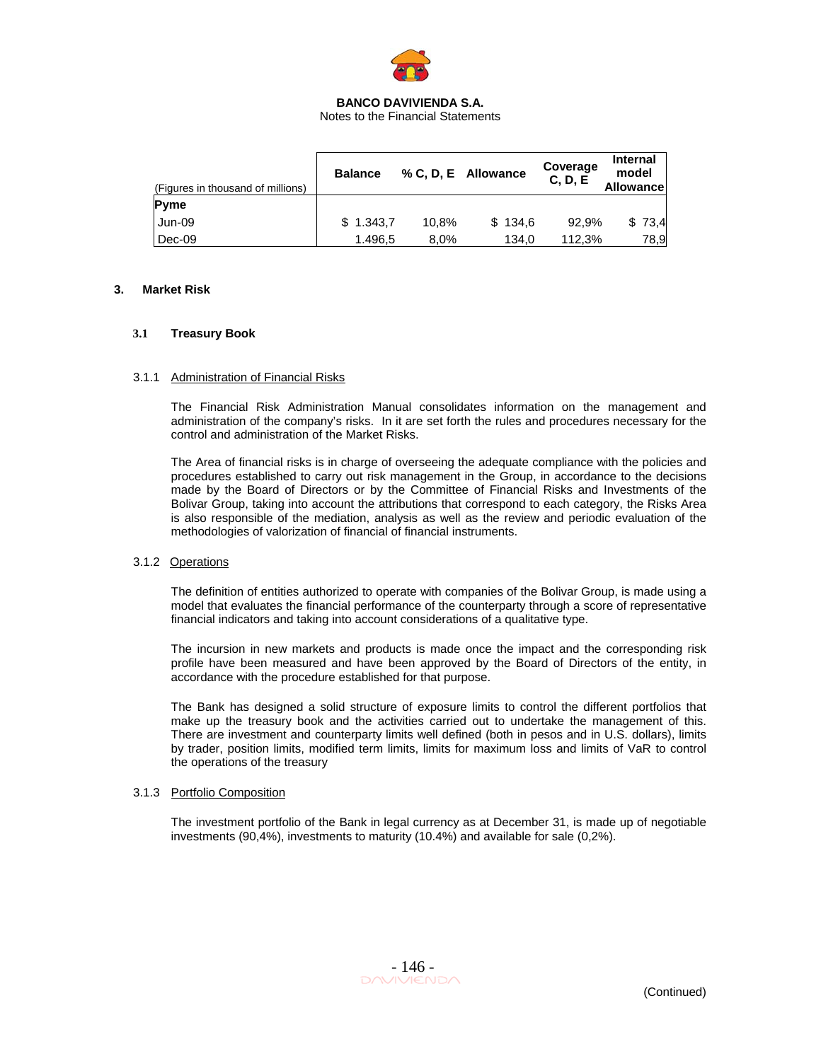| (Figures in thousand of millions) | Balance | % C, D, E | Allowance | Coverage C, D, E | Internal model Allowance |
|---|---|---|---|---|---|
| **Pyme** | | | | | |
| Jun-09 | $ 1.343,7 | 10,8% | $ 134,6 | 92,9% | $ 73,4 |
| Dec-09 | 1.496,5 | 8,0% | 134,0 | 112,3% | 78,9 |

## 3. Market Risk

### 3.1 Treasury Book

#### 3.1.1 Administration of Financial Risks

The Financial Risk Administration Manual consolidates information on the management and administration of the company's risks. In it are set forth the rules and procedures necessary for the control and administration of the Market Risks.

The Area of financial risks is in charge of overseeing the adequate compliance with the policies and procedures established to carry out risk management in the Group, in accordance to the decisions made by the Board of Directors or by the Committee of Financial Risks and Investments of the Bolivar Group, taking into account the attributions that correspond to each category, the Risks Area is also responsible of the mediation, analysis as well as the review and periodic evaluation of the methodologies of valorization of financial of financial instruments.

#### 3.1.2 Operations

The definition of entities authorized to operate with companies of the Bolivar Group, is made using a model that evaluates the financial performance of the counterparty through a score of representative financial indicators and taking into account considerations of a qualitative type.

The incursion in new markets and products is made once the impact and the corresponding risk profile have been measured and have been approved by the Board of Directors of the entity, in accordance with the procedure established for that purpose.

The Bank has designed a solid structure of exposure limits to control the different portfolios that make up the treasury book and the activities carried out to undertake the management of this. There are investment and counterparty limits well defined (both in pesos and in U.S. dollars), limits by trader, position limits, modified term limits, limits for maximum loss and limits of VaR to control the operations of the treasury

#### 3.1.3 Portfolio Composition

The investment portfolio of the Bank in legal currency as at December 31, is made up of negotiable investments (90,4%), investments to maturity (10.4%) and available for sale (0,2%).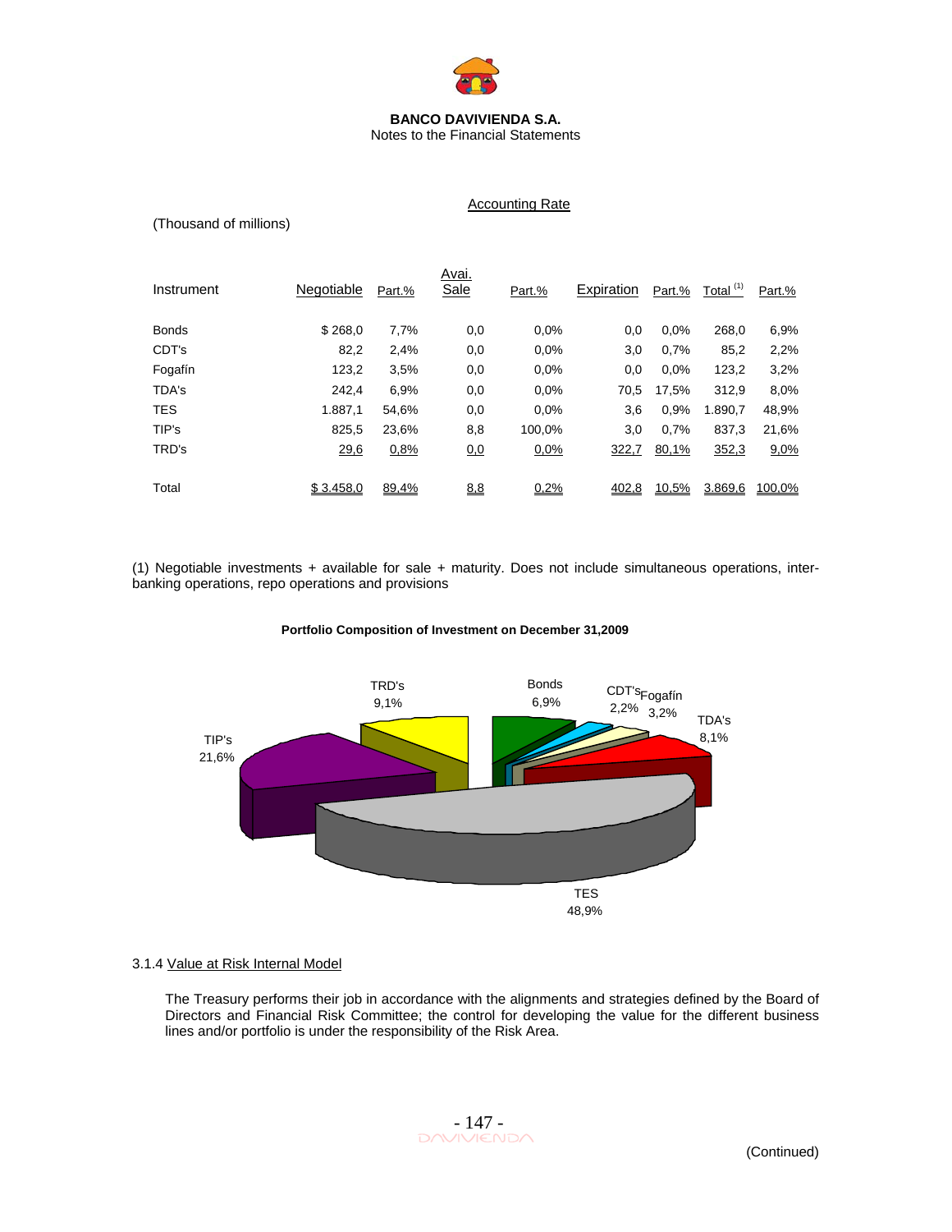**BANCO DAVIVIENDA S.A.**
Notes to the Financial Statements

Accounting Rate

(Thousand of millions)

| Instrument | Negotiable | Part.% | Avai. Sale | Part.% | Expiration | Part.% | Total [1] | Part.% |
|---|---|---|---|---|---|---|---|---|
| Bonds | $ 268,0 | 7,7% | 0,0 | 0,0% | 0,0 | 0,0% | 268,0 | 6,9% |
| CDT's | 82,2 | 2,4% | 0,0 | 0,0% | 3,0 | 0,7% | 85,2 | 2,2% |
| Fogafín | 123,2 | 3,5% | 0,0 | 0,0% | 0,0 | 0,0% | 123,2 | 3,2% |
| TDA's | 242,4 | 6,9% | 0,0 | 0,0% | 70,5 | 17,5% | 312,9 | 8,0% |
| TES | 1.887,1 | 54,6% | 0,0 | 0,0% | 3,6 | 0,9% | 1.890,7 | 48,9% |
| TIP's | 825,5 | 23,6% | 8,8 | 100,0% | 3,0 | 0,7% | 837,3 | 21,6% |
| TRD's | 29,6 | 0,8% | 0,0 | 0,0% | 322,7 | 80,1% | 352,3 | 9,0% |
| Total | $ 3.458,0 | 89,4% | 8,8 | 0,2% | 402,8 | 10,5% | 3.869,6 | 100,0% |

(1) Negotiable investments + available for sale + maturity. Does not include simultaneous operations, inter-banking operations, repo operations and provisions

**Portfolio Composition of Investment on December 31,2009**

| Instrument | Part.% |
|---|---|
| Bonds | 6,9% |
| CDT's | 2,2% |
| Fogafín | 3,2% |
| TDA's | 8,1% |
| TES | 48,9% |
| TIP's | 21,6% |
| TRD's | 9,1% |

3.1.4 Value at Risk Internal Model

The Treasury performs their job in accordance with the alignments and strategies defined by the Board of Directors and Financial Risk Committee; the control for developing the value for the different business lines and/or portfolio is under the responsibility of the Risk Area.

(Continued)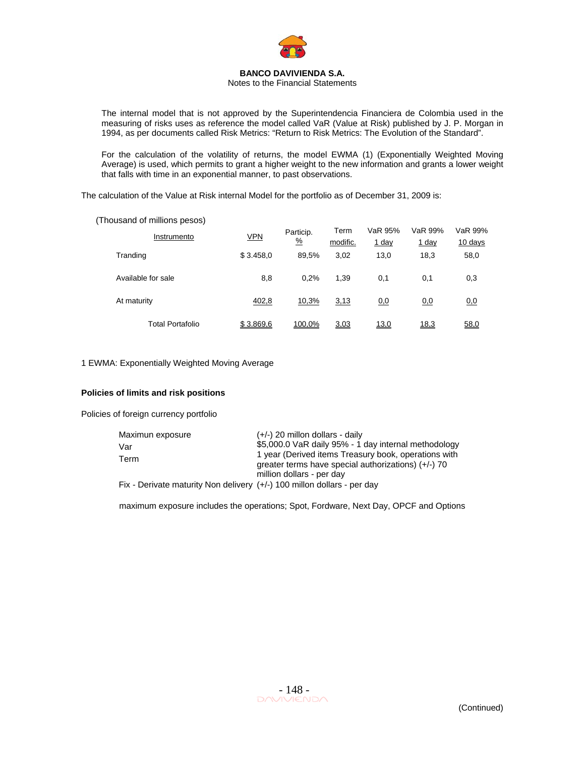The internal model that is not approved by the Superintendencia Financiera de Colombia used in the measuring of risks uses as reference the model called VaR (Value at Risk) published by J. P. Morgan in 1994, as per documents called Risk Metrics: "Return to Risk Metrics: The Evolution of the Standard".

For the calculation of the volatility of returns, the model EWMA (1) (Exponentially Weighted Moving Average) is used, which permits to grant a higher weight to the new information and grants a lower weight that falls with time in an exponential manner, to past observations.

The calculation of the Value at Risk internal Model for the portfolio as of December 31, 2009 is:

(Thousand of millions pesos)

| Instrumento | VPN | Particip. % | Term modific. | VaR 95% 1 day | VaR 99% 1 day | VaR 99% 10 days |
|---|---|---|---|---|---|---|
| Tranding | $ 3.458,0 | 89,5% | 3,02 | 13,0 | 18,3 | 58,0 |
| Available for sale | 8,8 | 0,2% | 1,39 | 0,1 | 0,1 | 0,3 |
| At maturity | 402,8 | 10,3% | 3,13 | 0,0 | 0,0 | 0,0 |
| Total Portafolio | $ 3.869,6 | 100,0% | 3,03 | 13,0 | 18,3 | 58,0 |

1 EWMA: Exponentially Weighted Moving Average

**Policies of limits and risk positions**

Policies of foreign currency portfolio

| | |
|---|---|
| Maximun exposure | (+/-) 20 millon dollars - daily |
| Var | $5,000.0 VaR daily 95% - 1 day internal methodology |
| Term | 1 year (Derived items Treasury book, operations with greater terms have special authorizations) (+/-) 70 million dollars - per day |
| Fix - Derivate maturity Non delivery | (+/-) 100 millon dollars - per day |

maximum exposure includes the operations; Spot, Fordware, Next Day, OPCF and Options

(Continued)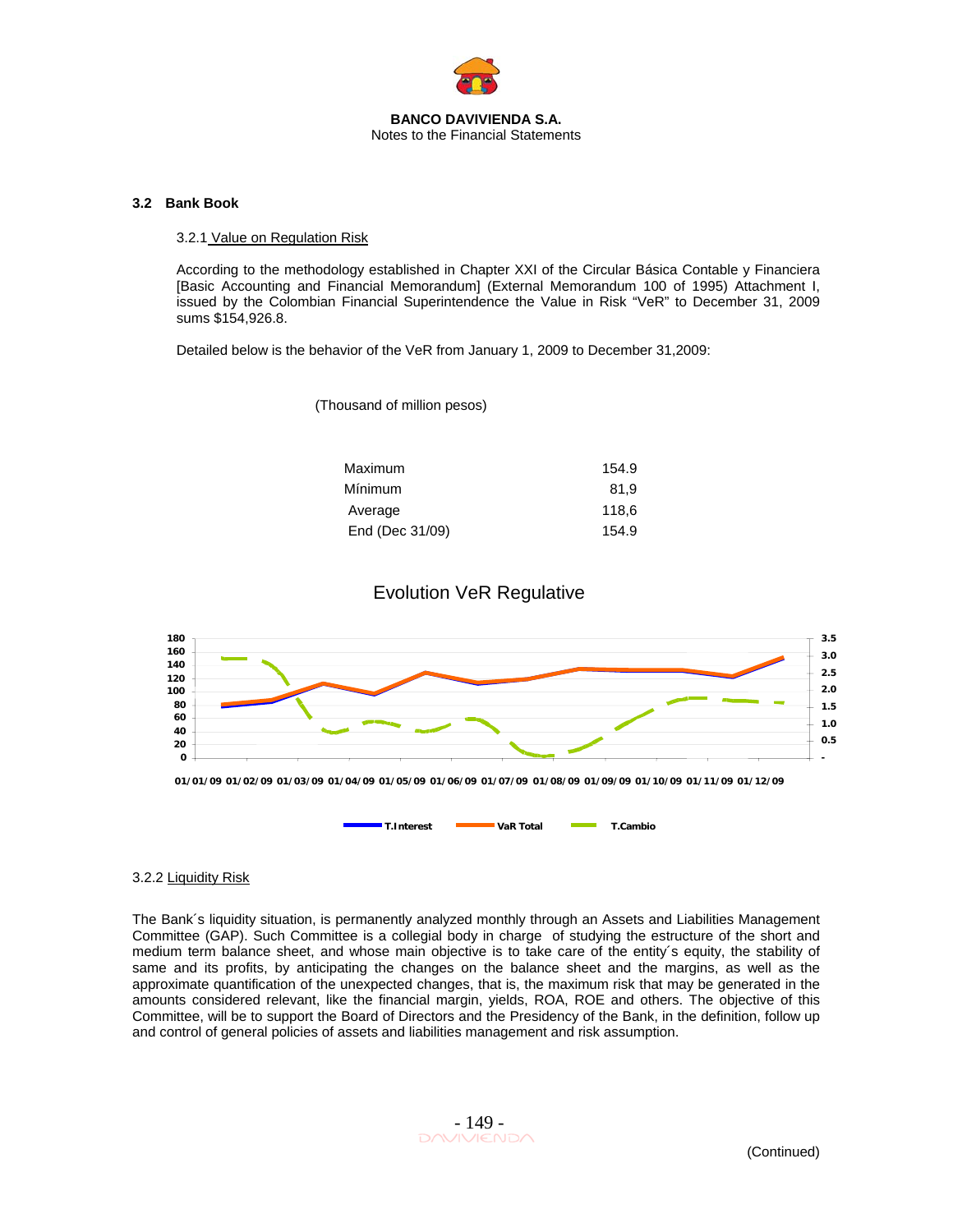### 3.2 Bank Book

#### 3.2.1 Value on Regulation Risk

According to the methodology established in Chapter XXI of the Circular Básica Contable y Financiera [Basic Accounting and Financial Memorandum] (External Memorandum 100 of 1995) Attachment I, issued by the Colombian Financial Superintendence the Value in Risk "VeR" to December 31, 2009 sums $154,926.8.

Detailed below is the behavior of the VeR from January 1, 2009 to December 31,2009:

(Thousand of million pesos)

| | |
|---|---|
| Maximum | 154.9 |
| Mínimum | 81,9 |
| Average | 118,6 |
| End (Dec 31/09) | 154.9 |

Evolution VeR Regulative

01/01/09 01/02/09 01/03/09 01/04/09 01/05/09 01/06/09 01/07/09 01/08/09 01/09/09 01/10/09 01/11/09 01/12/09

T.Interest VaR Total T.Cambio

#### 3.2.2 Liquidity Risk

The Bank´s liquidity situation, is permanently analyzed monthly through an Assets and Liabilities Management Committee (GAP). Such Committee is a collegial body in charge of studying the estructure of the short and medium term balance sheet, and whose main objective is to take care of the entity´s equity, the stability of same and its profits, by anticipating the changes on the balance sheet and the margins, as well as the approximate quantification of the unexpected changes, that is, the maximum risk that may be generated in the amounts considered relevant, like the financial margin, yields, ROA, ROE and others. The objective of this Committee, will be to support the Board of Directors and the Presidency of the Bank, in the definition, follow up and control of general policies of assets and liabilities management and risk assumption.

(Continued)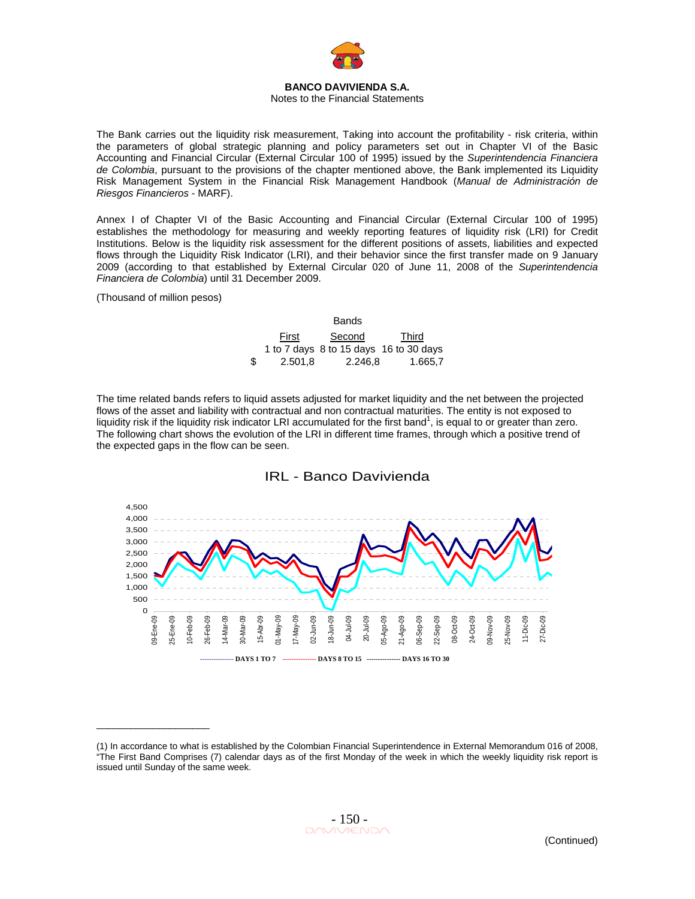The Bank carries out the liquidity risk measurement, Taking into account the profitability - risk criteria, within the parameters of global strategic planning and policy parameters set out in Chapter VI of the Basic Accounting and Financial Circular (External Circular 100 of 1995) issued by the *Superintendencia Financiera de Colombia*, pursuant to the provisions of the chapter mentioned above, the Bank implemented its Liquidity Risk Management System in the Financial Risk Management Handbook (*Manual de Administración de Riesgos Financieros* - MARF).

Annex I of Chapter VI of the Basic Accounting and Financial Circular (External Circular 100 of 1995) establishes the methodology for measuring and weekly reporting features of liquidity risk (LRI) for Credit Institutions. Below is the liquidity risk assessment for the different positions of assets, liabilities and expected flows through the Liquidity Risk Indicator (LRI), and their behavior since the first transfer made on 9 January 2009 (according to that established by External Circular 020 of June 11, 2008 of the *Superintendencia Financiera de Colombia*) until 31 December 2009.

(Thousand of million pesos)

| | Bands | | |
|---|---|---|---|
| | First | Second | Third |
| | 1 to 7 days | 8 to 15 days | 16 to 30 days |
| $ | 2.501,8 | 2.246,8 | 1.665,7 |

The time related bands refers to liquid assets adjusted for market liquidity and the net between the projected flows of the asset and liability with contractual and non contractual maturities. The entity is not exposed to liquidity risk if the liquidity risk indicator LRI accumulated for the first band[1], is equal to or greater than zero. The following chart shows the evolution of the LRI in different time frames, through which a positive trend of the expected gaps in the flow can be seen.

IRL - Banco Davivienda

---

(1) In accordance to what is established by the Colombian Financial Superintendence in External Memorandum 016 of 2008, "The First Band Comprises (7) calendar days as of the first Monday of the week in which the weekly liquidity risk report is issued until Sunday of the same week.

(Continued)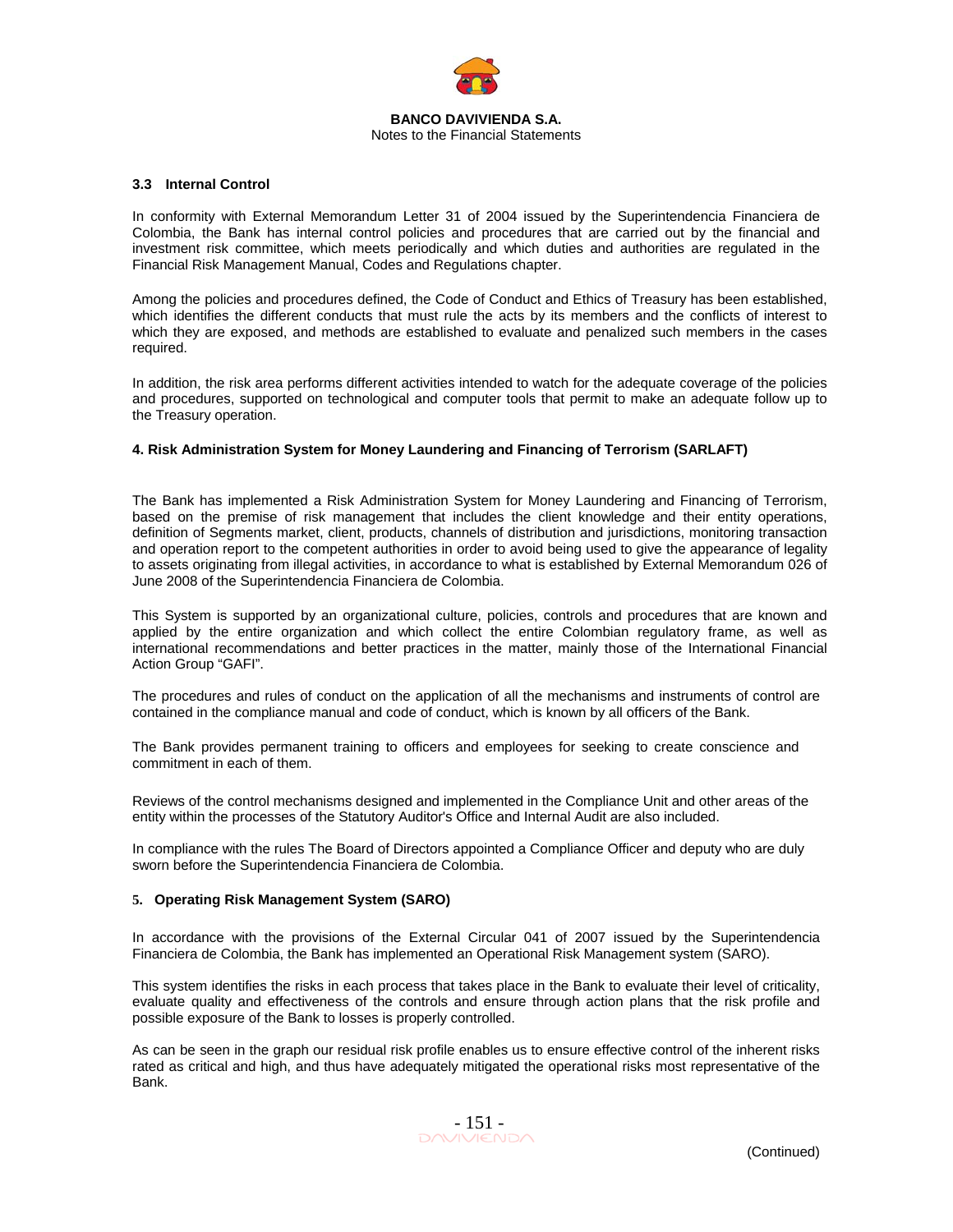### 3.3 Internal Control

In conformity with External Memorandum Letter 31 of 2004 issued by the Superintendencia Financiera de Colombia, the Bank has internal control policies and procedures that are carried out by the financial and investment risk committee, which meets periodically and which duties and authorities are regulated in the Financial Risk Management Manual, Codes and Regulations chapter.

Among the policies and procedures defined, the Code of Conduct and Ethics of Treasury has been established, which identifies the different conducts that must rule the acts by its members and the conflicts of interest to which they are exposed, and methods are established to evaluate and penalized such members in the cases required.

In addition, the risk area performs different activities intended to watch for the adequate coverage of the policies and procedures, supported on technological and computer tools that permit to make an adequate follow up to the Treasury operation.

## 4. Risk Administration System for Money Laundering and Financing of Terrorism (SARLAFT)

The Bank has implemented a Risk Administration System for Money Laundering and Financing of Terrorism, based on the premise of risk management that includes the client knowledge and their entity operations, definition of Segments market, client, products, channels of distribution and jurisdictions, monitoring transaction and operation report to the competent authorities in order to avoid being used to give the appearance of legality to assets originating from illegal activities, in accordance to what is established by External Memorandum 026 of June 2008 of the Superintendencia Financiera de Colombia.

This System is supported by an organizational culture, policies, controls and procedures that are known and applied by the entire organization and which collect the entire Colombian regulatory frame, as well as international recommendations and better practices in the matter, mainly those of the International Financial Action Group "GAFI".

The procedures and rules of conduct on the application of all the mechanisms and instruments of control are contained in the compliance manual and code of conduct, which is known by all officers of the Bank.

The Bank provides permanent training to officers and employees for seeking to create conscience and commitment in each of them.

Reviews of the control mechanisms designed and implemented in the Compliance Unit and other areas of the entity within the processes of the Statutory Auditor's Office and Internal Audit are also included.

In compliance with the rules The Board of Directors appointed a Compliance Officer and deputy who are duly sworn before the Superintendencia Financiera de Colombia.

## 5. Operating Risk Management System (SARO)

In accordance with the provisions of the External Circular 041 of 2007 issued by the Superintendencia Financiera de Colombia, the Bank has implemented an Operational Risk Management system (SARO).

This system identifies the risks in each process that takes place in the Bank to evaluate their level of criticality, evaluate quality and effectiveness of the controls and ensure through action plans that the risk profile and possible exposure of the Bank to losses is properly controlled.

As can be seen in the graph our residual risk profile enables us to ensure effective control of the inherent risks rated as critical and high, and thus have adequately mitigated the operational risks most representative of the Bank.

(Continued)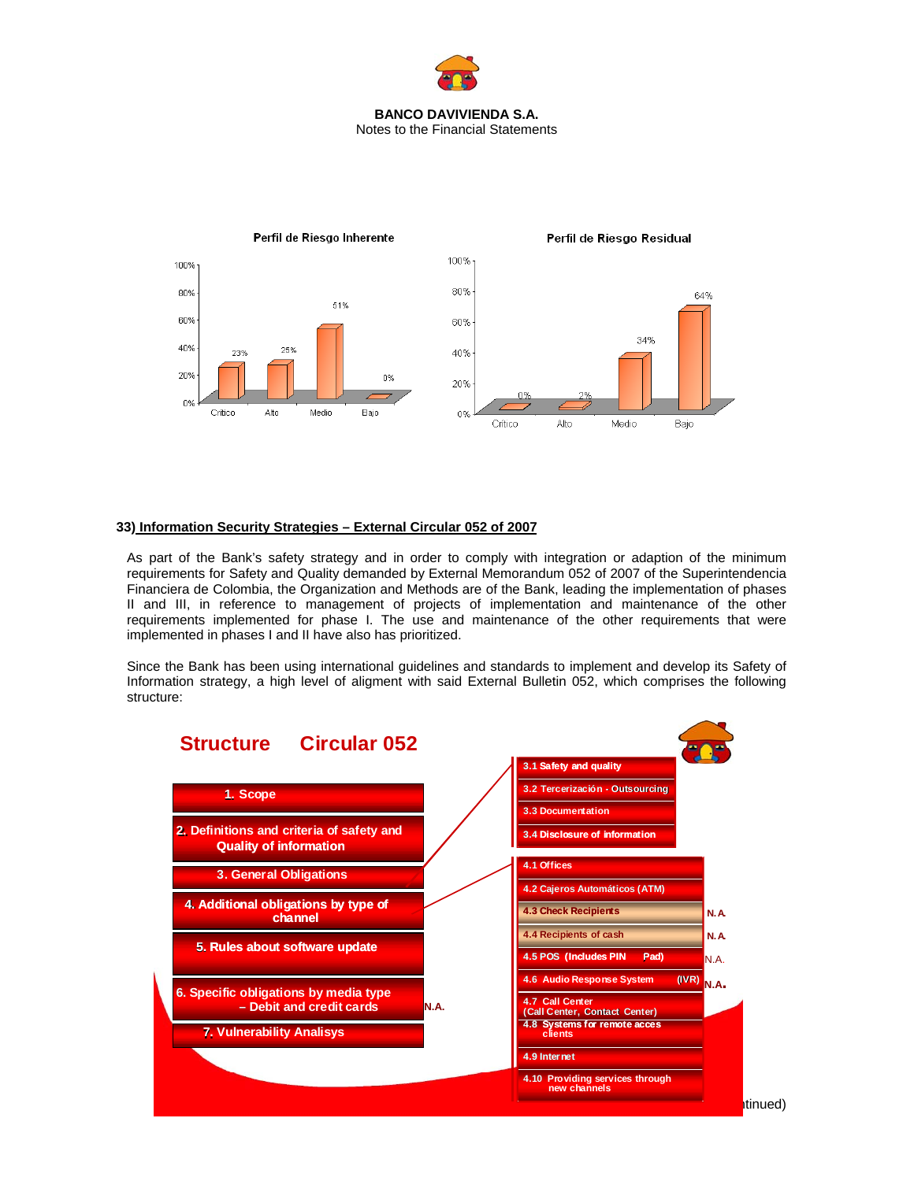**Perfil de Riesgo Inherente**

| Crítico | Alto | Medio | Bajo |
|---|---|---|---|
| 23% | 25% | 51% | 0% |

**Perfil de Riesgo Residual**

| Crítico | Alto | Medio | Bajo |
|---|---|---|---|
| 0% | 2% | 34% | 64% |

## 33) Information Security Strategies – External Circular 052 of 2007

As part of the Bank's safety strategy and in order to comply with integration or adaption of the minimum requirements for Safety and Quality demanded by External Memorandum 052 of 2007 of the Superintendencia Financiera de Colombia, the Organization and Methods are of the Bank, leading the implementation of phases II and III, in reference to management of projects of implementation and maintenance of the other requirements implemented for phase I. The use and maintenance of the other requirements that were implemented in phases I and II have also has prioritized.

Since the Bank has been using international guidelines and standards to implement and develop its Safety of Information strategy, a high level of aligment with said External Bulletin 052, which comprises the following structure:

**Structure Circular 052**

1. Scope
2. Definitions and criteria of safety and Quality of information
3. General Obligations
   - 3.1 Safety and quality
   - 3.2 Tercerización - Outsourcing
   - 3.3 Documentation
   - 3.4 Disclosure of information
4. Additional obligations by type of channel
   - 4.1 Offices
   - 4.2 Cajeros Automáticos (ATM)
   - 4.3 Check Recipients — N.A.
   - 4.4 Recipients of cash — N.A.
   - 4.5 POS (Includes PIN Pad) — N.A.
   - 4.6 Audio Response System (IVR) — N.A.
   - 4.7 Call Center (Call Center, Contact Center)
   - 4.8 Systems for remote acces clients
   - 4.9 Internet
   - 4.10 Providing services through new channels
5. Rules about software update
6. Specific obligations by media type – Debit and credit cards — N.A.
7. Vulnerability Analisys

(Continued)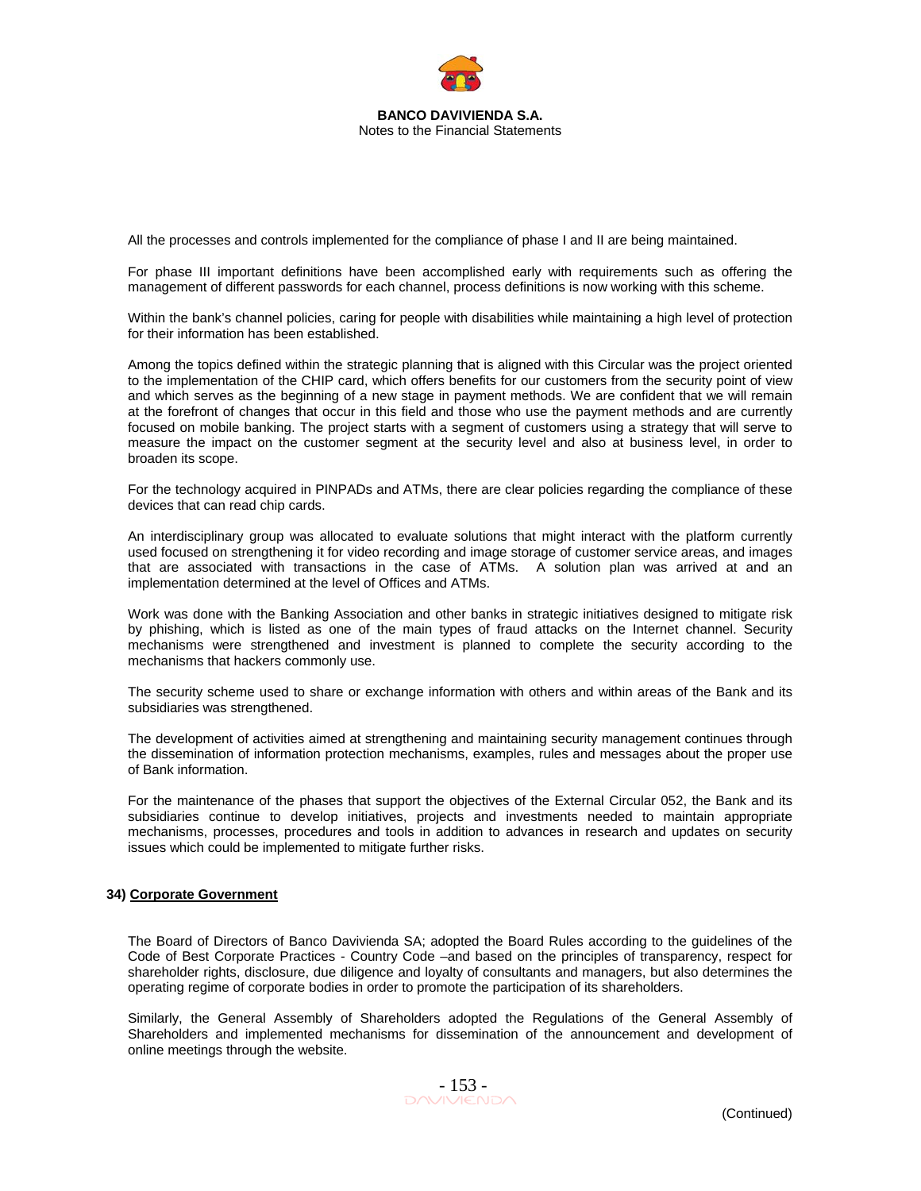All the processes and controls implemented for the compliance of phase I and II are being maintained.

For phase III important definitions have been accomplished early with requirements such as offering the management of different passwords for each channel, process definitions is now working with this scheme.

Within the bank's channel policies, caring for people with disabilities while maintaining a high level of protection for their information has been established.

Among the topics defined within the strategic planning that is aligned with this Circular was the project oriented to the implementation of the CHIP card, which offers benefits for our customers from the security point of view and which serves as the beginning of a new stage in payment methods. We are confident that we will remain at the forefront of changes that occur in this field and those who use the payment methods and are currently focused on mobile banking. The project starts with a segment of customers using a strategy that will serve to measure the impact on the customer segment at the security level and also at business level, in order to broaden its scope.

For the technology acquired in PINPADs and ATMs, there are clear policies regarding the compliance of these devices that can read chip cards.

An interdisciplinary group was allocated to evaluate solutions that might interact with the platform currently used focused on strengthening it for video recording and image storage of customer service areas, and images that are associated with transactions in the case of ATMs. A solution plan was arrived at and an implementation determined at the level of Offices and ATMs.

Work was done with the Banking Association and other banks in strategic initiatives designed to mitigate risk by phishing, which is listed as one of the main types of fraud attacks on the Internet channel. Security mechanisms were strengthened and investment is planned to complete the security according to the mechanisms that hackers commonly use.

The security scheme used to share or exchange information with others and within areas of the Bank and its subsidiaries was strengthened.

The development of activities aimed at strengthening and maintaining security management continues through the dissemination of information protection mechanisms, examples, rules and messages about the proper use of Bank information.

For the maintenance of the phases that support the objectives of the External Circular 052, the Bank and its subsidiaries continue to develop initiatives, projects and investments needed to maintain appropriate mechanisms, processes, procedures and tools in addition to advances in research and updates on security issues which could be implemented to mitigate further risks.

## 34) Corporate Government

The Board of Directors of Banco Davivienda SA; adopted the Board Rules according to the guidelines of the Code of Best Corporate Practices - Country Code –and based on the principles of transparency, respect for shareholder rights, disclosure, due diligence and loyalty of consultants and managers, but also determines the operating regime of corporate bodies in order to promote the participation of its shareholders.

Similarly, the General Assembly of Shareholders adopted the Regulations of the General Assembly of Shareholders and implemented mechanisms for dissemination of the announcement and development of online meetings through the website.

(Continued)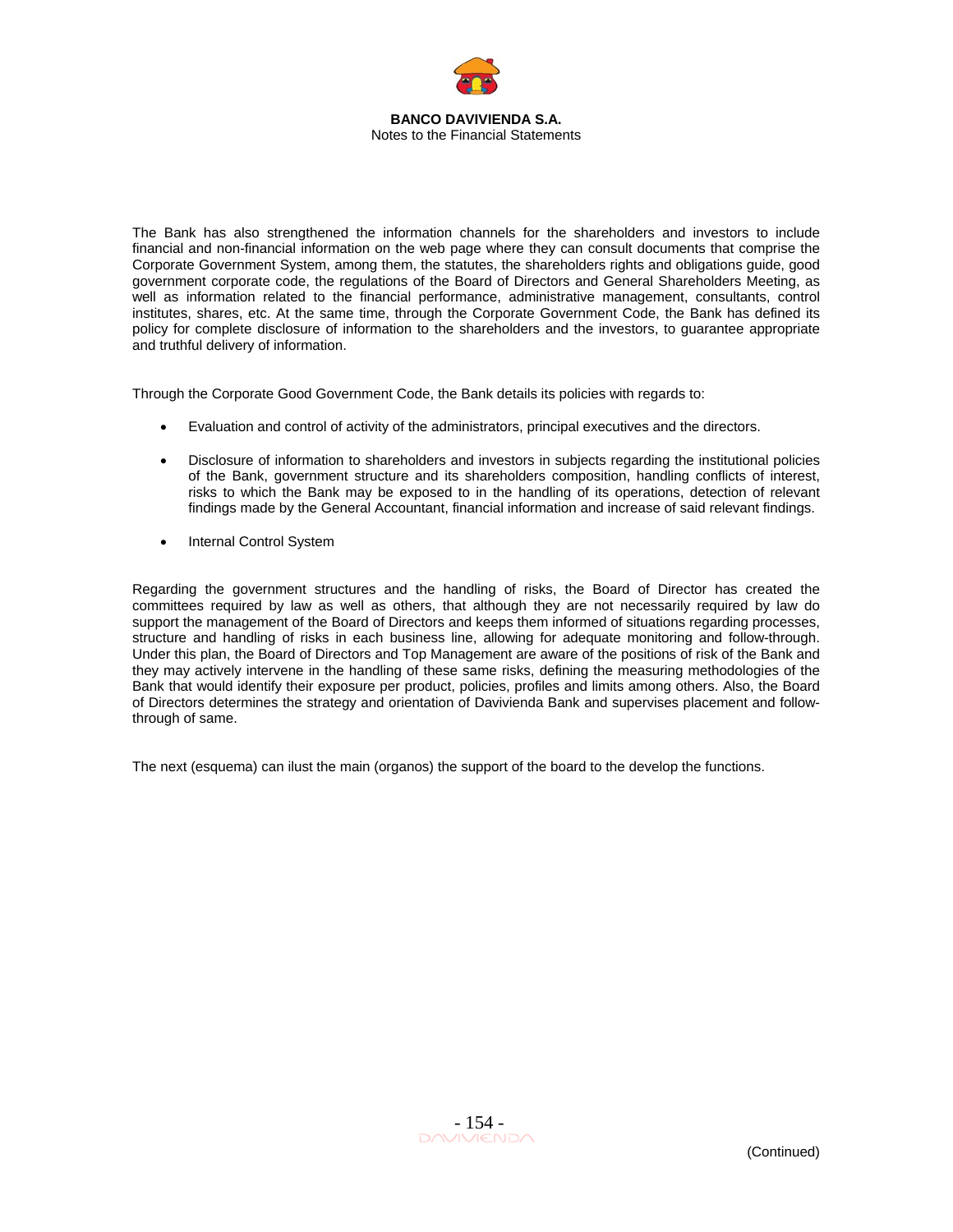The Bank has also strengthened the information channels for the shareholders and investors to include financial and non-financial information on the web page where they can consult documents that comprise the Corporate Government System, among them, the statutes, the shareholders rights and obligations guide, good government corporate code, the regulations of the Board of Directors and General Shareholders Meeting, as well as information related to the financial performance, administrative management, consultants, control institutes, shares, etc. At the same time, through the Corporate Government Code, the Bank has defined its policy for complete disclosure of information to the shareholders and the investors, to guarantee appropriate and truthful delivery of information.

Through the Corporate Good Government Code, the Bank details its policies with regards to:

- Evaluation and control of activity of the administrators, principal executives and the directors.
- Disclosure of information to shareholders and investors in subjects regarding the institutional policies of the Bank, government structure and its shareholders composition, handling conflicts of interest, risks to which the Bank may be exposed to in the handling of its operations, detection of relevant findings made by the General Accountant, financial information and increase of said relevant findings.
- Internal Control System

Regarding the government structures and the handling of risks, the Board of Director has created the committees required by law as well as others, that although they are not necessarily required by law do support the management of the Board of Directors and keeps them informed of situations regarding processes, structure and handling of risks in each business line, allowing for adequate monitoring and follow-through. Under this plan, the Board of Directors and Top Management are aware of the positions of risk of the Bank and they may actively intervene in the handling of these same risks, defining the measuring methodologies of the Bank that would identify their exposure per product, policies, profiles and limits among others. Also, the Board of Directors determines the strategy and orientation of Davivienda Bank and supervises placement and follow-through of same.

The next (esquema) can ilust the main (organos) the support of the board to the develop the functions.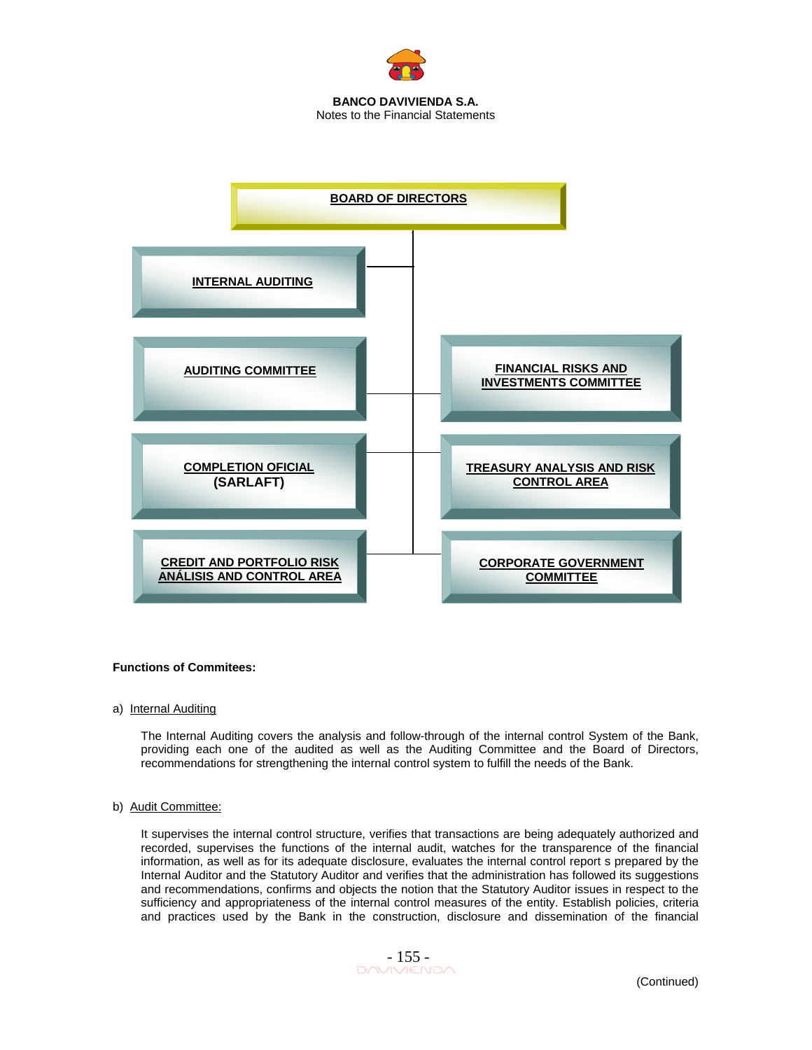BOARD OF DIRECTORS

INTERNAL AUDITING

AUDITING COMMITTEE

FINANCIAL RISKS AND INVESTMENTS COMMITTEE

COMPLETION OFICIAL (SARLAFT)

TREASURY ANALYSIS AND RISK CONTROL AREA

CREDIT AND PORTFOLIO RISK ANÁLISIS AND CONTROL AREA

CORPORATE GOVERNMENT COMMITTEE

**Functions of Commitees:**

a) Internal Auditing

The Internal Auditing covers the analysis and follow-through of the internal control System of the Bank, providing each one of the audited as well as the Auditing Committee and the Board of Directors, recommendations for strengthening the internal control system to fulfill the needs of the Bank.

b) Audit Committee:

It supervises the internal control structure, verifies that transactions are being adequately authorized and recorded, supervises the functions of the internal audit, watches for the transparence of the financial information, as well as for its adequate disclosure, evaluates the internal control report s prepared by the Internal Auditor and the Statutory Auditor and verifies that the administration has followed its suggestions and recommendations, confirms and objects the notion that the Statutory Auditor issues in respect to the sufficiency and appropriateness of the internal control measures of the entity. Establish policies, criteria and practices used by the Bank in the construction, disclosure and dissemination of the financial

(Continued)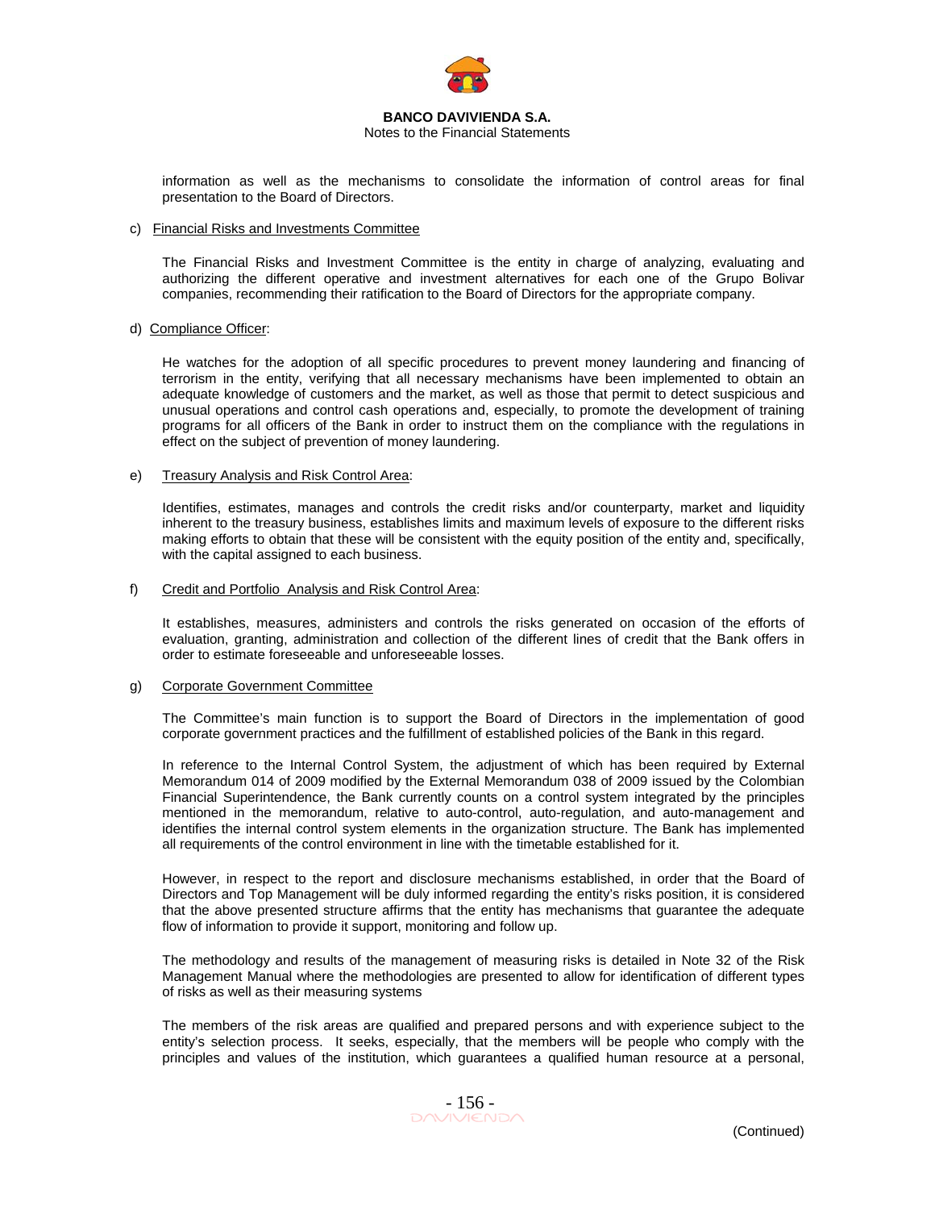information as well as the mechanisms to consolidate the information of control areas for final presentation to the Board of Directors.

c) Financial Risks and Investments Committee

The Financial Risks and Investment Committee is the entity in charge of analyzing, evaluating and authorizing the different operative and investment alternatives for each one of the Grupo Bolivar companies, recommending their ratification to the Board of Directors for the appropriate company.

d) Compliance Officer:

He watches for the adoption of all specific procedures to prevent money laundering and financing of terrorism in the entity, verifying that all necessary mechanisms have been implemented to obtain an adequate knowledge of customers and the market, as well as those that permit to detect suspicious and unusual operations and control cash operations and, especially, to promote the development of training programs for all officers of the Bank in order to instruct them on the compliance with the regulations in effect on the subject of prevention of money laundering.

e) Treasury Analysis and Risk Control Area:

Identifies, estimates, manages and controls the credit risks and/or counterparty, market and liquidity inherent to the treasury business, establishes limits and maximum levels of exposure to the different risks making efforts to obtain that these will be consistent with the equity position of the entity and, specifically, with the capital assigned to each business.

f) Credit and Portfolio Analysis and Risk Control Area:

It establishes, measures, administers and controls the risks generated on occasion of the efforts of evaluation, granting, administration and collection of the different lines of credit that the Bank offers in order to estimate foreseeable and unforeseeable losses.

g) Corporate Government Committee

The Committee's main function is to support the Board of Directors in the implementation of good corporate government practices and the fulfillment of established policies of the Bank in this regard.

In reference to the Internal Control System, the adjustment of which has been required by External Memorandum 014 of 2009 modified by the External Memorandum 038 of 2009 issued by the Colombian Financial Superintendence, the Bank currently counts on a control system integrated by the principles mentioned in the memorandum, relative to auto-control, auto-regulation, and auto-management and identifies the internal control system elements in the organization structure. The Bank has implemented all requirements of the control environment in line with the timetable established for it.

However, in respect to the report and disclosure mechanisms established, in order that the Board of Directors and Top Management will be duly informed regarding the entity's risks position, it is considered that the above presented structure affirms that the entity has mechanisms that guarantee the adequate flow of information to provide it support, monitoring and follow up.

The methodology and results of the management of measuring risks is detailed in Note 32 of the Risk Management Manual where the methodologies are presented to allow for identification of different types of risks as well as their measuring systems

The members of the risk areas are qualified and prepared persons and with experience subject to the entity's selection process. It seeks, especially, that the members will be people who comply with the principles and values of the institution, which guarantees a qualified human resource at a personal,

(Continued)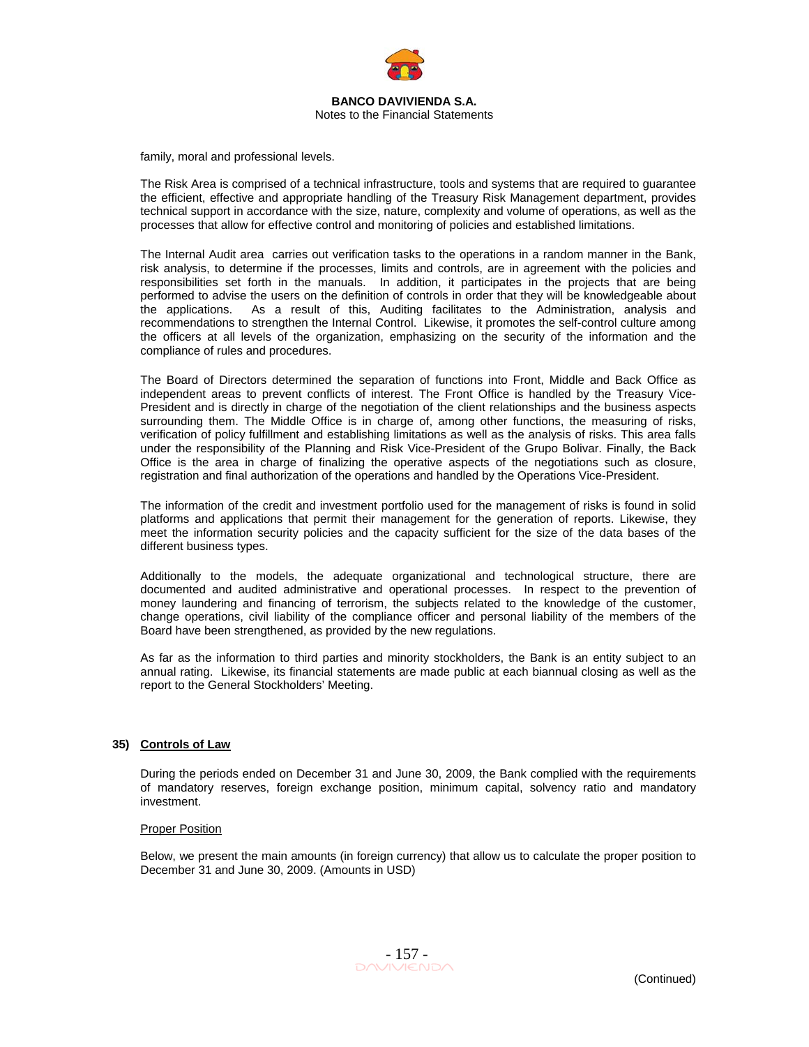family, moral and professional levels.

The Risk Area is comprised of a technical infrastructure, tools and systems that are required to guarantee the efficient, effective and appropriate handling of the Treasury Risk Management department, provides technical support in accordance with the size, nature, complexity and volume of operations, as well as the processes that allow for effective control and monitoring of policies and established limitations.

The Internal Audit area carries out verification tasks to the operations in a random manner in the Bank, risk analysis, to determine if the processes, limits and controls, are in agreement with the policies and responsibilities set forth in the manuals. In addition, it participates in the projects that are being performed to advise the users on the definition of controls in order that they will be knowledgeable about the applications. As a result of this, Auditing facilitates to the Administration, analysis and recommendations to strengthen the Internal Control. Likewise, it promotes the self-control culture among the officers at all levels of the organization, emphasizing on the security of the information and the compliance of rules and procedures.

The Board of Directors determined the separation of functions into Front, Middle and Back Office as independent areas to prevent conflicts of interest. The Front Office is handled by the Treasury Vice-President and is directly in charge of the negotiation of the client relationships and the business aspects surrounding them. The Middle Office is in charge of, among other functions, the measuring of risks, verification of policy fulfillment and establishing limitations as well as the analysis of risks. This area falls under the responsibility of the Planning and Risk Vice-President of the Grupo Bolivar. Finally, the Back Office is the area in charge of finalizing the operative aspects of the negotiations such as closure, registration and final authorization of the operations and handled by the Operations Vice-President.

The information of the credit and investment portfolio used for the management of risks is found in solid platforms and applications that permit their management for the generation of reports. Likewise, they meet the information security policies and the capacity sufficient for the size of the data bases of the different business types.

Additionally to the models, the adequate organizational and technological structure, there are documented and audited administrative and operational processes. In respect to the prevention of money laundering and financing of terrorism, the subjects related to the knowledge of the customer, change operations, civil liability of the compliance officer and personal liability of the members of the Board have been strengthened, as provided by the new regulations.

As far as the information to third parties and minority stockholders, the Bank is an entity subject to an annual rating. Likewise, its financial statements are made public at each biannual closing as well as the report to the General Stockholders' Meeting.

## 35) Controls of Law

During the periods ended on December 31 and June 30, 2009, the Bank complied with the requirements of mandatory reserves, foreign exchange position, minimum capital, solvency ratio and mandatory investment.

### Proper Position

Below, we present the main amounts (in foreign currency) that allow us to calculate the proper position to December 31 and June 30, 2009. (Amounts in USD)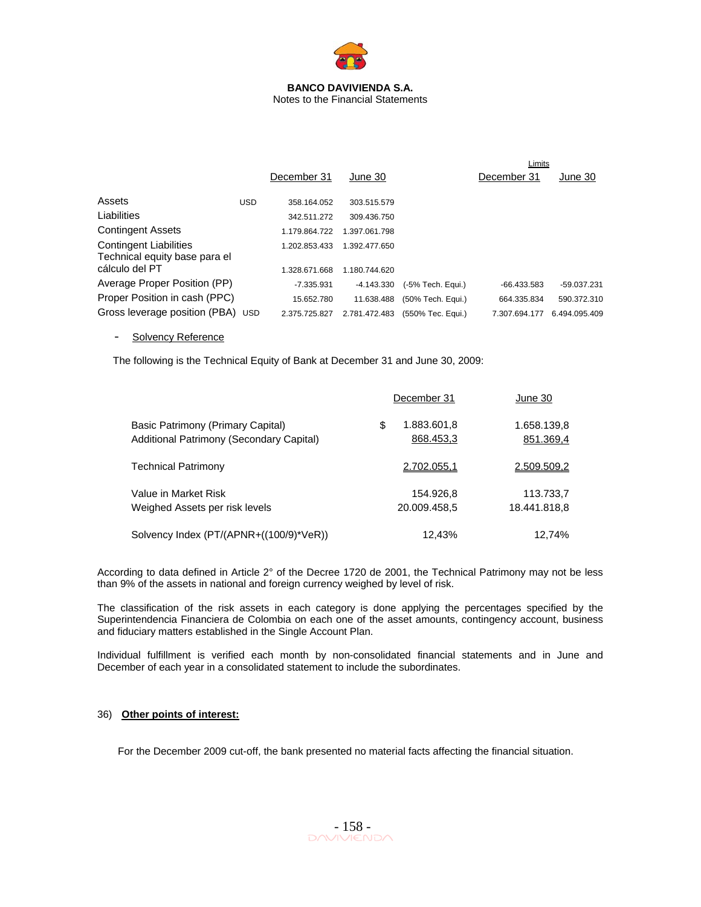**BANCO DAVIVIENDA S.A.**
Notes to the Financial Statements

| | | December 31 | June 30 | | Limits December 31 | Limits June 30 |
|---|---|---|---|---|---|---|
| Assets | USD | 358.164.052 | 303.515.579 | | | |
| Liabilities | | 342.511.272 | 309.436.750 | | | |
| Contingent Assets | | 1.179.864.722 | 1.397.061.798 | | | |
| Contingent Liabilities | | 1.202.853.433 | 1.392.477.650 | | | |
| Technical equity base para el cálculo del PT | | 1.328.671.668 | 1.180.744.620 | | | |
| Average Proper Position (PP) | | -7.335.931 | -4.143.330 | (-5% Tech. Equi.) | -66.433.583 | -59.037.231 |
| Proper Position in cash (PPC) | | 15.652.780 | 11.638.488 | (50% Tech. Equi.) | 664.335.834 | 590.372.310 |
| Gross leverage position (PBA) | USD | 2.375.725.827 | 2.781.472.483 | (550% Tec. Equi.) | 7.307.694.177 | 6.494.095.409 |

- Solvency Reference

The following is the Technical Equity of Bank at December 31 and June 30, 2009:

| | December 31 | June 30 |
|---|---|---|
| Basic Patrimony (Primary Capital) | $ 1.883.601,8 | 1.658.139,8 |
| Additional Patrimony (Secondary Capital) | 868.453,3 | 851.369,4 |
| Technical Patrimony | 2.702.055,1 | 2.509.509,2 |
| Value in Market Risk | 154.926,8 | 113.733,7 |
| Weighed Assets per risk levels | 20.009.458,5 | 18.441.818,8 |
| Solvency Index (PT/(APNR+((100/9)*VeR)) | 12,43% | 12,74% |

According to data defined in Article 2° of the Decree 1720 de 2001, the Technical Patrimony may not be less than 9% of the assets in national and foreign currency weighed by level of risk.

The classification of the risk assets in each category is done applying the percentages specified by the Superintendencia Financiera de Colombia on each one of the asset amounts, contingency account, business and fiduciary matters established in the Single Account Plan.

Individual fulfillment is verified each month by non-consolidated financial statements and in June and December of each year in a consolidated statement to include the subordinates.

36) **Other points of interest:**

For the December 2009 cut-off, the bank presented no material facts affecting the financial situation.